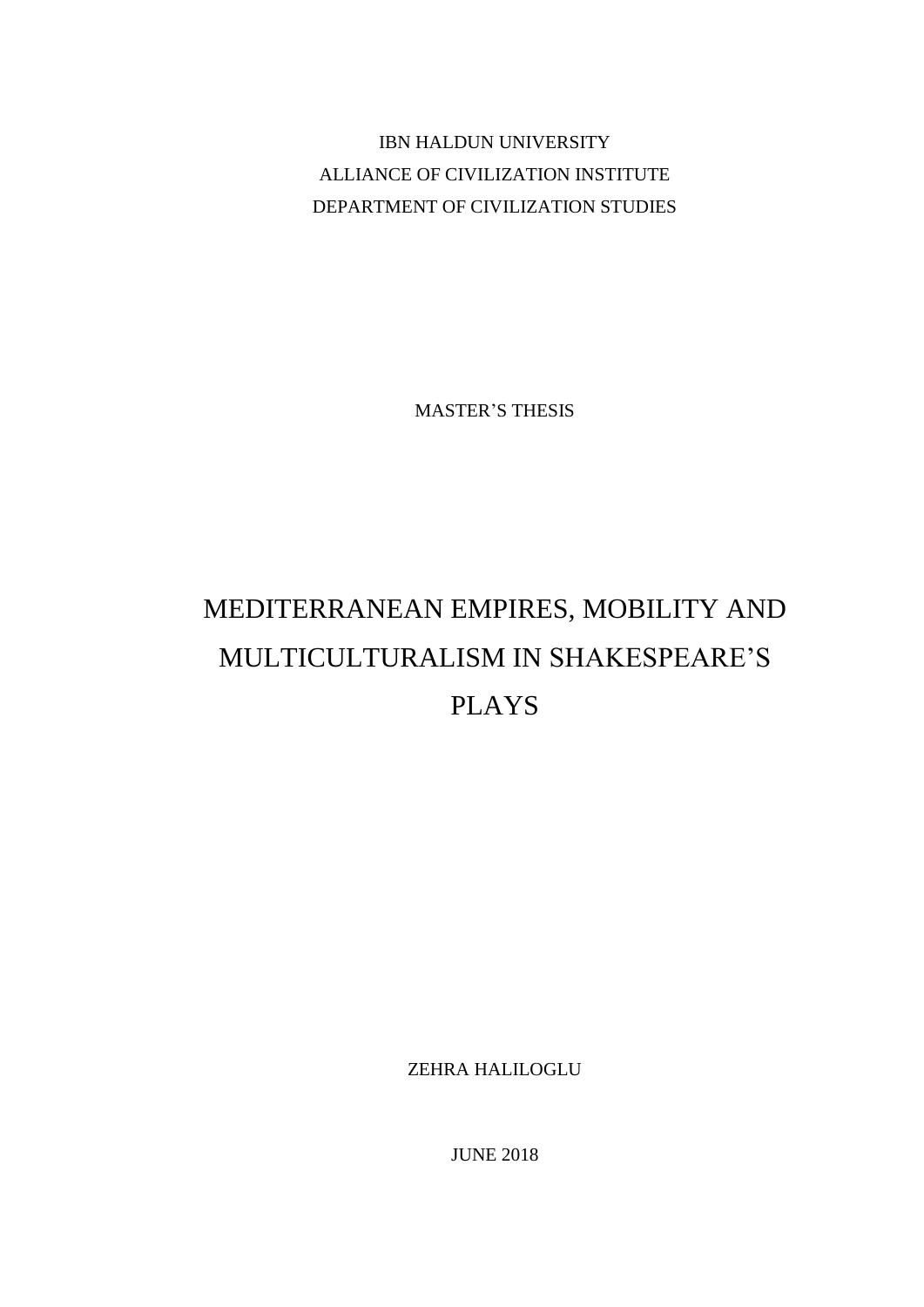IBN HALDUN UNIVERSITY

ALLIANCE OF CIVILIZATION INSTITUTE

DEPARTMENT OF CIVILIZATION STUDIES

MASTER'S THESIS

# MEDITERRANEAN EMPIRES, MOBILITY AND MULTICULTURALISM IN SHAKESPEARE'S PLAYS

ZEHRA HALILOGLU

JUNE 2018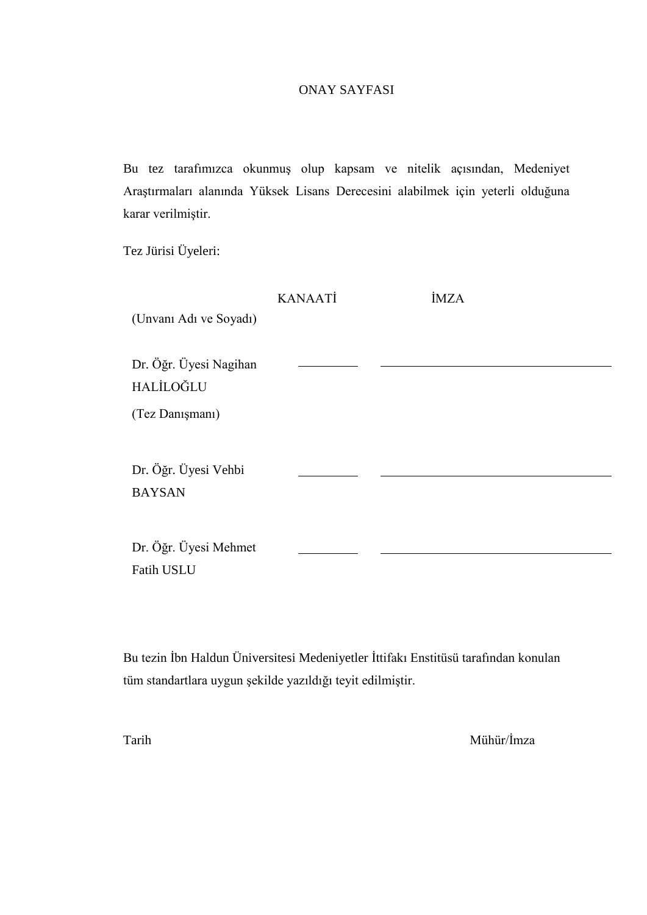# ONAY SAYFASI

Bu tez tarafımızca okunmuş olup kapsam ve nitelik açısından, Medeniyet Araştırmaları alanında Yüksek Lisans Derecesini alabilmek için yeterli olduğuna karar verilmiştir.

Tez Jürisi Üyeleri:

| (Unvanı Adı ve Soyadı) | KANAATİ | İMZA |
|---|---|---|
| Dr. Öğr. Üyesi Nagihan HALİLOĞLU (Tez Danışmanı) | \_\_\_\_\_\_\_\_\_\_ | \_\_\_\_\_\_\_\_\_\_\_\_\_\_\_\_\_\_\_\_\_\_\_\_\_\_\_\_\_\_\_\_\_\_\_\_\_\_\_\_ |
| Dr. Öğr. Üyesi Vehbi BAYSAN | \_\_\_\_\_\_\_\_\_\_ | \_\_\_\_\_\_\_\_\_\_\_\_\_\_\_\_\_\_\_\_\_\_\_\_\_\_\_\_\_\_\_\_\_\_\_\_\_\_\_\_ |
| Dr. Öğr. Üyesi Mehmet Fatih USLU | \_\_\_\_\_\_\_\_\_\_ | \_\_\_\_\_\_\_\_\_\_\_\_\_\_\_\_\_\_\_\_\_\_\_\_\_\_\_\_\_\_\_\_\_\_\_\_\_\_\_\_ |

Bu tezin İbn Haldun Üniversitesi Medeniyetler İttifakı Enstitüsü tarafından konulan tüm standartlara uygun şekilde yazıldığı teyit edilmiştir.

Tarih                                                                                    Mühür/İmza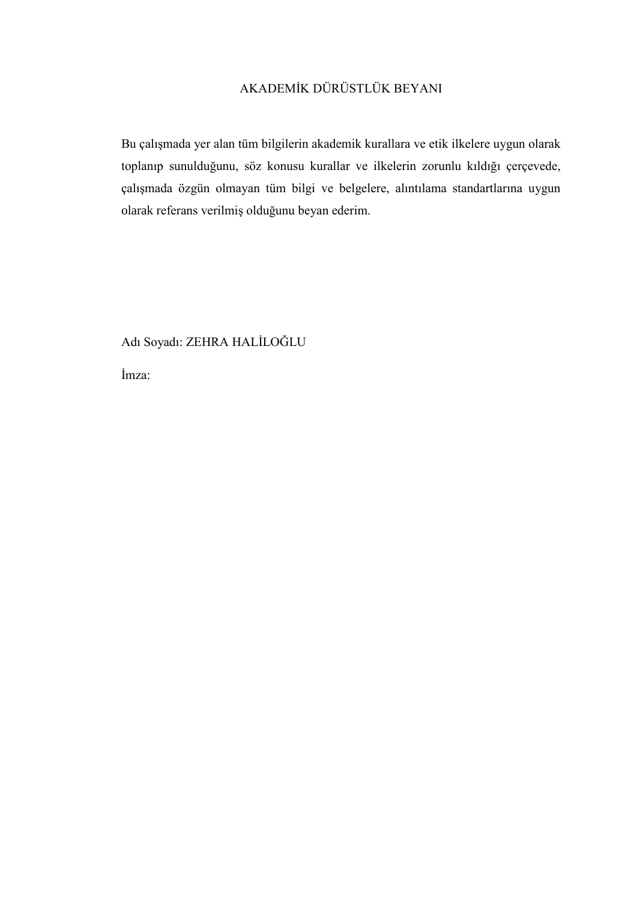# AKADEMİK DÜRÜSTLÜK BEYANI

Bu çalışmada yer alan tüm bilgilerin akademik kurallara ve etik ilkelere uygun olarak toplanıp sunulduğunu, söz konusu kurallar ve ilkelerin zorunlu kıldığı çerçevede, çalışmada özgün olmayan tüm bilgi ve belgelere, alıntılama standartlarına uygun olarak referans verilmiş olduğunu beyan ederim.

Adı Soyadı: ZEHRA HALİLOĞLU

İmza: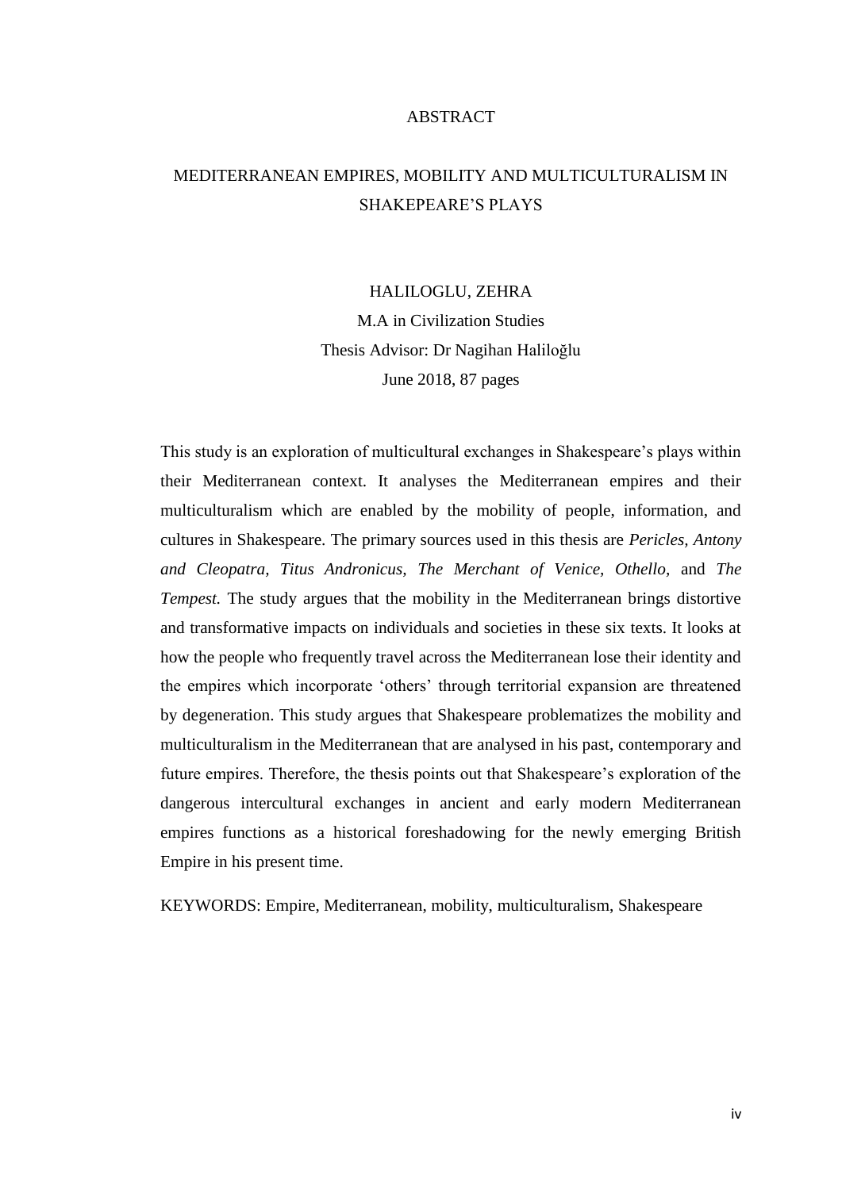# ABSTRACT

## MEDITERRANEAN EMPIRES, MOBILITY AND MULTICULTURALISM IN SHAKEPEARE'S PLAYS

HALILOGLU, ZEHRA
M.A in Civilization Studies
Thesis Advisor: Dr Nagihan Haliloğlu
June 2018, 87 pages

This study is an exploration of multicultural exchanges in Shakespeare's plays within their Mediterranean context. It analyses the Mediterranean empires and their multiculturalism which are enabled by the mobility of people, information, and cultures in Shakespeare. The primary sources used in this thesis are *Pericles, Antony and Cleopatra, Titus Andronicus, The Merchant of Venice, Othello,* and *The Tempest.* The study argues that the mobility in the Mediterranean brings distortive and transformative impacts on individuals and societies in these six texts. It looks at how the people who frequently travel across the Mediterranean lose their identity and the empires which incorporate 'others' through territorial expansion are threatened by degeneration. This study argues that Shakespeare problematizes the mobility and multiculturalism in the Mediterranean that are analysed in his past, contemporary and future empires. Therefore, the thesis points out that Shakespeare's exploration of the dangerous intercultural exchanges in ancient and early modern Mediterranean empires functions as a historical foreshadowing for the newly emerging British Empire in his present time.

KEYWORDS: Empire, Mediterranean, mobility, multiculturalism, Shakespeare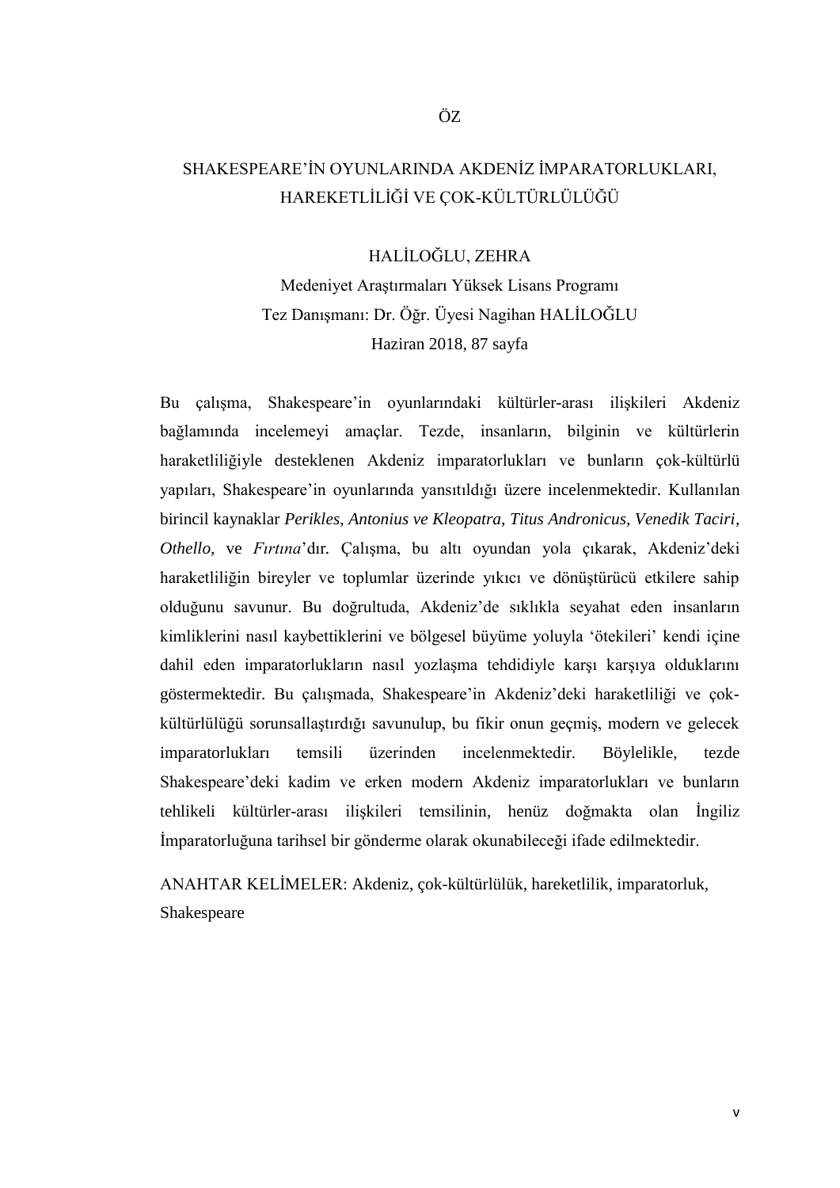# ÖZ

## SHAKESPEARE'İN OYUNLARINDA AKDENİZ İMPARATORLUKLARI, HAREKETLİLİĞİ VE ÇOK-KÜLTÜRLÜLÜĞÜ

HALİLOĞLU, ZEHRA

Medeniyet Araştırmaları Yüksek Lisans Programı

Tez Danışmanı: Dr. Öğr. Üyesi Nagihan HALİLOĞLU

Haziran 2018, 87 sayfa

Bu çalışma, Shakespeare'in oyunlarındaki kültürler-arası ilişkileri Akdeniz bağlamında incelemeyi amaçlar. Tezde, insanların, bilginin ve kültürlerin haraketliliğiyle desteklenen Akdeniz imparatorlukları ve bunların çok-kültürlü yapıları, Shakespeare'in oyunlarında yansıtıldığı üzere incelenmektedir. Kullanılan birincil kaynaklar *Perikles, Antonius ve Kleopatra, Titus Andronicus, Venedik Taciri, Othello,* ve *Fırtına*'dır. Çalışma, bu altı oyundan yola çıkarak, Akdeniz'deki haraketliliğin bireyler ve toplumlar üzerinde yıkıcı ve dönüştürücü etkilere sahip olduğunu savunur. Bu doğrultuda, Akdeniz'de sıklıkla seyahat eden insanların kimliklerini nasıl kaybettiklerini ve bölgesel büyüme yoluyla 'ötekileri' kendi içine dahil eden imparatorlukların nasıl yozlaşma tehdidiyle karşı karşıya olduklarını göstermektedir. Bu çalışmada, Shakespeare'in Akdeniz'deki haraketliliği ve çok-kültürlülüğü sorunsallaştırdığı savunulup, bu fikir onun geçmiş, modern ve gelecek imparatorlukları temsili üzerinden incelenmektedir. Böylelikle, tezde Shakespeare'deki kadim ve erken modern Akdeniz imparatorlukları ve bunların tehlikeli kültürler-arası ilişkileri temsilinin, henüz doğmakta olan İngiliz İmparatorluğuna tarihsel bir gönderme olarak okunabileceği ifade edilmektedir.

ANAHTAR KELİMELER: Akdeniz, çok-kültürlülük, hareketlilik, imparatorluk, Shakespeare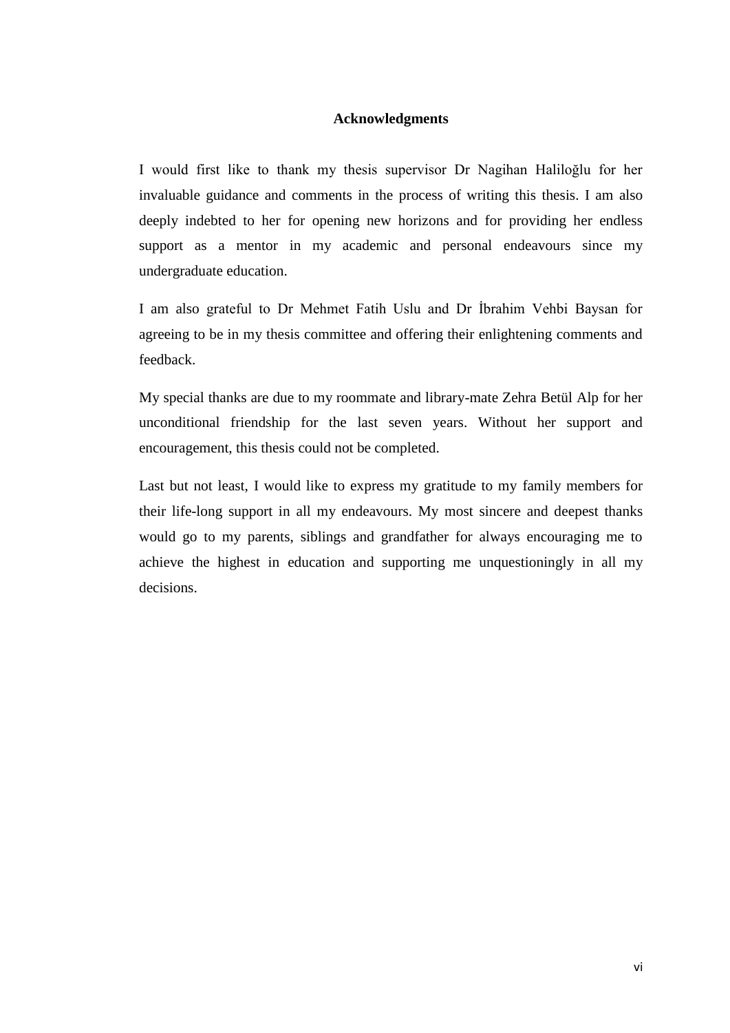# Acknowledgments

I would first like to thank my thesis supervisor Dr Nagihan Haliloğlu for her invaluable guidance and comments in the process of writing this thesis. I am also deeply indebted to her for opening new horizons and for providing her endless support as a mentor in my academic and personal endeavours since my undergraduate education.

I am also grateful to Dr Mehmet Fatih Uslu and Dr İbrahim Vehbi Baysan for agreeing to be in my thesis committee and offering their enlightening comments and feedback.

My special thanks are due to my roommate and library-mate Zehra Betül Alp for her unconditional friendship for the last seven years. Without her support and encouragement, this thesis could not be completed.

Last but not least, I would like to express my gratitude to my family members for their life-long support in all my endeavours. My most sincere and deepest thanks would go to my parents, siblings and grandfather for always encouraging me to achieve the highest in education and supporting me unquestioningly in all my decisions.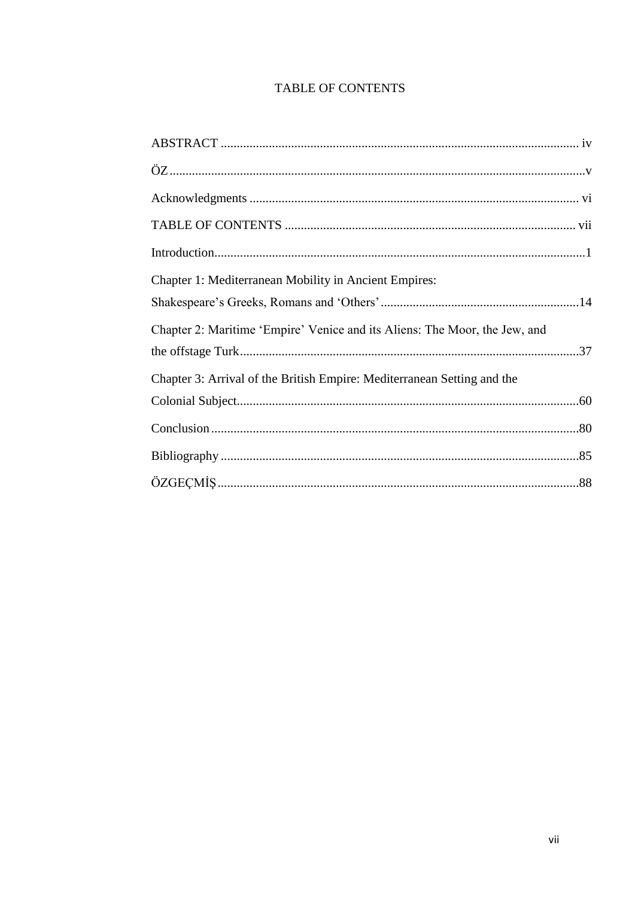# TABLE OF CONTENTS

ABSTRACT ............................................................................................................ iv

ÖZ .......................................................................................................................v

Acknowledgments .................................................................................................. vi

TABLE OF CONTENTS ........................................................................................ vii

Introduction.............................................................................................................1

Chapter 1: Mediterranean Mobility in Ancient Empires: Shakespeare's Greeks, Romans and 'Others' ..........................................................14

Chapter 2: Maritime 'Empire' Venice and its Aliens: The Moor, the Jew, and the offstage Turk..........................................................................................37

Chapter 3: Arrival of the British Empire: Mediterranean Setting and the Colonial Subject...................................................................................................60

Conclusion ............................................................................................................80

Bibliography .........................................................................................................85

ÖZGEÇMİŞ ..........................................................................................................88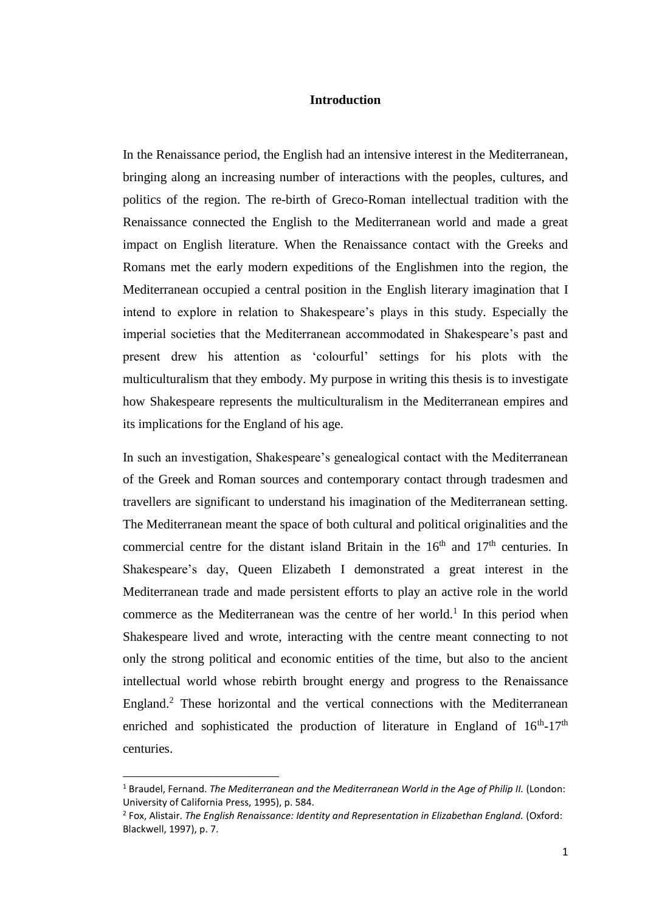# Introduction

In the Renaissance period, the English had an intensive interest in the Mediterranean, bringing along an increasing number of interactions with the peoples, cultures, and politics of the region. The re-birth of Greco-Roman intellectual tradition with the Renaissance connected the English to the Mediterranean world and made a great impact on English literature. When the Renaissance contact with the Greeks and Romans met the early modern expeditions of the Englishmen into the region, the Mediterranean occupied a central position in the English literary imagination that I intend to explore in relation to Shakespeare's plays in this study. Especially the imperial societies that the Mediterranean accommodated in Shakespeare's past and present drew his attention as 'colourful' settings for his plots with the multiculturalism that they embody. My purpose in writing this thesis is to investigate how Shakespeare represents the multiculturalism in the Mediterranean empires and its implications for the England of his age.

In such an investigation, Shakespeare's genealogical contact with the Mediterranean of the Greek and Roman sources and contemporary contact through tradesmen and travellers are significant to understand his imagination of the Mediterranean setting. The Mediterranean meant the space of both cultural and political originalities and the commercial centre for the distant island Britain in the $16^{th}$ and $17^{th}$ centuries. In Shakespeare's day, Queen Elizabeth I demonstrated a great interest in the Mediterranean trade and made persistent efforts to play an active role in the world commerce as the Mediterranean was the centre of her world.[1] In this period when Shakespeare lived and wrote, interacting with the centre meant connecting to not only the strong political and economic entities of the time, but also to the ancient intellectual world whose rebirth brought energy and progress to the Renaissance England.[2] These horizontal and the vertical connections with the Mediterranean enriched and sophisticated the production of literature in England of $16^{th}$-$17^{th}$ centuries.

---

[1] Braudel, Fernand. *The Mediterranean and the Mediterranean World in the Age of Philip II.* (London: University of California Press, 1995), p. 584.

[2] Fox, Alistair. *The English Renaissance: Identity and Representation in Elizabethan England.* (Oxford: Blackwell, 1997), p. 7.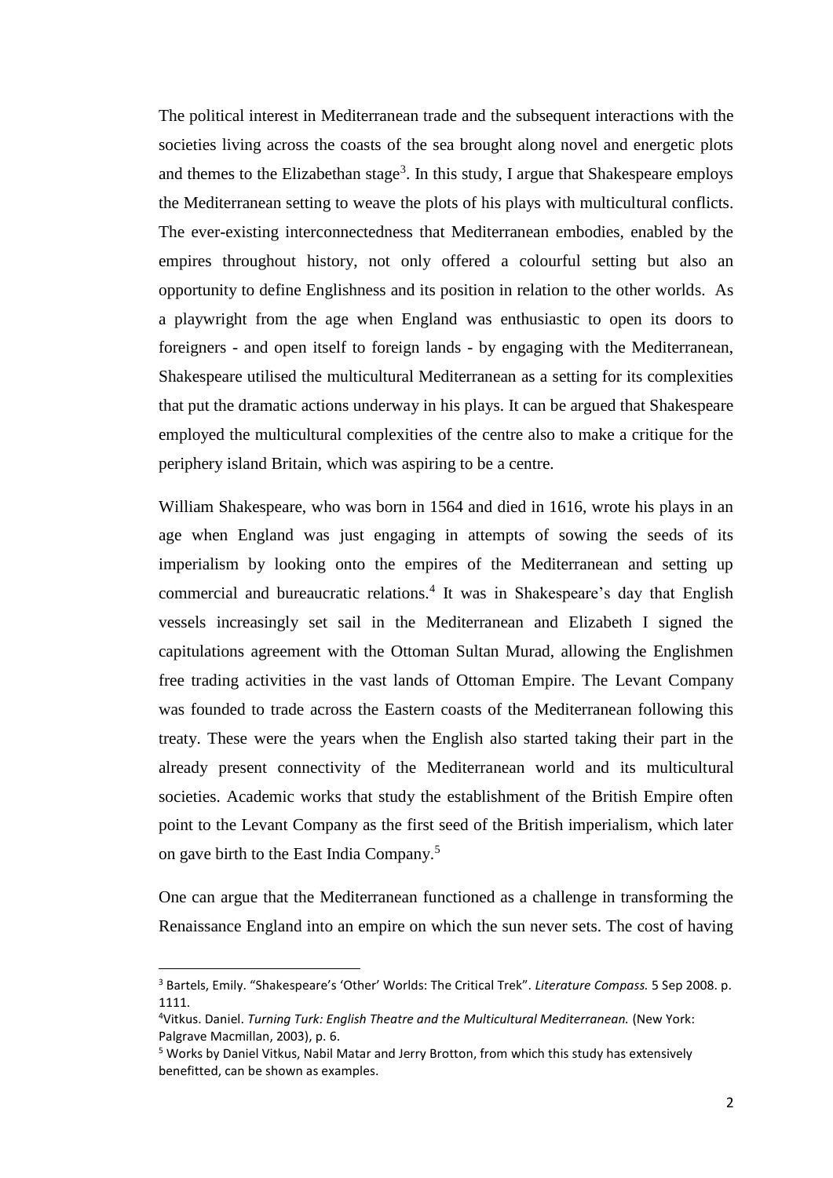The political interest in Mediterranean trade and the subsequent interactions with the societies living across the coasts of the sea brought along novel and energetic plots and themes to the Elizabethan stage[3]. In this study, I argue that Shakespeare employs the Mediterranean setting to weave the plots of his plays with multicultural conflicts. The ever-existing interconnectedness that Mediterranean embodies, enabled by the empires throughout history, not only offered a colourful setting but also an opportunity to define Englishness and its position in relation to the other worlds. As a playwright from the age when England was enthusiastic to open its doors to foreigners - and open itself to foreign lands - by engaging with the Mediterranean, Shakespeare utilised the multicultural Mediterranean as a setting for its complexities that put the dramatic actions underway in his plays. It can be argued that Shakespeare employed the multicultural complexities of the centre also to make a critique for the periphery island Britain, which was aspiring to be a centre.

William Shakespeare, who was born in 1564 and died in 1616, wrote his plays in an age when England was just engaging in attempts of sowing the seeds of its imperialism by looking onto the empires of the Mediterranean and setting up commercial and bureaucratic relations.[4] It was in Shakespeare's day that English vessels increasingly set sail in the Mediterranean and Elizabeth I signed the capitulations agreement with the Ottoman Sultan Murad, allowing the Englishmen free trading activities in the vast lands of Ottoman Empire. The Levant Company was founded to trade across the Eastern coasts of the Mediterranean following this treaty. These were the years when the English also started taking their part in the already present connectivity of the Mediterranean world and its multicultural societies. Academic works that study the establishment of the British Empire often point to the Levant Company as the first seed of the British imperialism, which later on gave birth to the East India Company.[5]

One can argue that the Mediterranean functioned as a challenge in transforming the Renaissance England into an empire on which the sun never sets. The cost of having

---

[3] Bartels, Emily. "Shakespeare's 'Other' Worlds: The Critical Trek". *Literature Compass.* 5 Sep 2008. p. 1111.

[4] Vitkus. Daniel. *Turning Turk: English Theatre and the Multicultural Mediterranean.* (New York: Palgrave Macmillan, 2003), p. 6.

[5] Works by Daniel Vitkus, Nabil Matar and Jerry Brotton, from which this study has extensively benefitted, can be shown as examples.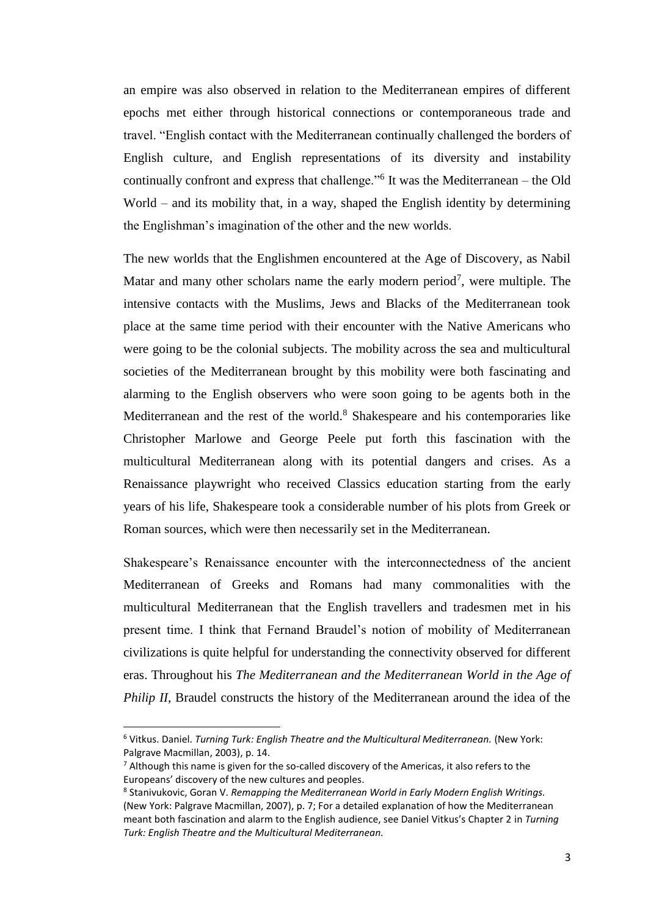an empire was also observed in relation to the Mediterranean empires of different epochs met either through historical connections or contemporaneous trade and travel. "English contact with the Mediterranean continually challenged the borders of English culture, and English representations of its diversity and instability continually confront and express that challenge."[6] It was the Mediterranean – the Old World – and its mobility that, in a way, shaped the English identity by determining the Englishman's imagination of the other and the new worlds.

The new worlds that the Englishmen encountered at the Age of Discovery, as Nabil Matar and many other scholars name the early modern period[7], were multiple. The intensive contacts with the Muslims, Jews and Blacks of the Mediterranean took place at the same time period with their encounter with the Native Americans who were going to be the colonial subjects. The mobility across the sea and multicultural societies of the Mediterranean brought by this mobility were both fascinating and alarming to the English observers who were soon going to be agents both in the Mediterranean and the rest of the world.[8] Shakespeare and his contemporaries like Christopher Marlowe and George Peele put forth this fascination with the multicultural Mediterranean along with its potential dangers and crises. As a Renaissance playwright who received Classics education starting from the early years of his life, Shakespeare took a considerable number of his plots from Greek or Roman sources, which were then necessarily set in the Mediterranean.

Shakespeare's Renaissance encounter with the interconnectedness of the ancient Mediterranean of Greeks and Romans had many commonalities with the multicultural Mediterranean that the English travellers and tradesmen met in his present time. I think that Fernand Braudel's notion of mobility of Mediterranean civilizations is quite helpful for understanding the connectivity observed for different eras. Throughout his *The Mediterranean and the Mediterranean World in the Age of Philip II*, Braudel constructs the history of the Mediterranean around the idea of the

---

[6] Vitkus. Daniel. *Turning Turk: English Theatre and the Multicultural Mediterranean.* (New York: Palgrave Macmillan, 2003), p. 14.

[7] Although this name is given for the so-called discovery of the Americas, it also refers to the Europeans' discovery of the new cultures and peoples.

[8] Stanivukovic, Goran V. *Remapping the Mediterranean World in Early Modern English Writings.* (New York: Palgrave Macmillan, 2007), p. 7; For a detailed explanation of how the Mediterranean meant both fascination and alarm to the English audience, see Daniel Vitkus's Chapter 2 in *Turning Turk: English Theatre and the Multicultural Mediterranean.*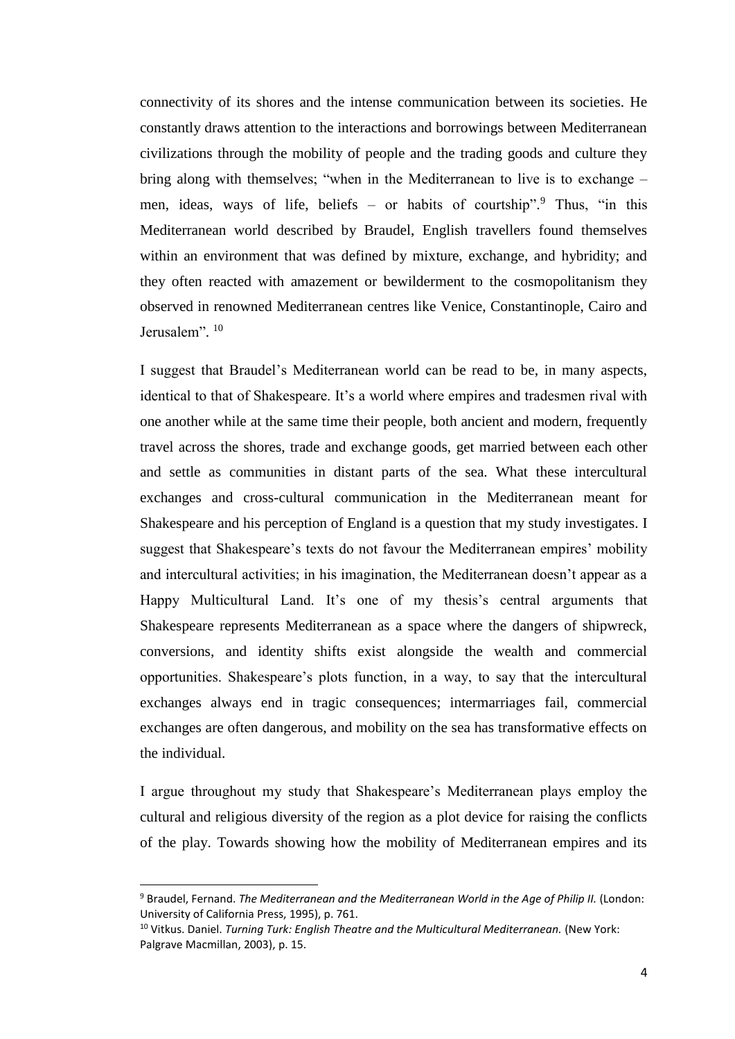connectivity of its shores and the intense communication between its societies. He constantly draws attention to the interactions and borrowings between Mediterranean civilizations through the mobility of people and the trading goods and culture they bring along with themselves; "when in the Mediterranean to live is to exchange – men, ideas, ways of life, beliefs – or habits of courtship".[9] Thus, "in this Mediterranean world described by Braudel, English travellers found themselves within an environment that was defined by mixture, exchange, and hybridity; and they often reacted with amazement or bewilderment to the cosmopolitanism they observed in renowned Mediterranean centres like Venice, Constantinople, Cairo and Jerusalem".[10]

I suggest that Braudel's Mediterranean world can be read to be, in many aspects, identical to that of Shakespeare. It's a world where empires and tradesmen rival with one another while at the same time their people, both ancient and modern, frequently travel across the shores, trade and exchange goods, get married between each other and settle as communities in distant parts of the sea. What these intercultural exchanges and cross-cultural communication in the Mediterranean meant for Shakespeare and his perception of England is a question that my study investigates. I suggest that Shakespeare's texts do not favour the Mediterranean empires' mobility and intercultural activities; in his imagination, the Mediterranean doesn't appear as a Happy Multicultural Land. It's one of my thesis's central arguments that Shakespeare represents Mediterranean as a space where the dangers of shipwreck, conversions, and identity shifts exist alongside the wealth and commercial opportunities. Shakespeare's plots function, in a way, to say that the intercultural exchanges always end in tragic consequences; intermarriages fail, commercial exchanges are often dangerous, and mobility on the sea has transformative effects on the individual.

I argue throughout my study that Shakespeare's Mediterranean plays employ the cultural and religious diversity of the region as a plot device for raising the conflicts of the play. Towards showing how the mobility of Mediterranean empires and its

---

[9] Braudel, Fernand. *The Mediterranean and the Mediterranean World in the Age of Philip II.* (London: University of California Press, 1995), p. 761.

[10] Vitkus. Daniel. *Turning Turk: English Theatre and the Multicultural Mediterranean.* (New York: Palgrave Macmillan, 2003), p. 15.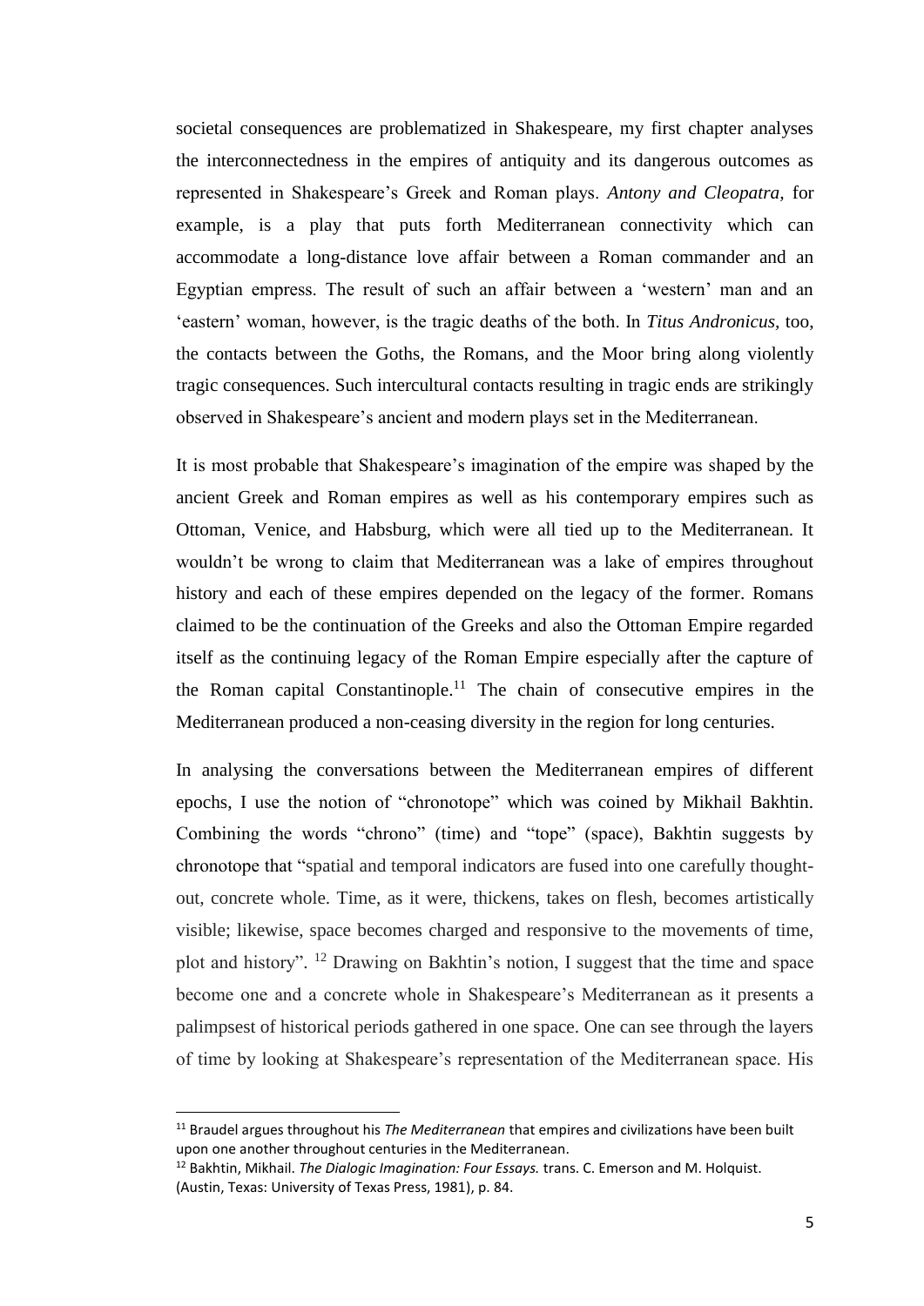societal consequences are problematized in Shakespeare, my first chapter analyses the interconnectedness in the empires of antiquity and its dangerous outcomes as represented in Shakespeare's Greek and Roman plays. *Antony and Cleopatra,* for example, is a play that puts forth Mediterranean connectivity which can accommodate a long-distance love affair between a Roman commander and an Egyptian empress. The result of such an affair between a 'western' man and an 'eastern' woman, however, is the tragic deaths of the both. In *Titus Andronicus,* too, the contacts between the Goths, the Romans, and the Moor bring along violently tragic consequences. Such intercultural contacts resulting in tragic ends are strikingly observed in Shakespeare's ancient and modern plays set in the Mediterranean.

It is most probable that Shakespeare's imagination of the empire was shaped by the ancient Greek and Roman empires as well as his contemporary empires such as Ottoman, Venice, and Habsburg, which were all tied up to the Mediterranean. It wouldn't be wrong to claim that Mediterranean was a lake of empires throughout history and each of these empires depended on the legacy of the former. Romans claimed to be the continuation of the Greeks and also the Ottoman Empire regarded itself as the continuing legacy of the Roman Empire especially after the capture of the Roman capital Constantinople.[11] The chain of consecutive empires in the Mediterranean produced a non-ceasing diversity in the region for long centuries.

In analysing the conversations between the Mediterranean empires of different epochs, I use the notion of "chronotope" which was coined by Mikhail Bakhtin. Combining the words "chrono" (time) and "tope" (space), Bakhtin suggests by chronotope that "spatial and temporal indicators are fused into one carefully thought-out, concrete whole. Time, as it were, thickens, takes on flesh, becomes artistically visible; likewise, space becomes charged and responsive to the movements of time, plot and history". [12] Drawing on Bakhtin's notion, I suggest that the time and space become one and a concrete whole in Shakespeare's Mediterranean as it presents a palimpsest of historical periods gathered in one space. One can see through the layers of time by looking at Shakespeare's representation of the Mediterranean space. His

---

[11] Braudel argues throughout his *The Mediterranean* that empires and civilizations have been built upon one another throughout centuries in the Mediterranean.

[12] Bakhtin, Mikhail. *The Dialogic Imagination: Four Essays.* trans. C. Emerson and M. Holquist. (Austin, Texas: University of Texas Press, 1981), p. 84.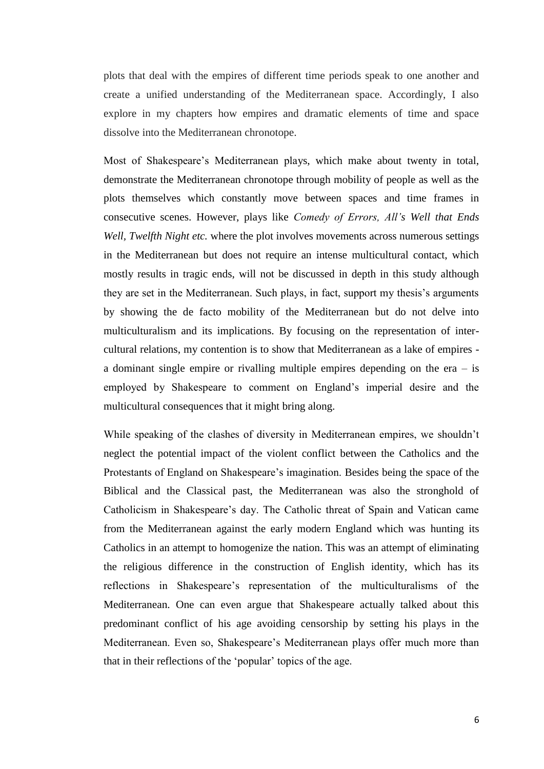plots that deal with the empires of different time periods speak to one another and create a unified understanding of the Mediterranean space. Accordingly, I also explore in my chapters how empires and dramatic elements of time and space dissolve into the Mediterranean chronotope.

Most of Shakespeare's Mediterranean plays, which make about twenty in total, demonstrate the Mediterranean chronotope through mobility of people as well as the plots themselves which constantly move between spaces and time frames in consecutive scenes. However, plays like *Comedy of Errors, All's Well that Ends Well, Twelfth Night etc.* where the plot involves movements across numerous settings in the Mediterranean but does not require an intense multicultural contact, which mostly results in tragic ends, will not be discussed in depth in this study although they are set in the Mediterranean. Such plays, in fact, support my thesis's arguments by showing the de facto mobility of the Mediterranean but do not delve into multiculturalism and its implications. By focusing on the representation of inter-cultural relations, my contention is to show that Mediterranean as a lake of empires - a dominant single empire or rivalling multiple empires depending on the era – is employed by Shakespeare to comment on England's imperial desire and the multicultural consequences that it might bring along.

While speaking of the clashes of diversity in Mediterranean empires, we shouldn't neglect the potential impact of the violent conflict between the Catholics and the Protestants of England on Shakespeare's imagination. Besides being the space of the Biblical and the Classical past, the Mediterranean was also the stronghold of Catholicism in Shakespeare's day. The Catholic threat of Spain and Vatican came from the Mediterranean against the early modern England which was hunting its Catholics in an attempt to homogenize the nation. This was an attempt of eliminating the religious difference in the construction of English identity, which has its reflections in Shakespeare's representation of the multiculturalisms of the Mediterranean. One can even argue that Shakespeare actually talked about this predominant conflict of his age avoiding censorship by setting his plays in the Mediterranean. Even so, Shakespeare's Mediterranean plays offer much more than that in their reflections of the 'popular' topics of the age.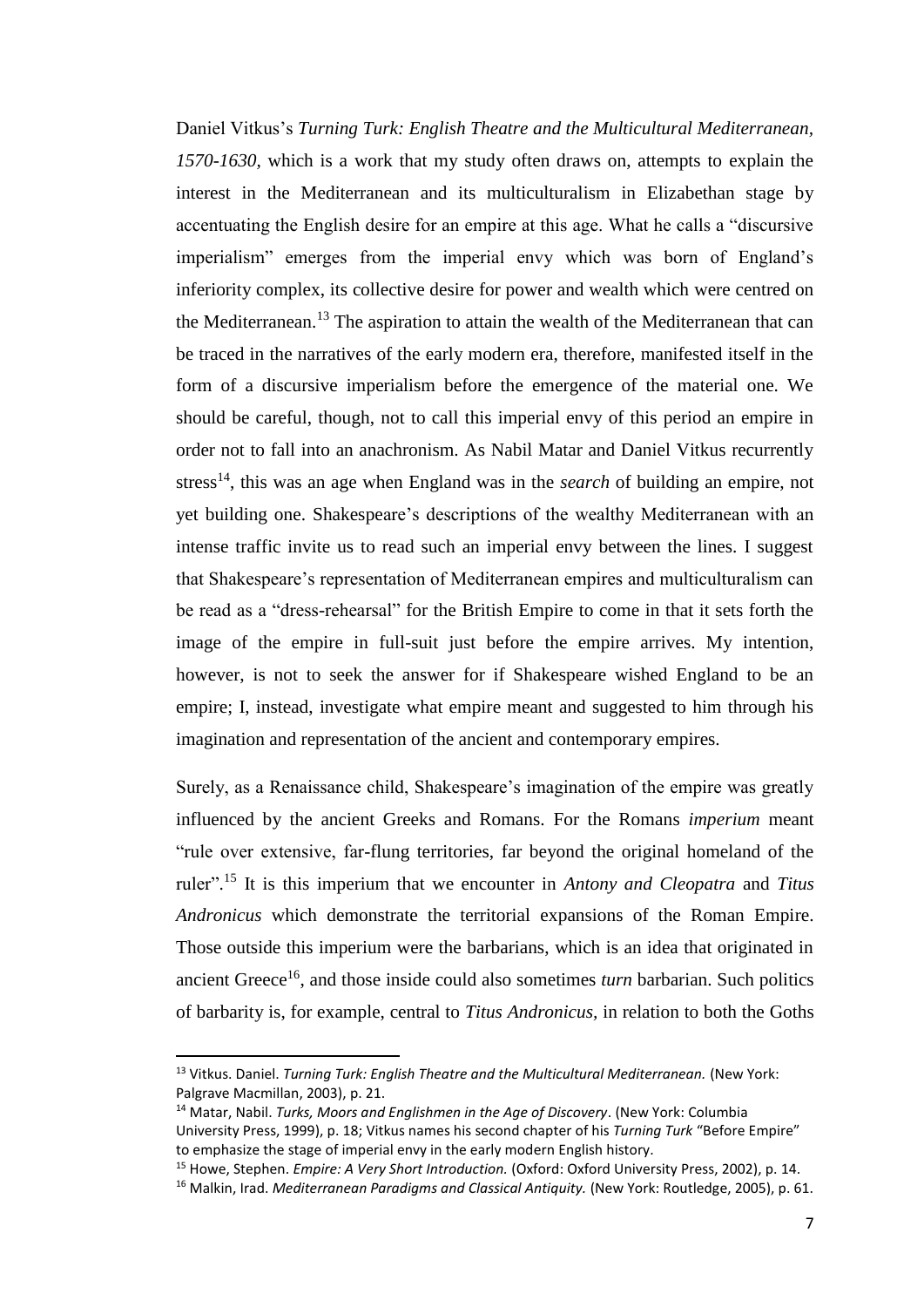Daniel Vitkus's *Turning Turk: English Theatre and the Multicultural Mediterranean, 1570-1630,* which is a work that my study often draws on, attempts to explain the interest in the Mediterranean and its multiculturalism in Elizabethan stage by accentuating the English desire for an empire at this age. What he calls a "discursive imperialism" emerges from the imperial envy which was born of England's inferiority complex, its collective desire for power and wealth which were centred on the Mediterranean.[13] The aspiration to attain the wealth of the Mediterranean that can be traced in the narratives of the early modern era, therefore, manifested itself in the form of a discursive imperialism before the emergence of the material one. We should be careful, though, not to call this imperial envy of this period an empire in order not to fall into an anachronism. As Nabil Matar and Daniel Vitkus recurrently stress[14], this was an age when England was in the *search* of building an empire, not yet building one. Shakespeare's descriptions of the wealthy Mediterranean with an intense traffic invite us to read such an imperial envy between the lines. I suggest that Shakespeare's representation of Mediterranean empires and multiculturalism can be read as a "dress-rehearsal" for the British Empire to come in that it sets forth the image of the empire in full-suit just before the empire arrives. My intention, however, is not to seek the answer for if Shakespeare wished England to be an empire; I, instead, investigate what empire meant and suggested to him through his imagination and representation of the ancient and contemporary empires.

Surely, as a Renaissance child, Shakespeare's imagination of the empire was greatly influenced by the ancient Greeks and Romans. For the Romans *imperium* meant "rule over extensive, far-flung territories, far beyond the original homeland of the ruler".[15] It is this imperium that we encounter in *Antony and Cleopatra* and *Titus Andronicus* which demonstrate the territorial expansions of the Roman Empire. Those outside this imperium were the barbarians, which is an idea that originated in ancient Greece[16], and those inside could also sometimes *turn* barbarian. Such politics of barbarity is, for example, central to *Titus Andronicus*, in relation to both the Goths

---

[13] Vitkus. Daniel. *Turning Turk: English Theatre and the Multicultural Mediterranean.* (New York: Palgrave Macmillan, 2003), p. 21.

[14] Matar, Nabil. *Turks, Moors and Englishmen in the Age of Discovery*. (New York: Columbia University Press, 1999), p. 18; Vitkus names his second chapter of his *Turning Turk* "Before Empire" to emphasize the stage of imperial envy in the early modern English history.

[15] Howe, Stephen. *Empire: A Very Short Introduction.* (Oxford: Oxford University Press, 2002), p. 14.

[16] Malkin, Irad. *Mediterranean Paradigms and Classical Antiquity.* (New York: Routledge, 2005), p. 61.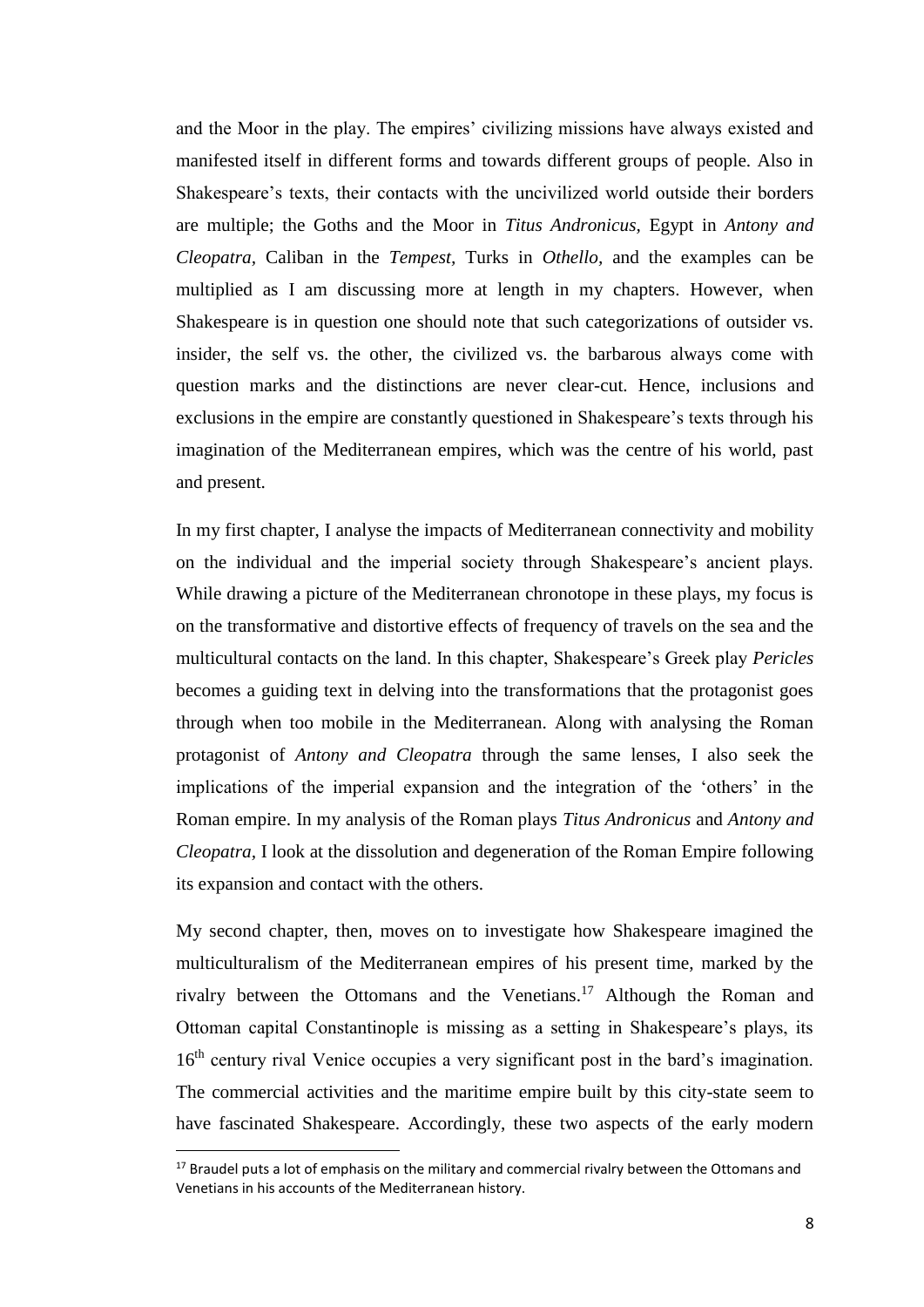and the Moor in the play. The empires' civilizing missions have always existed and manifested itself in different forms and towards different groups of people. Also in Shakespeare's texts, their contacts with the uncivilized world outside their borders are multiple; the Goths and the Moor in *Titus Andronicus,* Egypt in *Antony and Cleopatra,* Caliban in the *Tempest,* Turks in *Othello,* and the examples can be multiplied as I am discussing more at length in my chapters. However, when Shakespeare is in question one should note that such categorizations of outsider vs. insider, the self vs. the other, the civilized vs. the barbarous always come with question marks and the distinctions are never clear-cut. Hence, inclusions and exclusions in the empire are constantly questioned in Shakespeare's texts through his imagination of the Mediterranean empires, which was the centre of his world, past and present.

In my first chapter, I analyse the impacts of Mediterranean connectivity and mobility on the individual and the imperial society through Shakespeare's ancient plays. While drawing a picture of the Mediterranean chronotope in these plays, my focus is on the transformative and distortive effects of frequency of travels on the sea and the multicultural contacts on the land. In this chapter, Shakespeare's Greek play *Pericles* becomes a guiding text in delving into the transformations that the protagonist goes through when too mobile in the Mediterranean. Along with analysing the Roman protagonist of *Antony and Cleopatra* through the same lenses, I also seek the implications of the imperial expansion and the integration of the 'others' in the Roman empire. In my analysis of the Roman plays *Titus Andronicus* and *Antony and Cleopatra*, I look at the dissolution and degeneration of the Roman Empire following its expansion and contact with the others.

My second chapter, then, moves on to investigate how Shakespeare imagined the multiculturalism of the Mediterranean empires of his present time, marked by the rivalry between the Ottomans and the Venetians.[17] Although the Roman and Ottoman capital Constantinople is missing as a setting in Shakespeare's plays, its 16th century rival Venice occupies a very significant post in the bard's imagination. The commercial activities and the maritime empire built by this city-state seem to have fascinated Shakespeare. Accordingly, these two aspects of the early modern

[17] Braudel puts a lot of emphasis on the military and commercial rivalry between the Ottomans and Venetians in his accounts of the Mediterranean history.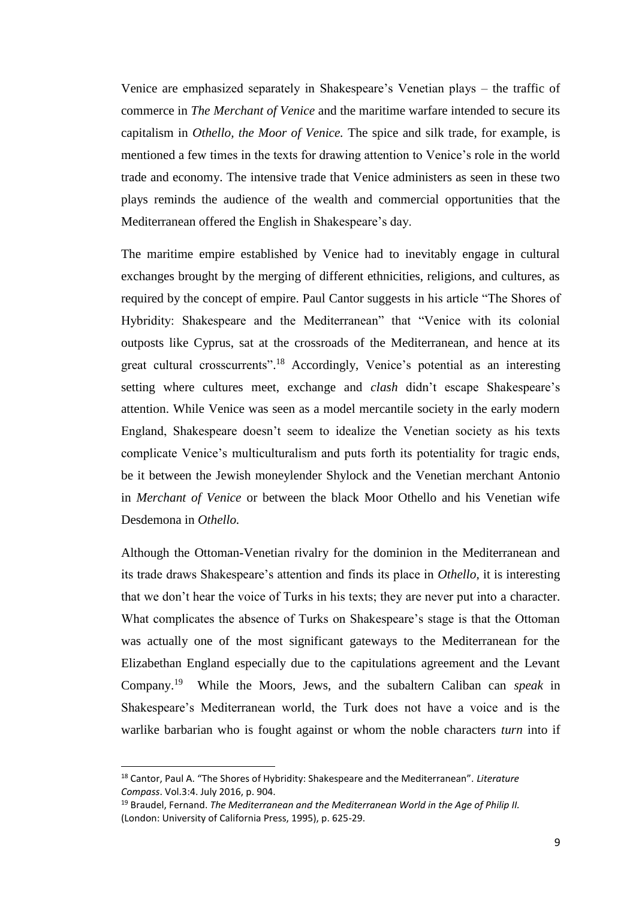Venice are emphasized separately in Shakespeare's Venetian plays – the traffic of commerce in *The Merchant of Venice* and the maritime warfare intended to secure its capitalism in *Othello, the Moor of Venice.* The spice and silk trade, for example, is mentioned a few times in the texts for drawing attention to Venice's role in the world trade and economy. The intensive trade that Venice administers as seen in these two plays reminds the audience of the wealth and commercial opportunities that the Mediterranean offered the English in Shakespeare's day.

The maritime empire established by Venice had to inevitably engage in cultural exchanges brought by the merging of different ethnicities, religions, and cultures, as required by the concept of empire. Paul Cantor suggests in his article "The Shores of Hybridity: Shakespeare and the Mediterranean" that "Venice with its colonial outposts like Cyprus, sat at the crossroads of the Mediterranean, and hence at its great cultural crosscurrents".[18] Accordingly, Venice's potential as an interesting setting where cultures meet, exchange and *clash* didn't escape Shakespeare's attention. While Venice was seen as a model mercantile society in the early modern England, Shakespeare doesn't seem to idealize the Venetian society as his texts complicate Venice's multiculturalism and puts forth its potentiality for tragic ends, be it between the Jewish moneylender Shylock and the Venetian merchant Antonio in *Merchant of Venice* or between the black Moor Othello and his Venetian wife Desdemona in *Othello.*

Although the Ottoman-Venetian rivalry for the dominion in the Mediterranean and its trade draws Shakespeare's attention and finds its place in *Othello*, it is interesting that we don't hear the voice of Turks in his texts; they are never put into a character. What complicates the absence of Turks on Shakespeare's stage is that the Ottoman was actually one of the most significant gateways to the Mediterranean for the Elizabethan England especially due to the capitulations agreement and the Levant Company.[19] While the Moors, Jews, and the subaltern Caliban can *speak* in Shakespeare's Mediterranean world, the Turk does not have a voice and is the warlike barbarian who is fought against or whom the noble characters *turn* into if

[18] Cantor, Paul A. "The Shores of Hybridity: Shakespeare and the Mediterranean". *Literature Compass*. Vol.3:4. July 2016, p. 904.

[19] Braudel, Fernand. *The Mediterranean and the Mediterranean World in the Age of Philip II.* (London: University of California Press, 1995), p. 625-29.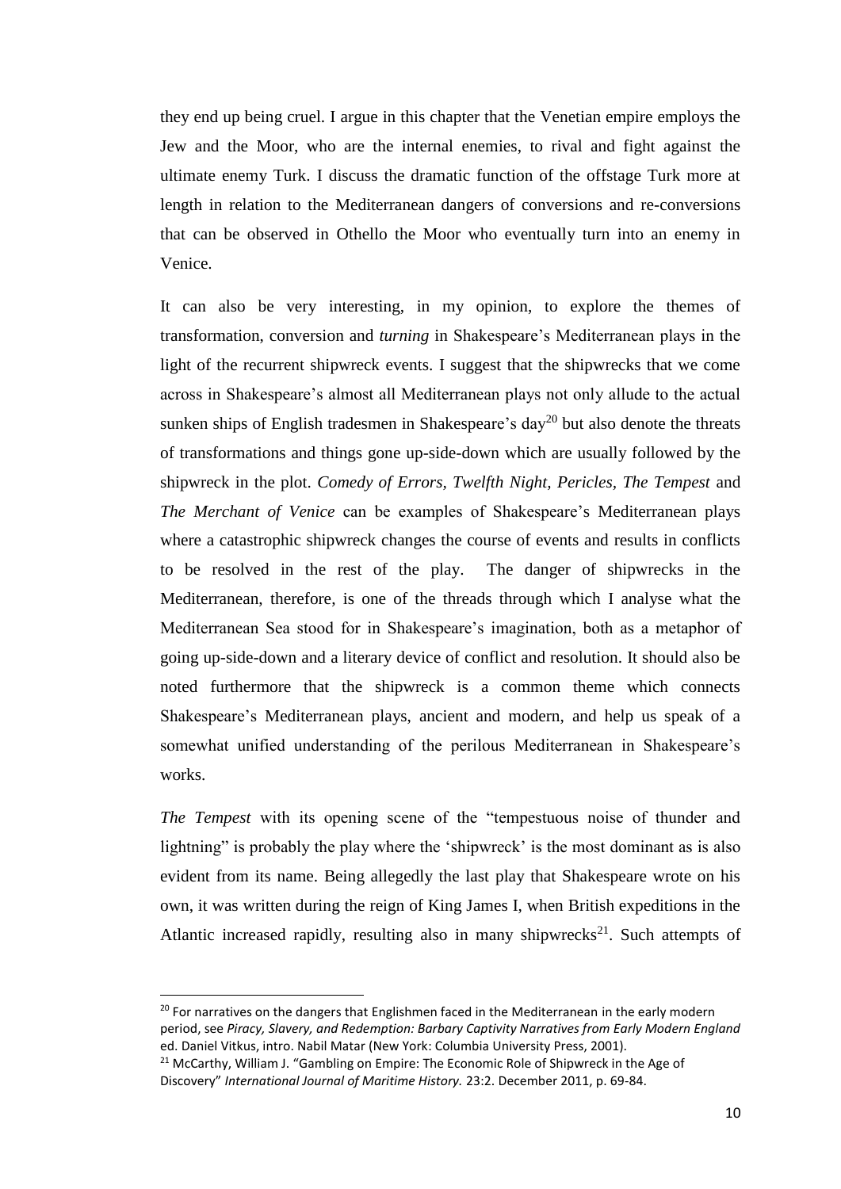they end up being cruel. I argue in this chapter that the Venetian empire employs the Jew and the Moor, who are the internal enemies, to rival and fight against the ultimate enemy Turk. I discuss the dramatic function of the offstage Turk more at length in relation to the Mediterranean dangers of conversions and re-conversions that can be observed in Othello the Moor who eventually turn into an enemy in Venice.

It can also be very interesting, in my opinion, to explore the themes of transformation, conversion and *turning* in Shakespeare's Mediterranean plays in the light of the recurrent shipwreck events. I suggest that the shipwrecks that we come across in Shakespeare's almost all Mediterranean plays not only allude to the actual sunken ships of English tradesmen in Shakespeare's day[20] but also denote the threats of transformations and things gone up-side-down which are usually followed by the shipwreck in the plot. *Comedy of Errors, Twelfth Night, Pericles, The Tempest* and *The Merchant of Venice* can be examples of Shakespeare's Mediterranean plays where a catastrophic shipwreck changes the course of events and results in conflicts to be resolved in the rest of the play. The danger of shipwrecks in the Mediterranean, therefore, is one of the threads through which I analyse what the Mediterranean Sea stood for in Shakespeare's imagination, both as a metaphor of going up-side-down and a literary device of conflict and resolution. It should also be noted furthermore that the shipwreck is a common theme which connects Shakespeare's Mediterranean plays, ancient and modern, and help us speak of a somewhat unified understanding of the perilous Mediterranean in Shakespeare's works.

*The Tempest* with its opening scene of the "tempestuous noise of thunder and lightning" is probably the play where the 'shipwreck' is the most dominant as is also evident from its name. Being allegedly the last play that Shakespeare wrote on his own, it was written during the reign of King James I, when British expeditions in the Atlantic increased rapidly, resulting also in many shipwrecks[21]. Such attempts of

---

[20] For narratives on the dangers that Englishmen faced in the Mediterranean in the early modern period, see *Piracy, Slavery, and Redemption: Barbary Captivity Narratives from Early Modern England* ed. Daniel Vitkus, intro. Nabil Matar (New York: Columbia University Press, 2001).

[21] McCarthy, William J. "Gambling on Empire: The Economic Role of Shipwreck in the Age of Discovery" *International Journal of Maritime History.* 23:2. December 2011, p. 69-84.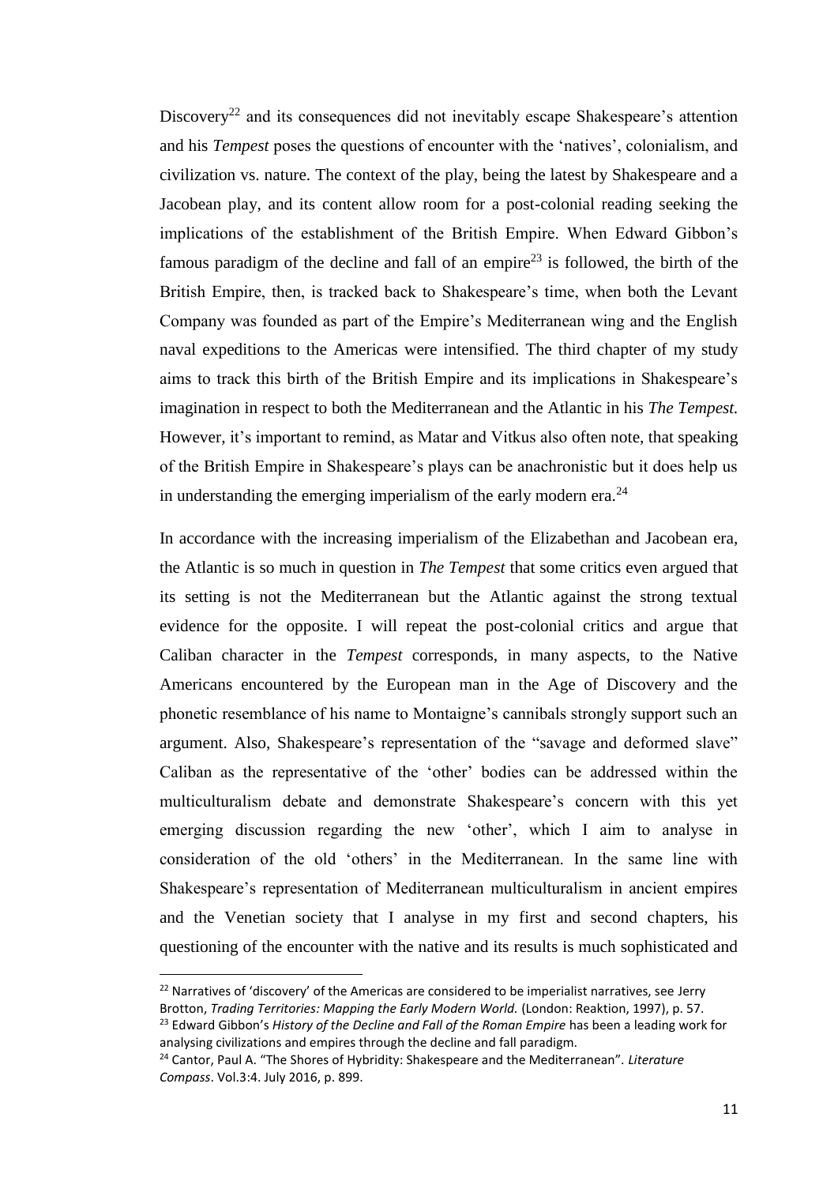Discovery[22] and its consequences did not inevitably escape Shakespeare's attention and his *Tempest* poses the questions of encounter with the 'natives', colonialism, and civilization vs. nature. The context of the play, being the latest by Shakespeare and a Jacobean play, and its content allow room for a post-colonial reading seeking the implications of the establishment of the British Empire. When Edward Gibbon's famous paradigm of the decline and fall of an empire[23] is followed, the birth of the British Empire, then, is tracked back to Shakespeare's time, when both the Levant Company was founded as part of the Empire's Mediterranean wing and the English naval expeditions to the Americas were intensified. The third chapter of my study aims to track this birth of the British Empire and its implications in Shakespeare's imagination in respect to both the Mediterranean and the Atlantic in his *The Tempest.* However, it's important to remind, as Matar and Vitkus also often note, that speaking of the British Empire in Shakespeare's plays can be anachronistic but it does help us in understanding the emerging imperialism of the early modern era.[24]

In accordance with the increasing imperialism of the Elizabethan and Jacobean era, the Atlantic is so much in question in *The Tempest* that some critics even argued that its setting is not the Mediterranean but the Atlantic against the strong textual evidence for the opposite. I will repeat the post-colonial critics and argue that Caliban character in the *Tempest* corresponds, in many aspects, to the Native Americans encountered by the European man in the Age of Discovery and the phonetic resemblance of his name to Montaigne's cannibals strongly support such an argument. Also, Shakespeare's representation of the "savage and deformed slave" Caliban as the representative of the 'other' bodies can be addressed within the multiculturalism debate and demonstrate Shakespeare's concern with this yet emerging discussion regarding the new 'other', which I aim to analyse in consideration of the old 'others' in the Mediterranean. In the same line with Shakespeare's representation of Mediterranean multiculturalism in ancient empires and the Venetian society that I analyse in my first and second chapters, his questioning of the encounter with the native and its results is much sophisticated and

---

[22] Narratives of 'discovery' of the Americas are considered to be imperialist narratives, see Jerry Brotton, *Trading Territories: Mapping the Early Modern World.* (London: Reaktion, 1997), p. 57.

[23] Edward Gibbon's *History of the Decline and Fall of the Roman Empire* has been a leading work for analysing civilizations and empires through the decline and fall paradigm.

[24] Cantor, Paul A. "The Shores of Hybridity: Shakespeare and the Mediterranean". *Literature Compass*. Vol.3:4. July 2016, p. 899.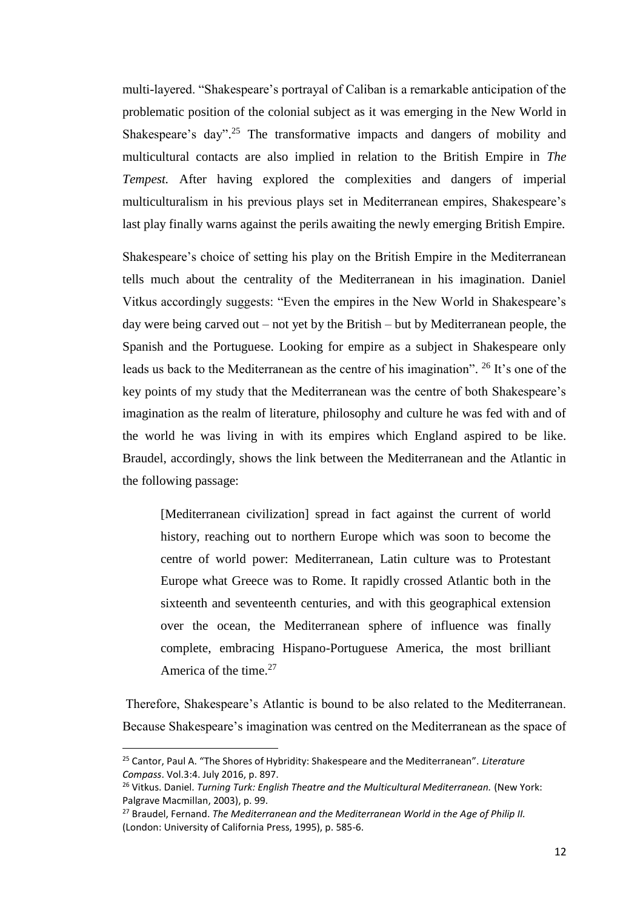multi-layered. "Shakespeare's portrayal of Caliban is a remarkable anticipation of the problematic position of the colonial subject as it was emerging in the New World in Shakespeare's day".[25] The transformative impacts and dangers of mobility and multicultural contacts are also implied in relation to the British Empire in *The Tempest.* After having explored the complexities and dangers of imperial multiculturalism in his previous plays set in Mediterranean empires, Shakespeare's last play finally warns against the perils awaiting the newly emerging British Empire.

Shakespeare's choice of setting his play on the British Empire in the Mediterranean tells much about the centrality of the Mediterranean in his imagination. Daniel Vitkus accordingly suggests: "Even the empires in the New World in Shakespeare's day were being carved out – not yet by the British – but by Mediterranean people, the Spanish and the Portuguese. Looking for empire as a subject in Shakespeare only leads us back to the Mediterranean as the centre of his imagination". [26] It's one of the key points of my study that the Mediterranean was the centre of both Shakespeare's imagination as the realm of literature, philosophy and culture he was fed with and of the world he was living in with its empires which England aspired to be like. Braudel, accordingly, shows the link between the Mediterranean and the Atlantic in the following passage:

> [Mediterranean civilization] spread in fact against the current of world history, reaching out to northern Europe which was soon to become the centre of world power: Mediterranean, Latin culture was to Protestant Europe what Greece was to Rome. It rapidly crossed Atlantic both in the sixteenth and seventeenth centuries, and with this geographical extension over the ocean, the Mediterranean sphere of influence was finally complete, embracing Hispano-Portuguese America, the most brilliant America of the time.[27]

Therefore, Shakespeare's Atlantic is bound to be also related to the Mediterranean. Because Shakespeare's imagination was centred on the Mediterranean as the space of

---

[25] Cantor, Paul A. "The Shores of Hybridity: Shakespeare and the Mediterranean". *Literature Compass*. Vol.3:4. July 2016, p. 897.

[26] Vitkus. Daniel. *Turning Turk: English Theatre and the Multicultural Mediterranean.* (New York: Palgrave Macmillan, 2003), p. 99.

[27] Braudel, Fernand. *The Mediterranean and the Mediterranean World in the Age of Philip II.* (London: University of California Press, 1995), p. 585-6.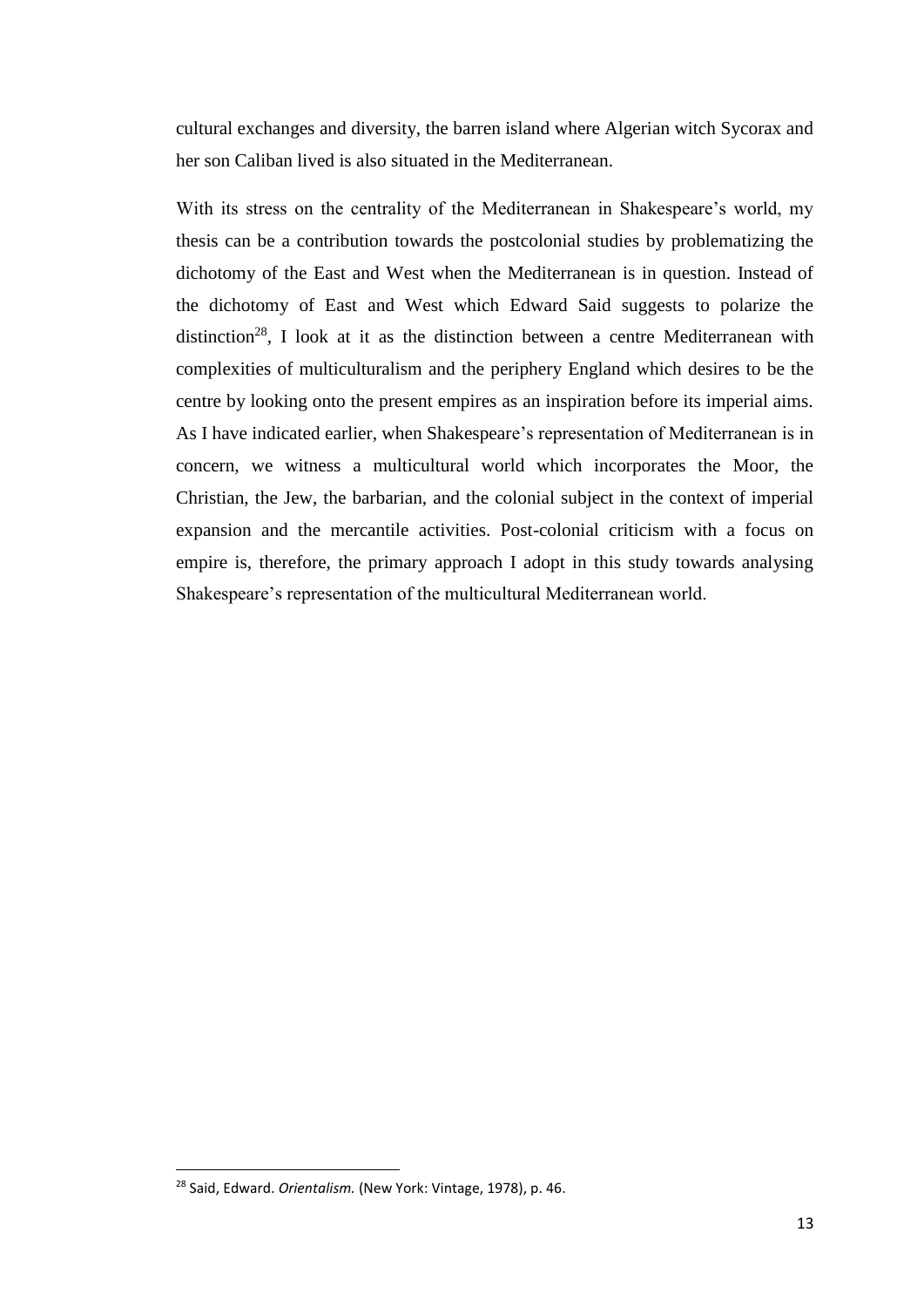cultural exchanges and diversity, the barren island where Algerian witch Sycorax and her son Caliban lived is also situated in the Mediterranean.

With its stress on the centrality of the Mediterranean in Shakespeare's world, my thesis can be a contribution towards the postcolonial studies by problematizing the dichotomy of the East and West when the Mediterranean is in question. Instead of the dichotomy of East and West which Edward Said suggests to polarize the distinction[28], I look at it as the distinction between a centre Mediterranean with complexities of multiculturalism and the periphery England which desires to be the centre by looking onto the present empires as an inspiration before its imperial aims. As I have indicated earlier, when Shakespeare's representation of Mediterranean is in concern, we witness a multicultural world which incorporates the Moor, the Christian, the Jew, the barbarian, and the colonial subject in the context of imperial expansion and the mercantile activities. Post-colonial criticism with a focus on empire is, therefore, the primary approach I adopt in this study towards analysing Shakespeare's representation of the multicultural Mediterranean world.

---

[28] Said, Edward. *Orientalism.* (New York: Vintage, 1978), p. 46.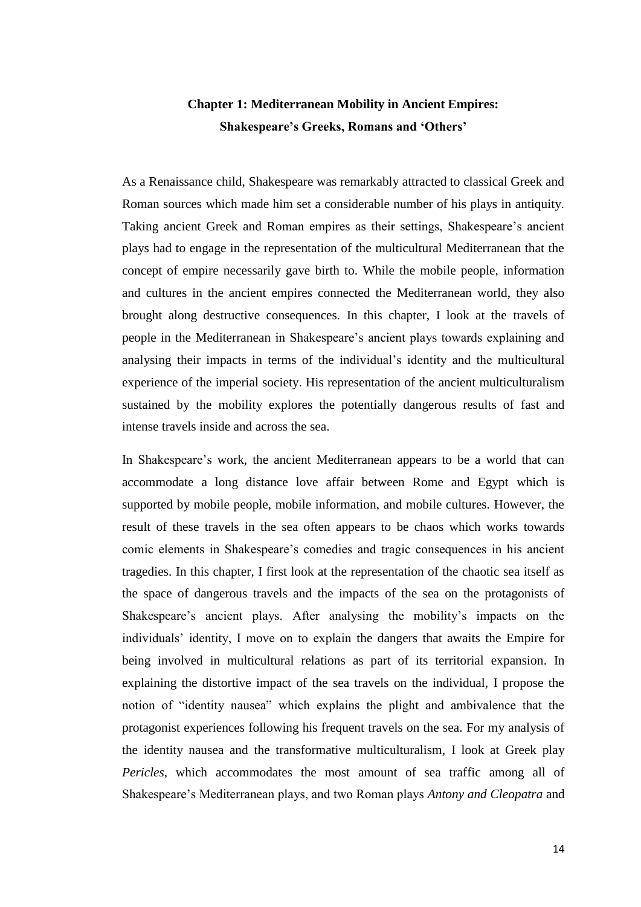## Chapter 1: Mediterranean Mobility in Ancient Empires: Shakespeare's Greeks, Romans and 'Others'

As a Renaissance child, Shakespeare was remarkably attracted to classical Greek and Roman sources which made him set a considerable number of his plays in antiquity. Taking ancient Greek and Roman empires as their settings, Shakespeare's ancient plays had to engage in the representation of the multicultural Mediterranean that the concept of empire necessarily gave birth to. While the mobile people, information and cultures in the ancient empires connected the Mediterranean world, they also brought along destructive consequences. In this chapter, I look at the travels of people in the Mediterranean in Shakespeare's ancient plays towards explaining and analysing their impacts in terms of the individual's identity and the multicultural experience of the imperial society. His representation of the ancient multiculturalism sustained by the mobility explores the potentially dangerous results of fast and intense travels inside and across the sea.

In Shakespeare's work, the ancient Mediterranean appears to be a world that can accommodate a long distance love affair between Rome and Egypt which is supported by mobile people, mobile information, and mobile cultures. However, the result of these travels in the sea often appears to be chaos which works towards comic elements in Shakespeare's comedies and tragic consequences in his ancient tragedies. In this chapter, I first look at the representation of the chaotic sea itself as the space of dangerous travels and the impacts of the sea on the protagonists of Shakespeare's ancient plays. After analysing the mobility's impacts on the individuals' identity, I move on to explain the dangers that awaits the Empire for being involved in multicultural relations as part of its territorial expansion. In explaining the distortive impact of the sea travels on the individual, I propose the notion of "identity nausea" which explains the plight and ambivalence that the protagonist experiences following his frequent travels on the sea. For my analysis of the identity nausea and the transformative multiculturalism, I look at Greek play *Pericles*, which accommodates the most amount of sea traffic among all of Shakespeare's Mediterranean plays, and two Roman plays *Antony and Cleopatra* and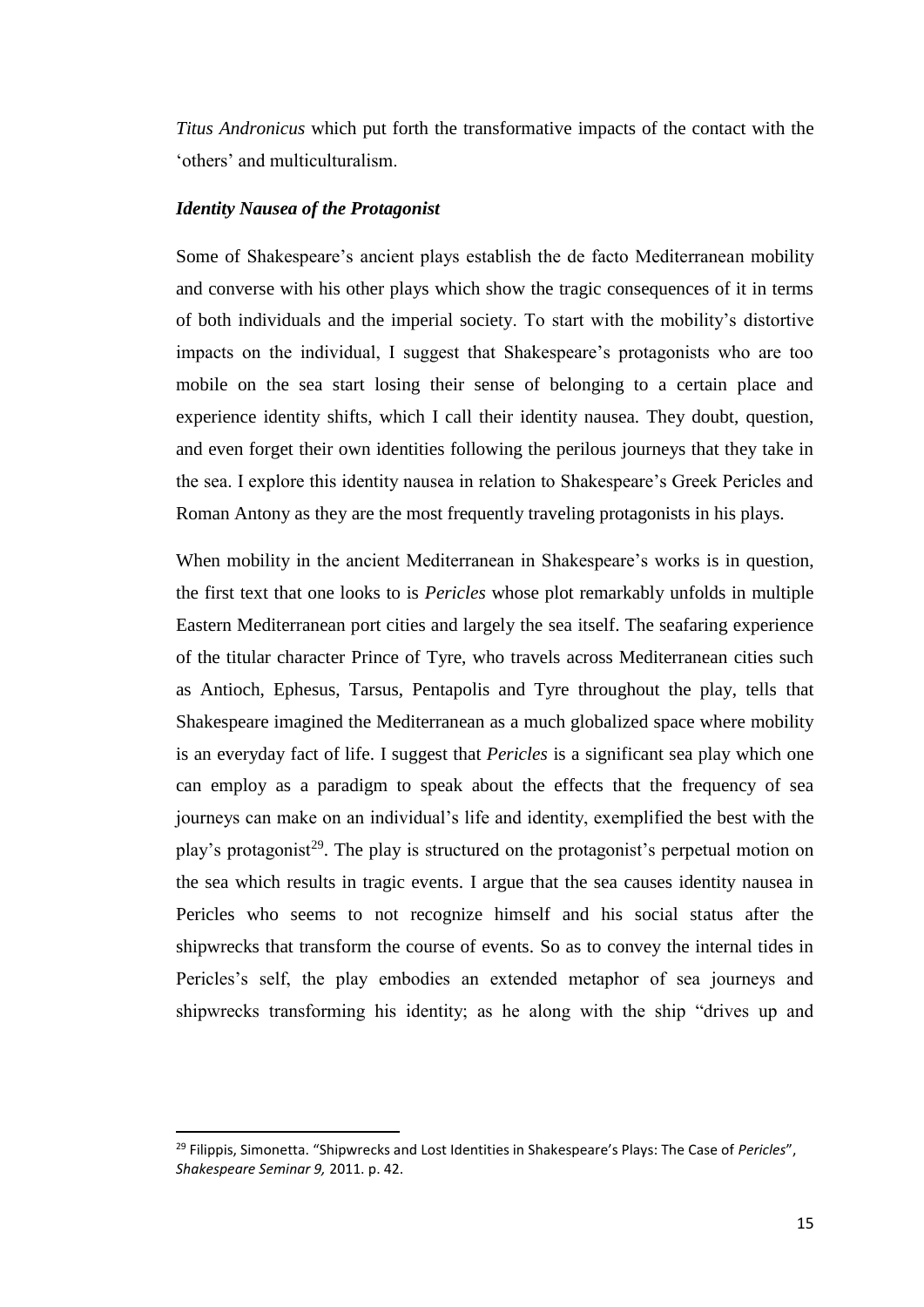*Titus Andronicus* which put forth the transformative impacts of the contact with the 'others' and multiculturalism.

### *Identity Nausea of the Protagonist*

Some of Shakespeare's ancient plays establish the de facto Mediterranean mobility and converse with his other plays which show the tragic consequences of it in terms of both individuals and the imperial society. To start with the mobility's distortive impacts on the individual, I suggest that Shakespeare's protagonists who are too mobile on the sea start losing their sense of belonging to a certain place and experience identity shifts, which I call their identity nausea. They doubt, question, and even forget their own identities following the perilous journeys that they take in the sea. I explore this identity nausea in relation to Shakespeare's Greek Pericles and Roman Antony as they are the most frequently traveling protagonists in his plays.

When mobility in the ancient Mediterranean in Shakespeare's works is in question, the first text that one looks to is *Pericles* whose plot remarkably unfolds in multiple Eastern Mediterranean port cities and largely the sea itself. The seafaring experience of the titular character Prince of Tyre, who travels across Mediterranean cities such as Antioch, Ephesus, Tarsus, Pentapolis and Tyre throughout the play, tells that Shakespeare imagined the Mediterranean as a much globalized space where mobility is an everyday fact of life. I suggest that *Pericles* is a significant sea play which one can employ as a paradigm to speak about the effects that the frequency of sea journeys can make on an individual's life and identity, exemplified the best with the play's protagonist[29]. The play is structured on the protagonist's perpetual motion on the sea which results in tragic events. I argue that the sea causes identity nausea in Pericles who seems to not recognize himself and his social status after the shipwrecks that transform the course of events. So as to convey the internal tides in Pericles's self, the play embodies an extended metaphor of sea journeys and shipwrecks transforming his identity; as he along with the ship "drives up and

---

[29] Filippis, Simonetta. "Shipwrecks and Lost Identities in Shakespeare's Plays: The Case of *Pericles*", *Shakespeare Seminar 9,* 2011. p. 42.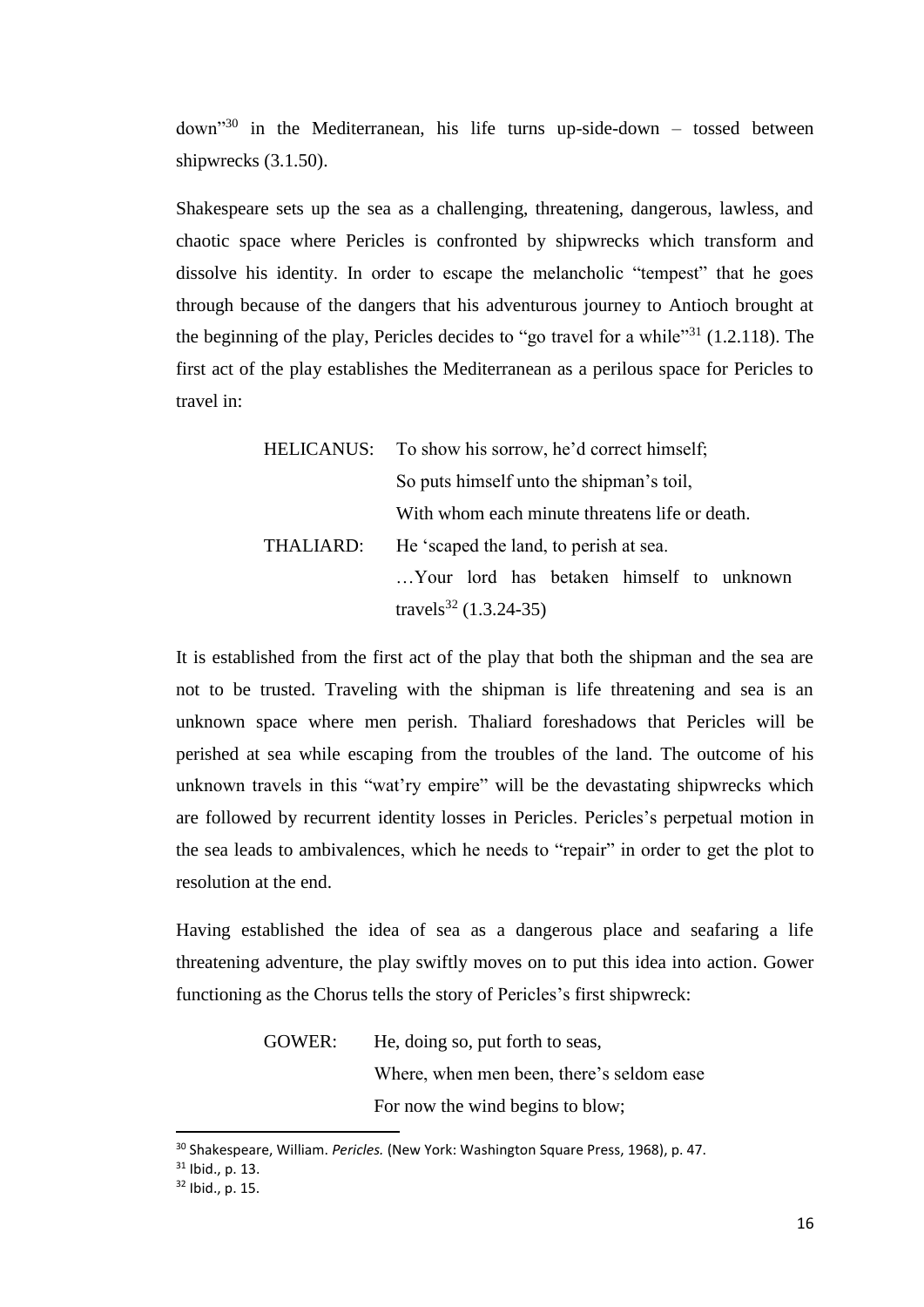down"[30] in the Mediterranean, his life turns up-side-down – tossed between shipwrecks (3.1.50).

Shakespeare sets up the sea as a challenging, threatening, dangerous, lawless, and chaotic space where Pericles is confronted by shipwrecks which transform and dissolve his identity. In order to escape the melancholic "tempest" that he goes through because of the dangers that his adventurous journey to Antioch brought at the beginning of the play, Pericles decides to "go travel for a while"[31] (1.2.118). The first act of the play establishes the Mediterranean as a perilous space for Pericles to travel in:

> HELICANUS: To show his sorrow, he'd correct himself;
> So puts himself unto the shipman's toil,
> With whom each minute threatens life or death.
> THALIARD: He 'scaped the land, to perish at sea.
> …Your lord has betaken himself to unknown travels[32] (1.3.24-35)

It is established from the first act of the play that both the shipman and the sea are not to be trusted. Traveling with the shipman is life threatening and sea is an unknown space where men perish. Thaliard foreshadows that Pericles will be perished at sea while escaping from the troubles of the land. The outcome of his unknown travels in this "wat'ry empire" will be the devastating shipwrecks which are followed by recurrent identity losses in Pericles. Pericles's perpetual motion in the sea leads to ambivalences, which he needs to "repair" in order to get the plot to resolution at the end.

Having established the idea of sea as a dangerous place and seafaring a life threatening adventure, the play swiftly moves on to put this idea into action. Gower functioning as the Chorus tells the story of Pericles's first shipwreck:

> GOWER: He, doing so, put forth to seas,
> Where, when men been, there's seldom ease
> For now the wind begins to blow;

[30] Shakespeare, William. *Pericles.* (New York: Washington Square Press, 1968), p. 47.

[31] Ibid., p. 13.

[32] Ibid., p. 15.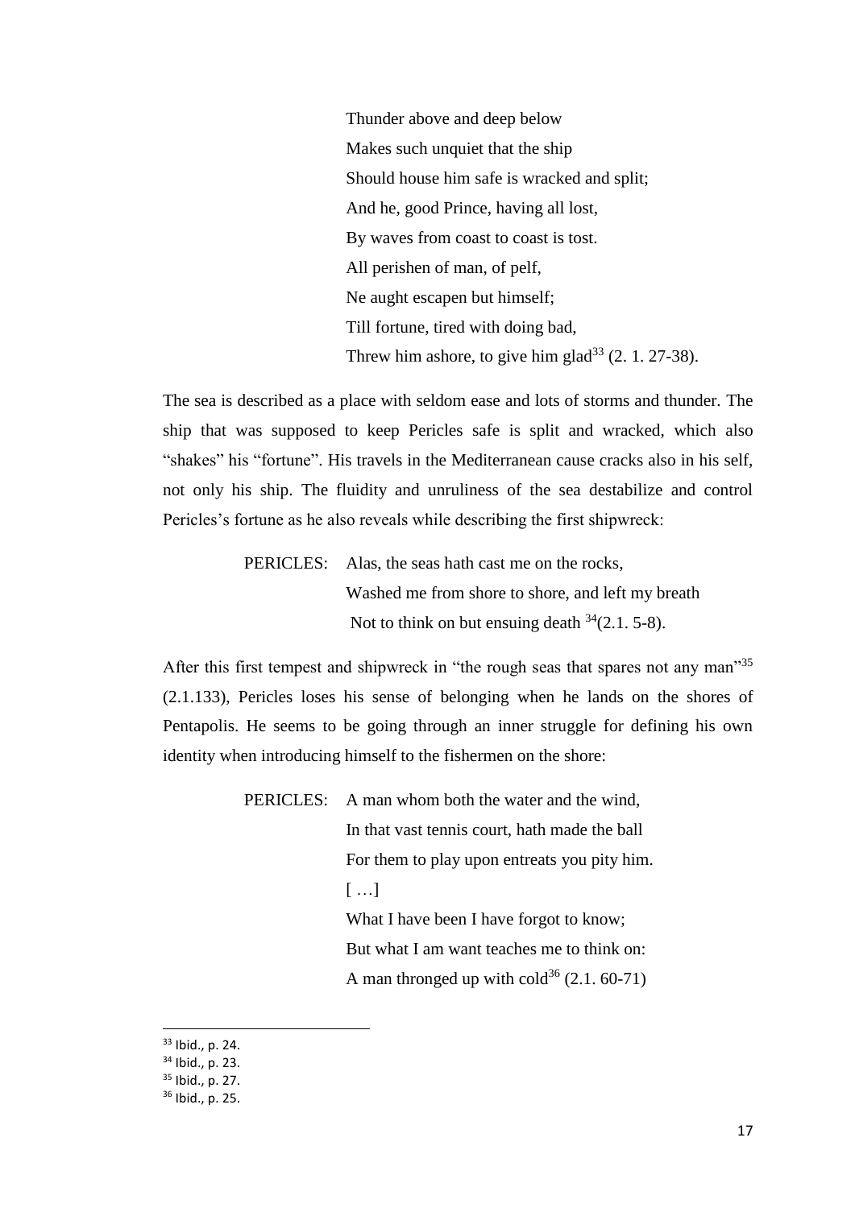> Thunder above and deep below
> Makes such unquiet that the ship
> Should house him safe is wracked and split;
> And he, good Prince, having all lost,
> By waves from coast to coast is tost.
> All perishen of man, of pelf,
> Ne aught escapen but himself;
> Till fortune, tired with doing bad,
> Threw him ashore, to give him glad[33] (2. 1. 27-38).

The sea is described as a place with seldom ease and lots of storms and thunder. The ship that was supposed to keep Pericles safe is split and wracked, which also "shakes" his "fortune". His travels in the Mediterranean cause cracks also in his self, not only his ship. The fluidity and unruliness of the sea destabilize and control Pericles's fortune as he also reveals while describing the first shipwreck:

> PERICLES: Alas, the seas hath cast me on the rocks,
> Washed me from shore to shore, and left my breath
> Not to think on but ensuing death [34](2.1. 5-8).

After this first tempest and shipwreck in "the rough seas that spares not any man"[35] (2.1.133), Pericles loses his sense of belonging when he lands on the shores of Pentapolis. He seems to be going through an inner struggle for defining his own identity when introducing himself to the fishermen on the shore:

> PERICLES: A man whom both the water and the wind,
> In that vast tennis court, hath made the ball
> For them to play upon entreats you pity him.
> [ …]
> What I have been I have forgot to know;
> But what I am want teaches me to think on:
> A man thronged up with cold[36] (2.1. 60-71)

---

[33] Ibid., p. 24.
[34] Ibid., p. 23.
[35] Ibid., p. 27.
[36] Ibid., p. 25.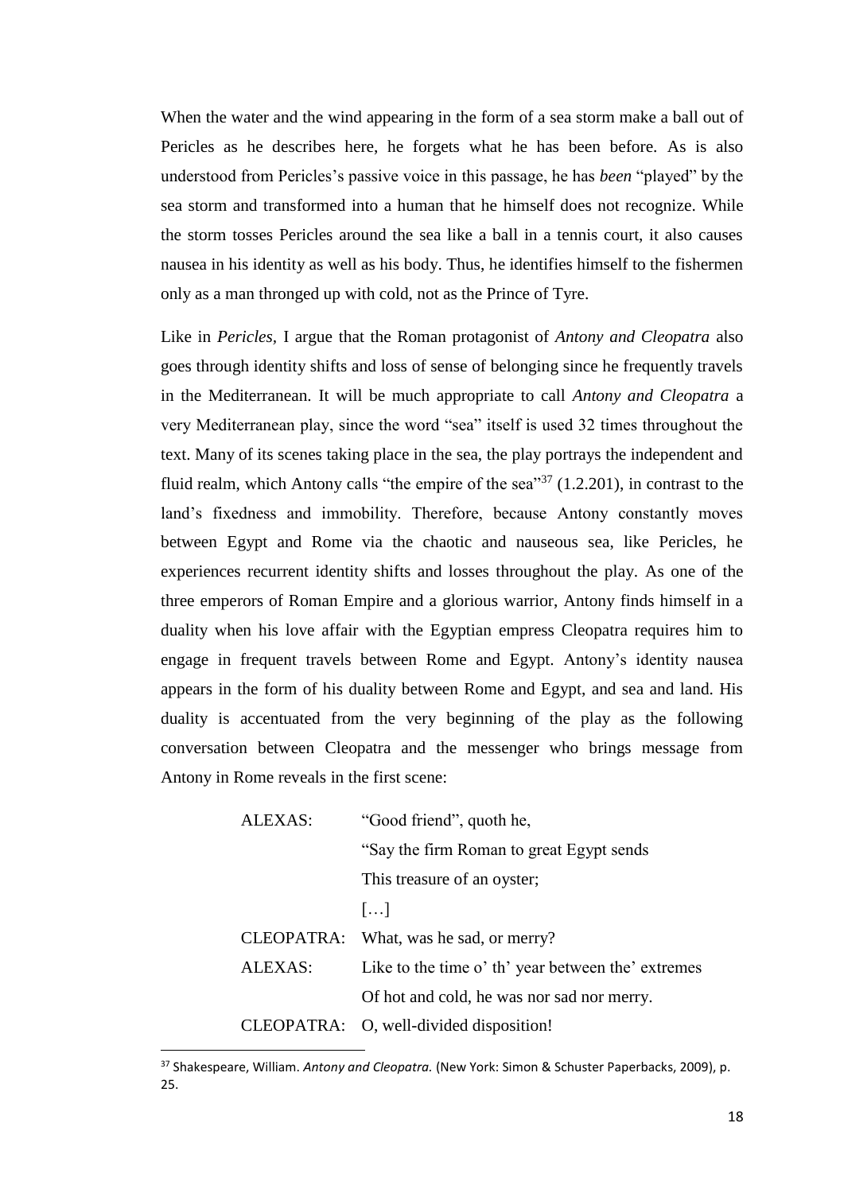When the water and the wind appearing in the form of a sea storm make a ball out of Pericles as he describes here, he forgets what he has been before. As is also understood from Pericles's passive voice in this passage, he has *been* "played" by the sea storm and transformed into a human that he himself does not recognize. While the storm tosses Pericles around the sea like a ball in a tennis court, it also causes nausea in his identity as well as his body. Thus, he identifies himself to the fishermen only as a man thronged up with cold, not as the Prince of Tyre.

Like in *Pericles*, I argue that the Roman protagonist of *Antony and Cleopatra* also goes through identity shifts and loss of sense of belonging since he frequently travels in the Mediterranean. It will be much appropriate to call *Antony and Cleopatra* a very Mediterranean play, since the word "sea" itself is used 32 times throughout the text. Many of its scenes taking place in the sea, the play portrays the independent and fluid realm, which Antony calls "the empire of the sea"[37] (1.2.201), in contrast to the land's fixedness and immobility. Therefore, because Antony constantly moves between Egypt and Rome via the chaotic and nauseous sea, like Pericles, he experiences recurrent identity shifts and losses throughout the play. As one of the three emperors of Roman Empire and a glorious warrior, Antony finds himself in a duality when his love affair with the Egyptian empress Cleopatra requires him to engage in frequent travels between Rome and Egypt. Antony's identity nausea appears in the form of his duality between Rome and Egypt, and sea and land. His duality is accentuated from the very beginning of the play as the following conversation between Cleopatra and the messenger who brings message from Antony in Rome reveals in the first scene:

> ALEXAS: "Good friend", quoth he,
> "Say the firm Roman to great Egypt sends
> This treasure of an oyster;
> […]
> CLEOPATRA: What, was he sad, or merry?
> ALEXAS: Like to the time o' th' year between the' extremes
> Of hot and cold, he was nor sad nor merry.
> CLEOPATRA: O, well-divided disposition!

---

[37] Shakespeare, William. *Antony and Cleopatra.* (New York: Simon & Schuster Paperbacks, 2009), p. 25.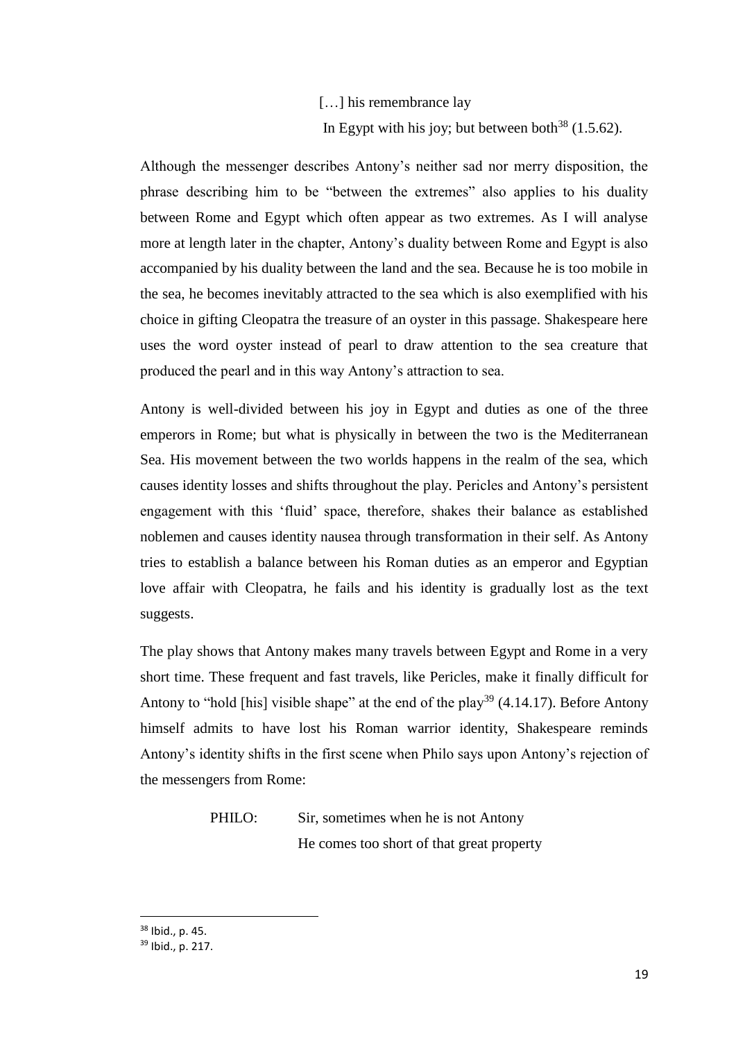[…] his remembrance lay

In Egypt with his joy; but between both[38] (1.5.62).

Although the messenger describes Antony's neither sad nor merry disposition, the phrase describing him to be "between the extremes" also applies to his duality between Rome and Egypt which often appear as two extremes. As I will analyse more at length later in the chapter, Antony's duality between Rome and Egypt is also accompanied by his duality between the land and the sea. Because he is too mobile in the sea, he becomes inevitably attracted to the sea which is also exemplified with his choice in gifting Cleopatra the treasure of an oyster in this passage. Shakespeare here uses the word oyster instead of pearl to draw attention to the sea creature that produced the pearl and in this way Antony's attraction to sea.

Antony is well-divided between his joy in Egypt and duties as one of the three emperors in Rome; but what is physically in between the two is the Mediterranean Sea. His movement between the two worlds happens in the realm of the sea, which causes identity losses and shifts throughout the play. Pericles and Antony's persistent engagement with this 'fluid' space, therefore, shakes their balance as established noblemen and causes identity nausea through transformation in their self. As Antony tries to establish a balance between his Roman duties as an emperor and Egyptian love affair with Cleopatra, he fails and his identity is gradually lost as the text suggests.

The play shows that Antony makes many travels between Egypt and Rome in a very short time. These frequent and fast travels, like Pericles, make it finally difficult for Antony to "hold [his] visible shape" at the end of the play[39] (4.14.17). Before Antony himself admits to have lost his Roman warrior identity, Shakespeare reminds Antony's identity shifts in the first scene when Philo says upon Antony's rejection of the messengers from Rome:

PHILO: Sir, sometimes when he is not Antony

He comes too short of that great property

---

[38] Ibid., p. 45.

[39] Ibid., p. 217.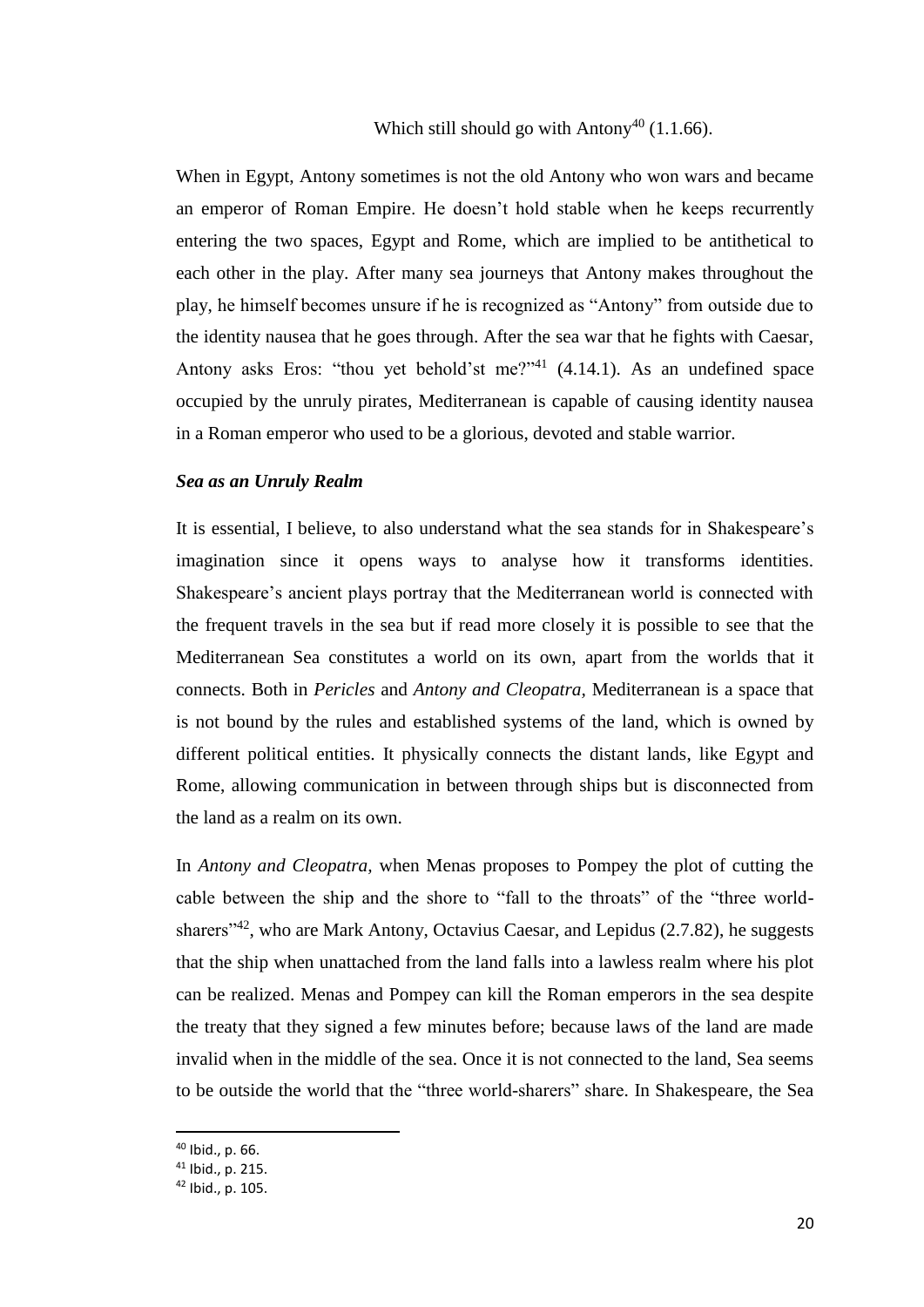Which still should go with Antony[40] (1.1.66).

When in Egypt, Antony sometimes is not the old Antony who won wars and became an emperor of Roman Empire. He doesn't hold stable when he keeps recurrently entering the two spaces, Egypt and Rome, which are implied to be antithetical to each other in the play. After many sea journeys that Antony makes throughout the play, he himself becomes unsure if he is recognized as "Antony" from outside due to the identity nausea that he goes through. After the sea war that he fights with Caesar, Antony asks Eros: "thou yet behold'st me?"[41] (4.14.1). As an undefined space occupied by the unruly pirates, Mediterranean is capable of causing identity nausea in a Roman emperor who used to be a glorious, devoted and stable warrior.

### *Sea as an Unruly Realm*

It is essential, I believe, to also understand what the sea stands for in Shakespeare's imagination since it opens ways to analyse how it transforms identities. Shakespeare's ancient plays portray that the Mediterranean world is connected with the frequent travels in the sea but if read more closely it is possible to see that the Mediterranean Sea constitutes a world on its own, apart from the worlds that it connects. Both in *Pericles* and *Antony and Cleopatra,* Mediterranean is a space that is not bound by the rules and established systems of the land, which is owned by different political entities. It physically connects the distant lands, like Egypt and Rome, allowing communication in between through ships but is disconnected from the land as a realm on its own.

In *Antony and Cleopatra,* when Menas proposes to Pompey the plot of cutting the cable between the ship and the shore to "fall to the throats" of the "three world-sharers"[42], who are Mark Antony, Octavius Caesar, and Lepidus (2.7.82), he suggests that the ship when unattached from the land falls into a lawless realm where his plot can be realized. Menas and Pompey can kill the Roman emperors in the sea despite the treaty that they signed a few minutes before; because laws of the land are made invalid when in the middle of the sea. Once it is not connected to the land, Sea seems to be outside the world that the "three world-sharers" share. In Shakespeare, the Sea

[40] Ibid., p. 66.
[41] Ibid., p. 215.
[42] Ibid., p. 105.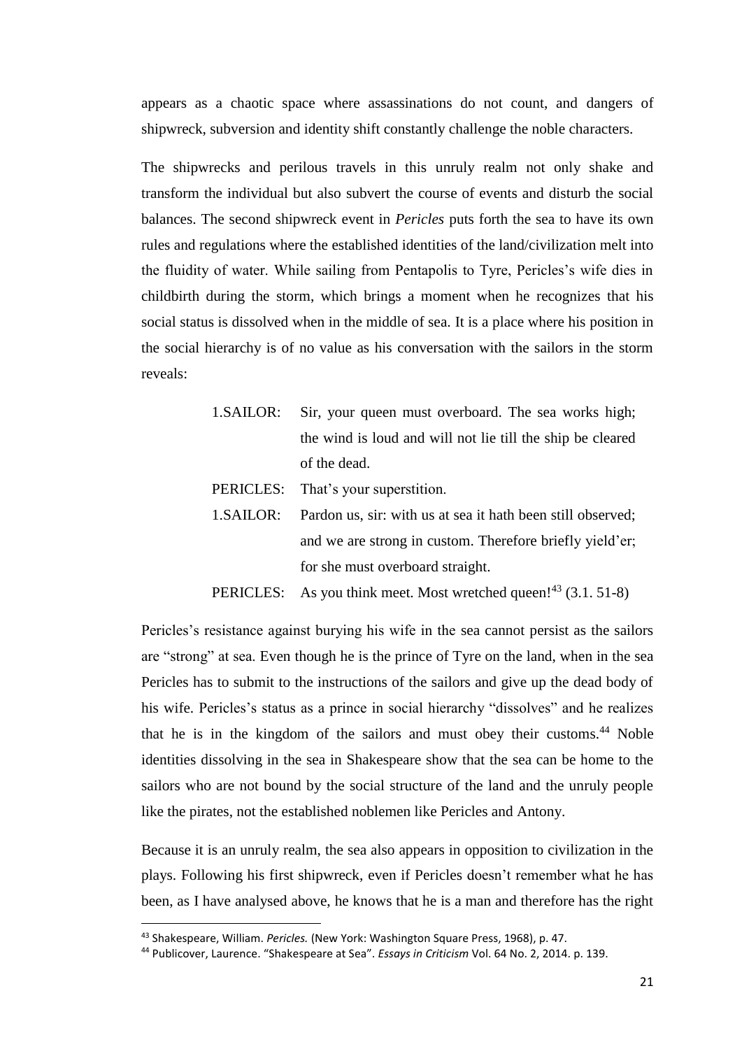appears as a chaotic space where assassinations do not count, and dangers of shipwreck, subversion and identity shift constantly challenge the noble characters.

The shipwrecks and perilous travels in this unruly realm not only shake and transform the individual but also subvert the course of events and disturb the social balances. The second shipwreck event in *Pericles* puts forth the sea to have its own rules and regulations where the established identities of the land/civilization melt into the fluidity of water. While sailing from Pentapolis to Tyre, Pericles's wife dies in childbirth during the storm, which brings a moment when he recognizes that his social status is dissolved when in the middle of sea. It is a place where his position in the social hierarchy is of no value as his conversation with the sailors in the storm reveals:

> 1.SAILOR: Sir, your queen must overboard. The sea works high; the wind is loud and will not lie till the ship be cleared of the dead.
>
> PERICLES: That's your superstition.
>
> 1.SAILOR: Pardon us, sir: with us at sea it hath been still observed; and we are strong in custom. Therefore briefly yield'er; for she must overboard straight.
>
> PERICLES: As you think meet. Most wretched queen![43] (3.1. 51-8)

Pericles's resistance against burying his wife in the sea cannot persist as the sailors are "strong" at sea. Even though he is the prince of Tyre on the land, when in the sea Pericles has to submit to the instructions of the sailors and give up the dead body of his wife. Pericles's status as a prince in social hierarchy "dissolves" and he realizes that he is in the kingdom of the sailors and must obey their customs.[44] Noble identities dissolving in the sea in Shakespeare show that the sea can be home to the sailors who are not bound by the social structure of the land and the unruly people like the pirates, not the established noblemen like Pericles and Antony.

Because it is an unruly realm, the sea also appears in opposition to civilization in the plays. Following his first shipwreck, even if Pericles doesn't remember what he has been, as I have analysed above, he knows that he is a man and therefore has the right

---

[43] Shakespeare, William. *Pericles.* (New York: Washington Square Press, 1968), p. 47.

[44] Publicover, Laurence. "Shakespeare at Sea". *Essays in Criticism* Vol. 64 No. 2, 2014. p. 139.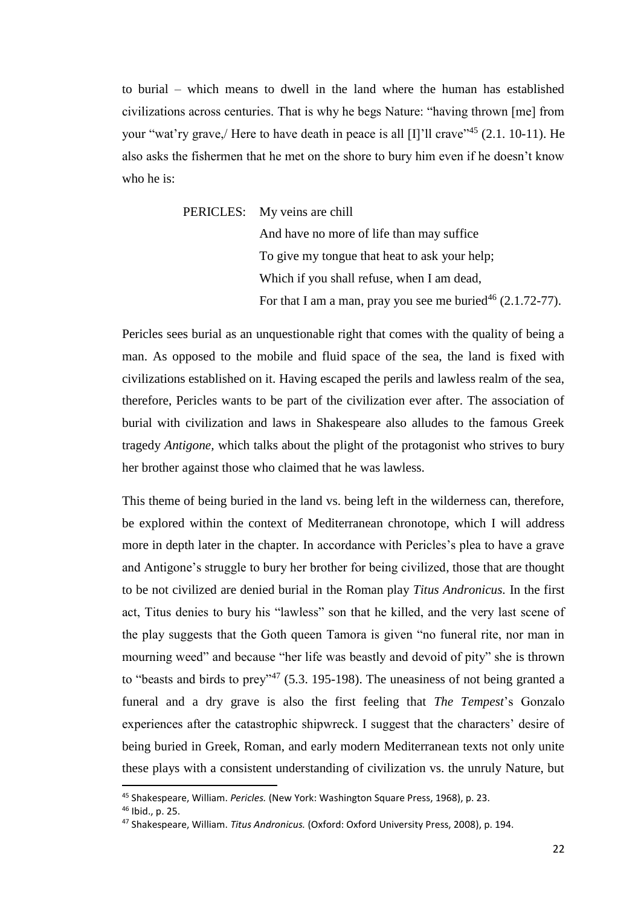to burial – which means to dwell in the land where the human has established civilizations across centuries. That is why he begs Nature: "having thrown [me] from your "wat'ry grave,/ Here to have death in peace is all [I]'ll crave"[45] (2.1. 10-11). He also asks the fishermen that he met on the shore to bury him even if he doesn't know who he is:

> PERICLES: My veins are chill
> And have no more of life than may suffice
> To give my tongue that heat to ask your help;
> Which if you shall refuse, when I am dead,
> For that I am a man, pray you see me buried[46] (2.1.72-77).

Pericles sees burial as an unquestionable right that comes with the quality of being a man. As opposed to the mobile and fluid space of the sea, the land is fixed with civilizations established on it. Having escaped the perils and lawless realm of the sea, therefore, Pericles wants to be part of the civilization ever after. The association of burial with civilization and laws in Shakespeare also alludes to the famous Greek tragedy *Antigone,* which talks about the plight of the protagonist who strives to bury her brother against those who claimed that he was lawless.

This theme of being buried in the land vs. being left in the wilderness can, therefore, be explored within the context of Mediterranean chronotope, which I will address more in depth later in the chapter. In accordance with Pericles's plea to have a grave and Antigone's struggle to bury her brother for being civilized, those that are thought to be not civilized are denied burial in the Roman play *Titus Andronicus.* In the first act, Titus denies to bury his "lawless" son that he killed, and the very last scene of the play suggests that the Goth queen Tamora is given "no funeral rite, nor man in mourning weed" and because "her life was beastly and devoid of pity" she is thrown to "beasts and birds to prey"[47] (5.3. 195-198). The uneasiness of not being granted a funeral and a dry grave is also the first feeling that *The Tempest*'s Gonzalo experiences after the catastrophic shipwreck. I suggest that the characters' desire of being buried in Greek, Roman, and early modern Mediterranean texts not only unite these plays with a consistent understanding of civilization vs. the unruly Nature, but

---

[45] Shakespeare, William. *Pericles.* (New York: Washington Square Press, 1968), p. 23.

[46] Ibid., p. 25.

[47] Shakespeare, William. *Titus Andronicus.* (Oxford: Oxford University Press, 2008), p. 194.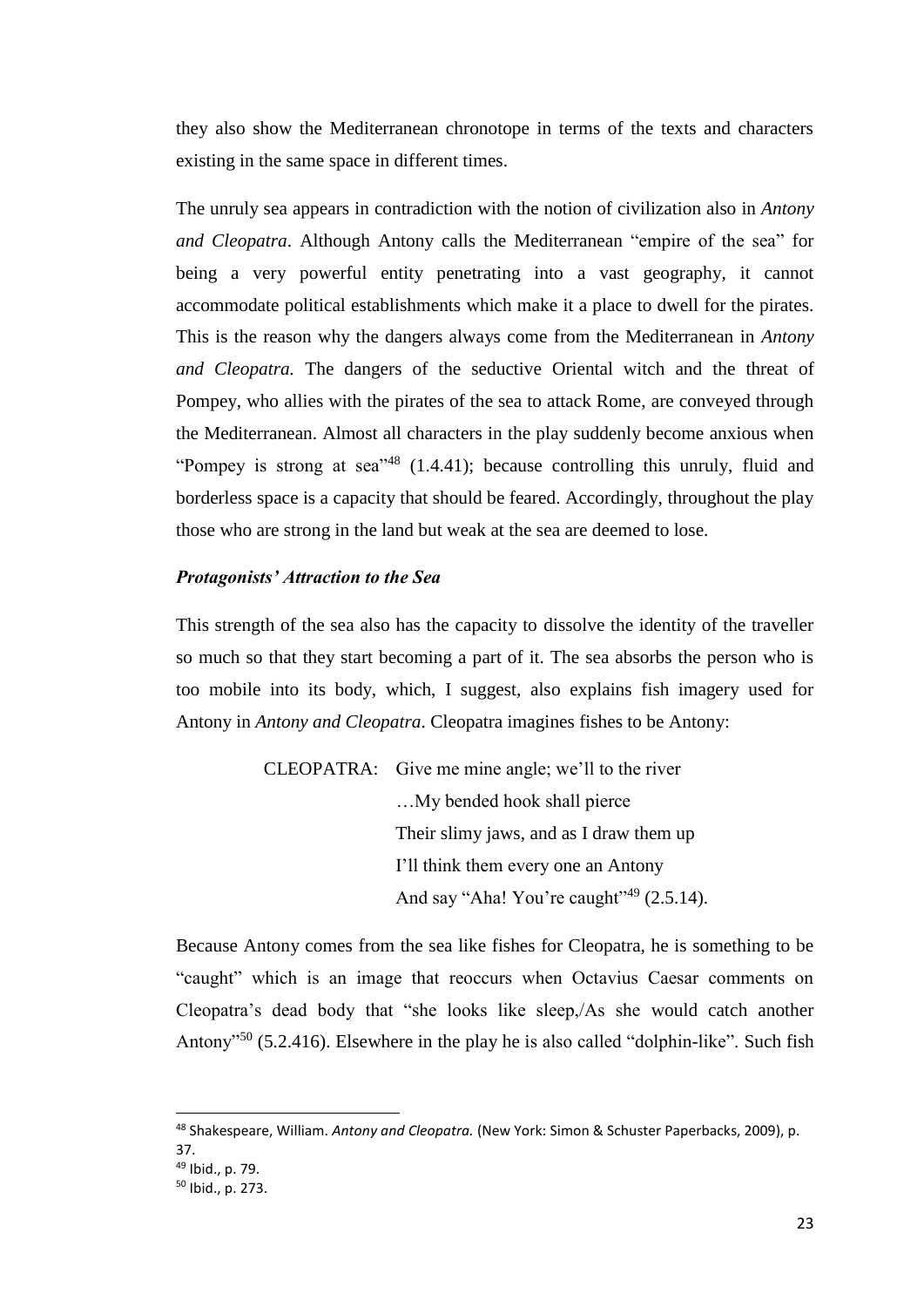they also show the Mediterranean chronotope in terms of the texts and characters existing in the same space in different times.

The unruly sea appears in contradiction with the notion of civilization also in *Antony and Cleopatra*. Although Antony calls the Mediterranean "empire of the sea" for being a very powerful entity penetrating into a vast geography, it cannot accommodate political establishments which make it a place to dwell for the pirates. This is the reason why the dangers always come from the Mediterranean in *Antony and Cleopatra.* The dangers of the seductive Oriental witch and the threat of Pompey, who allies with the pirates of the sea to attack Rome, are conveyed through the Mediterranean. Almost all characters in the play suddenly become anxious when "Pompey is strong at sea"[48] (1.4.41); because controlling this unruly, fluid and borderless space is a capacity that should be feared. Accordingly, throughout the play those who are strong in the land but weak at the sea are deemed to lose.

***Protagonists' Attraction to the Sea***

This strength of the sea also has the capacity to dissolve the identity of the traveller so much so that they start becoming a part of it. The sea absorbs the person who is too mobile into its body, which, I suggest, also explains fish imagery used for Antony in *Antony and Cleopatra*. Cleopatra imagines fishes to be Antony:

> CLEOPATRA: Give me mine angle; we'll to the river
> …My bended hook shall pierce
> Their slimy jaws, and as I draw them up
> I'll think them every one an Antony
> And say "Aha! You're caught"[49] (2.5.14).

Because Antony comes from the sea like fishes for Cleopatra, he is something to be "caught" which is an image that reoccurs when Octavius Caesar comments on Cleopatra's dead body that "she looks like sleep,/As she would catch another Antony"[50] (5.2.416). Elsewhere in the play he is also called "dolphin-like". Such fish

---

[48] Shakespeare, William. *Antony and Cleopatra.* (New York: Simon & Schuster Paperbacks, 2009), p. 37.

[49] Ibid., p. 79.

[50] Ibid., p. 273.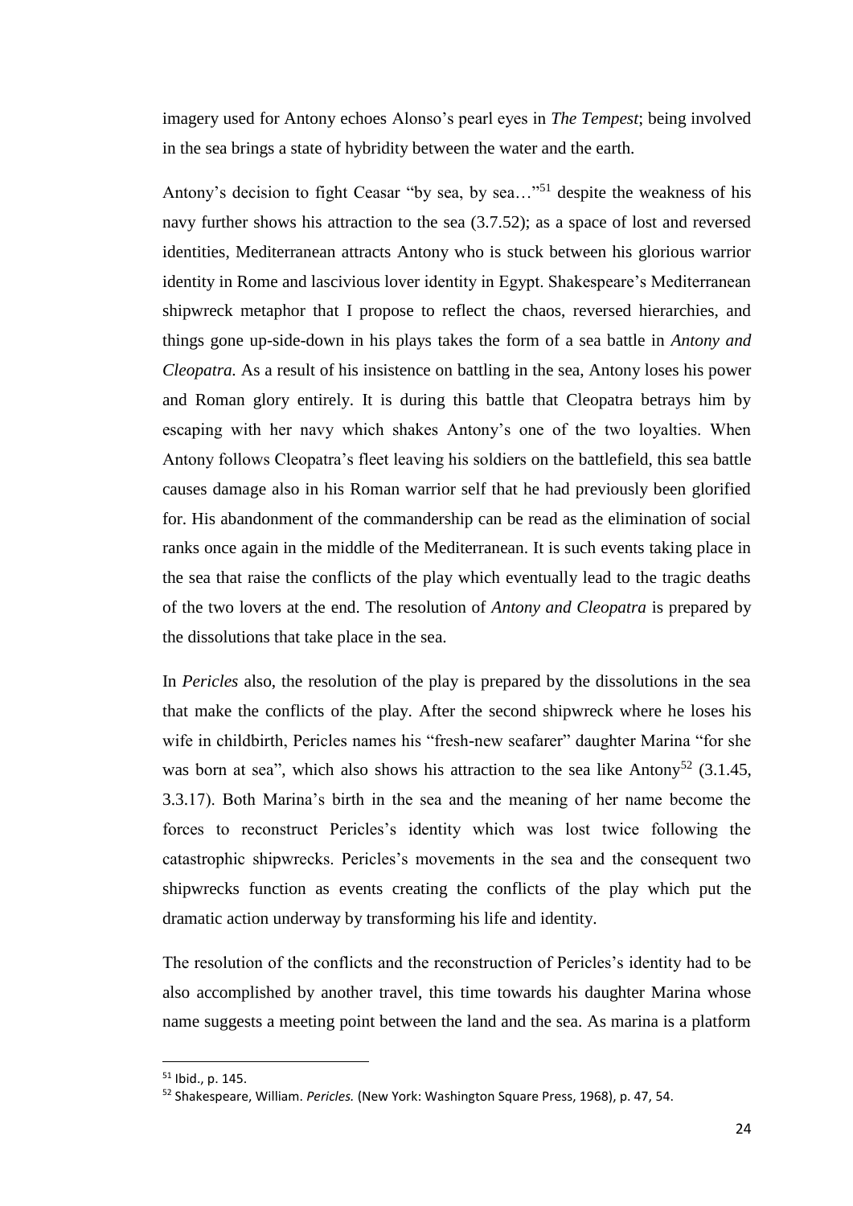imagery used for Antony echoes Alonso's pearl eyes in *The Tempest*; being involved in the sea brings a state of hybridity between the water and the earth.

Antony's decision to fight Ceasar "by sea, by sea…"[51] despite the weakness of his navy further shows his attraction to the sea (3.7.52); as a space of lost and reversed identities, Mediterranean attracts Antony who is stuck between his glorious warrior identity in Rome and lascivious lover identity in Egypt. Shakespeare's Mediterranean shipwreck metaphor that I propose to reflect the chaos, reversed hierarchies, and things gone up-side-down in his plays takes the form of a sea battle in *Antony and Cleopatra.* As a result of his insistence on battling in the sea, Antony loses his power and Roman glory entirely. It is during this battle that Cleopatra betrays him by escaping with her navy which shakes Antony's one of the two loyalties. When Antony follows Cleopatra's fleet leaving his soldiers on the battlefield, this sea battle causes damage also in his Roman warrior self that he had previously been glorified for. His abandonment of the commandership can be read as the elimination of social ranks once again in the middle of the Mediterranean. It is such events taking place in the sea that raise the conflicts of the play which eventually lead to the tragic deaths of the two lovers at the end. The resolution of *Antony and Cleopatra* is prepared by the dissolutions that take place in the sea.

In *Pericles* also, the resolution of the play is prepared by the dissolutions in the sea that make the conflicts of the play. After the second shipwreck where he loses his wife in childbirth, Pericles names his "fresh-new seafarer" daughter Marina "for she was born at sea", which also shows his attraction to the sea like Antony[52] (3.1.45, 3.3.17). Both Marina's birth in the sea and the meaning of her name become the forces to reconstruct Pericles's identity which was lost twice following the catastrophic shipwrecks. Pericles's movements in the sea and the consequent two shipwrecks function as events creating the conflicts of the play which put the dramatic action underway by transforming his life and identity.

The resolution of the conflicts and the reconstruction of Pericles's identity had to be also accomplished by another travel, this time towards his daughter Marina whose name suggests a meeting point between the land and the sea. As marina is a platform

---

[51] Ibid., p. 145.

[52] Shakespeare, William. *Pericles.* (New York: Washington Square Press, 1968), p. 47, 54.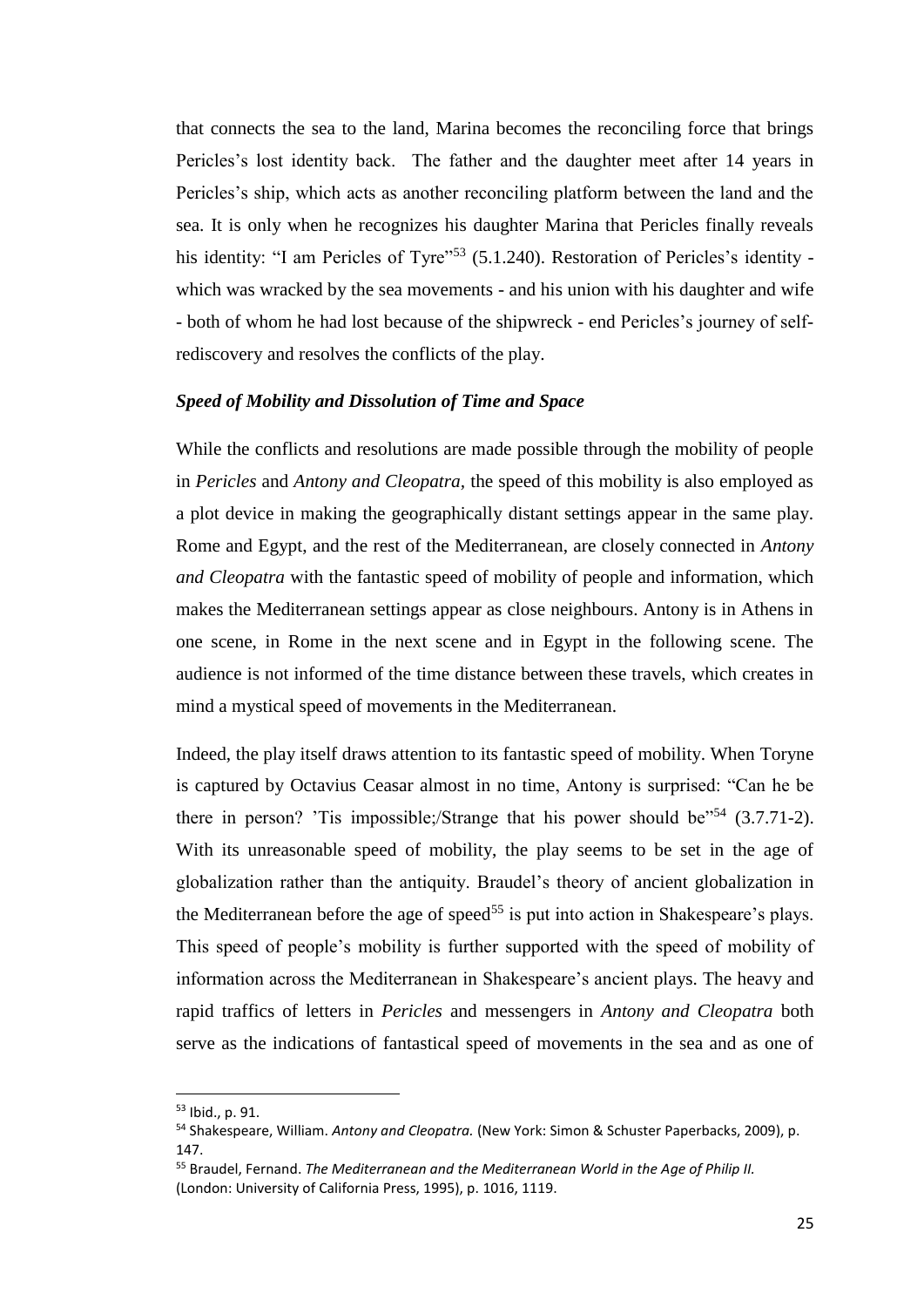that connects the sea to the land, Marina becomes the reconciling force that brings Pericles's lost identity back. The father and the daughter meet after 14 years in Pericles's ship, which acts as another reconciling platform between the land and the sea. It is only when he recognizes his daughter Marina that Pericles finally reveals his identity: "I am Pericles of Tyre"[53] (5.1.240). Restoration of Pericles's identity - which was wracked by the sea movements - and his union with his daughter and wife - both of whom he had lost because of the shipwreck - end Pericles's journey of self-rediscovery and resolves the conflicts of the play.

### *Speed of Mobility and Dissolution of Time and Space*

While the conflicts and resolutions are made possible through the mobility of people in *Pericles* and *Antony and Cleopatra,* the speed of this mobility is also employed as a plot device in making the geographically distant settings appear in the same play. Rome and Egypt, and the rest of the Mediterranean, are closely connected in *Antony and Cleopatra* with the fantastic speed of mobility of people and information, which makes the Mediterranean settings appear as close neighbours. Antony is in Athens in one scene, in Rome in the next scene and in Egypt in the following scene. The audience is not informed of the time distance between these travels, which creates in mind a mystical speed of movements in the Mediterranean.

Indeed, the play itself draws attention to its fantastic speed of mobility. When Toryne is captured by Octavius Ceasar almost in no time, Antony is surprised: "Can he be there in person? 'Tis impossible;/Strange that his power should be"[54] (3.7.71-2). With its unreasonable speed of mobility, the play seems to be set in the age of globalization rather than the antiquity. Braudel's theory of ancient globalization in the Mediterranean before the age of speed[55] is put into action in Shakespeare's plays. This speed of people's mobility is further supported with the speed of mobility of information across the Mediterranean in Shakespeare's ancient plays. The heavy and rapid traffics of letters in *Pericles* and messengers in *Antony and Cleopatra* both serve as the indications of fantastical speed of movements in the sea and as one of

---

[53] Ibid., p. 91.

[54] Shakespeare, William. *Antony and Cleopatra.* (New York: Simon & Schuster Paperbacks, 2009), p. 147.

[55] Braudel, Fernand. *The Mediterranean and the Mediterranean World in the Age of Philip II.* (London: University of California Press, 1995), p. 1016, 1119.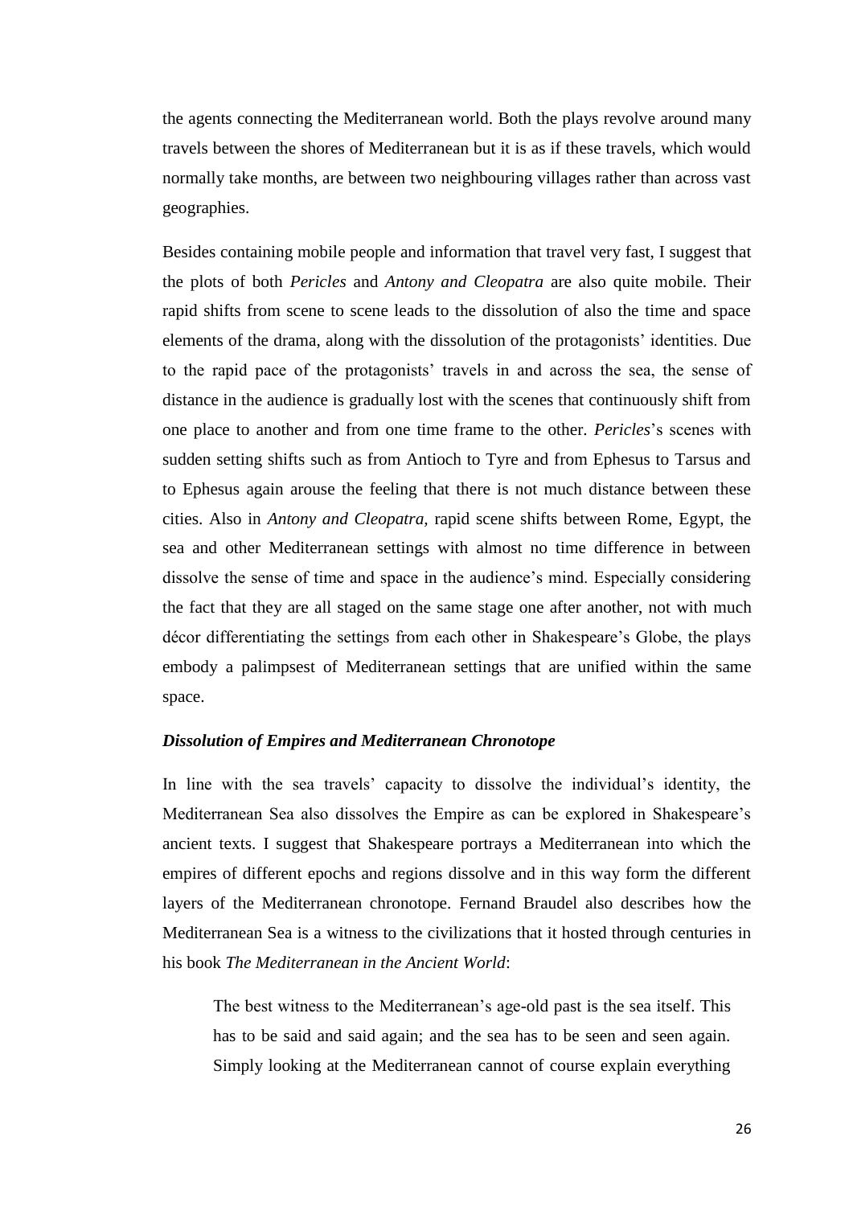the agents connecting the Mediterranean world. Both the plays revolve around many travels between the shores of Mediterranean but it is as if these travels, which would normally take months, are between two neighbouring villages rather than across vast geographies.

Besides containing mobile people and information that travel very fast, I suggest that the plots of both *Pericles* and *Antony and Cleopatra* are also quite mobile. Their rapid shifts from scene to scene leads to the dissolution of also the time and space elements of the drama, along with the dissolution of the protagonists' identities. Due to the rapid pace of the protagonists' travels in and across the sea, the sense of distance in the audience is gradually lost with the scenes that continuously shift from one place to another and from one time frame to the other. *Pericles*'s scenes with sudden setting shifts such as from Antioch to Tyre and from Ephesus to Tarsus and to Ephesus again arouse the feeling that there is not much distance between these cities. Also in *Antony and Cleopatra,* rapid scene shifts between Rome, Egypt, the sea and other Mediterranean settings with almost no time difference in between dissolve the sense of time and space in the audience's mind. Especially considering the fact that they are all staged on the same stage one after another, not with much décor differentiating the settings from each other in Shakespeare's Globe, the plays embody a palimpsest of Mediterranean settings that are unified within the same space.

### *Dissolution of Empires and Mediterranean Chronotope*

In line with the sea travels' capacity to dissolve the individual's identity, the Mediterranean Sea also dissolves the Empire as can be explored in Shakespeare's ancient texts. I suggest that Shakespeare portrays a Mediterranean into which the empires of different epochs and regions dissolve and in this way form the different layers of the Mediterranean chronotope. Fernand Braudel also describes how the Mediterranean Sea is a witness to the civilizations that it hosted through centuries in his book *The Mediterranean in the Ancient World*:

> The best witness to the Mediterranean's age-old past is the sea itself. This has to be said and said again; and the sea has to be seen and seen again. Simply looking at the Mediterranean cannot of course explain everything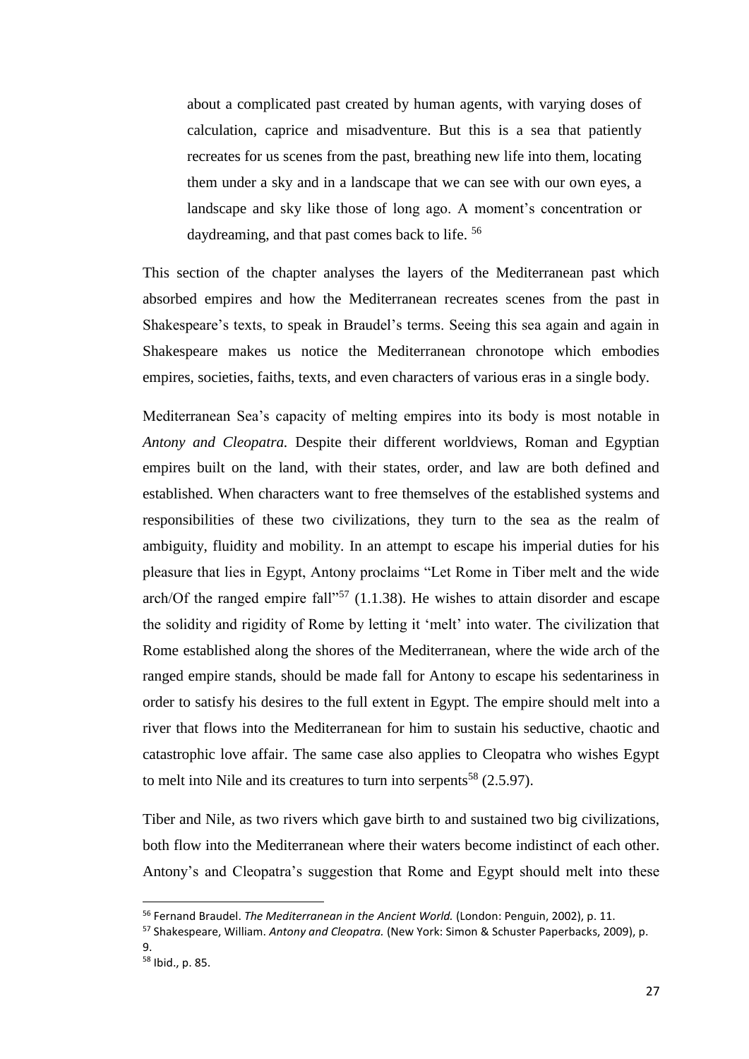> about a complicated past created by human agents, with varying doses of calculation, caprice and misadventure. But this is a sea that patiently recreates for us scenes from the past, breathing new life into them, locating them under a sky and in a landscape that we can see with our own eyes, a landscape and sky like those of long ago. A moment's concentration or daydreaming, and that past comes back to life. [56]

This section of the chapter analyses the layers of the Mediterranean past which absorbed empires and how the Mediterranean recreates scenes from the past in Shakespeare's texts, to speak in Braudel's terms. Seeing this sea again and again in Shakespeare makes us notice the Mediterranean chronotope which embodies empires, societies, faiths, texts, and even characters of various eras in a single body.

Mediterranean Sea's capacity of melting empires into its body is most notable in *Antony and Cleopatra.* Despite their different worldviews, Roman and Egyptian empires built on the land, with their states, order, and law are both defined and established. When characters want to free themselves of the established systems and responsibilities of these two civilizations, they turn to the sea as the realm of ambiguity, fluidity and mobility. In an attempt to escape his imperial duties for his pleasure that lies in Egypt, Antony proclaims "Let Rome in Tiber melt and the wide arch/Of the ranged empire fall"[57] (1.1.38). He wishes to attain disorder and escape the solidity and rigidity of Rome by letting it 'melt' into water. The civilization that Rome established along the shores of the Mediterranean, where the wide arch of the ranged empire stands, should be made fall for Antony to escape his sedentariness in order to satisfy his desires to the full extent in Egypt. The empire should melt into a river that flows into the Mediterranean for him to sustain his seductive, chaotic and catastrophic love affair. The same case also applies to Cleopatra who wishes Egypt to melt into Nile and its creatures to turn into serpents[58] (2.5.97).

Tiber and Nile, as two rivers which gave birth to and sustained two big civilizations, both flow into the Mediterranean where their waters become indistinct of each other. Antony's and Cleopatra's suggestion that Rome and Egypt should melt into these

---

[56] Fernand Braudel. *The Mediterranean in the Ancient World.* (London: Penguin, 2002), p. 11.

[57] Shakespeare, William. *Antony and Cleopatra.* (New York: Simon & Schuster Paperbacks, 2009), p. 9.

[58] Ibid., p. 85.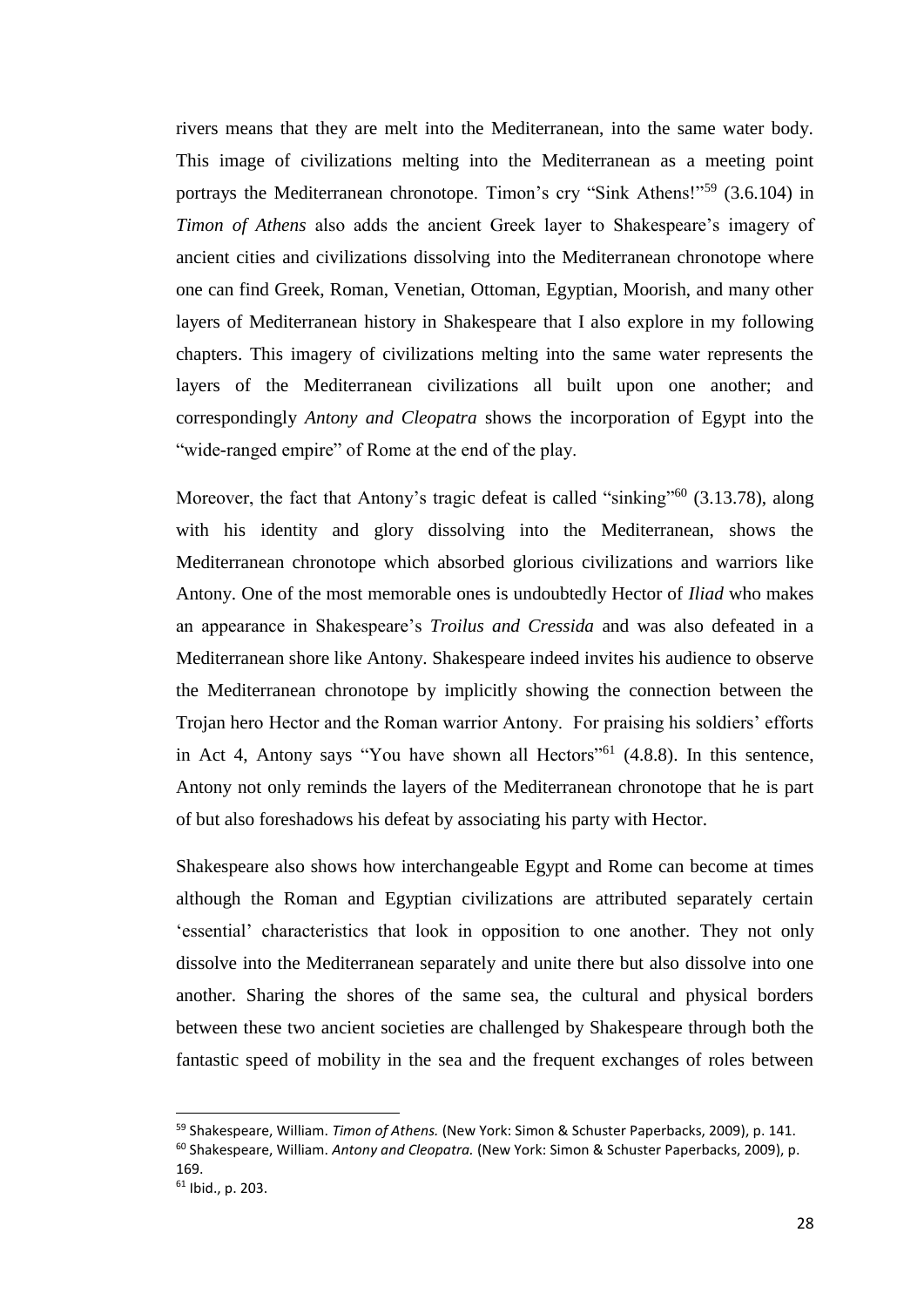rivers means that they are melt into the Mediterranean, into the same water body. This image of civilizations melting into the Mediterranean as a meeting point portrays the Mediterranean chronotope. Timon's cry "Sink Athens!"[59] (3.6.104) in *Timon of Athens* also adds the ancient Greek layer to Shakespeare's imagery of ancient cities and civilizations dissolving into the Mediterranean chronotope where one can find Greek, Roman, Venetian, Ottoman, Egyptian, Moorish, and many other layers of Mediterranean history in Shakespeare that I also explore in my following chapters. This imagery of civilizations melting into the same water represents the layers of the Mediterranean civilizations all built upon one another; and correspondingly *Antony and Cleopatra* shows the incorporation of Egypt into the "wide-ranged empire" of Rome at the end of the play.

Moreover, the fact that Antony's tragic defeat is called "sinking"[60] (3.13.78), along with his identity and glory dissolving into the Mediterranean, shows the Mediterranean chronotope which absorbed glorious civilizations and warriors like Antony. One of the most memorable ones is undoubtedly Hector of *Iliad* who makes an appearance in Shakespeare's *Troilus and Cressida* and was also defeated in a Mediterranean shore like Antony. Shakespeare indeed invites his audience to observe the Mediterranean chronotope by implicitly showing the connection between the Trojan hero Hector and the Roman warrior Antony. For praising his soldiers' efforts in Act 4, Antony says "You have shown all Hectors"[61] (4.8.8). In this sentence, Antony not only reminds the layers of the Mediterranean chronotope that he is part of but also foreshadows his defeat by associating his party with Hector.

Shakespeare also shows how interchangeable Egypt and Rome can become at times although the Roman and Egyptian civilizations are attributed separately certain 'essential' characteristics that look in opposition to one another. They not only dissolve into the Mediterranean separately and unite there but also dissolve into one another. Sharing the shores of the same sea, the cultural and physical borders between these two ancient societies are challenged by Shakespeare through both the fantastic speed of mobility in the sea and the frequent exchanges of roles between

---

[59] Shakespeare, William. *Timon of Athens.* (New York: Simon & Schuster Paperbacks, 2009), p. 141.

[60] Shakespeare, William. *Antony and Cleopatra.* (New York: Simon & Schuster Paperbacks, 2009), p. 169.

[61] Ibid., p. 203.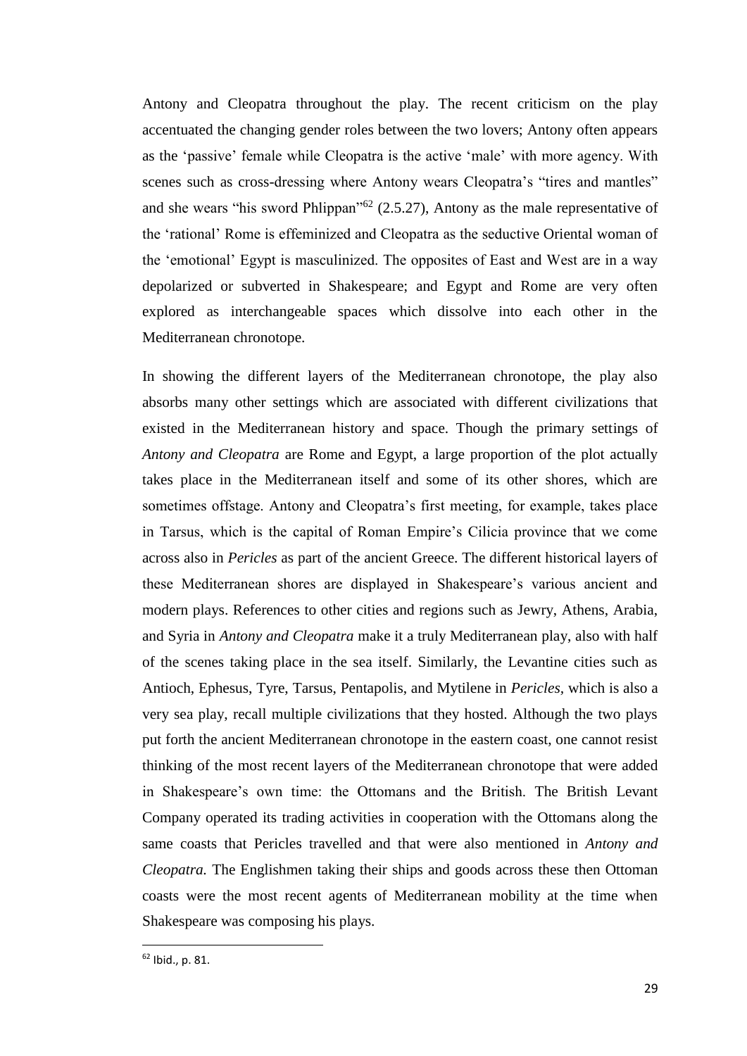Antony and Cleopatra throughout the play. The recent criticism on the play accentuated the changing gender roles between the two lovers; Antony often appears as the 'passive' female while Cleopatra is the active 'male' with more agency. With scenes such as cross-dressing where Antony wears Cleopatra's "tires and mantles" and she wears "his sword Phlippan"[62] (2.5.27), Antony as the male representative of the 'rational' Rome is effeminized and Cleopatra as the seductive Oriental woman of the 'emotional' Egypt is masculinized. The opposites of East and West are in a way depolarized or subverted in Shakespeare; and Egypt and Rome are very often explored as interchangeable spaces which dissolve into each other in the Mediterranean chronotope.

In showing the different layers of the Mediterranean chronotope, the play also absorbs many other settings which are associated with different civilizations that existed in the Mediterranean history and space. Though the primary settings of *Antony and Cleopatra* are Rome and Egypt, a large proportion of the plot actually takes place in the Mediterranean itself and some of its other shores, which are sometimes offstage. Antony and Cleopatra's first meeting, for example, takes place in Tarsus, which is the capital of Roman Empire's Cilicia province that we come across also in *Pericles* as part of the ancient Greece. The different historical layers of these Mediterranean shores are displayed in Shakespeare's various ancient and modern plays. References to other cities and regions such as Jewry, Athens, Arabia, and Syria in *Antony and Cleopatra* make it a truly Mediterranean play, also with half of the scenes taking place in the sea itself. Similarly, the Levantine cities such as Antioch, Ephesus, Tyre, Tarsus, Pentapolis, and Mytilene in *Pericles*, which is also a very sea play, recall multiple civilizations that they hosted. Although the two plays put forth the ancient Mediterranean chronotope in the eastern coast, one cannot resist thinking of the most recent layers of the Mediterranean chronotope that were added in Shakespeare's own time: the Ottomans and the British. The British Levant Company operated its trading activities in cooperation with the Ottomans along the same coasts that Pericles travelled and that were also mentioned in *Antony and Cleopatra*. The Englishmen taking their ships and goods across these then Ottoman coasts were the most recent agents of Mediterranean mobility at the time when Shakespeare was composing his plays.

[62] Ibid., p. 81.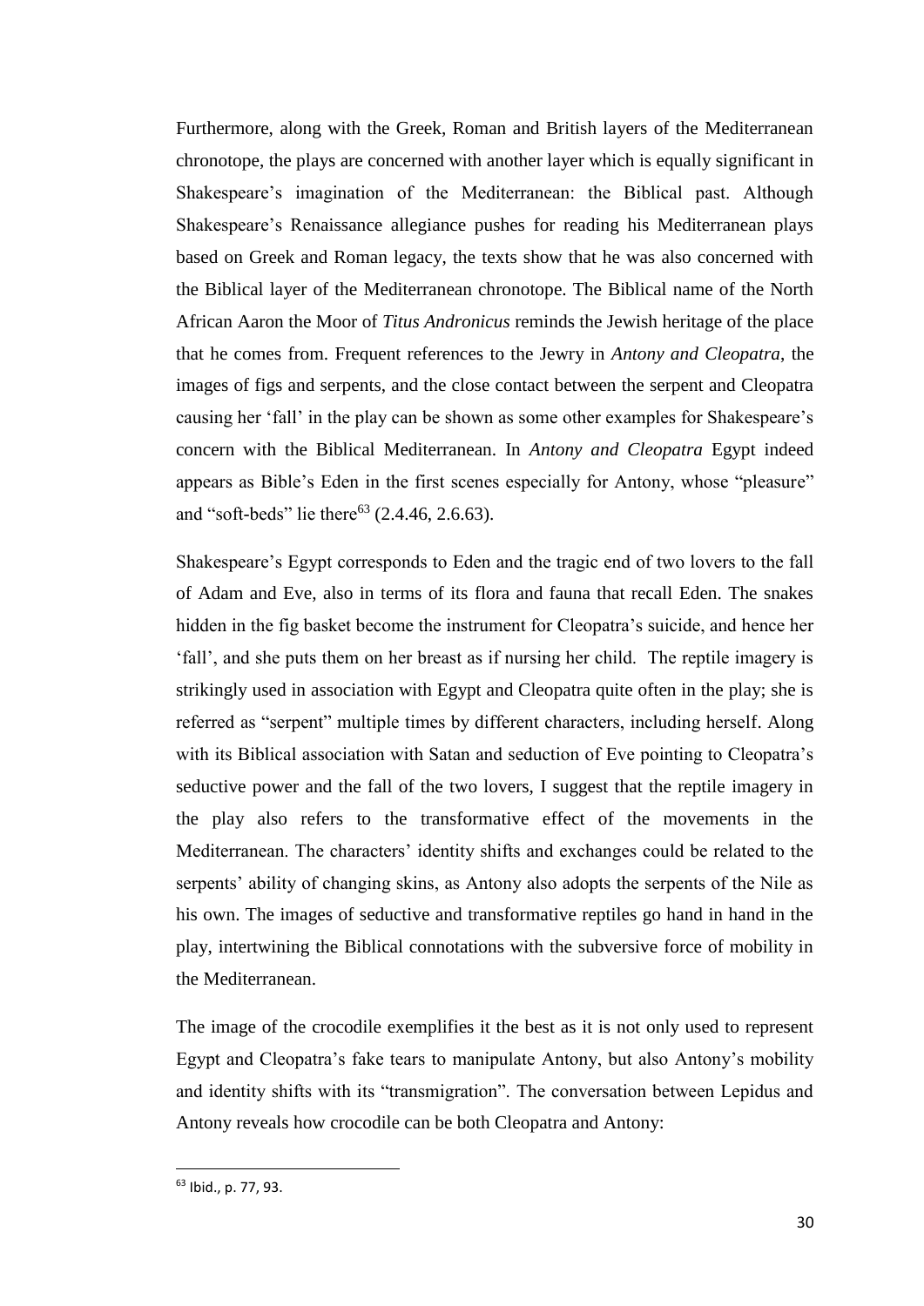Furthermore, along with the Greek, Roman and British layers of the Mediterranean chronotope, the plays are concerned with another layer which is equally significant in Shakespeare's imagination of the Mediterranean: the Biblical past. Although Shakespeare's Renaissance allegiance pushes for reading his Mediterranean plays based on Greek and Roman legacy, the texts show that he was also concerned with the Biblical layer of the Mediterranean chronotope. The Biblical name of the North African Aaron the Moor of *Titus Andronicus* reminds the Jewish heritage of the place that he comes from. Frequent references to the Jewry in *Antony and Cleopatra*, the images of figs and serpents, and the close contact between the serpent and Cleopatra causing her 'fall' in the play can be shown as some other examples for Shakespeare's concern with the Biblical Mediterranean. In *Antony and Cleopatra* Egypt indeed appears as Bible's Eden in the first scenes especially for Antony, whose "pleasure" and "soft-beds" lie there[63] (2.4.46, 2.6.63).

Shakespeare's Egypt corresponds to Eden and the tragic end of two lovers to the fall of Adam and Eve, also in terms of its flora and fauna that recall Eden. The snakes hidden in the fig basket become the instrument for Cleopatra's suicide, and hence her 'fall', and she puts them on her breast as if nursing her child. The reptile imagery is strikingly used in association with Egypt and Cleopatra quite often in the play; she is referred as "serpent" multiple times by different characters, including herself. Along with its Biblical association with Satan and seduction of Eve pointing to Cleopatra's seductive power and the fall of the two lovers, I suggest that the reptile imagery in the play also refers to the transformative effect of the movements in the Mediterranean. The characters' identity shifts and exchanges could be related to the serpents' ability of changing skins, as Antony also adopts the serpents of the Nile as his own. The images of seductive and transformative reptiles go hand in hand in the play, intertwining the Biblical connotations with the subversive force of mobility in the Mediterranean.

The image of the crocodile exemplifies it the best as it is not only used to represent Egypt and Cleopatra's fake tears to manipulate Antony, but also Antony's mobility and identity shifts with its "transmigration". The conversation between Lepidus and Antony reveals how crocodile can be both Cleopatra and Antony:

---

[63] Ibid., p. 77, 93.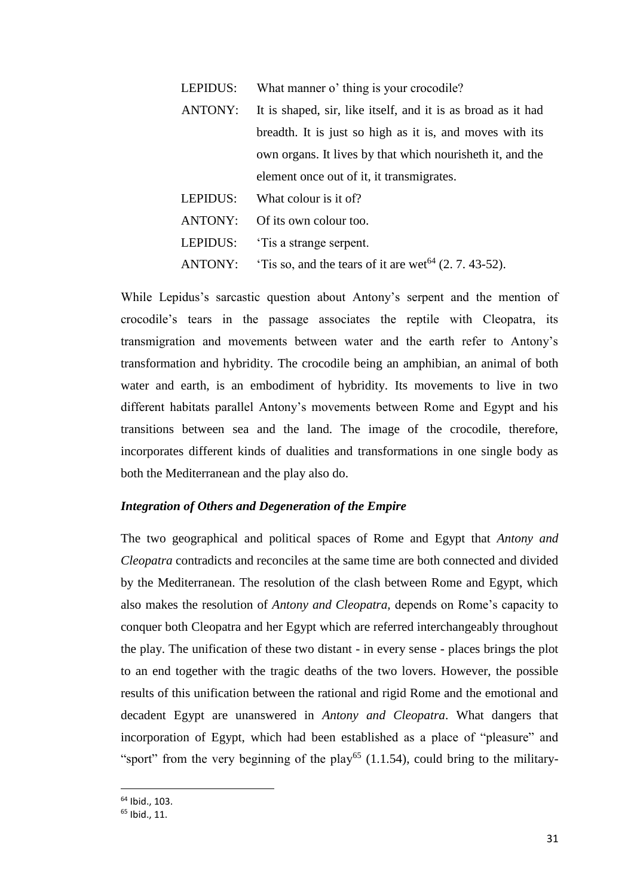LEPIDUS: What manner o' thing is your crocodile?

ANTONY: It is shaped, sir, like itself, and it is as broad as it had breadth. It is just so high as it is, and moves with its own organs. It lives by that which nourisheth it, and the element once out of it, it transmigrates.

LEPIDUS: What colour is it of?

ANTONY: Of its own colour too.

LEPIDUS: 'Tis a strange serpent.

ANTONY: 'Tis so, and the tears of it are wet[64] (2. 7. 43-52).

While Lepidus's sarcastic question about Antony's serpent and the mention of crocodile's tears in the passage associates the reptile with Cleopatra, its transmigration and movements between water and the earth refer to Antony's transformation and hybridity. The crocodile being an amphibian, an animal of both water and earth, is an embodiment of hybridity. Its movements to live in two different habitats parallel Antony's movements between Rome and Egypt and his transitions between sea and the land. The image of the crocodile, therefore, incorporates different kinds of dualities and transformations in one single body as both the Mediterranean and the play also do.

### *Integration of Others and Degeneration of the Empire*

The two geographical and political spaces of Rome and Egypt that *Antony and Cleopatra* contradicts and reconciles at the same time are both connected and divided by the Mediterranean. The resolution of the clash between Rome and Egypt, which also makes the resolution of *Antony and Cleopatra,* depends on Rome's capacity to conquer both Cleopatra and her Egypt which are referred interchangeably throughout the play. The unification of these two distant - in every sense - places brings the plot to an end together with the tragic deaths of the two lovers. However, the possible results of this unification between the rational and rigid Rome and the emotional and decadent Egypt are unanswered in *Antony and Cleopatra*. What dangers that incorporation of Egypt, which had been established as a place of "pleasure" and "sport" from the very beginning of the play[65] (1.1.54), could bring to the military-

---

[64] Ibid., 103.

[65] Ibid., 11.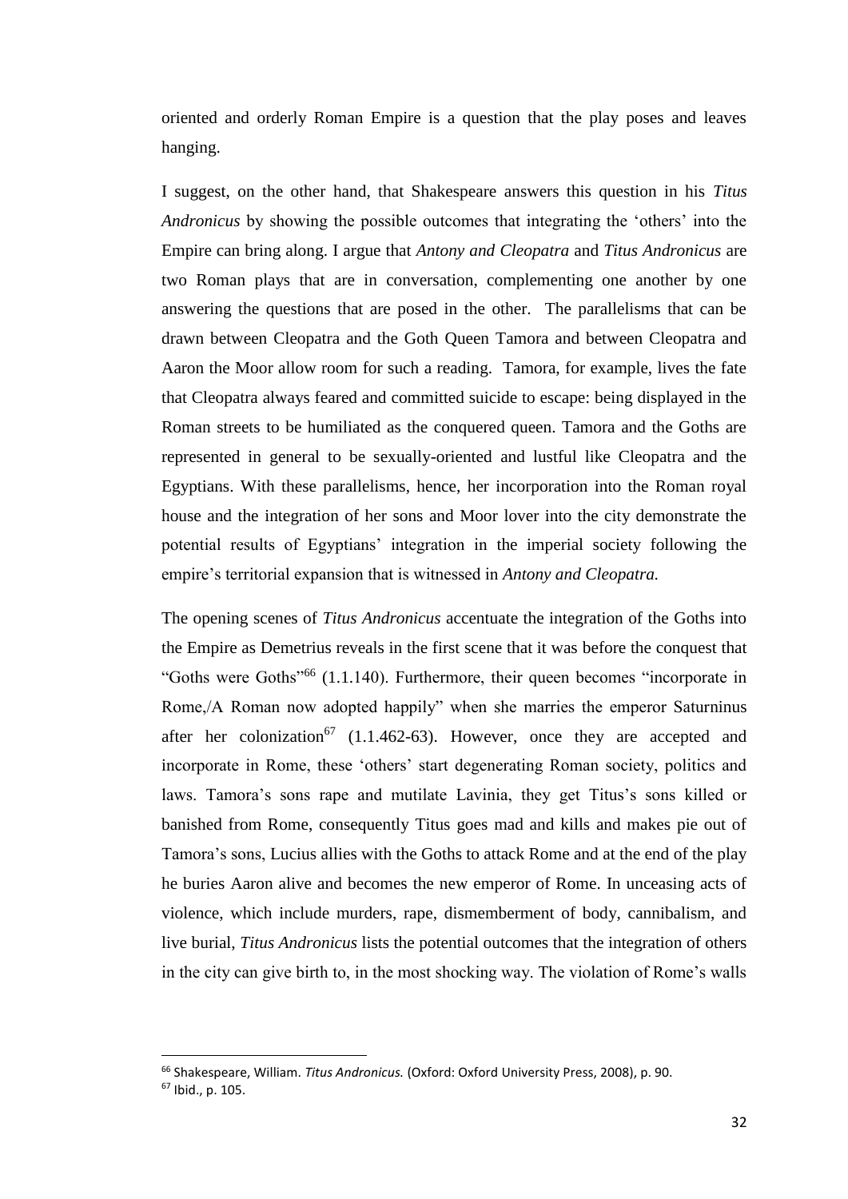oriented and orderly Roman Empire is a question that the play poses and leaves hanging.

I suggest, on the other hand, that Shakespeare answers this question in his *Titus Andronicus* by showing the possible outcomes that integrating the 'others' into the Empire can bring along. I argue that *Antony and Cleopatra* and *Titus Andronicus* are two Roman plays that are in conversation, complementing one another by one answering the questions that are posed in the other. The parallelisms that can be drawn between Cleopatra and the Goth Queen Tamora and between Cleopatra and Aaron the Moor allow room for such a reading. Tamora, for example, lives the fate that Cleopatra always feared and committed suicide to escape: being displayed in the Roman streets to be humiliated as the conquered queen. Tamora and the Goths are represented in general to be sexually-oriented and lustful like Cleopatra and the Egyptians. With these parallelisms, hence, her incorporation into the Roman royal house and the integration of her sons and Moor lover into the city demonstrate the potential results of Egyptians' integration in the imperial society following the empire's territorial expansion that is witnessed in *Antony and Cleopatra.*

The opening scenes of *Titus Andronicus* accentuate the integration of the Goths into the Empire as Demetrius reveals in the first scene that it was before the conquest that "Goths were Goths"[66] (1.1.140). Furthermore, their queen becomes "incorporate in Rome,/A Roman now adopted happily" when she marries the emperor Saturninus after her colonization[67] (1.1.462-63). However, once they are accepted and incorporate in Rome, these 'others' start degenerating Roman society, politics and laws. Tamora's sons rape and mutilate Lavinia, they get Titus's sons killed or banished from Rome, consequently Titus goes mad and kills and makes pie out of Tamora's sons, Lucius allies with the Goths to attack Rome and at the end of the play he buries Aaron alive and becomes the new emperor of Rome. In unceasing acts of violence, which include murders, rape, dismemberment of body, cannibalism, and live burial, *Titus Andronicus* lists the potential outcomes that the integration of others in the city can give birth to, in the most shocking way. The violation of Rome's walls

---

[66] Shakespeare, William. *Titus Andronicus.* (Oxford: Oxford University Press, 2008), p. 90.

[67] Ibid., p. 105.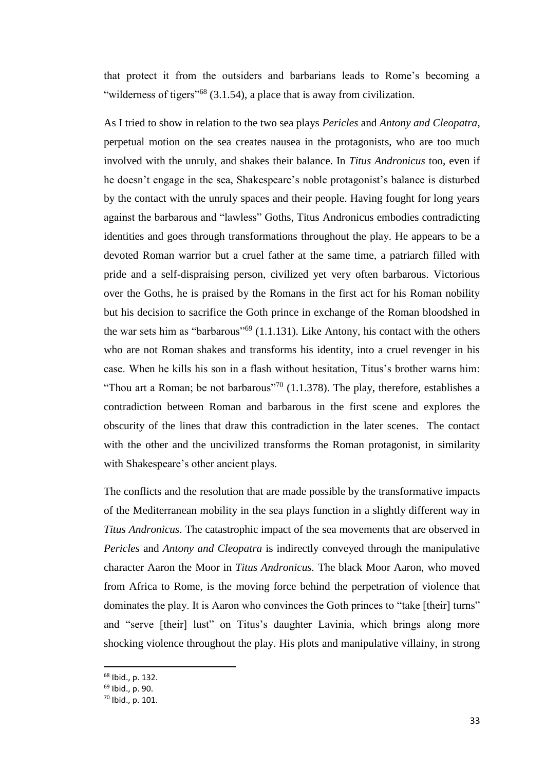that protect it from the outsiders and barbarians leads to Rome's becoming a "wilderness of tigers"[68] (3.1.54), a place that is away from civilization.

As I tried to show in relation to the two sea plays *Pericles* and *Antony and Cleopatra*, perpetual motion on the sea creates nausea in the protagonists, who are too much involved with the unruly, and shakes their balance. In *Titus Andronicus* too, even if he doesn't engage in the sea, Shakespeare's noble protagonist's balance is disturbed by the contact with the unruly spaces and their people. Having fought for long years against the barbarous and "lawless" Goths, Titus Andronicus embodies contradicting identities and goes through transformations throughout the play. He appears to be a devoted Roman warrior but a cruel father at the same time, a patriarch filled with pride and a self-dispraising person, civilized yet very often barbarous. Victorious over the Goths, he is praised by the Romans in the first act for his Roman nobility but his decision to sacrifice the Goth prince in exchange of the Roman bloodshed in the war sets him as "barbarous"[69] (1.1.131). Like Antony, his contact with the others who are not Roman shakes and transforms his identity, into a cruel revenger in his case. When he kills his son in a flash without hesitation, Titus's brother warns him: "Thou art a Roman; be not barbarous"[70] (1.1.378). The play, therefore, establishes a contradiction between Roman and barbarous in the first scene and explores the obscurity of the lines that draw this contradiction in the later scenes. The contact with the other and the uncivilized transforms the Roman protagonist, in similarity with Shakespeare's other ancient plays.

The conflicts and the resolution that are made possible by the transformative impacts of the Mediterranean mobility in the sea plays function in a slightly different way in *Titus Andronicus*. The catastrophic impact of the sea movements that are observed in *Pericles* and *Antony and Cleopatra* is indirectly conveyed through the manipulative character Aaron the Moor in *Titus Andronicus.* The black Moor Aaron, who moved from Africa to Rome, is the moving force behind the perpetration of violence that dominates the play. It is Aaron who convinces the Goth princes to "take [their] turns" and "serve [their] lust" on Titus's daughter Lavinia, which brings along more shocking violence throughout the play. His plots and manipulative villainy, in strong

[68] Ibid., p. 132.

[69] Ibid., p. 90.

[70] Ibid., p. 101.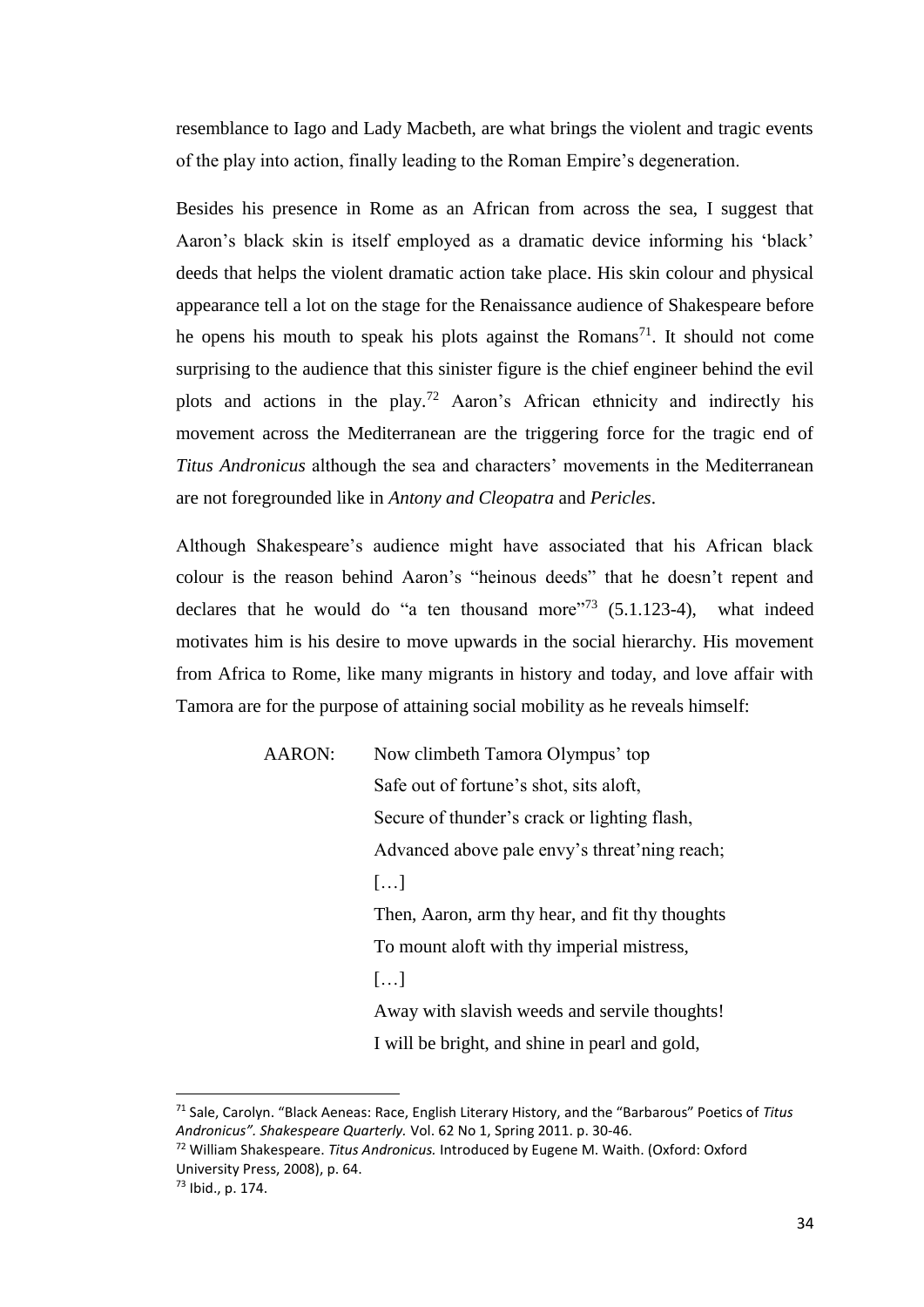resemblance to Iago and Lady Macbeth, are what brings the violent and tragic events of the play into action, finally leading to the Roman Empire's degeneration.

Besides his presence in Rome as an African from across the sea, I suggest that Aaron's black skin is itself employed as a dramatic device informing his 'black' deeds that helps the violent dramatic action take place. His skin colour and physical appearance tell a lot on the stage for the Renaissance audience of Shakespeare before he opens his mouth to speak his plots against the Romans[71]. It should not come surprising to the audience that this sinister figure is the chief engineer behind the evil plots and actions in the play.[72] Aaron's African ethnicity and indirectly his movement across the Mediterranean are the triggering force for the tragic end of *Titus Andronicus* although the sea and characters' movements in the Mediterranean are not foregrounded like in *Antony and Cleopatra* and *Pericles*.

Although Shakespeare's audience might have associated that his African black colour is the reason behind Aaron's "heinous deeds" that he doesn't repent and declares that he would do "a ten thousand more"[73] (5.1.123-4), what indeed motivates him is his desire to move upwards in the social hierarchy. His movement from Africa to Rome, like many migrants in history and today, and love affair with Tamora are for the purpose of attaining social mobility as he reveals himself:

> AARON: Now climbeth Tamora Olympus' top
> Safe out of fortune's shot, sits aloft,
> Secure of thunder's crack or lighting flash,
> Advanced above pale envy's threat'ning reach;
> […]
> Then, Aaron, arm thy hear, and fit thy thoughts
> To mount aloft with thy imperial mistress,
> […]
> Away with slavish weeds and servile thoughts!
> I will be bright, and shine in pearl and gold,

---

[71] Sale, Carolyn. "Black Aeneas: Race, English Literary History, and the "Barbarous" Poetics of *Titus Andronicus". Shakespeare Quarterly.* Vol. 62 No 1, Spring 2011. p. 30-46.

[72] William Shakespeare. *Titus Andronicus.* Introduced by Eugene M. Waith. (Oxford: Oxford University Press, 2008), p. 64.

[73] Ibid., p. 174.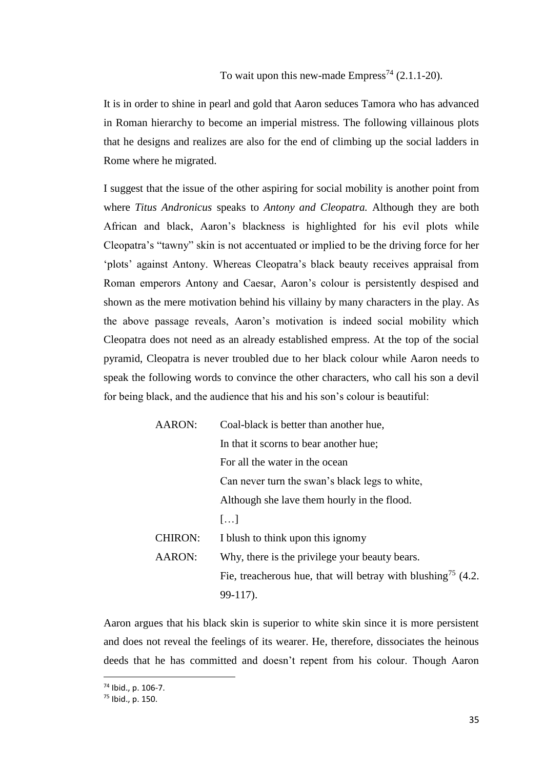To wait upon this new-made Empress[74] (2.1.1-20).

It is in order to shine in pearl and gold that Aaron seduces Tamora who has advanced in Roman hierarchy to become an imperial mistress. The following villainous plots that he designs and realizes are also for the end of climbing up the social ladders in Rome where he migrated.

I suggest that the issue of the other aspiring for social mobility is another point from where *Titus Andronicus* speaks to *Antony and Cleopatra.* Although they are both African and black, Aaron's blackness is highlighted for his evil plots while Cleopatra's "tawny" skin is not accentuated or implied to be the driving force for her 'plots' against Antony. Whereas Cleopatra's black beauty receives appraisal from Roman emperors Antony and Caesar, Aaron's colour is persistently despised and shown as the mere motivation behind his villainy by many characters in the play. As the above passage reveals, Aaron's motivation is indeed social mobility which Cleopatra does not need as an already established empress. At the top of the social pyramid, Cleopatra is never troubled due to her black colour while Aaron needs to speak the following words to convince the other characters, who call his son a devil for being black, and the audience that his and his son's colour is beautiful:

> AARON: Coal-black is better than another hue,
> In that it scorns to bear another hue;
> For all the water in the ocean
> Can never turn the swan's black legs to white,
> Although she lave them hourly in the flood.
> […]
> CHIRON: I blush to think upon this ignomy
> AARON: Why, there is the privilege your beauty bears.
> Fie, treacherous hue, that will betray with blushing[75] (4.2. 99-117).

Aaron argues that his black skin is superior to white skin since it is more persistent and does not reveal the feelings of its wearer. He, therefore, dissociates the heinous deeds that he has committed and doesn't repent from his colour. Though Aaron

[74] Ibid., p. 106-7.
[75] Ibid., p. 150.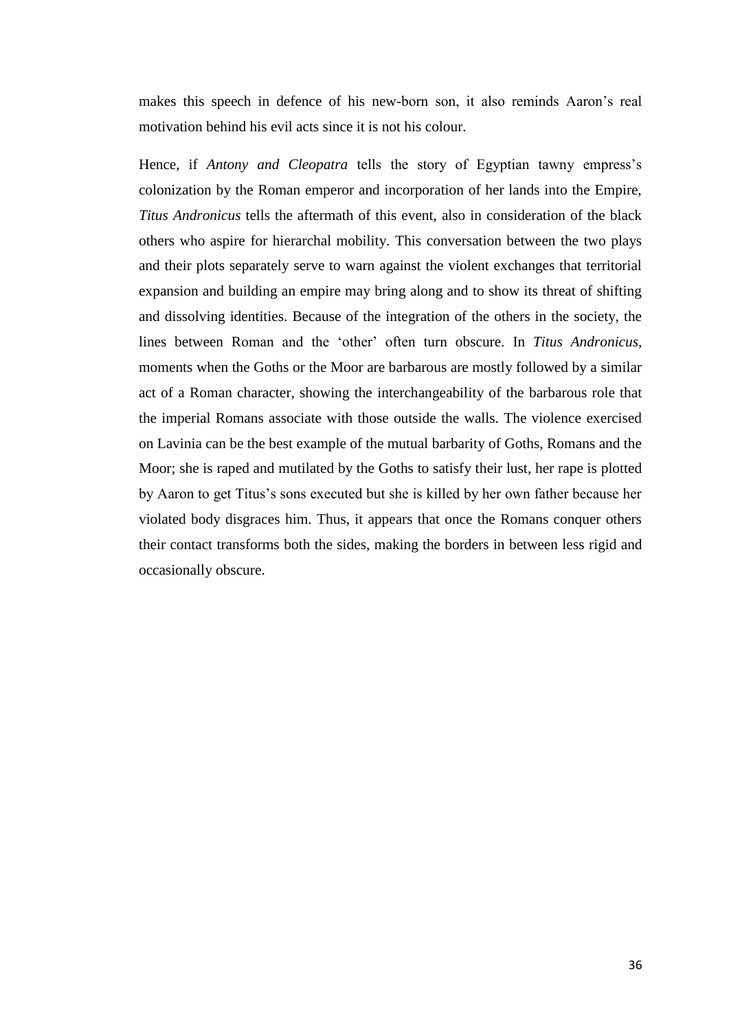makes this speech in defence of his new-born son, it also reminds Aaron's real motivation behind his evil acts since it is not his colour.

Hence, if *Antony and Cleopatra* tells the story of Egyptian tawny empress's colonization by the Roman emperor and incorporation of her lands into the Empire, *Titus Andronicus* tells the aftermath of this event, also in consideration of the black others who aspire for hierarchal mobility. This conversation between the two plays and their plots separately serve to warn against the violent exchanges that territorial expansion and building an empire may bring along and to show its threat of shifting and dissolving identities. Because of the integration of the others in the society, the lines between Roman and the 'other' often turn obscure. In *Titus Andronicus*, moments when the Goths or the Moor are barbarous are mostly followed by a similar act of a Roman character, showing the interchangeability of the barbarous role that the imperial Romans associate with those outside the walls. The violence exercised on Lavinia can be the best example of the mutual barbarity of Goths, Romans and the Moor; she is raped and mutilated by the Goths to satisfy their lust, her rape is plotted by Aaron to get Titus's sons executed but she is killed by her own father because her violated body disgraces him. Thus, it appears that once the Romans conquer others their contact transforms both the sides, making the borders in between less rigid and occasionally obscure.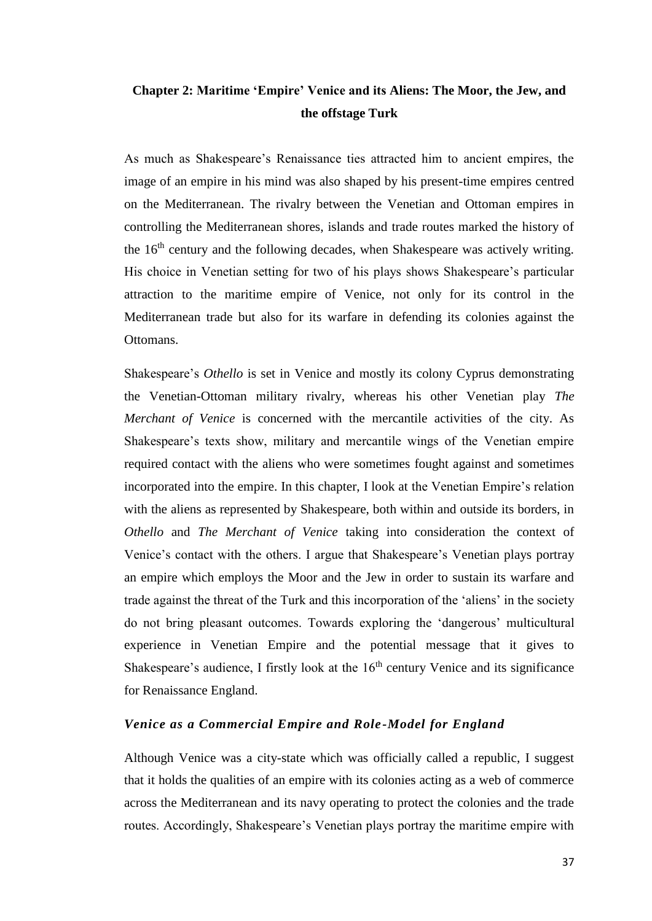## Chapter 2: Maritime 'Empire' Venice and its Aliens: The Moor, the Jew, and the offstage Turk

As much as Shakespeare's Renaissance ties attracted him to ancient empires, the image of an empire in his mind was also shaped by his present-time empires centred on the Mediterranean. The rivalry between the Venetian and Ottoman empires in controlling the Mediterranean shores, islands and trade routes marked the history of the 16th century and the following decades, when Shakespeare was actively writing. His choice in Venetian setting for two of his plays shows Shakespeare's particular attraction to the maritime empire of Venice, not only for its control in the Mediterranean trade but also for its warfare in defending its colonies against the Ottomans.

Shakespeare's *Othello* is set in Venice and mostly its colony Cyprus demonstrating the Venetian-Ottoman military rivalry, whereas his other Venetian play *The Merchant of Venice* is concerned with the mercantile activities of the city. As Shakespeare's texts show, military and mercantile wings of the Venetian empire required contact with the aliens who were sometimes fought against and sometimes incorporated into the empire. In this chapter, I look at the Venetian Empire's relation with the aliens as represented by Shakespeare, both within and outside its borders, in *Othello* and *The Merchant of Venice* taking into consideration the context of Venice's contact with the others. I argue that Shakespeare's Venetian plays portray an empire which employs the Moor and the Jew in order to sustain its warfare and trade against the threat of the Turk and this incorporation of the 'aliens' in the society do not bring pleasant outcomes. Towards exploring the 'dangerous' multicultural experience in Venetian Empire and the potential message that it gives to Shakespeare's audience, I firstly look at the 16th century Venice and its significance for Renaissance England.

### *Venice as a Commercial Empire and Role-Model for England*

Although Venice was a city-state which was officially called a republic, I suggest that it holds the qualities of an empire with its colonies acting as a web of commerce across the Mediterranean and its navy operating to protect the colonies and the trade routes. Accordingly, Shakespeare's Venetian plays portray the maritime empire with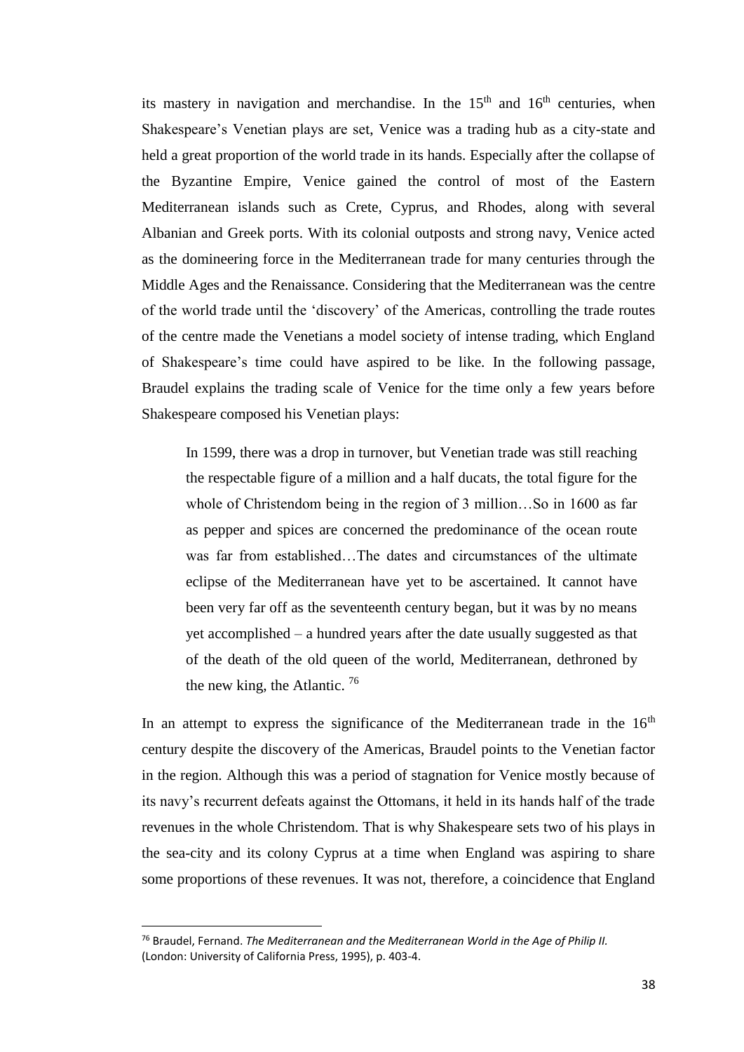its mastery in navigation and merchandise. In the 15th and 16th centuries, when Shakespeare's Venetian plays are set, Venice was a trading hub as a city-state and held a great proportion of the world trade in its hands. Especially after the collapse of the Byzantine Empire, Venice gained the control of most of the Eastern Mediterranean islands such as Crete, Cyprus, and Rhodes, along with several Albanian and Greek ports. With its colonial outposts and strong navy, Venice acted as the domineering force in the Mediterranean trade for many centuries through the Middle Ages and the Renaissance. Considering that the Mediterranean was the centre of the world trade until the 'discovery' of the Americas, controlling the trade routes of the centre made the Venetians a model society of intense trading, which England of Shakespeare's time could have aspired to be like. In the following passage, Braudel explains the trading scale of Venice for the time only a few years before Shakespeare composed his Venetian plays:

> In 1599, there was a drop in turnover, but Venetian trade was still reaching the respectable figure of a million and a half ducats, the total figure for the whole of Christendom being in the region of 3 million…So in 1600 as far as pepper and spices are concerned the predominance of the ocean route was far from established…The dates and circumstances of the ultimate eclipse of the Mediterranean have yet to be ascertained. It cannot have been very far off as the seventeenth century began, but it was by no means yet accomplished – a hundred years after the date usually suggested as that of the death of the old queen of the world, Mediterranean, dethroned by the new king, the Atlantic. [76]

In an attempt to express the significance of the Mediterranean trade in the 16th century despite the discovery of the Americas, Braudel points to the Venetian factor in the region. Although this was a period of stagnation for Venice mostly because of its navy's recurrent defeats against the Ottomans, it held in its hands half of the trade revenues in the whole Christendom. That is why Shakespeare sets two of his plays in the sea-city and its colony Cyprus at a time when England was aspiring to share some proportions of these revenues. It was not, therefore, a coincidence that England

---

[76] Braudel, Fernand. *The Mediterranean and the Mediterranean World in the Age of Philip II.* (London: University of California Press, 1995), p. 403-4.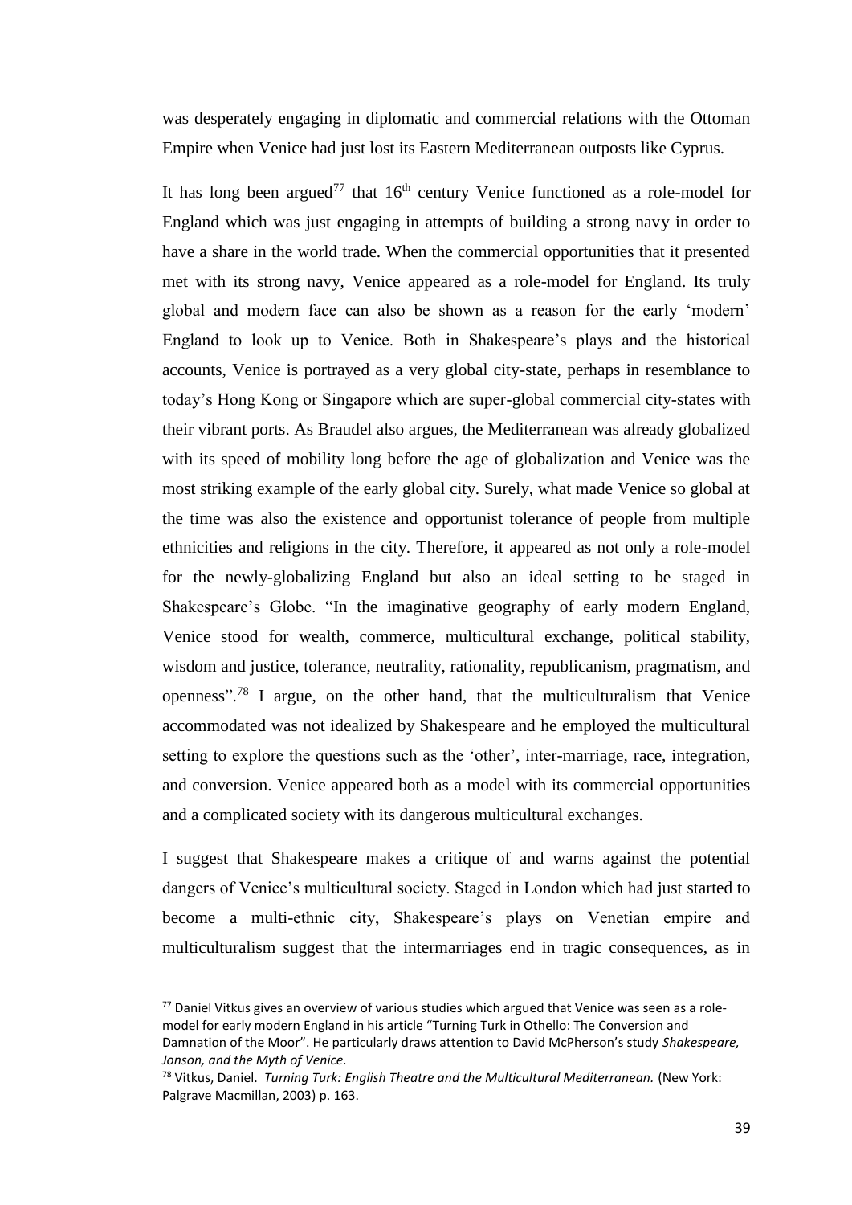was desperately engaging in diplomatic and commercial relations with the Ottoman Empire when Venice had just lost its Eastern Mediterranean outposts like Cyprus.

It has long been argued[77] that 16th century Venice functioned as a role-model for England which was just engaging in attempts of building a strong navy in order to have a share in the world trade. When the commercial opportunities that it presented met with its strong navy, Venice appeared as a role-model for England. Its truly global and modern face can also be shown as a reason for the early 'modern' England to look up to Venice. Both in Shakespeare's plays and the historical accounts, Venice is portrayed as a very global city-state, perhaps in resemblance to today's Hong Kong or Singapore which are super-global commercial city-states with their vibrant ports. As Braudel also argues, the Mediterranean was already globalized with its speed of mobility long before the age of globalization and Venice was the most striking example of the early global city. Surely, what made Venice so global at the time was also the existence and opportunist tolerance of people from multiple ethnicities and religions in the city. Therefore, it appeared as not only a role-model for the newly-globalizing England but also an ideal setting to be staged in Shakespeare's Globe. "In the imaginative geography of early modern England, Venice stood for wealth, commerce, multicultural exchange, political stability, wisdom and justice, tolerance, neutrality, rationality, republicanism, pragmatism, and openness".[78] I argue, on the other hand, that the multiculturalism that Venice accommodated was not idealized by Shakespeare and he employed the multicultural setting to explore the questions such as the 'other', inter-marriage, race, integration, and conversion. Venice appeared both as a model with its commercial opportunities and a complicated society with its dangerous multicultural exchanges.

I suggest that Shakespeare makes a critique of and warns against the potential dangers of Venice's multicultural society. Staged in London which had just started to become a multi-ethnic city, Shakespeare's plays on Venetian empire and multiculturalism suggest that the intermarriages end in tragic consequences, as in

---

[77] Daniel Vitkus gives an overview of various studies which argued that Venice was seen as a role-model for early modern England in his article "Turning Turk in Othello: The Conversion and Damnation of the Moor". He particularly draws attention to David McPherson's study *Shakespeare, Jonson, and the Myth of Venice.*

[78] Vitkus, Daniel. *Turning Turk: English Theatre and the Multicultural Mediterranean.* (New York: Palgrave Macmillan, 2003) p. 163.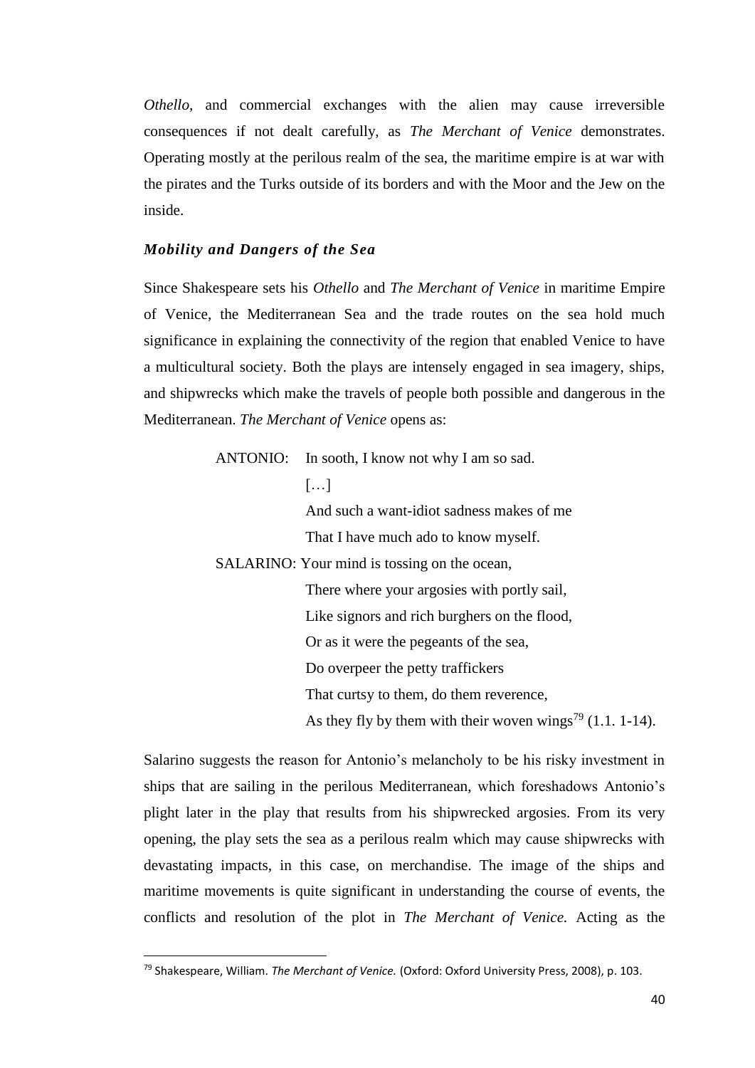*Othello*, and commercial exchanges with the alien may cause irreversible consequences if not dealt carefully, as *The Merchant of Venice* demonstrates. Operating mostly at the perilous realm of the sea, the maritime empire is at war with the pirates and the Turks outside of its borders and with the Moor and the Jew on the inside.

### *Mobility and Dangers of the Sea*

Since Shakespeare sets his *Othello* and *The Merchant of Venice* in maritime Empire of Venice, the Mediterranean Sea and the trade routes on the sea hold much significance in explaining the connectivity of the region that enabled Venice to have a multicultural society. Both the plays are intensely engaged in sea imagery, ships, and shipwrecks which make the travels of people both possible and dangerous in the Mediterranean. *The Merchant of Venice* opens as:

> ANTONIO: In sooth, I know not why I am so sad.
> […]
> And such a want-idiot sadness makes of me
> That I have much ado to know myself.
> SALARINO: Your mind is tossing on the ocean,
> There where your argosies with portly sail,
> Like signors and rich burghers on the flood,
> Or as it were the pegeants of the sea,
> Do overpeer the petty traffickers
> That curtsy to them, do them reverence,
> As they fly by them with their woven wings[79] (1.1. 1-14).

Salarino suggests the reason for Antonio's melancholy to be his risky investment in ships that are sailing in the perilous Mediterranean, which foreshadows Antonio's plight later in the play that results from his shipwrecked argosies. From its very opening, the play sets the sea as a perilous realm which may cause shipwrecks with devastating impacts, in this case, on merchandise. The image of the ships and maritime movements is quite significant in understanding the course of events, the conflicts and resolution of the plot in *The Merchant of Venice.* Acting as the

---

[79] Shakespeare, William. *The Merchant of Venice.* (Oxford: Oxford University Press, 2008), p. 103.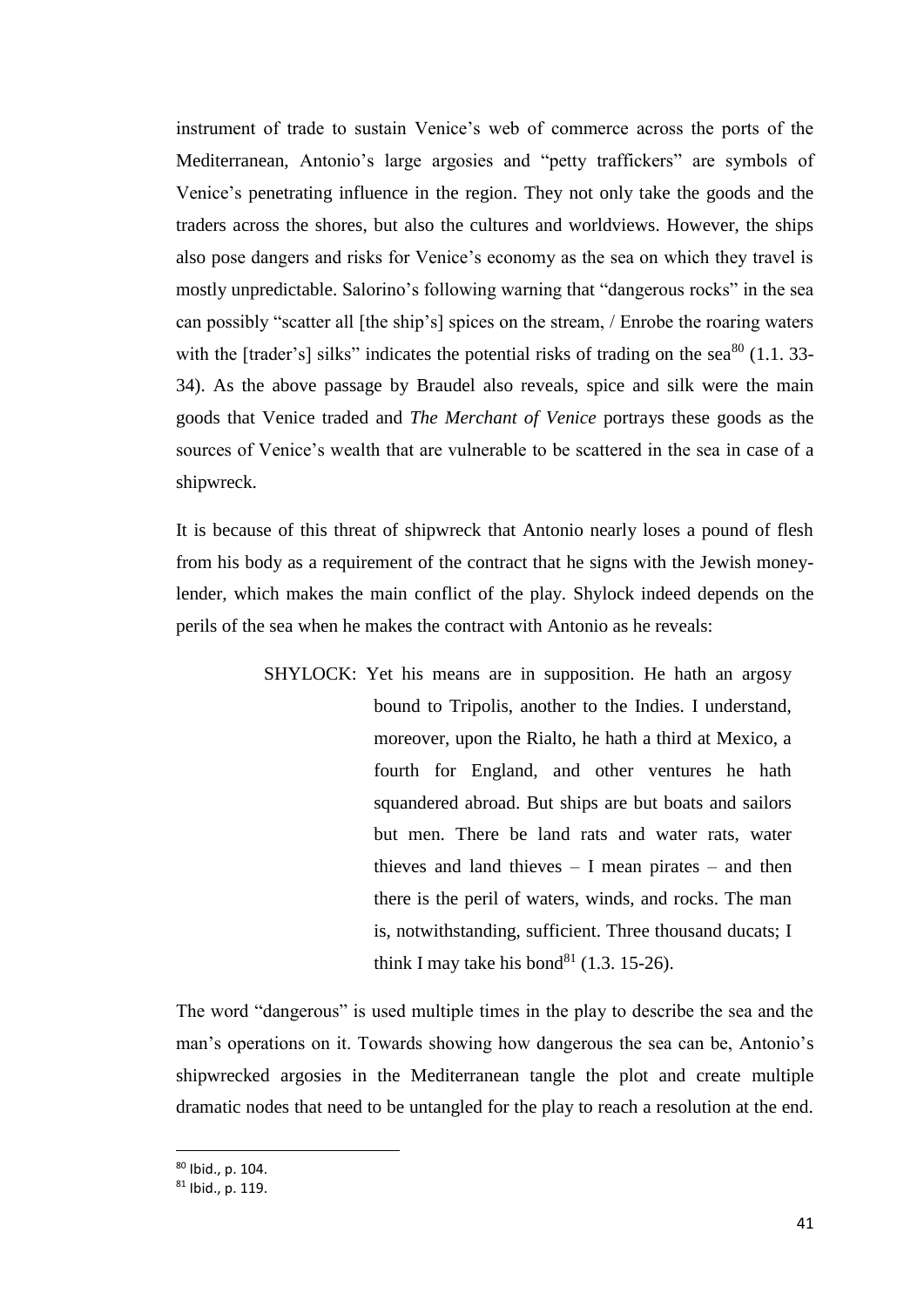instrument of trade to sustain Venice's web of commerce across the ports of the Mediterranean, Antonio's large argosies and "petty traffickers" are symbols of Venice's penetrating influence in the region. They not only take the goods and the traders across the shores, but also the cultures and worldviews. However, the ships also pose dangers and risks for Venice's economy as the sea on which they travel is mostly unpredictable. Salorino's following warning that "dangerous rocks" in the sea can possibly "scatter all [the ship's] spices on the stream, / Enrobe the roaring waters with the [trader's] silks" indicates the potential risks of trading on the sea[80] (1.1. 33-34). As the above passage by Braudel also reveals, spice and silk were the main goods that Venice traded and *The Merchant of Venice* portrays these goods as the sources of Venice's wealth that are vulnerable to be scattered in the sea in case of a shipwreck.

It is because of this threat of shipwreck that Antonio nearly loses a pound of flesh from his body as a requirement of the contract that he signs with the Jewish money-lender, which makes the main conflict of the play. Shylock indeed depends on the perils of the sea when he makes the contract with Antonio as he reveals:

> SHYLOCK: Yet his means are in supposition. He hath an argosy bound to Tripolis, another to the Indies. I understand, moreover, upon the Rialto, he hath a third at Mexico, a fourth for England, and other ventures he hath squandered abroad. But ships are but boats and sailors but men. There be land rats and water rats, water thieves and land thieves – I mean pirates – and then there is the peril of waters, winds, and rocks. The man is, notwithstanding, sufficient. Three thousand ducats; I think I may take his bond[81] (1.3. 15-26).

The word "dangerous" is used multiple times in the play to describe the sea and the man's operations on it. Towards showing how dangerous the sea can be, Antonio's shipwrecked argosies in the Mediterranean tangle the plot and create multiple dramatic nodes that need to be untangled for the play to reach a resolution at the end.

---

[80] Ibid., p. 104.

[81] Ibid., p. 119.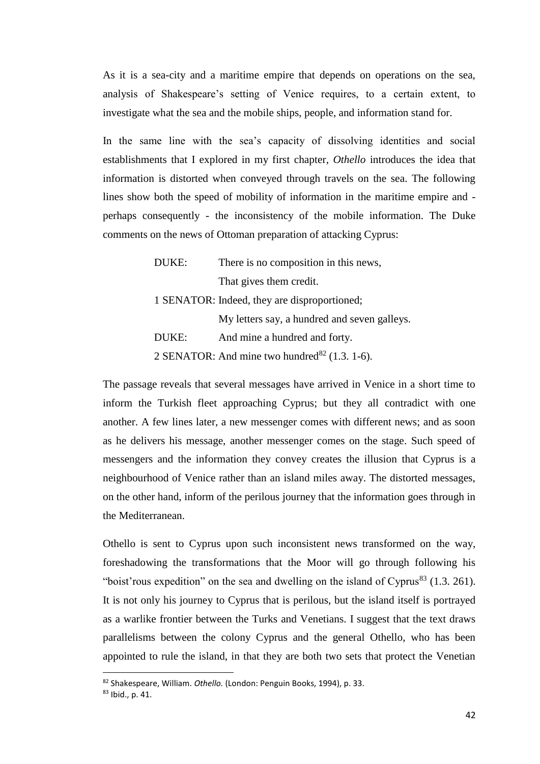As it is a sea-city and a maritime empire that depends on operations on the sea, analysis of Shakespeare's setting of Venice requires, to a certain extent, to investigate what the sea and the mobile ships, people, and information stand for.

In the same line with the sea's capacity of dissolving identities and social establishments that I explored in my first chapter, *Othello* introduces the idea that information is distorted when conveyed through travels on the sea. The following lines show both the speed of mobility of information in the maritime empire and - perhaps consequently - the inconsistency of the mobile information. The Duke comments on the news of Ottoman preparation of attacking Cyprus:

> DUKE: There is no composition in this news,
> That gives them credit.
> 1 SENATOR: Indeed, they are disproportioned;
> My letters say, a hundred and seven galleys.
> DUKE: And mine a hundred and forty.
> 2 SENATOR: And mine two hundred[82] (1.3. 1-6).

The passage reveals that several messages have arrived in Venice in a short time to inform the Turkish fleet approaching Cyprus; but they all contradict with one another. A few lines later, a new messenger comes with different news; and as soon as he delivers his message, another messenger comes on the stage. Such speed of messengers and the information they convey creates the illusion that Cyprus is a neighbourhood of Venice rather than an island miles away. The distorted messages, on the other hand, inform of the perilous journey that the information goes through in the Mediterranean.

Othello is sent to Cyprus upon such inconsistent news transformed on the way, foreshadowing the transformations that the Moor will go through following his "boist'rous expedition" on the sea and dwelling on the island of Cyprus[83] (1.3. 261). It is not only his journey to Cyprus that is perilous, but the island itself is portrayed as a warlike frontier between the Turks and Venetians. I suggest that the text draws parallelisms between the colony Cyprus and the general Othello, who has been appointed to rule the island, in that they are both two sets that protect the Venetian

---

[82] Shakespeare, William. *Othello.* (London: Penguin Books, 1994), p. 33.

[83] Ibid., p. 41.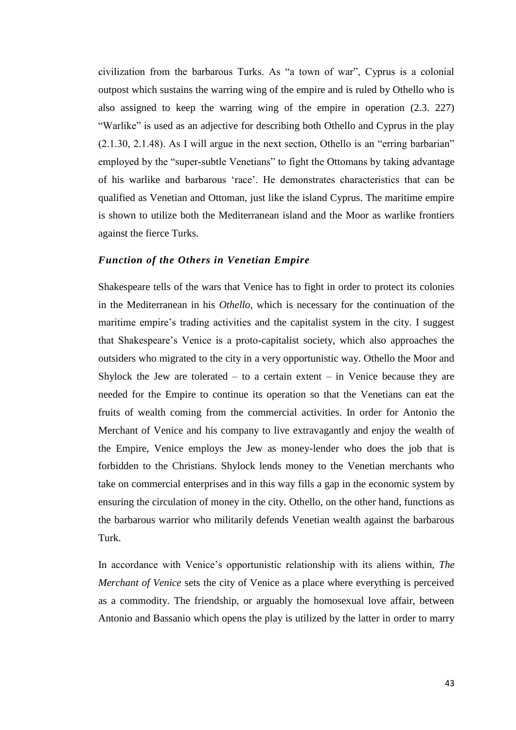civilization from the barbarous Turks. As "a town of war", Cyprus is a colonial outpost which sustains the warring wing of the empire and is ruled by Othello who is also assigned to keep the warring wing of the empire in operation (2.3. 227) "Warlike" is used as an adjective for describing both Othello and Cyprus in the play (2.1.30, 2.1.48). As I will argue in the next section, Othello is an "erring barbarian" employed by the "super-subtle Venetians" to fight the Ottomans by taking advantage of his warlike and barbarous 'race'. He demonstrates characteristics that can be qualified as Venetian and Ottoman, just like the island Cyprus. The maritime empire is shown to utilize both the Mediterranean island and the Moor as warlike frontiers against the fierce Turks.

### *Function of the Others in Venetian Empire*

Shakespeare tells of the wars that Venice has to fight in order to protect its colonies in the Mediterranean in his *Othello*, which is necessary for the continuation of the maritime empire's trading activities and the capitalist system in the city. I suggest that Shakespeare's Venice is a proto-capitalist society, which also approaches the outsiders who migrated to the city in a very opportunistic way. Othello the Moor and Shylock the Jew are tolerated – to a certain extent – in Venice because they are needed for the Empire to continue its operation so that the Venetians can eat the fruits of wealth coming from the commercial activities. In order for Antonio the Merchant of Venice and his company to live extravagantly and enjoy the wealth of the Empire, Venice employs the Jew as money-lender who does the job that is forbidden to the Christians. Shylock lends money to the Venetian merchants who take on commercial enterprises and in this way fills a gap in the economic system by ensuring the circulation of money in the city. Othello, on the other hand, functions as the barbarous warrior who militarily defends Venetian wealth against the barbarous Turk.

In accordance with Venice's opportunistic relationship with its aliens within, *The Merchant of Venice* sets the city of Venice as a place where everything is perceived as a commodity. The friendship, or arguably the homosexual love affair, between Antonio and Bassanio which opens the play is utilized by the latter in order to marry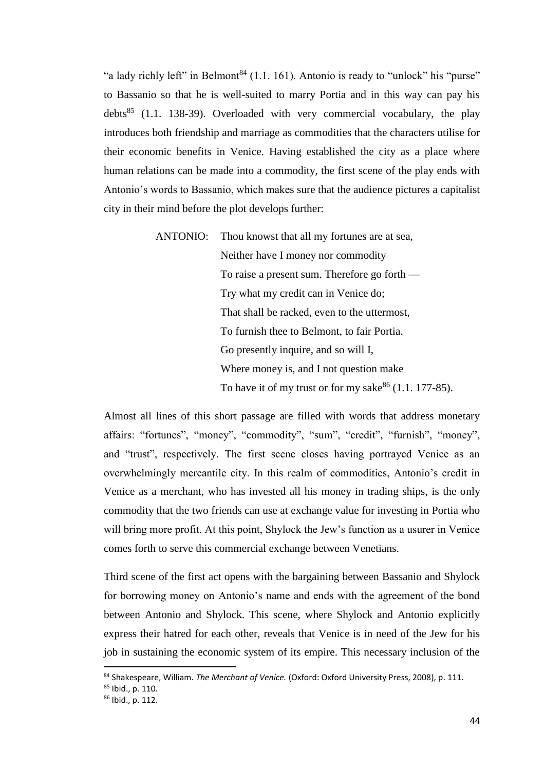"a lady richly left" in Belmont[84] (1.1. 161). Antonio is ready to "unlock" his "purse" to Bassanio so that he is well-suited to marry Portia and in this way can pay his debts[85] (1.1. 138-39). Overloaded with very commercial vocabulary, the play introduces both friendship and marriage as commodities that the characters utilise for their economic benefits in Venice. Having established the city as a place where human relations can be made into a commodity, the first scene of the play ends with Antonio's words to Bassanio, which makes sure that the audience pictures a capitalist city in their mind before the plot develops further:

> ANTONIO: Thou knowst that all my fortunes are at sea,
> Neither have I money nor commodity
> To raise a present sum. Therefore go forth —
> Try what my credit can in Venice do;
> That shall be racked, even to the uttermost,
> To furnish thee to Belmont, to fair Portia.
> Go presently inquire, and so will I,
> Where money is, and I not question make
> To have it of my trust or for my sake[86] (1.1. 177-85).

Almost all lines of this short passage are filled with words that address monetary affairs: "fortunes", "money", "commodity", "sum", "credit", "furnish", "money", and "trust", respectively. The first scene closes having portrayed Venice as an overwhelmingly mercantile city. In this realm of commodities, Antonio's credit in Venice as a merchant, who has invested all his money in trading ships, is the only commodity that the two friends can use at exchange value for investing in Portia who will bring more profit. At this point, Shylock the Jew's function as a usurer in Venice comes forth to serve this commercial exchange between Venetians.

Third scene of the first act opens with the bargaining between Bassanio and Shylock for borrowing money on Antonio's name and ends with the agreement of the bond between Antonio and Shylock. This scene, where Shylock and Antonio explicitly express their hatred for each other, reveals that Venice is in need of the Jew for his job in sustaining the economic system of its empire. This necessary inclusion of the

---

[84] Shakespeare, William. *The Merchant of Venice.* (Oxford: Oxford University Press, 2008), p. 111.

[85] Ibid., p. 110.

[86] Ibid., p. 112.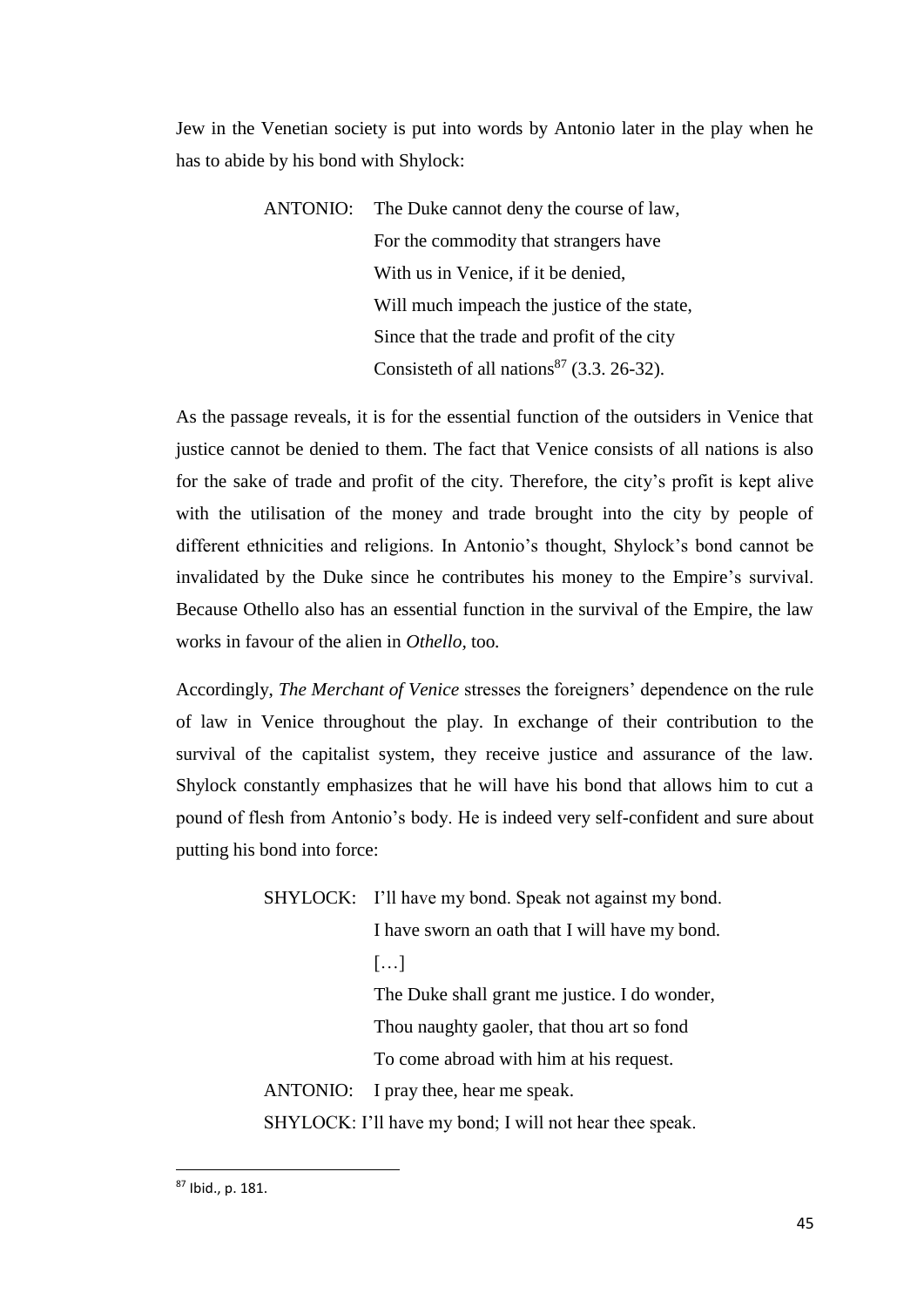Jew in the Venetian society is put into words by Antonio later in the play when he has to abide by his bond with Shylock:

> ANTONIO: The Duke cannot deny the course of law,
> For the commodity that strangers have
> With us in Venice, if it be denied,
> Will much impeach the justice of the state,
> Since that the trade and profit of the city
> Consisteth of all nations[87] (3.3. 26-32).

As the passage reveals, it is for the essential function of the outsiders in Venice that justice cannot be denied to them. The fact that Venice consists of all nations is also for the sake of trade and profit of the city. Therefore, the city's profit is kept alive with the utilisation of the money and trade brought into the city by people of different ethnicities and religions. In Antonio's thought, Shylock's bond cannot be invalidated by the Duke since he contributes his money to the Empire's survival. Because Othello also has an essential function in the survival of the Empire, the law works in favour of the alien in *Othello*, too.

Accordingly, *The Merchant of Venice* stresses the foreigners' dependence on the rule of law in Venice throughout the play. In exchange of their contribution to the survival of the capitalist system, they receive justice and assurance of the law. Shylock constantly emphasizes that he will have his bond that allows him to cut a pound of flesh from Antonio's body. He is indeed very self-confident and sure about putting his bond into force:

> SHYLOCK: I'll have my bond. Speak not against my bond.
> I have sworn an oath that I will have my bond.
> […]
> The Duke shall grant me justice. I do wonder,
> Thou naughty gaoler, that thou art so fond
> To come abroad with him at his request.
> ANTONIO: I pray thee, hear me speak.
> SHYLOCK: I'll have my bond; I will not hear thee speak.

---

[87] Ibid., p. 181.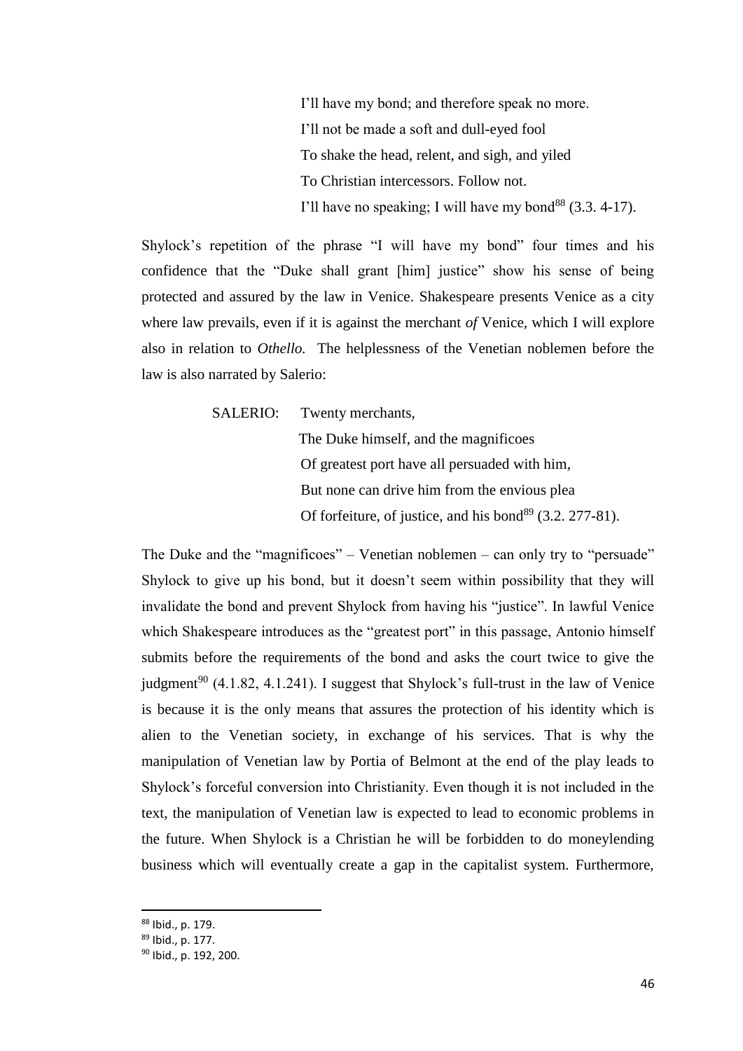> I'll have my bond; and therefore speak no more.
> I'll not be made a soft and dull-eyed fool
> To shake the head, relent, and sigh, and yiled
> To Christian intercessors. Follow not.
> I'll have no speaking; I will have my bond[88] (3.3. 4-17).

Shylock's repetition of the phrase "I will have my bond" four times and his confidence that the "Duke shall grant [him] justice" show his sense of being protected and assured by the law in Venice. Shakespeare presents Venice as a city where law prevails, even if it is against the merchant *of* Venice, which I will explore also in relation to *Othello.* The helplessness of the Venetian noblemen before the law is also narrated by Salerio:

> SALERIO: Twenty merchants,
> The Duke himself, and the magnificoes
> Of greatest port have all persuaded with him,
> But none can drive him from the envious plea
> Of forfeiture, of justice, and his bond[89] (3.2. 277-81).

The Duke and the "magnificoes" – Venetian noblemen – can only try to "persuade" Shylock to give up his bond, but it doesn't seem within possibility that they will invalidate the bond and prevent Shylock from having his "justice". In lawful Venice which Shakespeare introduces as the "greatest port" in this passage, Antonio himself submits before the requirements of the bond and asks the court twice to give the judgment[90] (4.1.82, 4.1.241). I suggest that Shylock's full-trust in the law of Venice is because it is the only means that assures the protection of his identity which is alien to the Venetian society, in exchange of his services. That is why the manipulation of Venetian law by Portia of Belmont at the end of the play leads to Shylock's forceful conversion into Christianity. Even though it is not included in the text, the manipulation of Venetian law is expected to lead to economic problems in the future. When Shylock is a Christian he will be forbidden to do moneylending business which will eventually create a gap in the capitalist system. Furthermore,

---

[88] Ibid., p. 179.

[89] Ibid., p. 177.

[90] Ibid., p. 192, 200.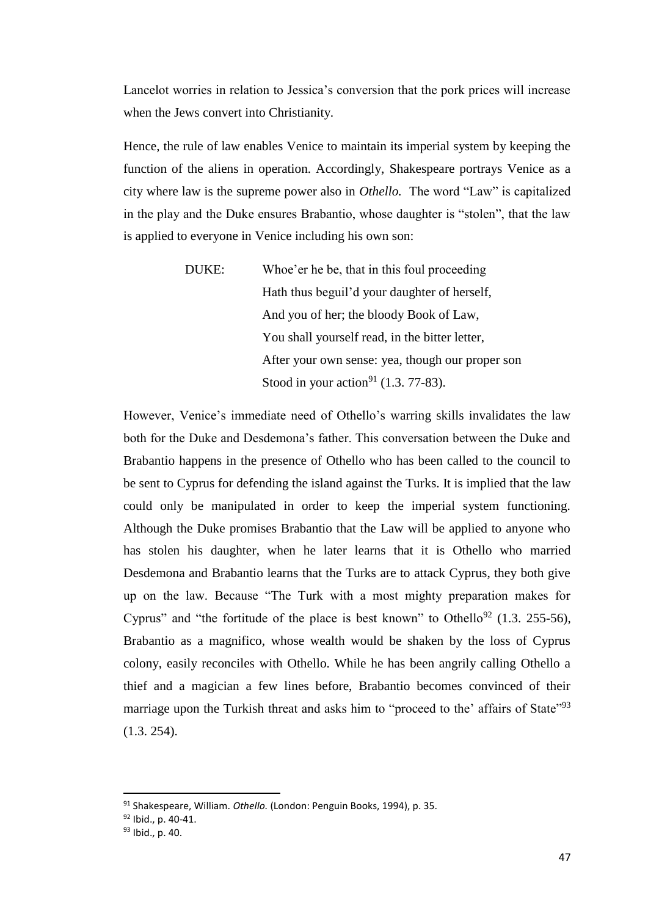Lancelot worries in relation to Jessica's conversion that the pork prices will increase when the Jews convert into Christianity.

Hence, the rule of law enables Venice to maintain its imperial system by keeping the function of the aliens in operation. Accordingly, Shakespeare portrays Venice as a city where law is the supreme power also in *Othello.* The word "Law" is capitalized in the play and the Duke ensures Brabantio, whose daughter is "stolen", that the law is applied to everyone in Venice including his own son:

> DUKE: Whoe'er he be, that in this foul proceeding
> Hath thus beguil'd your daughter of herself,
> And you of her; the bloody Book of Law,
> You shall yourself read, in the bitter letter,
> After your own sense: yea, though our proper son
> Stood in your action[91] (1.3. 77-83).

However, Venice's immediate need of Othello's warring skills invalidates the law both for the Duke and Desdemona's father. This conversation between the Duke and Brabantio happens in the presence of Othello who has been called to the council to be sent to Cyprus for defending the island against the Turks. It is implied that the law could only be manipulated in order to keep the imperial system functioning. Although the Duke promises Brabantio that the Law will be applied to anyone who has stolen his daughter, when he later learns that it is Othello who married Desdemona and Brabantio learns that the Turks are to attack Cyprus, they both give up on the law. Because "The Turk with a most mighty preparation makes for Cyprus" and "the fortitude of the place is best known" to Othello[92] (1.3. 255-56), Brabantio as a magnifico, whose wealth would be shaken by the loss of Cyprus colony, easily reconciles with Othello. While he has been angrily calling Othello a thief and a magician a few lines before, Brabantio becomes convinced of their marriage upon the Turkish threat and asks him to "proceed to the' affairs of State"[93] (1.3. 254).

---

[91] Shakespeare, William. *Othello.* (London: Penguin Books, 1994), p. 35.

[92] Ibid., p. 40-41.

[93] Ibid., p. 40.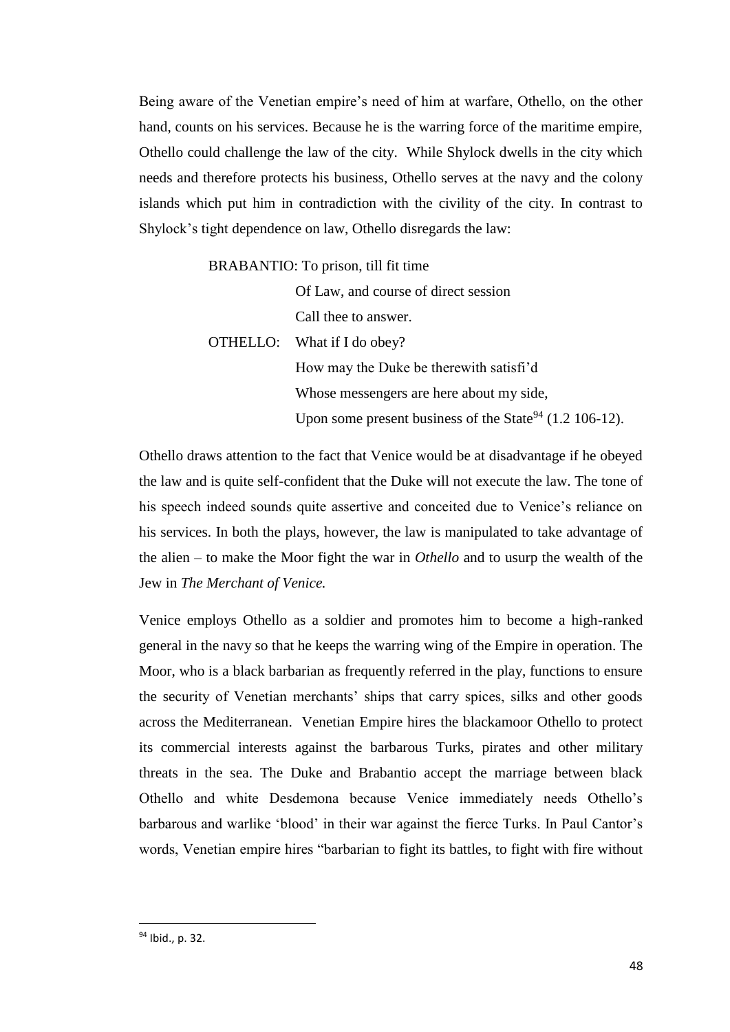Being aware of the Venetian empire's need of him at warfare, Othello, on the other hand, counts on his services. Because he is the warring force of the maritime empire, Othello could challenge the law of the city. While Shylock dwells in the city which needs and therefore protects his business, Othello serves at the navy and the colony islands which put him in contradiction with the civility of the city. In contrast to Shylock's tight dependence on law, Othello disregards the law:

> BRABANTIO: To prison, till fit time
> Of Law, and course of direct session
> Call thee to answer.
>
> OTHELLO: What if I do obey?
> How may the Duke be therewith satisfi'd
> Whose messengers are here about my side,
> Upon some present business of the State[94] (1.2 106-12).

Othello draws attention to the fact that Venice would be at disadvantage if he obeyed the law and is quite self-confident that the Duke will not execute the law. The tone of his speech indeed sounds quite assertive and conceited due to Venice's reliance on his services. In both the plays, however, the law is manipulated to take advantage of the alien – to make the Moor fight the war in *Othello* and to usurp the wealth of the Jew in *The Merchant of Venice.*

Venice employs Othello as a soldier and promotes him to become a high-ranked general in the navy so that he keeps the warring wing of the Empire in operation. The Moor, who is a black barbarian as frequently referred in the play, functions to ensure the security of Venetian merchants' ships that carry spices, silks and other goods across the Mediterranean. Venetian Empire hires the blackamoor Othello to protect its commercial interests against the barbarous Turks, pirates and other military threats in the sea. The Duke and Brabantio accept the marriage between black Othello and white Desdemona because Venice immediately needs Othello's barbarous and warlike 'blood' in their war against the fierce Turks. In Paul Cantor's words, Venetian empire hires "barbarian to fight its battles, to fight with fire without

---

[94] Ibid., p. 32.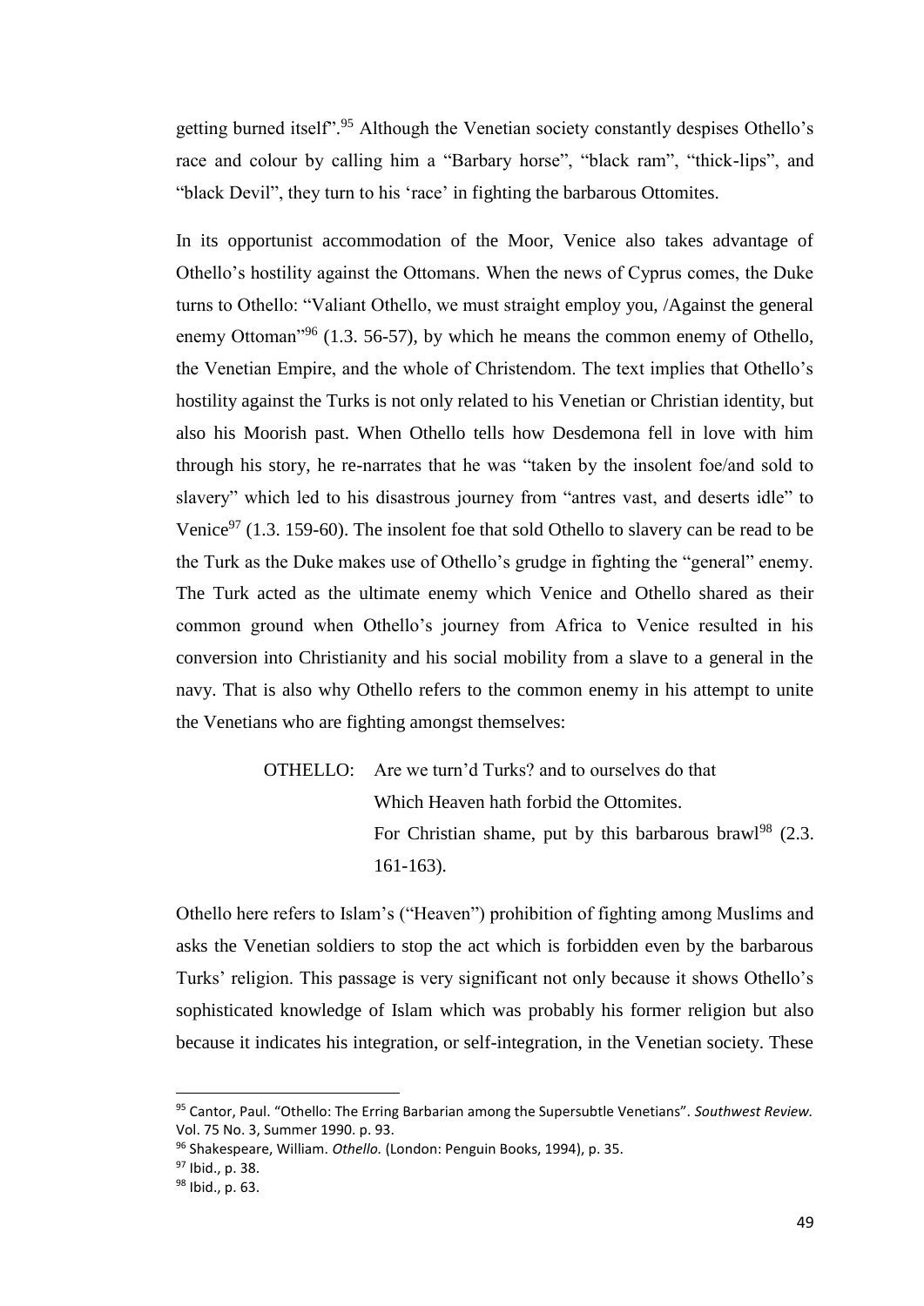getting burned itself".[95] Although the Venetian society constantly despises Othello's race and colour by calling him a "Barbary horse", "black ram", "thick-lips", and "black Devil", they turn to his 'race' in fighting the barbarous Ottomites.

In its opportunist accommodation of the Moor, Venice also takes advantage of Othello's hostility against the Ottomans. When the news of Cyprus comes, the Duke turns to Othello: "Valiant Othello, we must straight employ you, /Against the general enemy Ottoman"[96] (1.3. 56-57), by which he means the common enemy of Othello, the Venetian Empire, and the whole of Christendom. The text implies that Othello's hostility against the Turks is not only related to his Venetian or Christian identity, but also his Moorish past. When Othello tells how Desdemona fell in love with him through his story, he re-narrates that he was "taken by the insolent foe/and sold to slavery" which led to his disastrous journey from "antres vast, and deserts idle" to Venice[97] (1.3. 159-60). The insolent foe that sold Othello to slavery can be read to be the Turk as the Duke makes use of Othello's grudge in fighting the "general" enemy. The Turk acted as the ultimate enemy which Venice and Othello shared as their common ground when Othello's journey from Africa to Venice resulted in his conversion into Christianity and his social mobility from a slave to a general in the navy. That is also why Othello refers to the common enemy in his attempt to unite the Venetians who are fighting amongst themselves:

> OTHELLO: Are we turn'd Turks? and to ourselves do that
> Which Heaven hath forbid the Ottomites.
> For Christian shame, put by this barbarous brawl[98] (2.3. 161-163).

Othello here refers to Islam's ("Heaven") prohibition of fighting among Muslims and asks the Venetian soldiers to stop the act which is forbidden even by the barbarous Turks' religion. This passage is very significant not only because it shows Othello's sophisticated knowledge of Islam which was probably his former religion but also because it indicates his integration, or self-integration, in the Venetian society. These

---

[95] Cantor, Paul. "Othello: The Erring Barbarian among the Supersubtle Venetians". *Southwest Review.* Vol. 75 No. 3, Summer 1990. p. 93.

[96] Shakespeare, William. *Othello.* (London: Penguin Books, 1994), p. 35.

[97] Ibid., p. 38.

[98] Ibid., p. 63.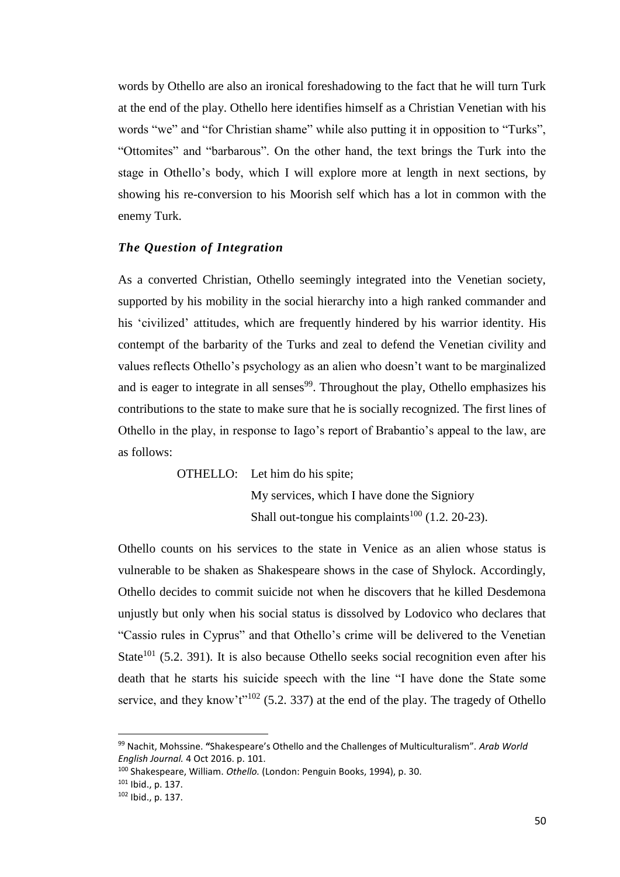words by Othello are also an ironical foreshadowing to the fact that he will turn Turk at the end of the play. Othello here identifies himself as a Christian Venetian with his words "we" and "for Christian shame" while also putting it in opposition to "Turks", "Ottomites" and "barbarous". On the other hand, the text brings the Turk into the stage in Othello's body, which I will explore more at length in next sections, by showing his re-conversion to his Moorish self which has a lot in common with the enemy Turk.

### *The Question of Integration*

As a converted Christian, Othello seemingly integrated into the Venetian society, supported by his mobility in the social hierarchy into a high ranked commander and his 'civilized' attitudes, which are frequently hindered by his warrior identity. His contempt of the barbarity of the Turks and zeal to defend the Venetian civility and values reflects Othello's psychology as an alien who doesn't want to be marginalized and is eager to integrate in all senses[99]. Throughout the play, Othello emphasizes his contributions to the state to make sure that he is socially recognized. The first lines of Othello in the play, in response to Iago's report of Brabantio's appeal to the law, are as follows:

> OTHELLO: Let him do his spite;
> My services, which I have done the Signiory
> Shall out-tongue his complaints[100] (1.2. 20-23).

Othello counts on his services to the state in Venice as an alien whose status is vulnerable to be shaken as Shakespeare shows in the case of Shylock. Accordingly, Othello decides to commit suicide not when he discovers that he killed Desdemona unjustly but only when his social status is dissolved by Lodovico who declares that "Cassio rules in Cyprus" and that Othello's crime will be delivered to the Venetian State[101] (5.2. 391). It is also because Othello seeks social recognition even after his death that he starts his suicide speech with the line "I have done the State some service, and they know't"[102] (5.2. 337) at the end of the play. The tragedy of Othello

---

[99] Nachit, Mohssine. "Shakespeare's Othello and the Challenges of Multiculturalism". *Arab World English Journal.* 4 Oct 2016. p. 101.

[100] Shakespeare, William. *Othello.* (London: Penguin Books, 1994), p. 30.

[101] Ibid., p. 137.

[102] Ibid., p. 137.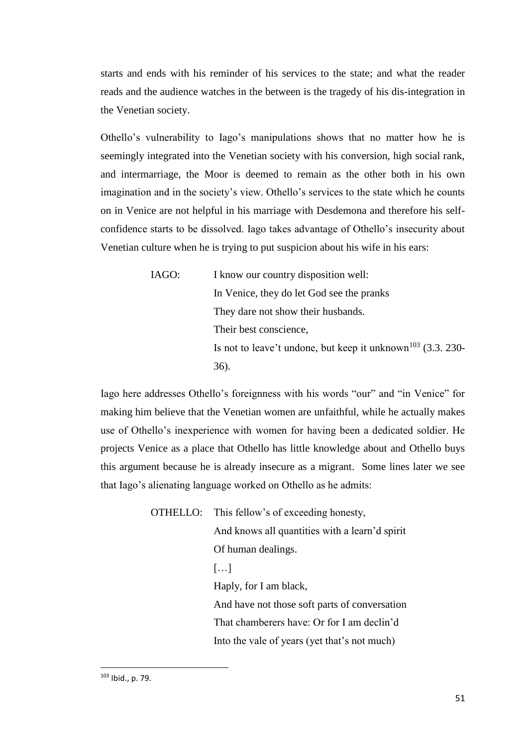starts and ends with his reminder of his services to the state; and what the reader reads and the audience watches in the between is the tragedy of his dis-integration in the Venetian society.

Othello's vulnerability to Iago's manipulations shows that no matter how he is seemingly integrated into the Venetian society with his conversion, high social rank, and intermarriage, the Moor is deemed to remain as the other both in his own imagination and in the society's view. Othello's services to the state which he counts on in Venice are not helpful in his marriage with Desdemona and therefore his self-confidence starts to be dissolved. Iago takes advantage of Othello's insecurity about Venetian culture when he is trying to put suspicion about his wife in his ears:

> IAGO: I know our country disposition well:
> In Venice, they do let God see the pranks
> They dare not show their husbands.
> Their best conscience,
> Is not to leave't undone, but keep it unknown[103] (3.3. 230-36).

Iago here addresses Othello's foreignness with his words "our" and "in Venice" for making him believe that the Venetian women are unfaithful, while he actually makes use of Othello's inexperience with women for having been a dedicated soldier. He projects Venice as a place that Othello has little knowledge about and Othello buys this argument because he is already insecure as a migrant. Some lines later we see that Iago's alienating language worked on Othello as he admits:

> OTHELLO: This fellow's of exceeding honesty,
> And knows all quantities with a learn'd spirit
> Of human dealings.
> […]
> Haply, for I am black,
> And have not those soft parts of conversation
> That chamberers have: Or for I am declin'd
> Into the vale of years (yet that's not much)

---

[103] Ibid., p. 79.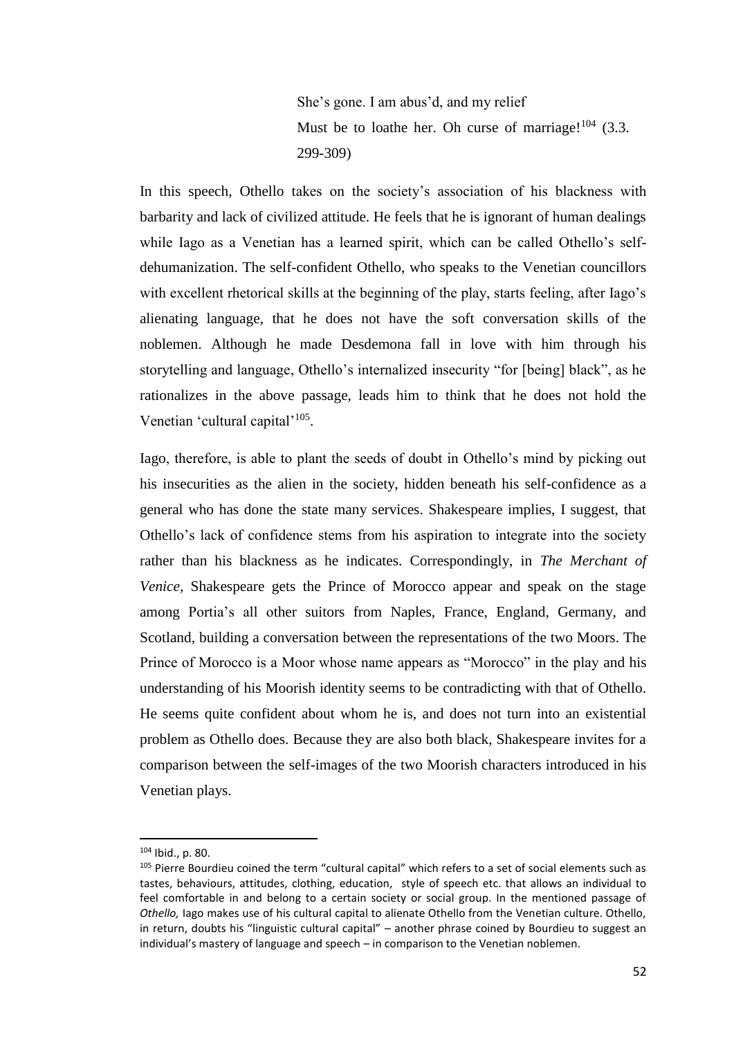> She's gone. I am abus'd, and my relief
> Must be to loathe her. Oh curse of marriage![104] (3.3. 299-309)

In this speech, Othello takes on the society's association of his blackness with barbarity and lack of civilized attitude. He feels that he is ignorant of human dealings while Iago as a Venetian has a learned spirit, which can be called Othello's self-dehumanization. The self-confident Othello, who speaks to the Venetian councillors with excellent rhetorical skills at the beginning of the play, starts feeling, after Iago's alienating language, that he does not have the soft conversation skills of the noblemen. Although he made Desdemona fall in love with him through his storytelling and language, Othello's internalized insecurity "for [being] black", as he rationalizes in the above passage, leads him to think that he does not hold the Venetian 'cultural capital'[105].

Iago, therefore, is able to plant the seeds of doubt in Othello's mind by picking out his insecurities as the alien in the society, hidden beneath his self-confidence as a general who has done the state many services. Shakespeare implies, I suggest, that Othello's lack of confidence stems from his aspiration to integrate into the society rather than his blackness as he indicates. Correspondingly, in *The Merchant of Venice*, Shakespeare gets the Prince of Morocco appear and speak on the stage among Portia's all other suitors from Naples, France, England, Germany, and Scotland, building a conversation between the representations of the two Moors. The Prince of Morocco is a Moor whose name appears as "Morocco" in the play and his understanding of his Moorish identity seems to be contradicting with that of Othello. He seems quite confident about whom he is, and does not turn into an existential problem as Othello does. Because they are also both black, Shakespeare invites for a comparison between the self-images of the two Moorish characters introduced in his Venetian plays.

---

[104] Ibid., p. 80.

[105] Pierre Bourdieu coined the term "cultural capital" which refers to a set of social elements such as tastes, behaviours, attitudes, clothing, education, style of speech etc. that allows an individual to feel comfortable in and belong to a certain society or social group. In the mentioned passage of *Othello,* Iago makes use of his cultural capital to alienate Othello from the Venetian culture. Othello, in return, doubts his "linguistic cultural capital" – another phrase coined by Bourdieu to suggest an individual's mastery of language and speech – in comparison to the Venetian noblemen.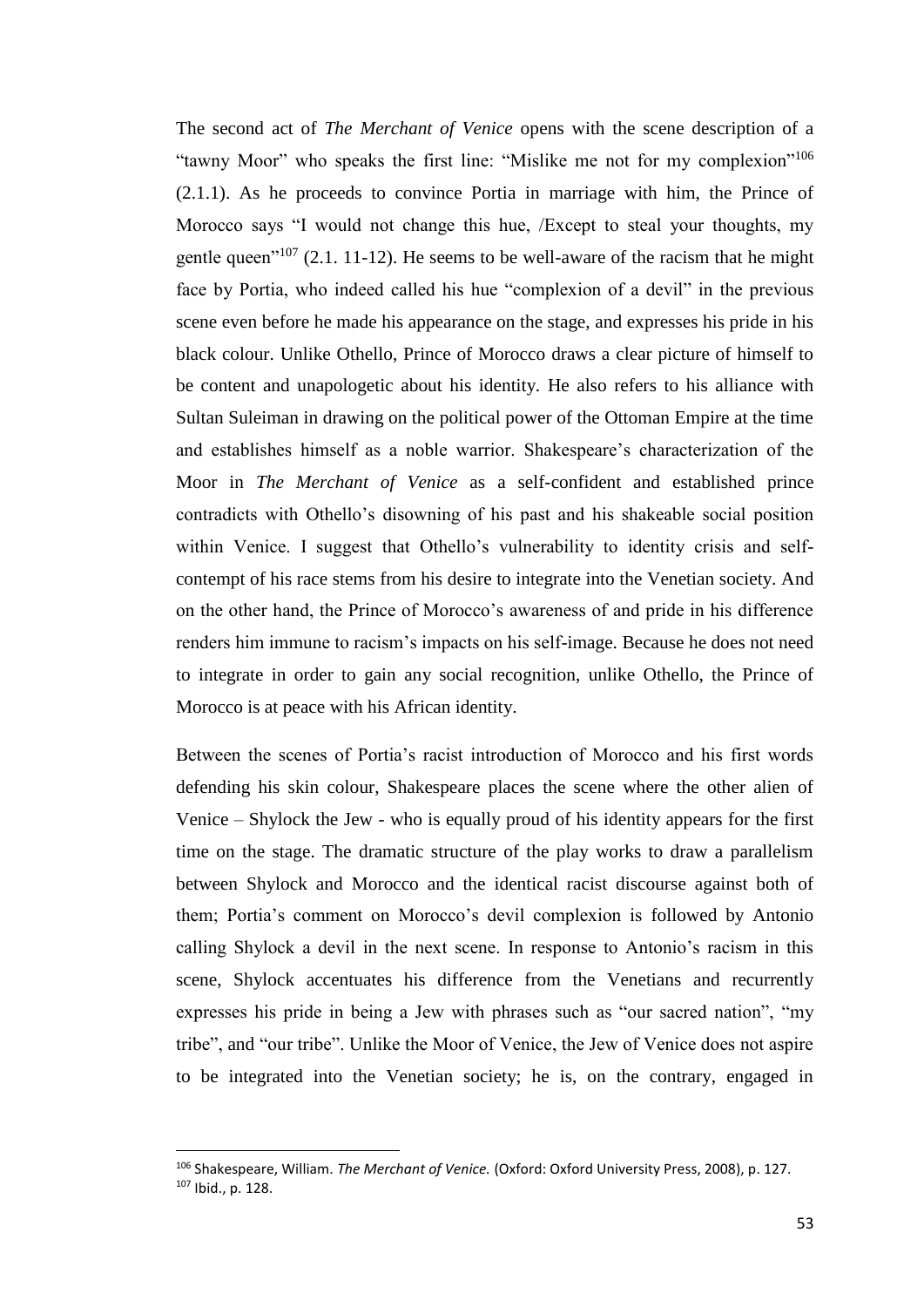The second act of *The Merchant of Venice* opens with the scene description of a "tawny Moor" who speaks the first line: "Mislike me not for my complexion"[106] (2.1.1). As he proceeds to convince Portia in marriage with him, the Prince of Morocco says "I would not change this hue, /Except to steal your thoughts, my gentle queen"[107] (2.1. 11-12). He seems to be well-aware of the racism that he might face by Portia, who indeed called his hue "complexion of a devil" in the previous scene even before he made his appearance on the stage, and expresses his pride in his black colour. Unlike Othello, Prince of Morocco draws a clear picture of himself to be content and unapologetic about his identity. He also refers to his alliance with Sultan Suleiman in drawing on the political power of the Ottoman Empire at the time and establishes himself as a noble warrior. Shakespeare's characterization of the Moor in *The Merchant of Venice* as a self-confident and established prince contradicts with Othello's disowning of his past and his shakeable social position within Venice. I suggest that Othello's vulnerability to identity crisis and self-contempt of his race stems from his desire to integrate into the Venetian society. And on the other hand, the Prince of Morocco's awareness of and pride in his difference renders him immune to racism's impacts on his self-image. Because he does not need to integrate in order to gain any social recognition, unlike Othello, the Prince of Morocco is at peace with his African identity.

Between the scenes of Portia's racist introduction of Morocco and his first words defending his skin colour, Shakespeare places the scene where the other alien of Venice – Shylock the Jew - who is equally proud of his identity appears for the first time on the stage. The dramatic structure of the play works to draw a parallelism between Shylock and Morocco and the identical racist discourse against both of them; Portia's comment on Morocco's devil complexion is followed by Antonio calling Shylock a devil in the next scene. In response to Antonio's racism in this scene, Shylock accentuates his difference from the Venetians and recurrently expresses his pride in being a Jew with phrases such as "our sacred nation", "my tribe", and "our tribe". Unlike the Moor of Venice, the Jew of Venice does not aspire to be integrated into the Venetian society; he is, on the contrary, engaged in

[106] Shakespeare, William. *The Merchant of Venice.* (Oxford: Oxford University Press, 2008), p. 127.

[107] Ibid., p. 128.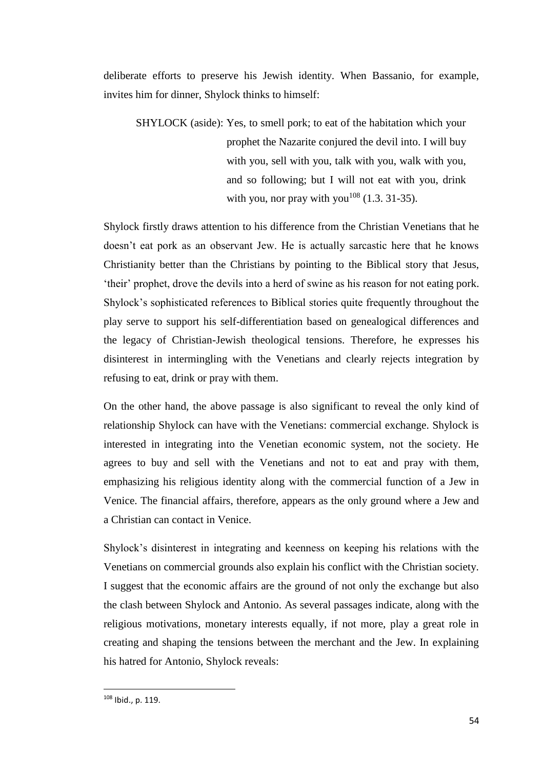deliberate efforts to preserve his Jewish identity. When Bassanio, for example, invites him for dinner, Shylock thinks to himself:

> SHYLOCK (aside): Yes, to smell pork; to eat of the habitation which your prophet the Nazarite conjured the devil into. I will buy with you, sell with you, talk with you, walk with you, and so following; but I will not eat with you, drink with you, nor pray with you[108] (1.3. 31-35).

Shylock firstly draws attention to his difference from the Christian Venetians that he doesn't eat pork as an observant Jew. He is actually sarcastic here that he knows Christianity better than the Christians by pointing to the Biblical story that Jesus, 'their' prophet, drove the devils into a herd of swine as his reason for not eating pork. Shylock's sophisticated references to Biblical stories quite frequently throughout the play serve to support his self-differentiation based on genealogical differences and the legacy of Christian-Jewish theological tensions. Therefore, he expresses his disinterest in intermingling with the Venetians and clearly rejects integration by refusing to eat, drink or pray with them.

On the other hand, the above passage is also significant to reveal the only kind of relationship Shylock can have with the Venetians: commercial exchange. Shylock is interested in integrating into the Venetian economic system, not the society. He agrees to buy and sell with the Venetians and not to eat and pray with them, emphasizing his religious identity along with the commercial function of a Jew in Venice. The financial affairs, therefore, appears as the only ground where a Jew and a Christian can contact in Venice.

Shylock's disinterest in integrating and keenness on keeping his relations with the Venetians on commercial grounds also explain his conflict with the Christian society. I suggest that the economic affairs are the ground of not only the exchange but also the clash between Shylock and Antonio. As several passages indicate, along with the religious motivations, monetary interests equally, if not more, play a great role in creating and shaping the tensions between the merchant and the Jew. In explaining his hatred for Antonio, Shylock reveals:

[108] Ibid., p. 119.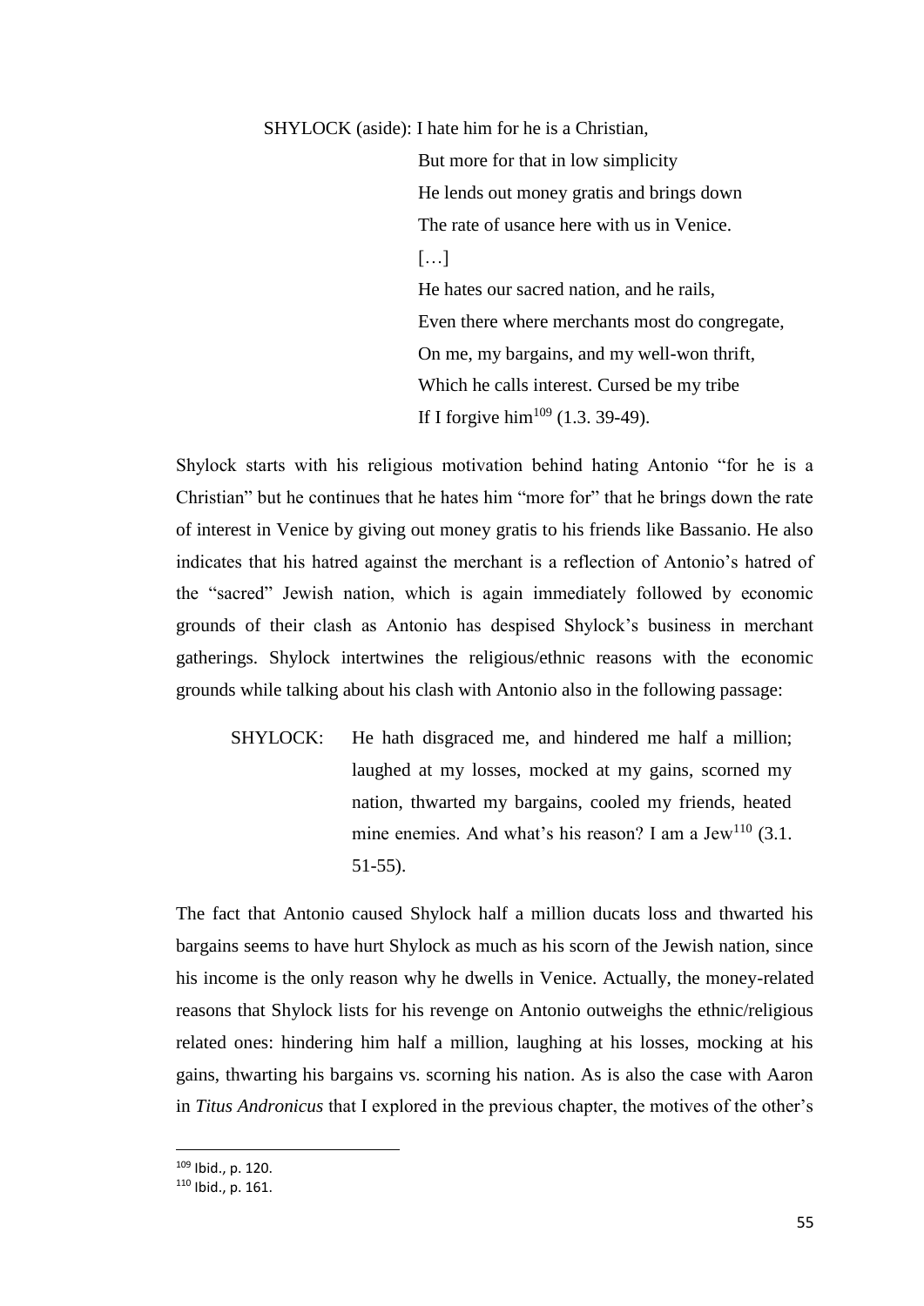> SHYLOCK (aside): I hate him for he is a Christian,
> But more for that in low simplicity
> He lends out money gratis and brings down
> The rate of usance here with us in Venice.
> […]
> He hates our sacred nation, and he rails,
> Even there where merchants most do congregate,
> On me, my bargains, and my well-won thrift,
> Which he calls interest. Cursed be my tribe
> If I forgive him[109] (1.3. 39-49).

Shylock starts with his religious motivation behind hating Antonio "for he is a Christian" but he continues that he hates him "more for" that he brings down the rate of interest in Venice by giving out money gratis to his friends like Bassanio. He also indicates that his hatred against the merchant is a reflection of Antonio's hatred of the "sacred" Jewish nation, which is again immediately followed by economic grounds of their clash as Antonio has despised Shylock's business in merchant gatherings. Shylock intertwines the religious/ethnic reasons with the economic grounds while talking about his clash with Antonio also in the following passage:

> SHYLOCK: He hath disgraced me, and hindered me half a million; laughed at my losses, mocked at my gains, scorned my nation, thwarted my bargains, cooled my friends, heated mine enemies. And what's his reason? I am a Jew[110] (3.1. 51-55).

The fact that Antonio caused Shylock half a million ducats loss and thwarted his bargains seems to have hurt Shylock as much as his scorn of the Jewish nation, since his income is the only reason why he dwells in Venice. Actually, the money-related reasons that Shylock lists for his revenge on Antonio outweighs the ethnic/religious related ones: hindering him half a million, laughing at his losses, mocking at his gains, thwarting his bargains vs. scorning his nation. As is also the case with Aaron in *Titus Andronicus* that I explored in the previous chapter, the motives of the other's

[109] Ibid., p. 120.
[110] Ibid., p. 161.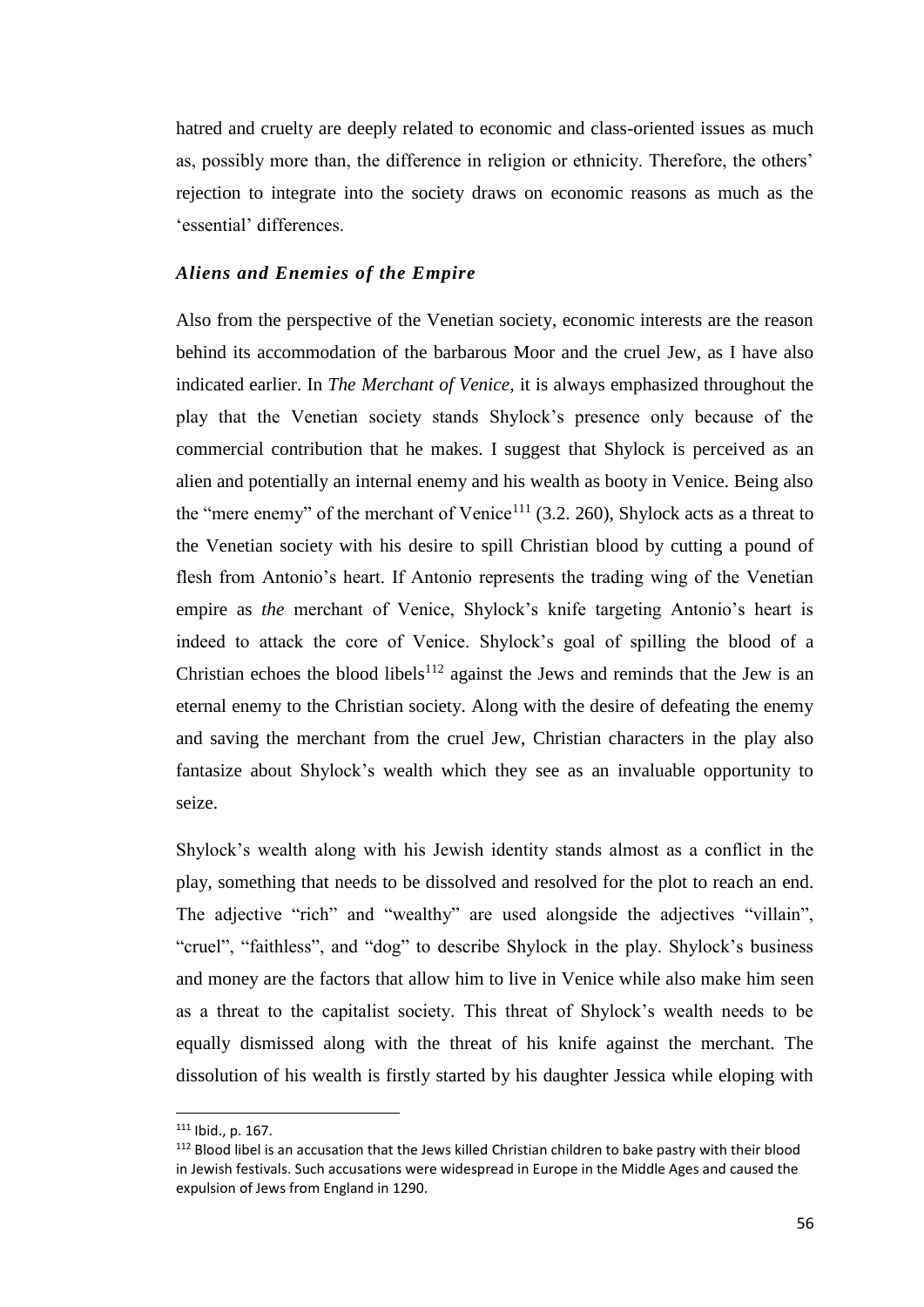hatred and cruelty are deeply related to economic and class-oriented issues as much as, possibly more than, the difference in religion or ethnicity. Therefore, the others' rejection to integrate into the society draws on economic reasons as much as the 'essential' differences.

### *Aliens and Enemies of the Empire*

Also from the perspective of the Venetian society, economic interests are the reason behind its accommodation of the barbarous Moor and the cruel Jew, as I have also indicated earlier. In *The Merchant of Venice,* it is always emphasized throughout the play that the Venetian society stands Shylock's presence only because of the commercial contribution that he makes. I suggest that Shylock is perceived as an alien and potentially an internal enemy and his wealth as booty in Venice. Being also the "mere enemy" of the merchant of Venice[111] (3.2. 260), Shylock acts as a threat to the Venetian society with his desire to spill Christian blood by cutting a pound of flesh from Antonio's heart. If Antonio represents the trading wing of the Venetian empire as *the* merchant of Venice, Shylock's knife targeting Antonio's heart is indeed to attack the core of Venice. Shylock's goal of spilling the blood of a Christian echoes the blood libels[112] against the Jews and reminds that the Jew is an eternal enemy to the Christian society. Along with the desire of defeating the enemy and saving the merchant from the cruel Jew, Christian characters in the play also fantasize about Shylock's wealth which they see as an invaluable opportunity to seize.

Shylock's wealth along with his Jewish identity stands almost as a conflict in the play, something that needs to be dissolved and resolved for the plot to reach an end. The adjective "rich" and "wealthy" are used alongside the adjectives "villain", "cruel", "faithless", and "dog" to describe Shylock in the play. Shylock's business and money are the factors that allow him to live in Venice while also make him seen as a threat to the capitalist society. This threat of Shylock's wealth needs to be equally dismissed along with the threat of his knife against the merchant. The dissolution of his wealth is firstly started by his daughter Jessica while eloping with

---

[111] Ibid., p. 167.

[112] Blood libel is an accusation that the Jews killed Christian children to bake pastry with their blood in Jewish festivals. Such accusations were widespread in Europe in the Middle Ages and caused the expulsion of Jews from England in 1290.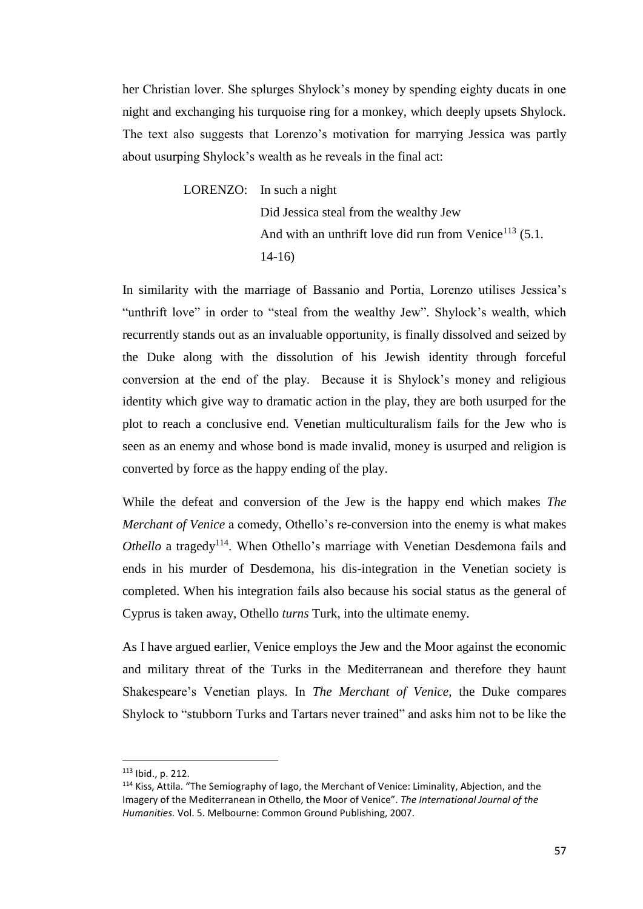her Christian lover. She splurges Shylock's money by spending eighty ducats in one night and exchanging his turquoise ring for a monkey, which deeply upsets Shylock. The text also suggests that Lorenzo's motivation for marrying Jessica was partly about usurping Shylock's wealth as he reveals in the final act:

> LORENZO: In such a night
> Did Jessica steal from the wealthy Jew
> And with an unthrift love did run from Venice[113] (5.1. 14-16)

In similarity with the marriage of Bassanio and Portia, Lorenzo utilises Jessica's "unthrift love" in order to "steal from the wealthy Jew". Shylock's wealth, which recurrently stands out as an invaluable opportunity, is finally dissolved and seized by the Duke along with the dissolution of his Jewish identity through forceful conversion at the end of the play. Because it is Shylock's money and religious identity which give way to dramatic action in the play, they are both usurped for the plot to reach a conclusive end. Venetian multiculturalism fails for the Jew who is seen as an enemy and whose bond is made invalid, money is usurped and religion is converted by force as the happy ending of the play.

While the defeat and conversion of the Jew is the happy end which makes *The Merchant of Venice* a comedy, Othello's re-conversion into the enemy is what makes *Othello* a tragedy[114]. When Othello's marriage with Venetian Desdemona fails and ends in his murder of Desdemona, his dis-integration in the Venetian society is completed. When his integration fails also because his social status as the general of Cyprus is taken away, Othello *turns* Turk, into the ultimate enemy.

As I have argued earlier, Venice employs the Jew and the Moor against the economic and military threat of the Turks in the Mediterranean and therefore they haunt Shakespeare's Venetian plays. In *The Merchant of Venice*, the Duke compares Shylock to "stubborn Turks and Tartars never trained" and asks him not to be like the

---

[113] Ibid., p. 212.

[114] Kiss, Attila. "The Semiography of Iago, the Merchant of Venice: Liminality, Abjection, and the Imagery of the Mediterranean in Othello, the Moor of Venice". *The International Journal of the Humanities.* Vol. 5. Melbourne: Common Ground Publishing, 2007.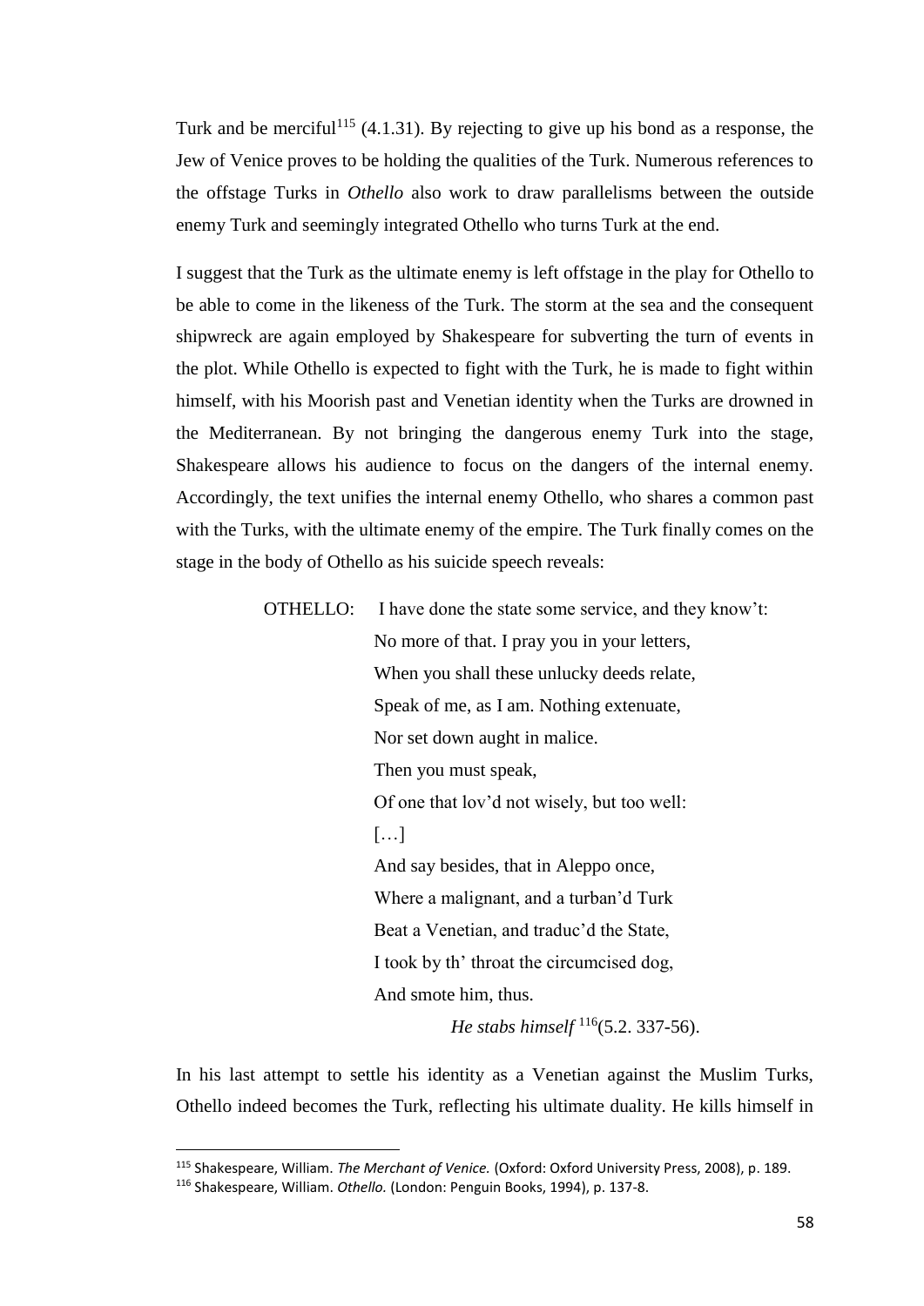Turk and be merciful[115] (4.1.31). By rejecting to give up his bond as a response, the Jew of Venice proves to be holding the qualities of the Turk. Numerous references to the offstage Turks in *Othello* also work to draw parallelisms between the outside enemy Turk and seemingly integrated Othello who turns Turk at the end.

I suggest that the Turk as the ultimate enemy is left offstage in the play for Othello to be able to come in the likeness of the Turk. The storm at the sea and the consequent shipwreck are again employed by Shakespeare for subverting the turn of events in the plot. While Othello is expected to fight with the Turk, he is made to fight within himself, with his Moorish past and Venetian identity when the Turks are drowned in the Mediterranean. By not bringing the dangerous enemy Turk into the stage, Shakespeare allows his audience to focus on the dangers of the internal enemy. Accordingly, the text unifies the internal enemy Othello, who shares a common past with the Turks, with the ultimate enemy of the empire. The Turk finally comes on the stage in the body of Othello as his suicide speech reveals:

> OTHELLO: I have done the state some service, and they know't:
> No more of that. I pray you in your letters,
> When you shall these unlucky deeds relate,
> Speak of me, as I am. Nothing extenuate,
> Nor set down aught in malice.
> Then you must speak,
> Of one that lov'd not wisely, but too well:
> […]
> And say besides, that in Aleppo once,
> Where a malignant, and a turban'd Turk
> Beat a Venetian, and traduc'd the State,
> I took by th' throat the circumcised dog,
> And smote him, thus.
> *He stabs himself* [116](5.2. 337-56).

In his last attempt to settle his identity as a Venetian against the Muslim Turks, Othello indeed becomes the Turk, reflecting his ultimate duality. He kills himself in

---

[115] Shakespeare, William. *The Merchant of Venice.* (Oxford: Oxford University Press, 2008), p. 189.

[116] Shakespeare, William. *Othello.* (London: Penguin Books, 1994), p. 137-8.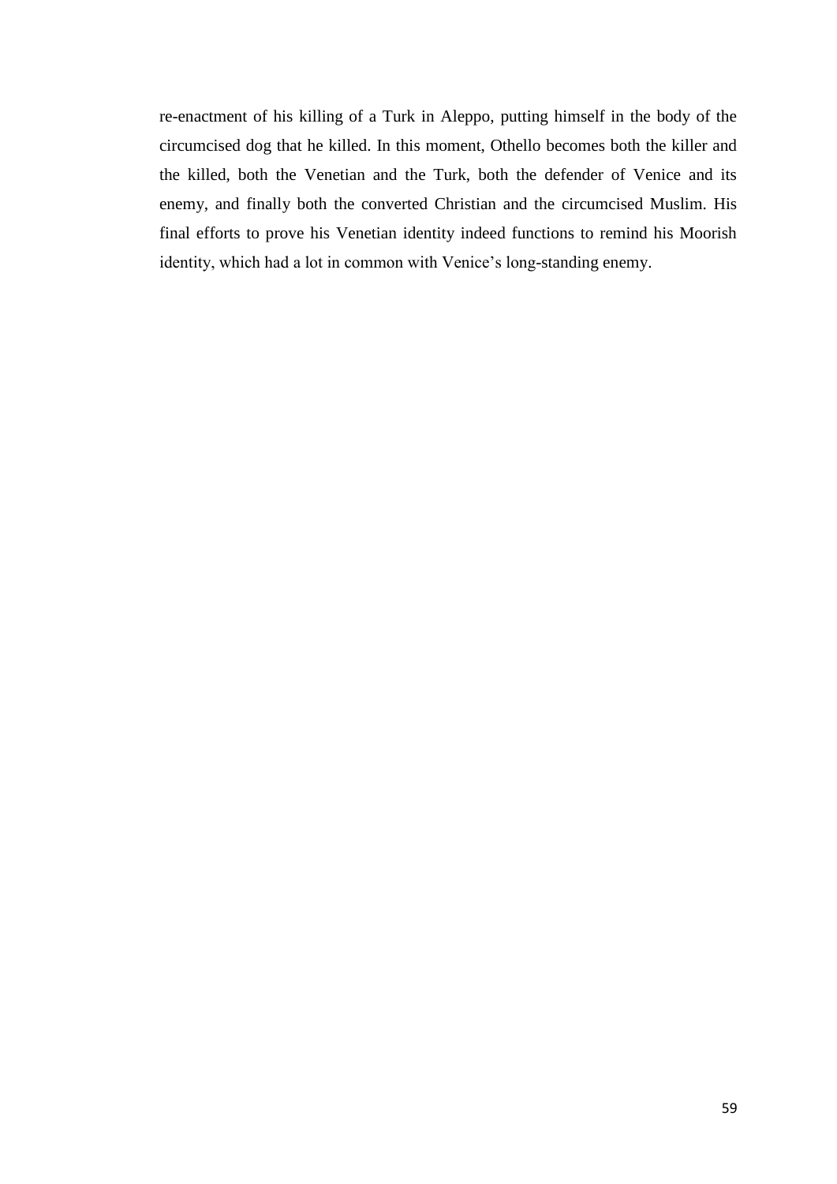re-enactment of his killing of a Turk in Aleppo, putting himself in the body of the circumcised dog that he killed. In this moment, Othello becomes both the killer and the killed, both the Venetian and the Turk, both the defender of Venice and its enemy, and finally both the converted Christian and the circumcised Muslim. His final efforts to prove his Venetian identity indeed functions to remind his Moorish identity, which had a lot in common with Venice's long-standing enemy.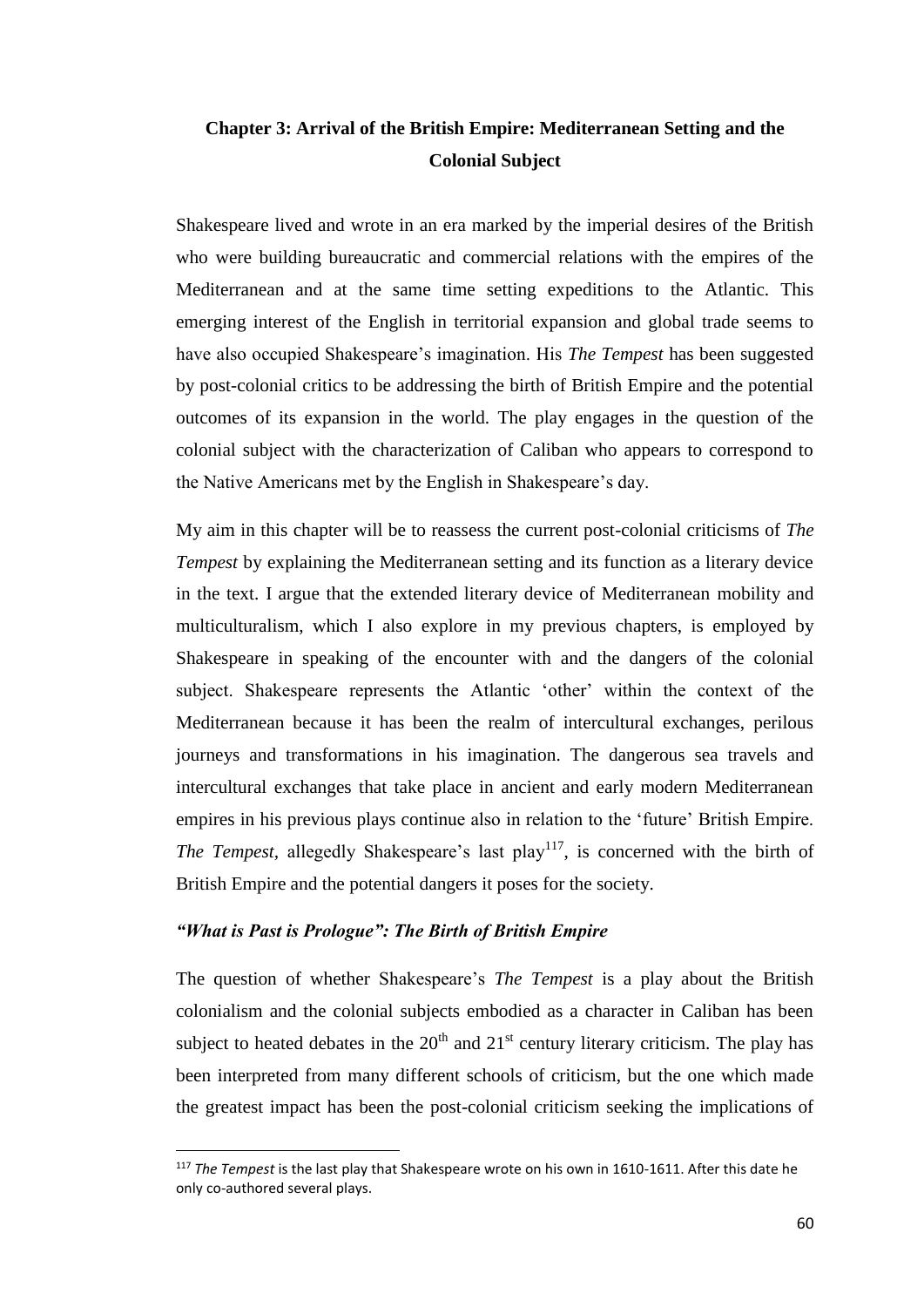## Chapter 3: Arrival of the British Empire: Mediterranean Setting and the Colonial Subject

Shakespeare lived and wrote in an era marked by the imperial desires of the British who were building bureaucratic and commercial relations with the empires of the Mediterranean and at the same time setting expeditions to the Atlantic. This emerging interest of the English in territorial expansion and global trade seems to have also occupied Shakespeare's imagination. His *The Tempest* has been suggested by post-colonial critics to be addressing the birth of British Empire and the potential outcomes of its expansion in the world. The play engages in the question of the colonial subject with the characterization of Caliban who appears to correspond to the Native Americans met by the English in Shakespeare's day.

My aim in this chapter will be to reassess the current post-colonial criticisms of *The Tempest* by explaining the Mediterranean setting and its function as a literary device in the text. I argue that the extended literary device of Mediterranean mobility and multiculturalism, which I also explore in my previous chapters, is employed by Shakespeare in speaking of the encounter with and the dangers of the colonial subject. Shakespeare represents the Atlantic 'other' within the context of the Mediterranean because it has been the realm of intercultural exchanges, perilous journeys and transformations in his imagination. The dangerous sea travels and intercultural exchanges that take place in ancient and early modern Mediterranean empires in his previous plays continue also in relation to the 'future' British Empire. *The Tempest,* allegedly Shakespeare's last play[117], is concerned with the birth of British Empire and the potential dangers it poses for the society.

### *"What is Past is Prologue": The Birth of British Empire*

The question of whether Shakespeare's *The Tempest* is a play about the British colonialism and the colonial subjects embodied as a character in Caliban has been subject to heated debates in the 20[th] and 21[st] century literary criticism. The play has been interpreted from many different schools of criticism, but the one which made the greatest impact has been the post-colonial criticism seeking the implications of

---

[117] *The Tempest* is the last play that Shakespeare wrote on his own in 1610-1611. After this date he only co-authored several plays.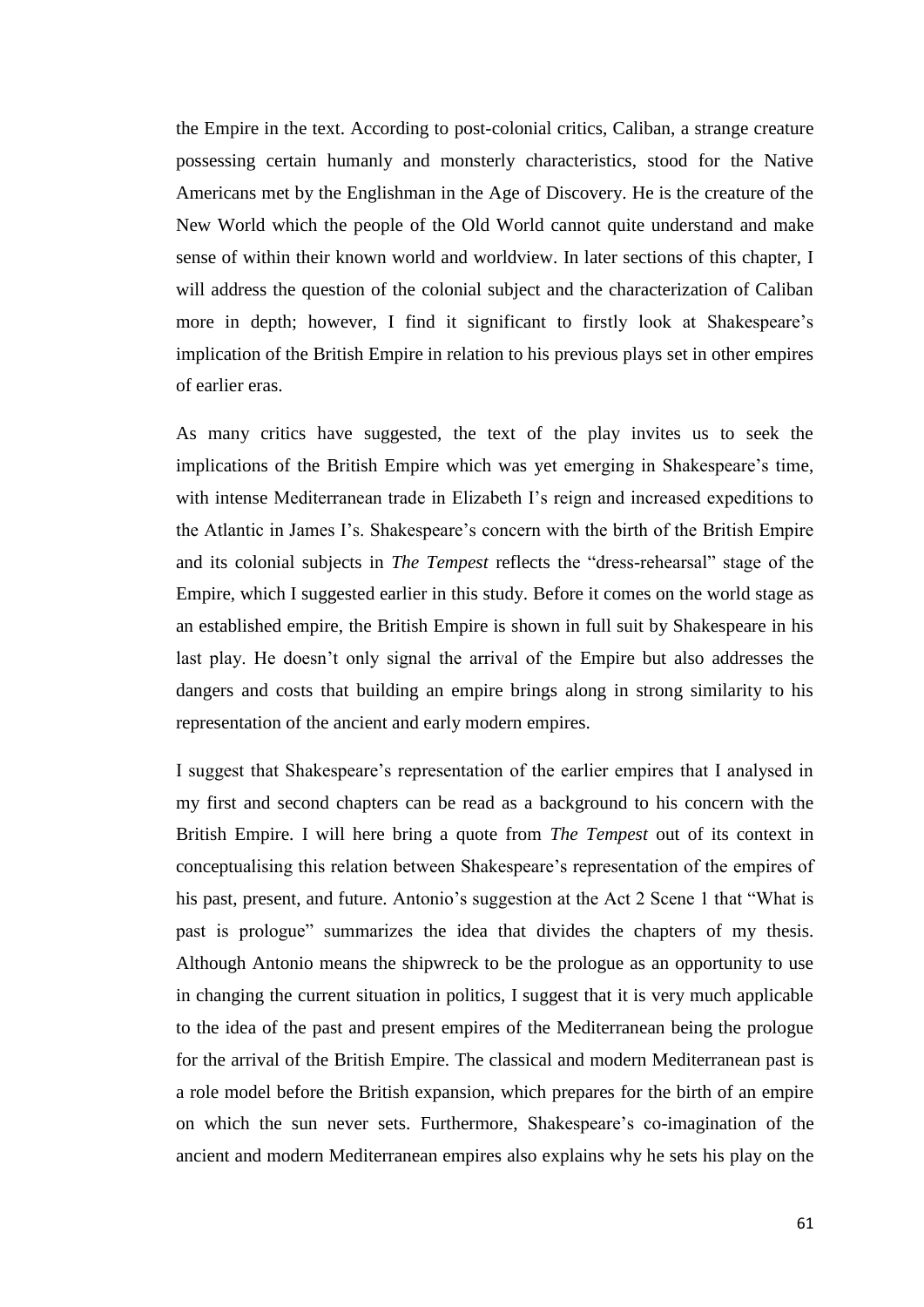the Empire in the text. According to post-colonial critics, Caliban, a strange creature possessing certain humanly and monsterly characteristics, stood for the Native Americans met by the Englishman in the Age of Discovery. He is the creature of the New World which the people of the Old World cannot quite understand and make sense of within their known world and worldview. In later sections of this chapter, I will address the question of the colonial subject and the characterization of Caliban more in depth; however, I find it significant to firstly look at Shakespeare's implication of the British Empire in relation to his previous plays set in other empires of earlier eras.

As many critics have suggested, the text of the play invites us to seek the implications of the British Empire which was yet emerging in Shakespeare's time, with intense Mediterranean trade in Elizabeth I's reign and increased expeditions to the Atlantic in James I's. Shakespeare's concern with the birth of the British Empire and its colonial subjects in *The Tempest* reflects the "dress-rehearsal" stage of the Empire, which I suggested earlier in this study. Before it comes on the world stage as an established empire, the British Empire is shown in full suit by Shakespeare in his last play. He doesn't only signal the arrival of the Empire but also addresses the dangers and costs that building an empire brings along in strong similarity to his representation of the ancient and early modern empires.

I suggest that Shakespeare's representation of the earlier empires that I analysed in my first and second chapters can be read as a background to his concern with the British Empire. I will here bring a quote from *The Tempest* out of its context in conceptualising this relation between Shakespeare's representation of the empires of his past, present, and future. Antonio's suggestion at the Act 2 Scene 1 that "What is past is prologue" summarizes the idea that divides the chapters of my thesis. Although Antonio means the shipwreck to be the prologue as an opportunity to use in changing the current situation in politics, I suggest that it is very much applicable to the idea of the past and present empires of the Mediterranean being the prologue for the arrival of the British Empire. The classical and modern Mediterranean past is a role model before the British expansion, which prepares for the birth of an empire on which the sun never sets. Furthermore, Shakespeare's co-imagination of the ancient and modern Mediterranean empires also explains why he sets his play on the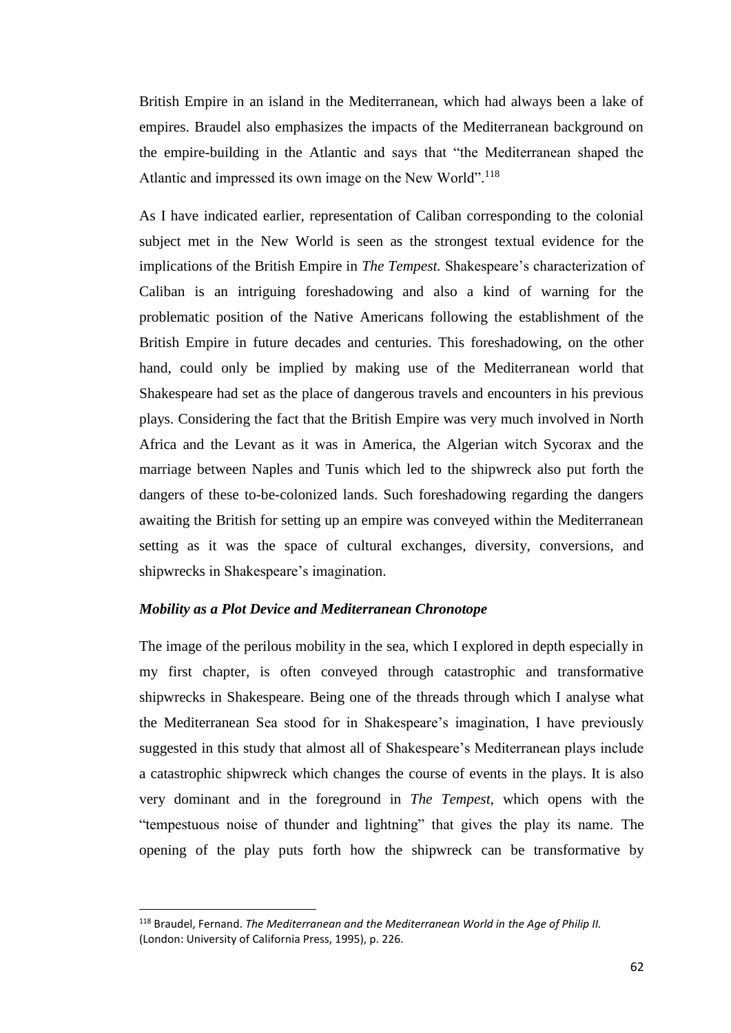British Empire in an island in the Mediterranean, which had always been a lake of empires. Braudel also emphasizes the impacts of the Mediterranean background on the empire-building in the Atlantic and says that "the Mediterranean shaped the Atlantic and impressed its own image on the New World".[118]

As I have indicated earlier, representation of Caliban corresponding to the colonial subject met in the New World is seen as the strongest textual evidence for the implications of the British Empire in *The Tempest.* Shakespeare's characterization of Caliban is an intriguing foreshadowing and also a kind of warning for the problematic position of the Native Americans following the establishment of the British Empire in future decades and centuries. This foreshadowing, on the other hand, could only be implied by making use of the Mediterranean world that Shakespeare had set as the place of dangerous travels and encounters in his previous plays. Considering the fact that the British Empire was very much involved in North Africa and the Levant as it was in America, the Algerian witch Sycorax and the marriage between Naples and Tunis which led to the shipwreck also put forth the dangers of these to-be-colonized lands. Such foreshadowing regarding the dangers awaiting the British for setting up an empire was conveyed within the Mediterranean setting as it was the space of cultural exchanges, diversity, conversions, and shipwrecks in Shakespeare's imagination.

### *Mobility as a Plot Device and Mediterranean Chronotope*

The image of the perilous mobility in the sea, which I explored in depth especially in my first chapter, is often conveyed through catastrophic and transformative shipwrecks in Shakespeare. Being one of the threads through which I analyse what the Mediterranean Sea stood for in Shakespeare's imagination, I have previously suggested in this study that almost all of Shakespeare's Mediterranean plays include a catastrophic shipwreck which changes the course of events in the plays. It is also very dominant and in the foreground in *The Tempest*, which opens with the "tempestuous noise of thunder and lightning" that gives the play its name. The opening of the play puts forth how the shipwreck can be transformative by

[118] Braudel, Fernand. *The Mediterranean and the Mediterranean World in the Age of Philip II.* (London: University of California Press, 1995), p. 226.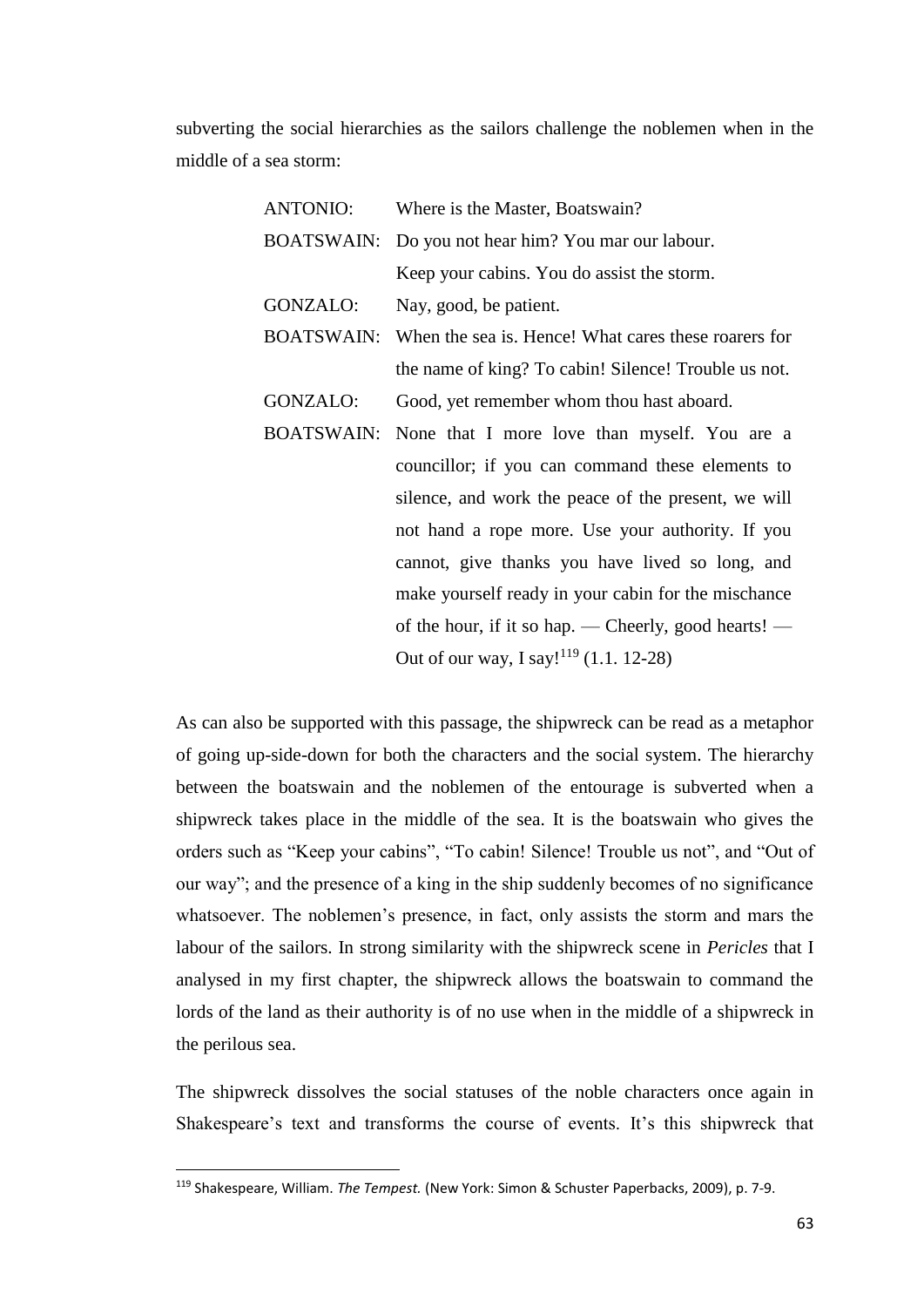subverting the social hierarchies as the sailors challenge the noblemen when in the middle of a sea storm:

> ANTONIO: Where is the Master, Boatswain?
>
> BOATSWAIN: Do you not hear him? You mar our labour. Keep your cabins. You do assist the storm.
>
> GONZALO: Nay, good, be patient.
>
> BOATSWAIN: When the sea is. Hence! What cares these roarers for the name of king? To cabin! Silence! Trouble us not.
>
> GONZALO: Good, yet remember whom thou hast aboard.
>
> BOATSWAIN: None that I more love than myself. You are a councillor; if you can command these elements to silence, and work the peace of the present, we will not hand a rope more. Use your authority. If you cannot, give thanks you have lived so long, and make yourself ready in your cabin for the mischance of the hour, if it so hap. — Cheerly, good hearts! — Out of our way, I say![119] (1.1. 12-28)

As can also be supported with this passage, the shipwreck can be read as a metaphor of going up-side-down for both the characters and the social system. The hierarchy between the boatswain and the noblemen of the entourage is subverted when a shipwreck takes place in the middle of the sea. It is the boatswain who gives the orders such as "Keep your cabins", "To cabin! Silence! Trouble us not", and "Out of our way"; and the presence of a king in the ship suddenly becomes of no significance whatsoever. The noblemen's presence, in fact, only assists the storm and mars the labour of the sailors. In strong similarity with the shipwreck scene in *Pericles* that I analysed in my first chapter, the shipwreck allows the boatswain to command the lords of the land as their authority is of no use when in the middle of a shipwreck in the perilous sea.

The shipwreck dissolves the social statuses of the noble characters once again in Shakespeare's text and transforms the course of events. It's this shipwreck that

---

[119] Shakespeare, William. *The Tempest.* (New York: Simon & Schuster Paperbacks, 2009), p. 7-9.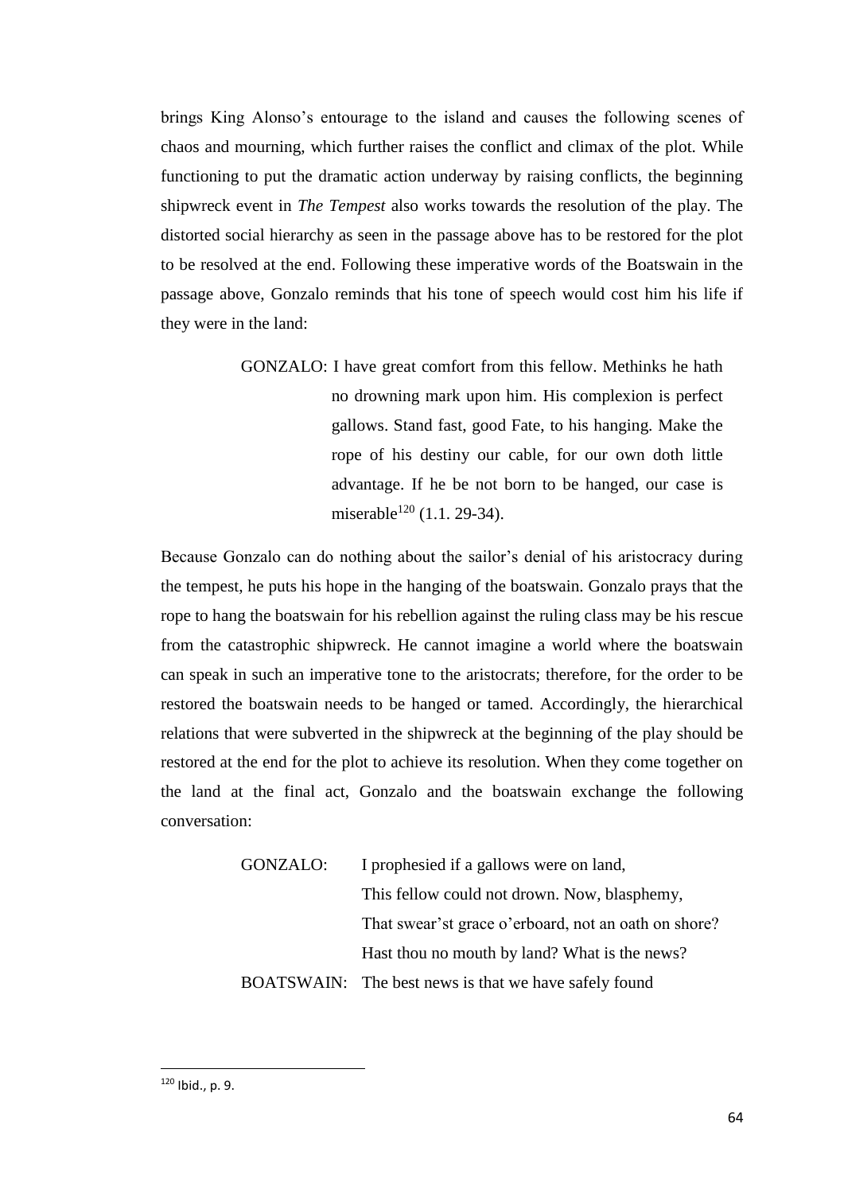brings King Alonso's entourage to the island and causes the following scenes of chaos and mourning, which further raises the conflict and climax of the plot. While functioning to put the dramatic action underway by raising conflicts, the beginning shipwreck event in *The Tempest* also works towards the resolution of the play. The distorted social hierarchy as seen in the passage above has to be restored for the plot to be resolved at the end. Following these imperative words of the Boatswain in the passage above, Gonzalo reminds that his tone of speech would cost him his life if they were in the land:

> GONZALO: I have great comfort from this fellow. Methinks he hath no drowning mark upon him. His complexion is perfect gallows. Stand fast, good Fate, to his hanging. Make the rope of his destiny our cable, for our own doth little advantage. If he be not born to be hanged, our case is miserable[120] (1.1. 29-34).

Because Gonzalo can do nothing about the sailor's denial of his aristocracy during the tempest, he puts his hope in the hanging of the boatswain. Gonzalo prays that the rope to hang the boatswain for his rebellion against the ruling class may be his rescue from the catastrophic shipwreck. He cannot imagine a world where the boatswain can speak in such an imperative tone to the aristocrats; therefore, for the order to be restored the boatswain needs to be hanged or tamed. Accordingly, the hierarchical relations that were subverted in the shipwreck at the beginning of the play should be restored at the end for the plot to achieve its resolution. When they come together on the land at the final act, Gonzalo and the boatswain exchange the following conversation:

> GONZALO: I prophesied if a gallows were on land,
> This fellow could not drown. Now, blasphemy,
> That swear'st grace o'erboard, not an oath on shore?
> Hast thou no mouth by land? What is the news?
>
> BOATSWAIN: The best news is that we have safely found

---

[120] Ibid., p. 9.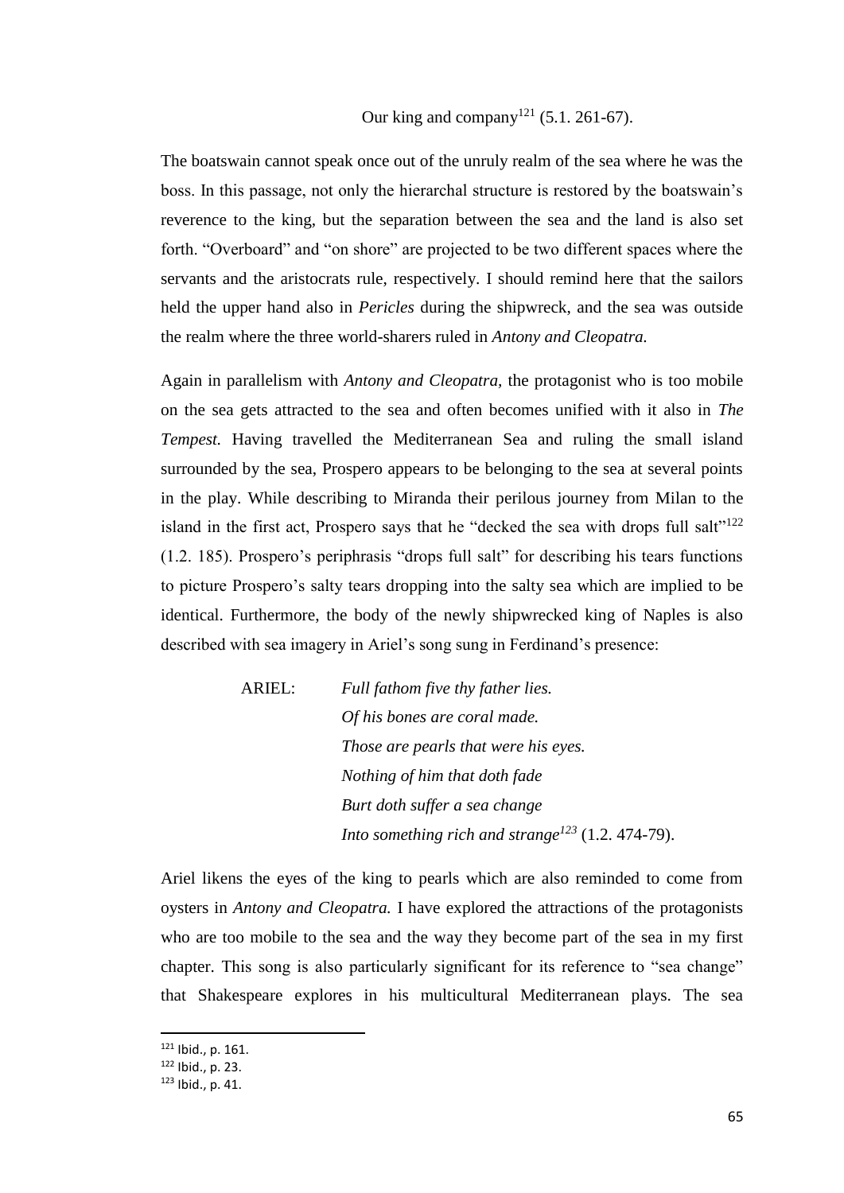Our king and company[121] (5.1. 261-67).

The boatswain cannot speak once out of the unruly realm of the sea where he was the boss. In this passage, not only the hierarchal structure is restored by the boatswain's reverence to the king, but the separation between the sea and the land is also set forth. "Overboard" and "on shore" are projected to be two different spaces where the servants and the aristocrats rule, respectively. I should remind here that the sailors held the upper hand also in *Pericles* during the shipwreck, and the sea was outside the realm where the three world-sharers ruled in *Antony and Cleopatra.*

Again in parallelism with *Antony and Cleopatra*, the protagonist who is too mobile on the sea gets attracted to the sea and often becomes unified with it also in *The Tempest.* Having travelled the Mediterranean Sea and ruling the small island surrounded by the sea, Prospero appears to be belonging to the sea at several points in the play. While describing to Miranda their perilous journey from Milan to the island in the first act, Prospero says that he "decked the sea with drops full salt"[122] (1.2. 185). Prospero's periphrasis "drops full salt" for describing his tears functions to picture Prospero's salty tears dropping into the salty sea which are implied to be identical. Furthermore, the body of the newly shipwrecked king of Naples is also described with sea imagery in Ariel's song sung in Ferdinand's presence:

> ARIEL: *Full fathom five thy father lies.*
> *Of his bones are coral made.*
> *Those are pearls that were his eyes.*
> *Nothing of him that doth fade*
> *Burt doth suffer a sea change*
> *Into something rich and strange*[123] (1.2. 474-79).

Ariel likens the eyes of the king to pearls which are also reminded to come from oysters in *Antony and Cleopatra.* I have explored the attractions of the protagonists who are too mobile to the sea and the way they become part of the sea in my first chapter. This song is also particularly significant for its reference to "sea change" that Shakespeare explores in his multicultural Mediterranean plays. The sea

---

[121] Ibid., p. 161.

[122] Ibid., p. 23.

[123] Ibid., p. 41.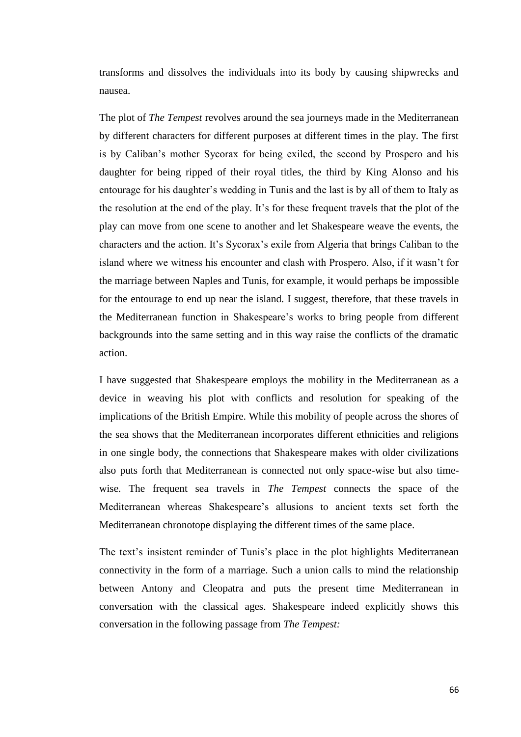transforms and dissolves the individuals into its body by causing shipwrecks and nausea.

The plot of *The Tempest* revolves around the sea journeys made in the Mediterranean by different characters for different purposes at different times in the play. The first is by Caliban's mother Sycorax for being exiled, the second by Prospero and his daughter for being ripped of their royal titles, the third by King Alonso and his entourage for his daughter's wedding in Tunis and the last is by all of them to Italy as the resolution at the end of the play. It's for these frequent travels that the plot of the play can move from one scene to another and let Shakespeare weave the events, the characters and the action. It's Sycorax's exile from Algeria that brings Caliban to the island where we witness his encounter and clash with Prospero. Also, if it wasn't for the marriage between Naples and Tunis, for example, it would perhaps be impossible for the entourage to end up near the island. I suggest, therefore, that these travels in the Mediterranean function in Shakespeare's works to bring people from different backgrounds into the same setting and in this way raise the conflicts of the dramatic action.

I have suggested that Shakespeare employs the mobility in the Mediterranean as a device in weaving his plot with conflicts and resolution for speaking of the implications of the British Empire. While this mobility of people across the shores of the sea shows that the Mediterranean incorporates different ethnicities and religions in one single body, the connections that Shakespeare makes with older civilizations also puts forth that Mediterranean is connected not only space-wise but also time-wise. The frequent sea travels in *The Tempest* connects the space of the Mediterranean whereas Shakespeare's allusions to ancient texts set forth the Mediterranean chronotope displaying the different times of the same place.

The text's insistent reminder of Tunis's place in the plot highlights Mediterranean connectivity in the form of a marriage. Such a union calls to mind the relationship between Antony and Cleopatra and puts the present time Mediterranean in conversation with the classical ages. Shakespeare indeed explicitly shows this conversation in the following passage from *The Tempest:*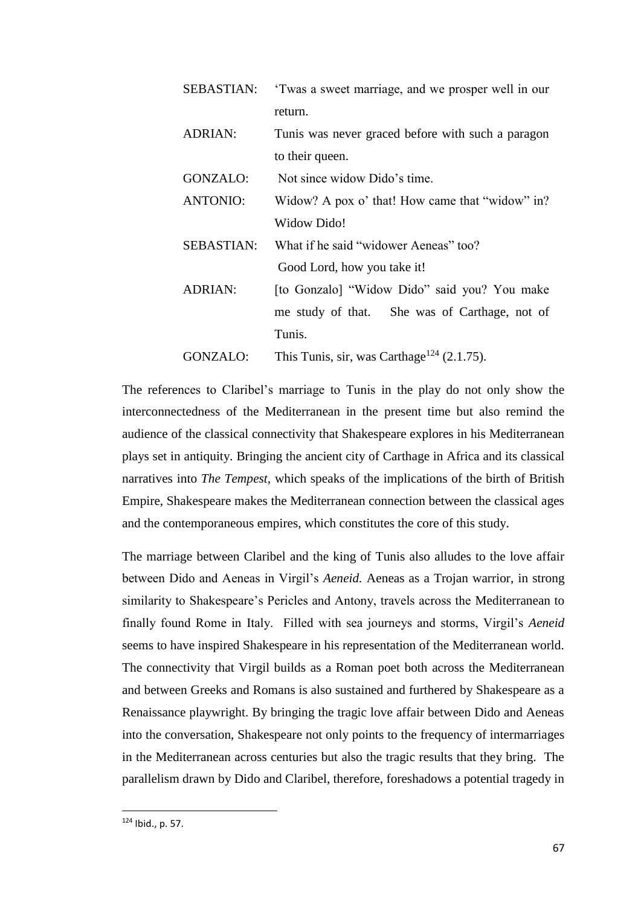| | |
|---|---|
| SEBASTIAN: | 'Twas a sweet marriage, and we prosper well in our return. |
| ADRIAN: | Tunis was never graced before with such a paragon to their queen. |
| GONZALO: | Not since widow Dido's time. |
| ANTONIO: | Widow? A pox o' that! How came that "widow" in? Widow Dido! |
| SEBASTIAN: | What if he said "widower Aeneas" too? Good Lord, how you take it! |
| ADRIAN: | [to Gonzalo] "Widow Dido" said you? You make me study of that. She was of Carthage, not of Tunis. |
| GONZALO: | This Tunis, sir, was Carthage[124] (2.1.75). |

The references to Claribel's marriage to Tunis in the play do not only show the interconnectedness of the Mediterranean in the present time but also remind the audience of the classical connectivity that Shakespeare explores in his Mediterranean plays set in antiquity. Bringing the ancient city of Carthage in Africa and its classical narratives into *The Tempest*, which speaks of the implications of the birth of British Empire, Shakespeare makes the Mediterranean connection between the classical ages and the contemporaneous empires, which constitutes the core of this study.

The marriage between Claribel and the king of Tunis also alludes to the love affair between Dido and Aeneas in Virgil's *Aeneid.* Aeneas as a Trojan warrior, in strong similarity to Shakespeare's Pericles and Antony, travels across the Mediterranean to finally found Rome in Italy. Filled with sea journeys and storms, Virgil's *Aeneid* seems to have inspired Shakespeare in his representation of the Mediterranean world. The connectivity that Virgil builds as a Roman poet both across the Mediterranean and between Greeks and Romans is also sustained and furthered by Shakespeare as a Renaissance playwright. By bringing the tragic love affair between Dido and Aeneas into the conversation, Shakespeare not only points to the frequency of intermarriages in the Mediterranean across centuries but also the tragic results that they bring. The parallelism drawn by Dido and Claribel, therefore, foreshadows a potential tragedy in

[124] Ibid., p. 57.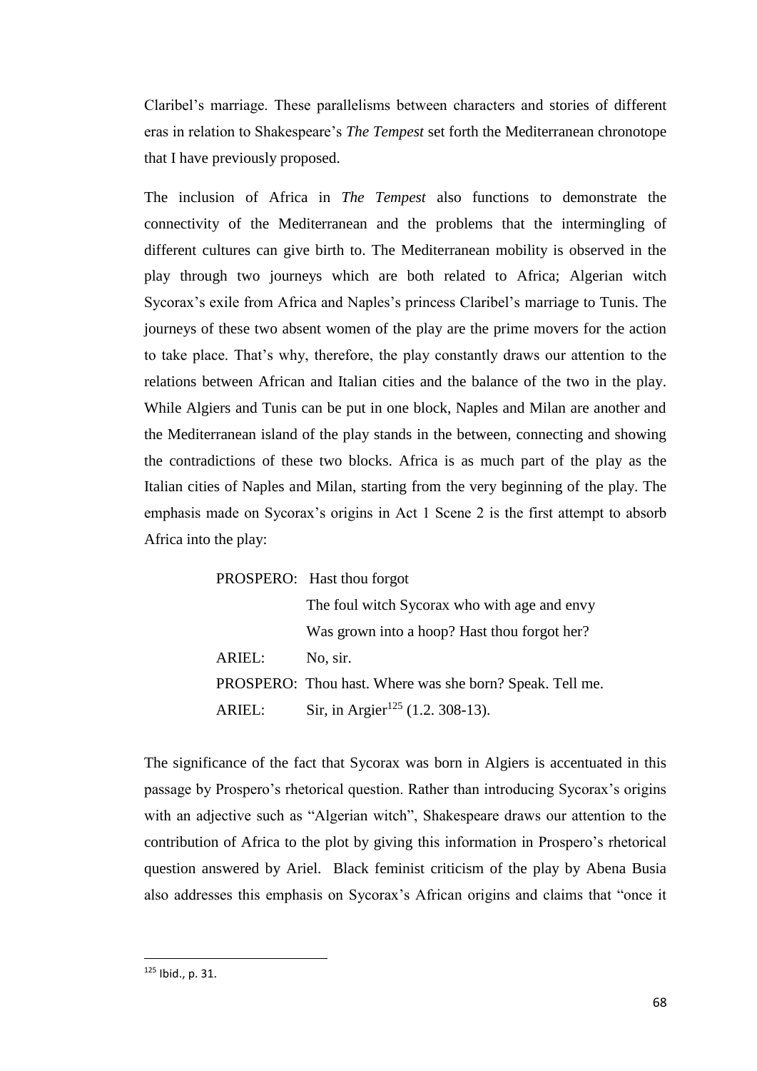Claribel's marriage. These parallelisms between characters and stories of different eras in relation to Shakespeare's *The Tempest* set forth the Mediterranean chronotope that I have previously proposed.

The inclusion of Africa in *The Tempest* also functions to demonstrate the connectivity of the Mediterranean and the problems that the intermingling of different cultures can give birth to. The Mediterranean mobility is observed in the play through two journeys which are both related to Africa; Algerian witch Sycorax's exile from Africa and Naples's princess Claribel's marriage to Tunis. The journeys of these two absent women of the play are the prime movers for the action to take place. That's why, therefore, the play constantly draws our attention to the relations between African and Italian cities and the balance of the two in the play. While Algiers and Tunis can be put in one block, Naples and Milan are another and the Mediterranean island of the play stands in the between, connecting and showing the contradictions of these two blocks. Africa is as much part of the play as the Italian cities of Naples and Milan, starting from the very beginning of the play. The emphasis made on Sycorax's origins in Act 1 Scene 2 is the first attempt to absorb Africa into the play:

> PROSPERO: Hast thou forgot
> The foul witch Sycorax who with age and envy
> Was grown into a hoop? Hast thou forgot her?
> ARIEL: No, sir.
> PROSPERO: Thou hast. Where was she born? Speak. Tell me.
> ARIEL: Sir, in Argier[125] (1.2. 308-13).

The significance of the fact that Sycorax was born in Algiers is accentuated in this passage by Prospero's rhetorical question. Rather than introducing Sycorax's origins with an adjective such as "Algerian witch", Shakespeare draws our attention to the contribution of Africa to the plot by giving this information in Prospero's rhetorical question answered by Ariel. Black feminist criticism of the play by Abena Busia also addresses this emphasis on Sycorax's African origins and claims that "once it

---

[125] Ibid., p. 31.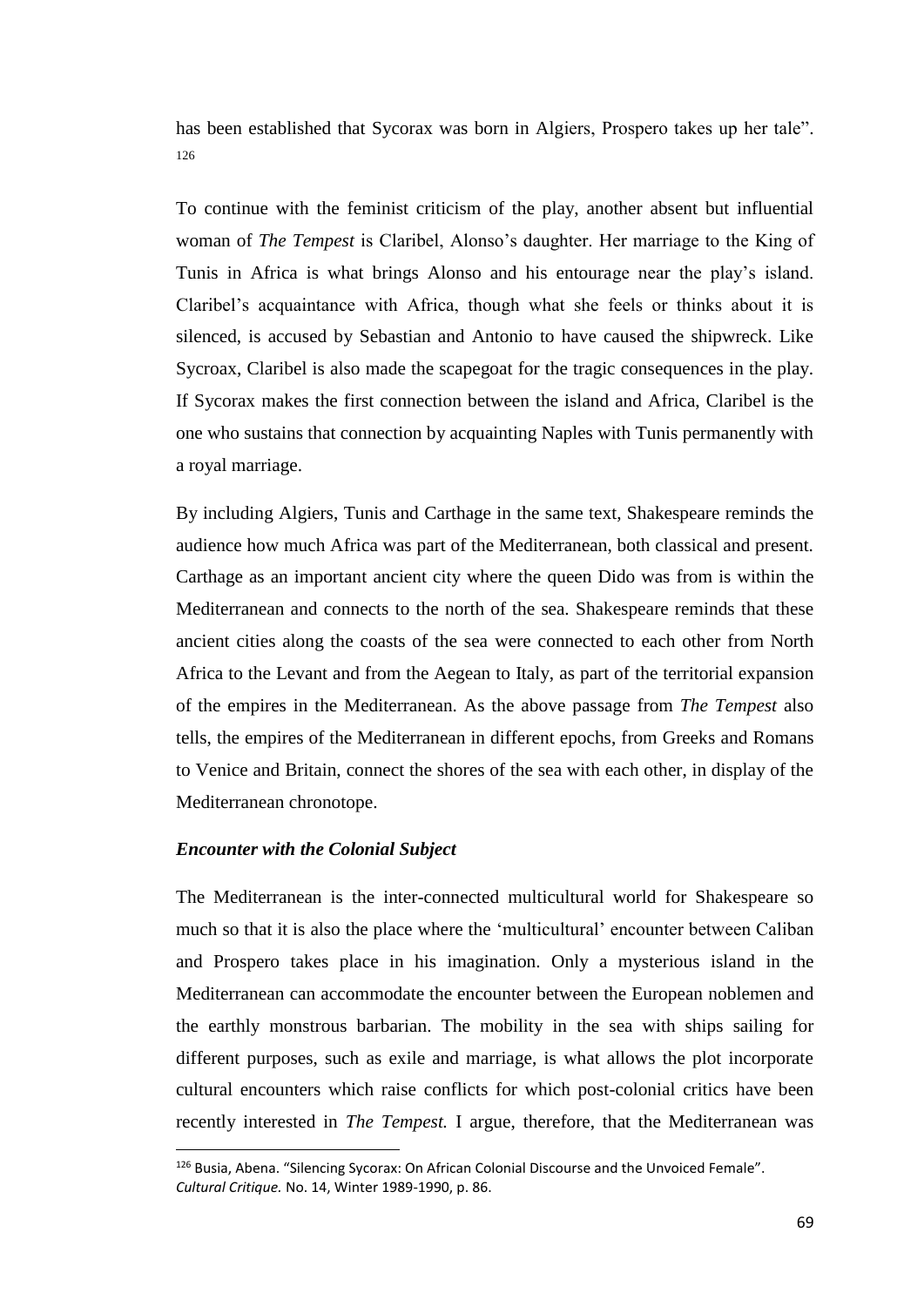has been established that Sycorax was born in Algiers, Prospero takes up her tale". [126]

To continue with the feminist criticism of the play, another absent but influential woman of *The Tempest* is Claribel, Alonso's daughter. Her marriage to the King of Tunis in Africa is what brings Alonso and his entourage near the play's island. Claribel's acquaintance with Africa, though what she feels or thinks about it is silenced, is accused by Sebastian and Antonio to have caused the shipwreck. Like Sycroax, Claribel is also made the scapegoat for the tragic consequences in the play. If Sycorax makes the first connection between the island and Africa, Claribel is the one who sustains that connection by acquainting Naples with Tunis permanently with a royal marriage.

By including Algiers, Tunis and Carthage in the same text, Shakespeare reminds the audience how much Africa was part of the Mediterranean, both classical and present. Carthage as an important ancient city where the queen Dido was from is within the Mediterranean and connects to the north of the sea. Shakespeare reminds that these ancient cities along the coasts of the sea were connected to each other from North Africa to the Levant and from the Aegean to Italy, as part of the territorial expansion of the empires in the Mediterranean. As the above passage from *The Tempest* also tells, the empires of the Mediterranean in different epochs, from Greeks and Romans to Venice and Britain, connect the shores of the sea with each other, in display of the Mediterranean chronotope.

### *Encounter with the Colonial Subject*

The Mediterranean is the inter-connected multicultural world for Shakespeare so much so that it is also the place where the 'multicultural' encounter between Caliban and Prospero takes place in his imagination. Only a mysterious island in the Mediterranean can accommodate the encounter between the European noblemen and the earthly monstrous barbarian. The mobility in the sea with ships sailing for different purposes, such as exile and marriage, is what allows the plot incorporate cultural encounters which raise conflicts for which post-colonial critics have been recently interested in *The Tempest.* I argue, therefore, that the Mediterranean was

[126] Busia, Abena. "Silencing Sycorax: On African Colonial Discourse and the Unvoiced Female". *Cultural Critique.* No. 14, Winter 1989-1990, p. 86.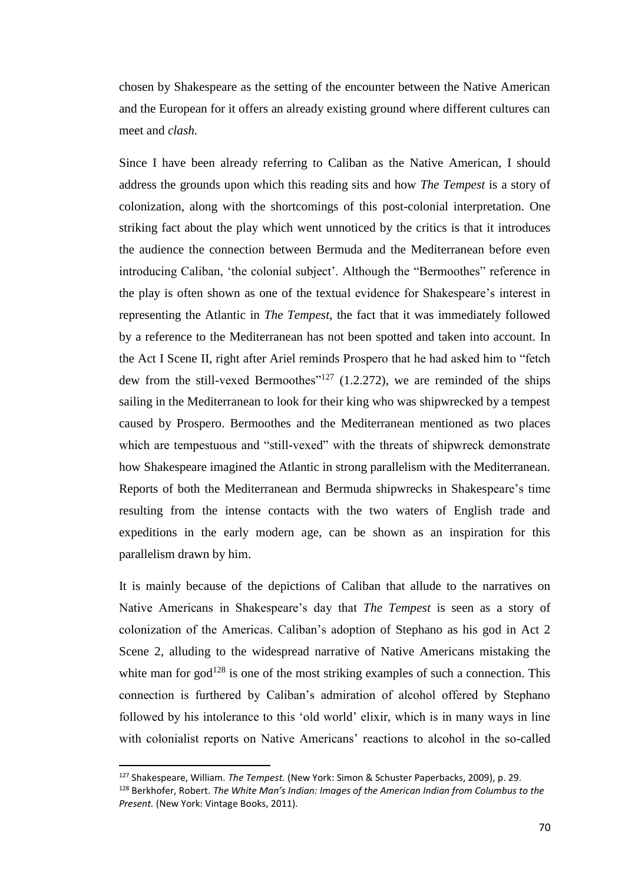chosen by Shakespeare as the setting of the encounter between the Native American and the European for it offers an already existing ground where different cultures can meet and *clash.*

Since I have been already referring to Caliban as the Native American, I should address the grounds upon which this reading sits and how *The Tempest* is a story of colonization, along with the shortcomings of this post-colonial interpretation. One striking fact about the play which went unnoticed by the critics is that it introduces the audience the connection between Bermuda and the Mediterranean before even introducing Caliban, 'the colonial subject'. Although the "Bermoothes" reference in the play is often shown as one of the textual evidence for Shakespeare's interest in representing the Atlantic in *The Tempest,* the fact that it was immediately followed by a reference to the Mediterranean has not been spotted and taken into account. In the Act I Scene II, right after Ariel reminds Prospero that he had asked him to "fetch dew from the still-vexed Bermoothes"[127] (1.2.272), we are reminded of the ships sailing in the Mediterranean to look for their king who was shipwrecked by a tempest caused by Prospero. Bermoothes and the Mediterranean mentioned as two places which are tempestuous and "still-vexed" with the threats of shipwreck demonstrate how Shakespeare imagined the Atlantic in strong parallelism with the Mediterranean. Reports of both the Mediterranean and Bermuda shipwrecks in Shakespeare's time resulting from the intense contacts with the two waters of English trade and expeditions in the early modern age, can be shown as an inspiration for this parallelism drawn by him.

It is mainly because of the depictions of Caliban that allude to the narratives on Native Americans in Shakespeare's day that *The Tempest* is seen as a story of colonization of the Americas. Caliban's adoption of Stephano as his god in Act 2 Scene 2, alluding to the widespread narrative of Native Americans mistaking the white man for god[128] is one of the most striking examples of such a connection. This connection is furthered by Caliban's admiration of alcohol offered by Stephano followed by his intolerance to this 'old world' elixir, which is in many ways in line with colonialist reports on Native Americans' reactions to alcohol in the so-called

---

[127] Shakespeare, William. *The Tempest.* (New York: Simon & Schuster Paperbacks, 2009), p. 29.

[128] Berkhofer, Robert. *The White Man's Indian: Images of the American Indian from Columbus to the Present.* (New York: Vintage Books, 2011).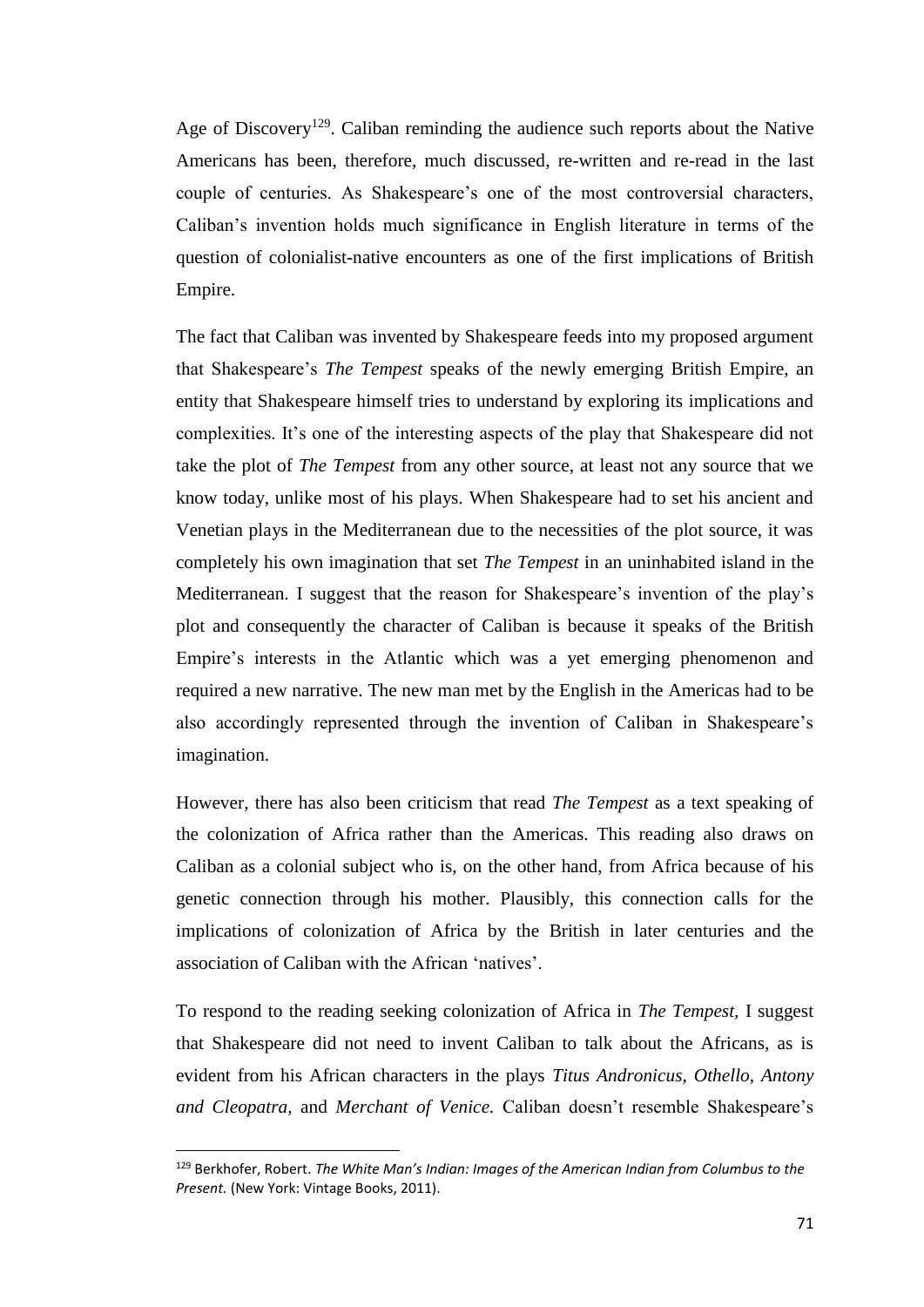Age of Discovery[129]. Caliban reminding the audience such reports about the Native Americans has been, therefore, much discussed, re-written and re-read in the last couple of centuries. As Shakespeare's one of the most controversial characters, Caliban's invention holds much significance in English literature in terms of the question of colonialist-native encounters as one of the first implications of British Empire.

The fact that Caliban was invented by Shakespeare feeds into my proposed argument that Shakespeare's *The Tempest* speaks of the newly emerging British Empire, an entity that Shakespeare himself tries to understand by exploring its implications and complexities. It's one of the interesting aspects of the play that Shakespeare did not take the plot of *The Tempest* from any other source, at least not any source that we know today, unlike most of his plays. When Shakespeare had to set his ancient and Venetian plays in the Mediterranean due to the necessities of the plot source, it was completely his own imagination that set *The Tempest* in an uninhabited island in the Mediterranean. I suggest that the reason for Shakespeare's invention of the play's plot and consequently the character of Caliban is because it speaks of the British Empire's interests in the Atlantic which was a yet emerging phenomenon and required a new narrative. The new man met by the English in the Americas had to be also accordingly represented through the invention of Caliban in Shakespeare's imagination.

However, there has also been criticism that read *The Tempest* as a text speaking of the colonization of Africa rather than the Americas. This reading also draws on Caliban as a colonial subject who is, on the other hand, from Africa because of his genetic connection through his mother. Plausibly, this connection calls for the implications of colonization of Africa by the British in later centuries and the association of Caliban with the African 'natives'.

To respond to the reading seeking colonization of Africa in *The Tempest,* I suggest that Shakespeare did not need to invent Caliban to talk about the Africans, as is evident from his African characters in the plays *Titus Andronicus, Othello, Antony and Cleopatra,* and *Merchant of Venice.* Caliban doesn't resemble Shakespeare's

---

[129] Berkhofer, Robert. *The White Man's Indian: Images of the American Indian from Columbus to the Present.* (New York: Vintage Books, 2011).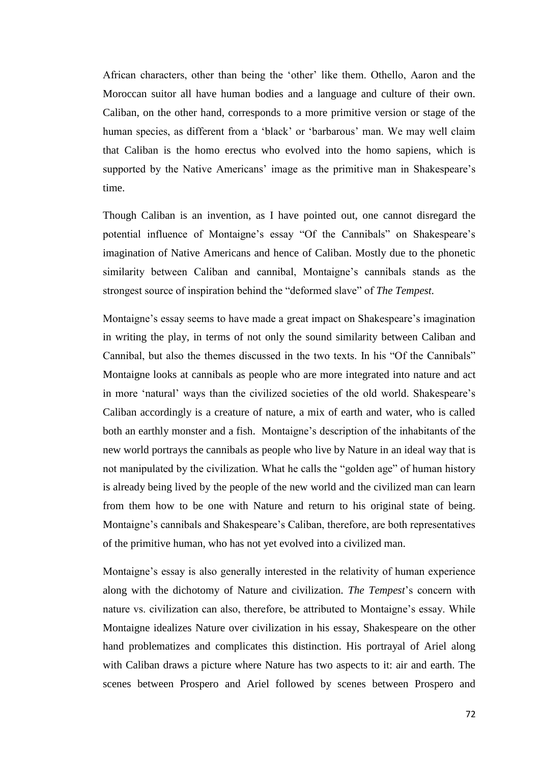African characters, other than being the 'other' like them. Othello, Aaron and the Moroccan suitor all have human bodies and a language and culture of their own. Caliban, on the other hand, corresponds to a more primitive version or stage of the human species, as different from a 'black' or 'barbarous' man. We may well claim that Caliban is the homo erectus who evolved into the homo sapiens, which is supported by the Native Americans' image as the primitive man in Shakespeare's time.

Though Caliban is an invention, as I have pointed out, one cannot disregard the potential influence of Montaigne's essay "Of the Cannibals" on Shakespeare's imagination of Native Americans and hence of Caliban. Mostly due to the phonetic similarity between Caliban and cannibal, Montaigne's cannibals stands as the strongest source of inspiration behind the "deformed slave" of *The Tempest.*

Montaigne's essay seems to have made a great impact on Shakespeare's imagination in writing the play, in terms of not only the sound similarity between Caliban and Cannibal, but also the themes discussed in the two texts. In his "Of the Cannibals" Montaigne looks at cannibals as people who are more integrated into nature and act in more 'natural' ways than the civilized societies of the old world. Shakespeare's Caliban accordingly is a creature of nature, a mix of earth and water, who is called both an earthly monster and a fish. Montaigne's description of the inhabitants of the new world portrays the cannibals as people who live by Nature in an ideal way that is not manipulated by the civilization. What he calls the "golden age" of human history is already being lived by the people of the new world and the civilized man can learn from them how to be one with Nature and return to his original state of being. Montaigne's cannibals and Shakespeare's Caliban, therefore, are both representatives of the primitive human, who has not yet evolved into a civilized man.

Montaigne's essay is also generally interested in the relativity of human experience along with the dichotomy of Nature and civilization. *The Tempest*'s concern with nature vs. civilization can also, therefore, be attributed to Montaigne's essay. While Montaigne idealizes Nature over civilization in his essay, Shakespeare on the other hand problematizes and complicates this distinction. His portrayal of Ariel along with Caliban draws a picture where Nature has two aspects to it: air and earth. The scenes between Prospero and Ariel followed by scenes between Prospero and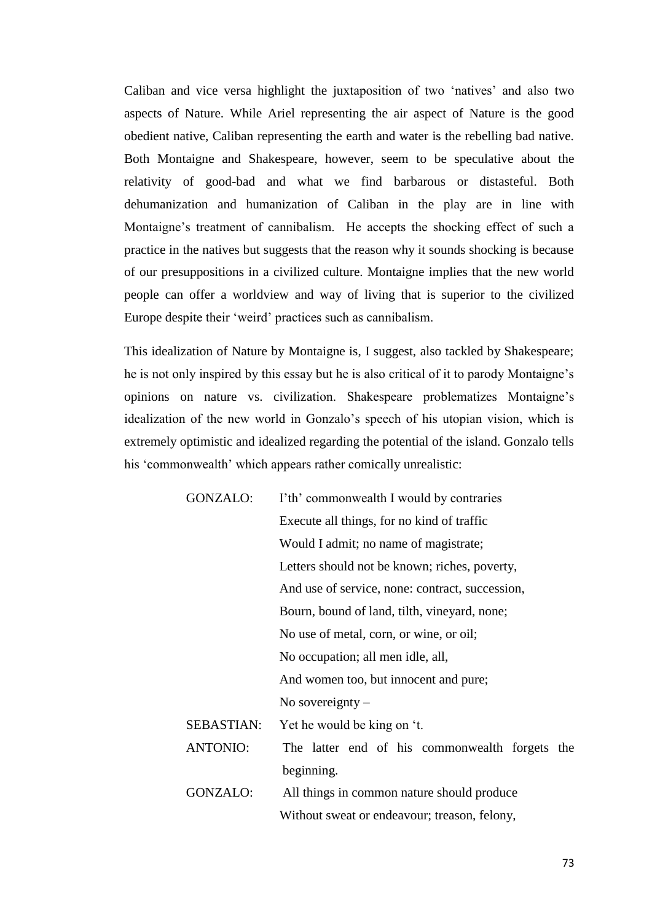Caliban and vice versa highlight the juxtaposition of two 'natives' and also two aspects of Nature. While Ariel representing the air aspect of Nature is the good obedient native, Caliban representing the earth and water is the rebelling bad native. Both Montaigne and Shakespeare, however, seem to be speculative about the relativity of good-bad and what we find barbarous or distasteful. Both dehumanization and humanization of Caliban in the play are in line with Montaigne's treatment of cannibalism. He accepts the shocking effect of such a practice in the natives but suggests that the reason why it sounds shocking is because of our presuppositions in a civilized culture. Montaigne implies that the new world people can offer a worldview and way of living that is superior to the civilized Europe despite their 'weird' practices such as cannibalism.

This idealization of Nature by Montaigne is, I suggest, also tackled by Shakespeare; he is not only inspired by this essay but he is also critical of it to parody Montaigne's opinions on nature vs. civilization. Shakespeare problematizes Montaigne's idealization of the new world in Gonzalo's speech of his utopian vision, which is extremely optimistic and idealized regarding the potential of the island. Gonzalo tells his 'commonwealth' which appears rather comically unrealistic:

> GONZALO: I'th' commonwealth I would by contraries
> Execute all things, for no kind of traffic
> Would I admit; no name of magistrate;
> Letters should not be known; riches, poverty,
> And use of service, none: contract, succession,
> Bourn, bound of land, tilth, vineyard, none;
> No use of metal, corn, or wine, or oil;
> No occupation; all men idle, all,
> And women too, but innocent and pure;
> No sovereignty –
>
> SEBASTIAN: Yet he would be king on 't.
>
> ANTONIO: The latter end of his commonwealth forgets the beginning.
>
> GONZALO: All things in common nature should produce
> Without sweat or endeavour; treason, felony,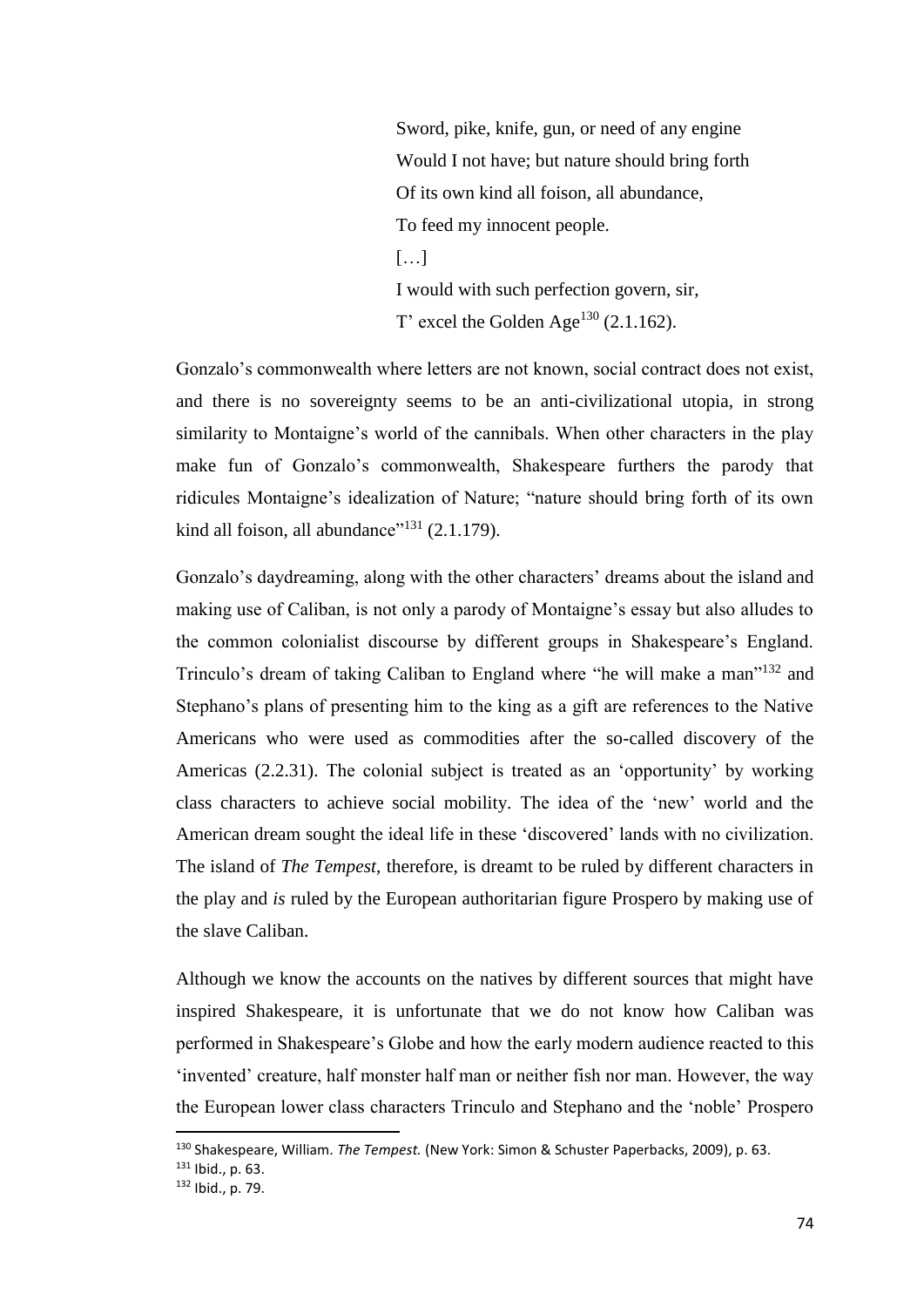> Sword, pike, knife, gun, or need of any engine
> Would I not have; but nature should bring forth
> Of its own kind all foison, all abundance,
> To feed my innocent people.
> […]
> I would with such perfection govern, sir,
> T' excel the Golden Age[130] (2.1.162).

Gonzalo's commonwealth where letters are not known, social contract does not exist, and there is no sovereignty seems to be an anti-civilizational utopia, in strong similarity to Montaigne's world of the cannibals. When other characters in the play make fun of Gonzalo's commonwealth, Shakespeare furthers the parody that ridicules Montaigne's idealization of Nature; "nature should bring forth of its own kind all foison, all abundance"[131] (2.1.179).

Gonzalo's daydreaming, along with the other characters' dreams about the island and making use of Caliban, is not only a parody of Montaigne's essay but also alludes to the common colonialist discourse by different groups in Shakespeare's England. Trinculo's dream of taking Caliban to England where "he will make a man"[132] and Stephano's plans of presenting him to the king as a gift are references to the Native Americans who were used as commodities after the so-called discovery of the Americas (2.2.31). The colonial subject is treated as an 'opportunity' by working class characters to achieve social mobility. The idea of the 'new' world and the American dream sought the ideal life in these 'discovered' lands with no civilization. The island of *The Tempest,* therefore, is dreamt to be ruled by different characters in the play and *is* ruled by the European authoritarian figure Prospero by making use of the slave Caliban.

Although we know the accounts on the natives by different sources that might have inspired Shakespeare, it is unfortunate that we do not know how Caliban was performed in Shakespeare's Globe and how the early modern audience reacted to this 'invented' creature, half monster half man or neither fish nor man. However, the way the European lower class characters Trinculo and Stephano and the 'noble' Prospero

---

[130] Shakespeare, William. *The Tempest.* (New York: Simon & Schuster Paperbacks, 2009), p. 63.

[131] Ibid., p. 63.

[132] Ibid., p. 79.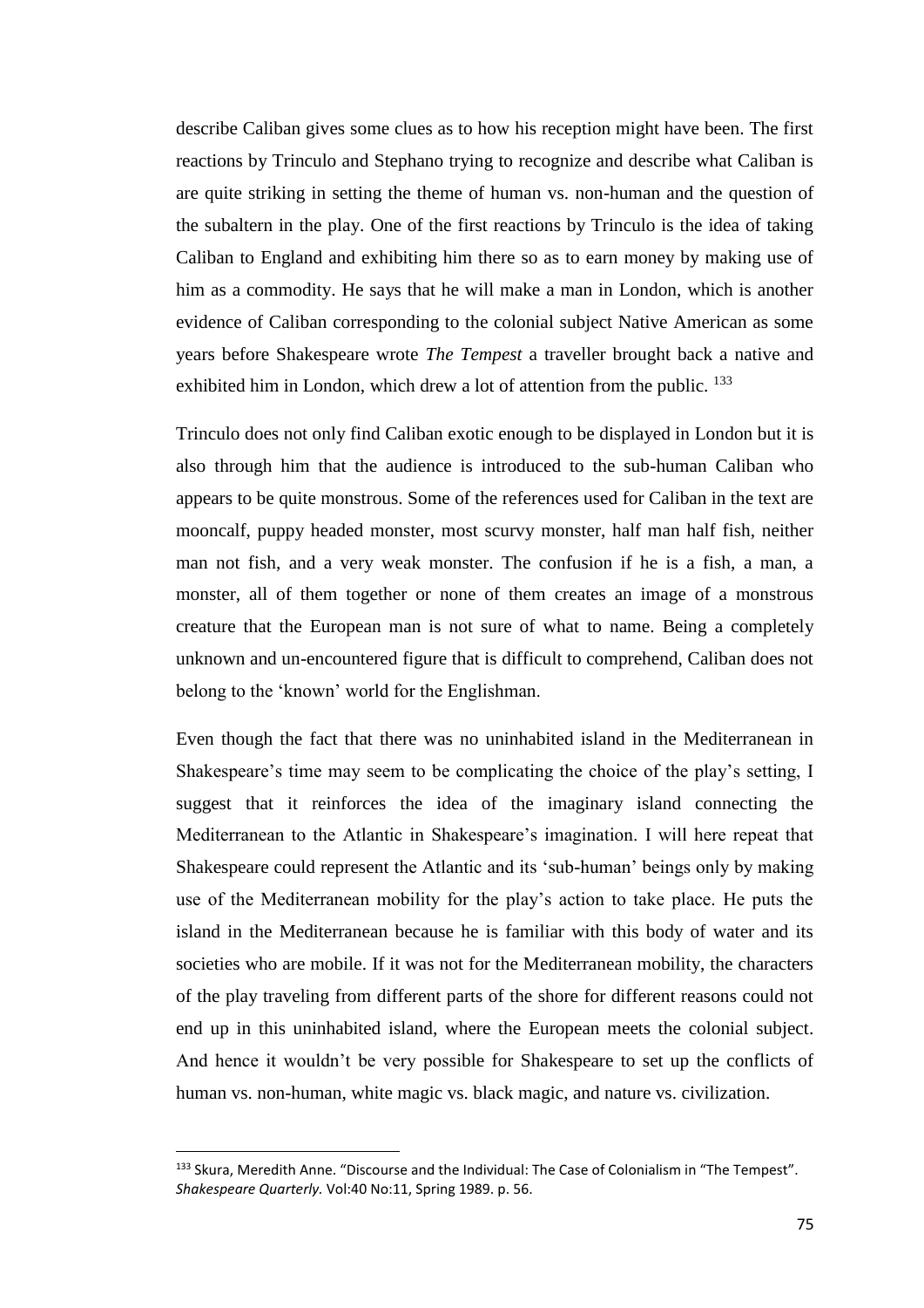describe Caliban gives some clues as to how his reception might have been. The first reactions by Trinculo and Stephano trying to recognize and describe what Caliban is are quite striking in setting the theme of human vs. non-human and the question of the subaltern in the play. One of the first reactions by Trinculo is the idea of taking Caliban to England and exhibiting him there so as to earn money by making use of him as a commodity. He says that he will make a man in London, which is another evidence of Caliban corresponding to the colonial subject Native American as some years before Shakespeare wrote *The Tempest* a traveller brought back a native and exhibited him in London, which drew a lot of attention from the public. [133]

Trinculo does not only find Caliban exotic enough to be displayed in London but it is also through him that the audience is introduced to the sub-human Caliban who appears to be quite monstrous. Some of the references used for Caliban in the text are mooncalf, puppy headed monster, most scurvy monster, half man half fish, neither man not fish, and a very weak monster. The confusion if he is a fish, a man, a monster, all of them together or none of them creates an image of a monstrous creature that the European man is not sure of what to name. Being a completely unknown and un-encountered figure that is difficult to comprehend, Caliban does not belong to the 'known' world for the Englishman.

Even though the fact that there was no uninhabited island in the Mediterranean in Shakespeare's time may seem to be complicating the choice of the play's setting, I suggest that it reinforces the idea of the imaginary island connecting the Mediterranean to the Atlantic in Shakespeare's imagination. I will here repeat that Shakespeare could represent the Atlantic and its 'sub-human' beings only by making use of the Mediterranean mobility for the play's action to take place. He puts the island in the Mediterranean because he is familiar with this body of water and its societies who are mobile. If it was not for the Mediterranean mobility, the characters of the play traveling from different parts of the shore for different reasons could not end up in this uninhabited island, where the European meets the colonial subject. And hence it wouldn't be very possible for Shakespeare to set up the conflicts of human vs. non-human, white magic vs. black magic, and nature vs. civilization.

---

[133] Skura, Meredith Anne. "Discourse and the Individual: The Case of Colonialism in "The Tempest". *Shakespeare Quarterly.* Vol:40 No:11, Spring 1989. p. 56.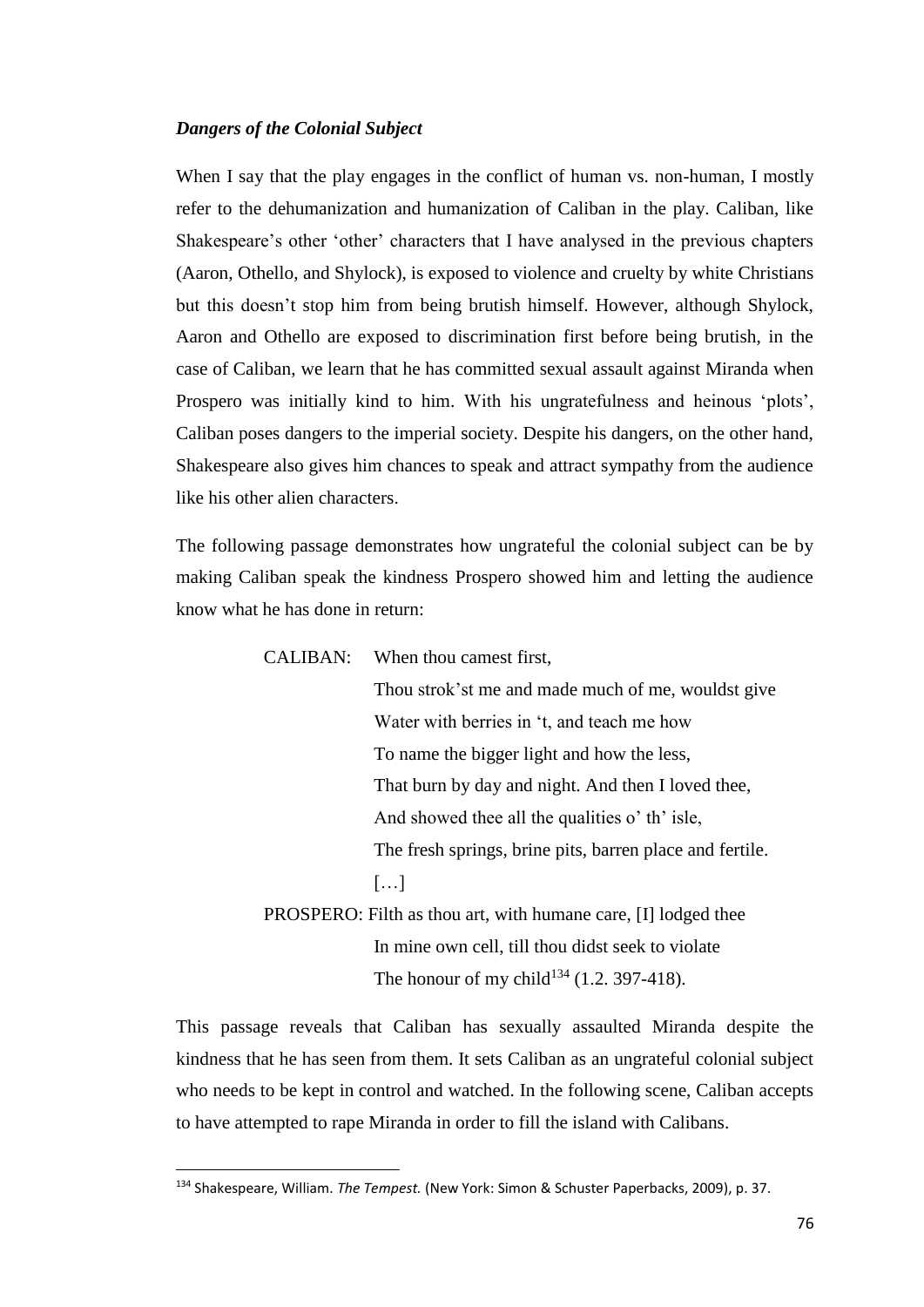### *Dangers of the Colonial Subject*

When I say that the play engages in the conflict of human vs. non-human, I mostly refer to the dehumanization and humanization of Caliban in the play. Caliban, like Shakespeare's other 'other' characters that I have analysed in the previous chapters (Aaron, Othello, and Shylock), is exposed to violence and cruelty by white Christians but this doesn't stop him from being brutish himself. However, although Shylock, Aaron and Othello are exposed to discrimination first before being brutish, in the case of Caliban, we learn that he has committed sexual assault against Miranda when Prospero was initially kind to him. With his ungratefulness and heinous 'plots', Caliban poses dangers to the imperial society. Despite his dangers, on the other hand, Shakespeare also gives him chances to speak and attract sympathy from the audience like his other alien characters.

The following passage demonstrates how ungrateful the colonial subject can be by making Caliban speak the kindness Prospero showed him and letting the audience know what he has done in return:

> CALIBAN: When thou camest first,
> Thou strok'st me and made much of me, wouldst give
> Water with berries in 't, and teach me how
> To name the bigger light and how the less,
> That burn by day and night. And then I loved thee,
> And showed thee all the qualities o' th' isle,
> The fresh springs, brine pits, barren place and fertile.
> […]
> PROSPERO: Filth as thou art, with humane care, [I] lodged thee
> In mine own cell, till thou didst seek to violate
> The honour of my child[134] (1.2. 397-418).

This passage reveals that Caliban has sexually assaulted Miranda despite the kindness that he has seen from them. It sets Caliban as an ungrateful colonial subject who needs to be kept in control and watched. In the following scene, Caliban accepts to have attempted to rape Miranda in order to fill the island with Calibans.

---

[134] Shakespeare, William. *The Tempest.* (New York: Simon & Schuster Paperbacks, 2009), p. 37.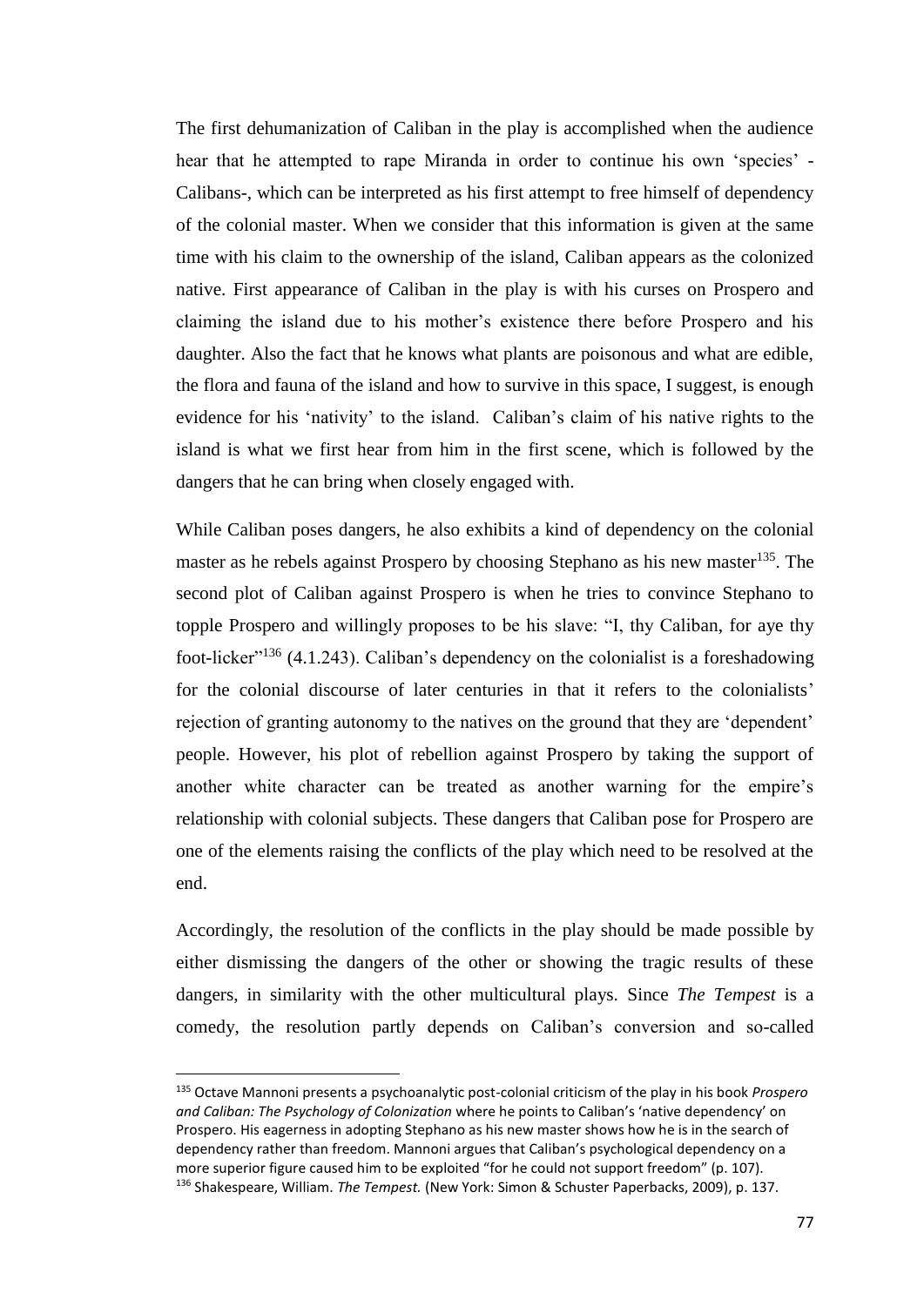The first dehumanization of Caliban in the play is accomplished when the audience hear that he attempted to rape Miranda in order to continue his own 'species' - Calibans-, which can be interpreted as his first attempt to free himself of dependency of the colonial master. When we consider that this information is given at the same time with his claim to the ownership of the island, Caliban appears as the colonized native. First appearance of Caliban in the play is with his curses on Prospero and claiming the island due to his mother's existence there before Prospero and his daughter. Also the fact that he knows what plants are poisonous and what are edible, the flora and fauna of the island and how to survive in this space, I suggest, is enough evidence for his 'nativity' to the island. Caliban's claim of his native rights to the island is what we first hear from him in the first scene, which is followed by the dangers that he can bring when closely engaged with.

While Caliban poses dangers, he also exhibits a kind of dependency on the colonial master as he rebels against Prospero by choosing Stephano as his new master[135]. The second plot of Caliban against Prospero is when he tries to convince Stephano to topple Prospero and willingly proposes to be his slave: "I, thy Caliban, for aye thy foot-licker"[136] (4.1.243). Caliban's dependency on the colonialist is a foreshadowing for the colonial discourse of later centuries in that it refers to the colonialists' rejection of granting autonomy to the natives on the ground that they are 'dependent' people. However, his plot of rebellion against Prospero by taking the support of another white character can be treated as another warning for the empire's relationship with colonial subjects. These dangers that Caliban pose for Prospero are one of the elements raising the conflicts of the play which need to be resolved at the end.

Accordingly, the resolution of the conflicts in the play should be made possible by either dismissing the dangers of the other or showing the tragic results of these dangers, in similarity with the other multicultural plays. Since *The Tempest* is a comedy, the resolution partly depends on Caliban's conversion and so-called

---

[135] Octave Mannoni presents a psychoanalytic post-colonial criticism of the play in his book *Prospero and Caliban: The Psychology of Colonization* where he points to Caliban's 'native dependency' on Prospero. His eagerness in adopting Stephano as his new master shows how he is in the search of dependency rather than freedom. Mannoni argues that Caliban's psychological dependency on a more superior figure caused him to be exploited "for he could not support freedom" (p. 107).

[136] Shakespeare, William. *The Tempest.* (New York: Simon & Schuster Paperbacks, 2009), p. 137.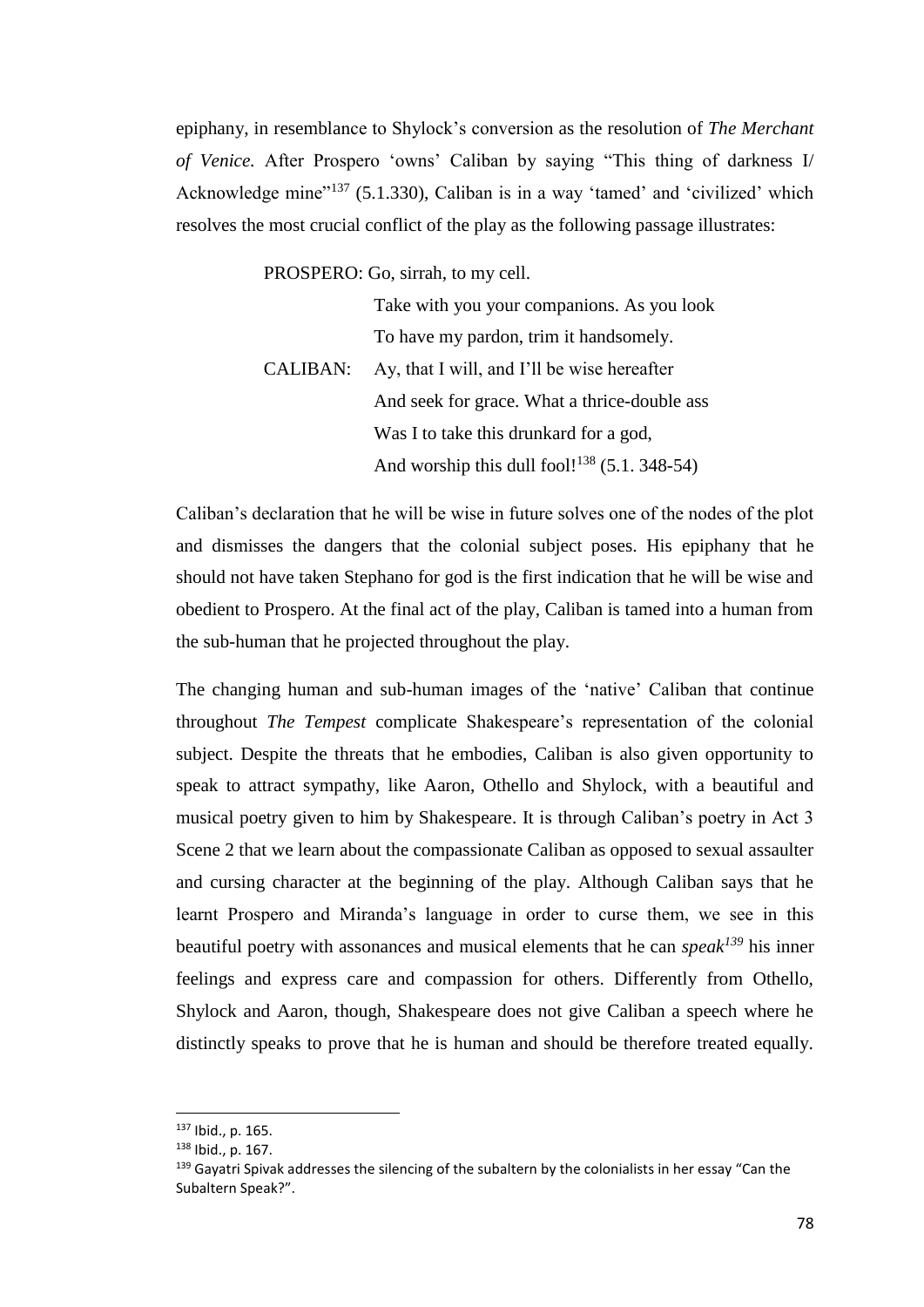epiphany, in resemblance to Shylock's conversion as the resolution of *The Merchant of Venice.* After Prospero 'owns' Caliban by saying "This thing of darkness I/ Acknowledge mine"[137] (5.1.330), Caliban is in a way 'tamed' and 'civilized' which resolves the most crucial conflict of the play as the following passage illustrates:

> PROSPERO: Go, sirrah, to my cell.
> Take with you your companions. As you look
> To have my pardon, trim it handsomely.
> CALIBAN: Ay, that I will, and I'll be wise hereafter
> And seek for grace. What a thrice-double ass
> Was I to take this drunkard for a god,
> And worship this dull fool![138] (5.1. 348-54)

Caliban's declaration that he will be wise in future solves one of the nodes of the plot and dismisses the dangers that the colonial subject poses. His epiphany that he should not have taken Stephano for god is the first indication that he will be wise and obedient to Prospero. At the final act of the play, Caliban is tamed into a human from the sub-human that he projected throughout the play.

The changing human and sub-human images of the 'native' Caliban that continue throughout *The Tempest* complicate Shakespeare's representation of the colonial subject. Despite the threats that he embodies, Caliban is also given opportunity to speak to attract sympathy, like Aaron, Othello and Shylock, with a beautiful and musical poetry given to him by Shakespeare. It is through Caliban's poetry in Act 3 Scene 2 that we learn about the compassionate Caliban as opposed to sexual assaulter and cursing character at the beginning of the play. Although Caliban says that he learnt Prospero and Miranda's language in order to curse them, we see in this beautiful poetry with assonances and musical elements that he can *speak*[139] his inner feelings and express care and compassion for others. Differently from Othello, Shylock and Aaron, though, Shakespeare does not give Caliban a speech where he distinctly speaks to prove that he is human and should be therefore treated equally.

---

[137] Ibid., p. 165.

[138] Ibid., p. 167.

[139] Gayatri Spivak addresses the silencing of the subaltern by the colonialists in her essay "Can the Subaltern Speak?".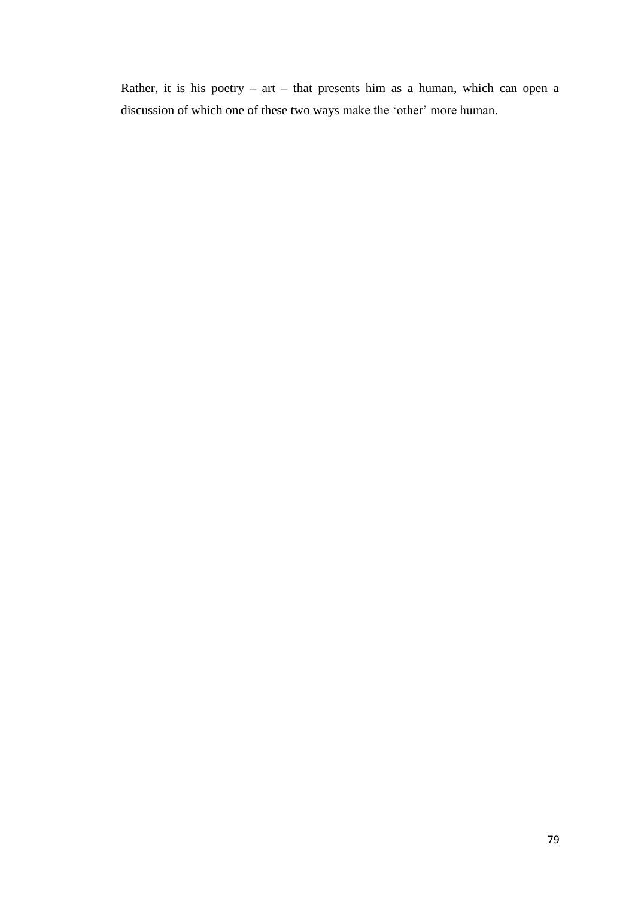Rather, it is his poetry – art – that presents him as a human, which can open a discussion of which one of these two ways make the 'other' more human.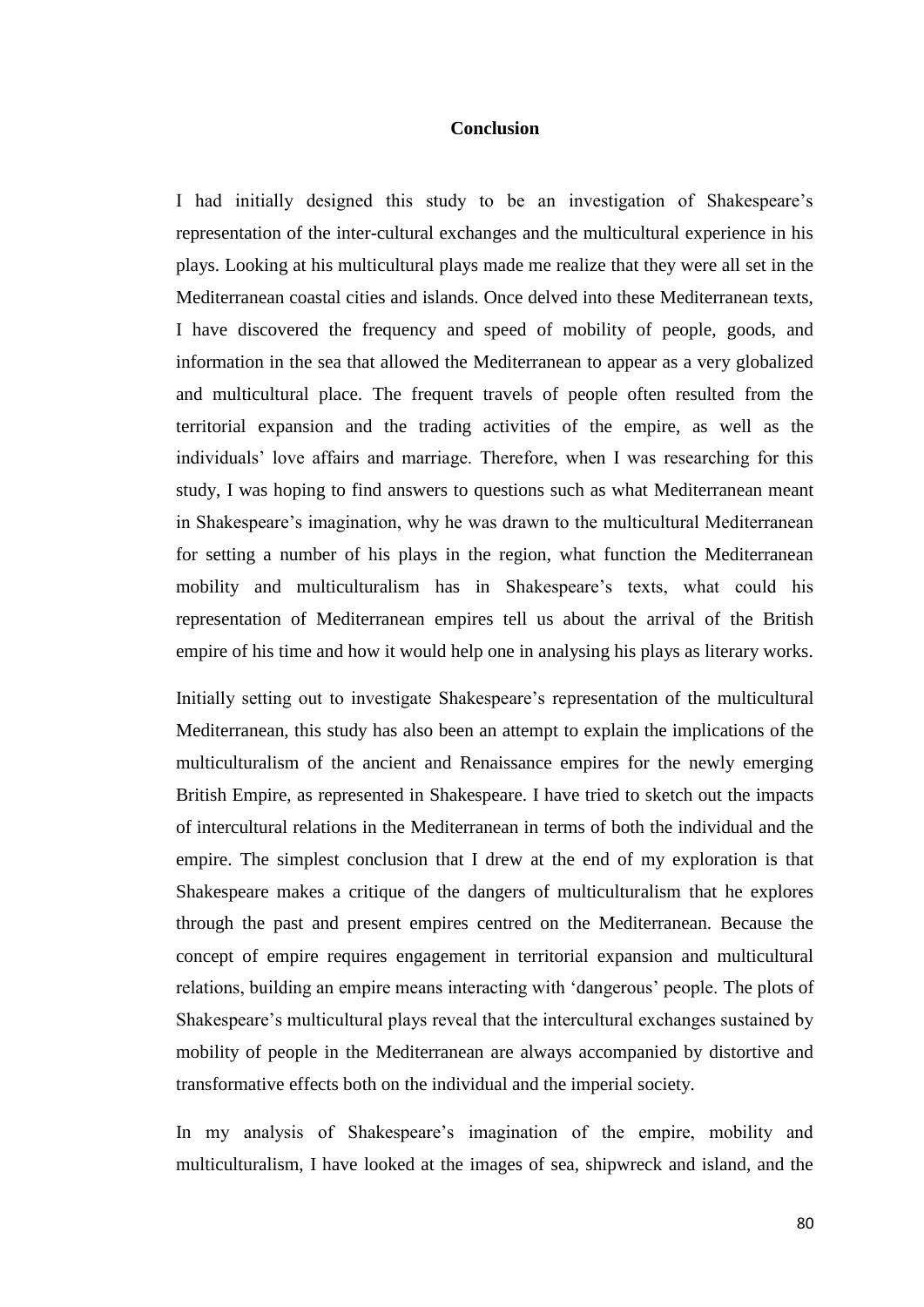# Conclusion

I had initially designed this study to be an investigation of Shakespeare's representation of the inter-cultural exchanges and the multicultural experience in his plays. Looking at his multicultural plays made me realize that they were all set in the Mediterranean coastal cities and islands. Once delved into these Mediterranean texts, I have discovered the frequency and speed of mobility of people, goods, and information in the sea that allowed the Mediterranean to appear as a very globalized and multicultural place. The frequent travels of people often resulted from the territorial expansion and the trading activities of the empire, as well as the individuals' love affairs and marriage. Therefore, when I was researching for this study, I was hoping to find answers to questions such as what Mediterranean meant in Shakespeare's imagination, why he was drawn to the multicultural Mediterranean for setting a number of his plays in the region, what function the Mediterranean mobility and multiculturalism has in Shakespeare's texts, what could his representation of Mediterranean empires tell us about the arrival of the British empire of his time and how it would help one in analysing his plays as literary works.

Initially setting out to investigate Shakespeare's representation of the multicultural Mediterranean, this study has also been an attempt to explain the implications of the multiculturalism of the ancient and Renaissance empires for the newly emerging British Empire, as represented in Shakespeare. I have tried to sketch out the impacts of intercultural relations in the Mediterranean in terms of both the individual and the empire. The simplest conclusion that I drew at the end of my exploration is that Shakespeare makes a critique of the dangers of multiculturalism that he explores through the past and present empires centred on the Mediterranean. Because the concept of empire requires engagement in territorial expansion and multicultural relations, building an empire means interacting with 'dangerous' people. The plots of Shakespeare's multicultural plays reveal that the intercultural exchanges sustained by mobility of people in the Mediterranean are always accompanied by distortive and transformative effects both on the individual and the imperial society.

In my analysis of Shakespeare's imagination of the empire, mobility and multiculturalism, I have looked at the images of sea, shipwreck and island, and the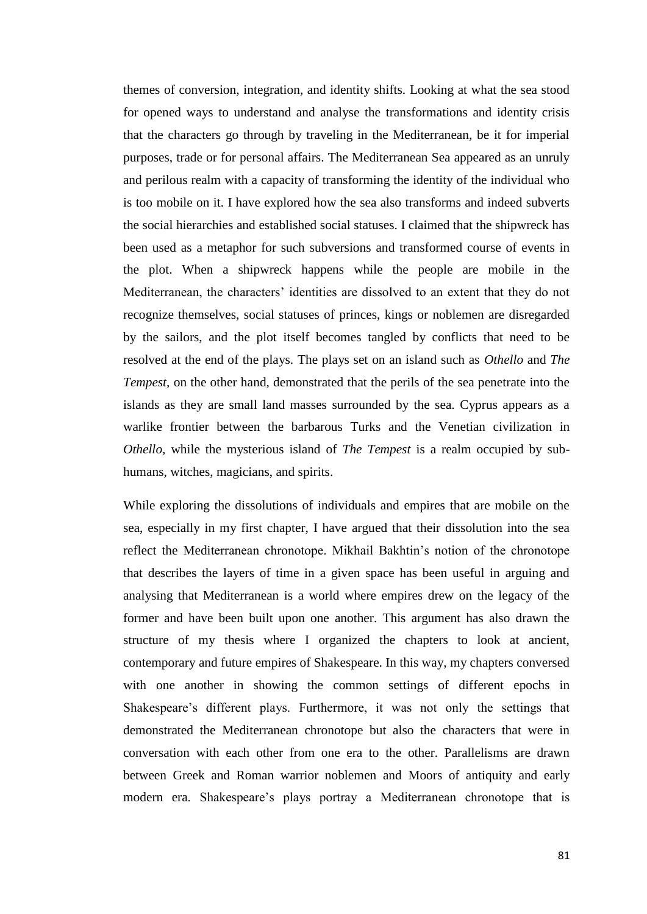themes of conversion, integration, and identity shifts. Looking at what the sea stood for opened ways to understand and analyse the transformations and identity crisis that the characters go through by traveling in the Mediterranean, be it for imperial purposes, trade or for personal affairs. The Mediterranean Sea appeared as an unruly and perilous realm with a capacity of transforming the identity of the individual who is too mobile on it. I have explored how the sea also transforms and indeed subverts the social hierarchies and established social statuses. I claimed that the shipwreck has been used as a metaphor for such subversions and transformed course of events in the plot. When a shipwreck happens while the people are mobile in the Mediterranean, the characters' identities are dissolved to an extent that they do not recognize themselves, social statuses of princes, kings or noblemen are disregarded by the sailors, and the plot itself becomes tangled by conflicts that need to be resolved at the end of the plays. The plays set on an island such as *Othello* and *The Tempest,* on the other hand, demonstrated that the perils of the sea penetrate into the islands as they are small land masses surrounded by the sea. Cyprus appears as a warlike frontier between the barbarous Turks and the Venetian civilization in *Othello,* while the mysterious island of *The Tempest* is a realm occupied by sub-humans, witches, magicians, and spirits.

While exploring the dissolutions of individuals and empires that are mobile on the sea, especially in my first chapter, I have argued that their dissolution into the sea reflect the Mediterranean chronotope. Mikhail Bakhtin's notion of the chronotope that describes the layers of time in a given space has been useful in arguing and analysing that Mediterranean is a world where empires drew on the legacy of the former and have been built upon one another. This argument has also drawn the structure of my thesis where I organized the chapters to look at ancient, contemporary and future empires of Shakespeare. In this way, my chapters conversed with one another in showing the common settings of different epochs in Shakespeare's different plays. Furthermore, it was not only the settings that demonstrated the Mediterranean chronotope but also the characters that were in conversation with each other from one era to the other. Parallelisms are drawn between Greek and Roman warrior noblemen and Moors of antiquity and early modern era. Shakespeare's plays portray a Mediterranean chronotope that is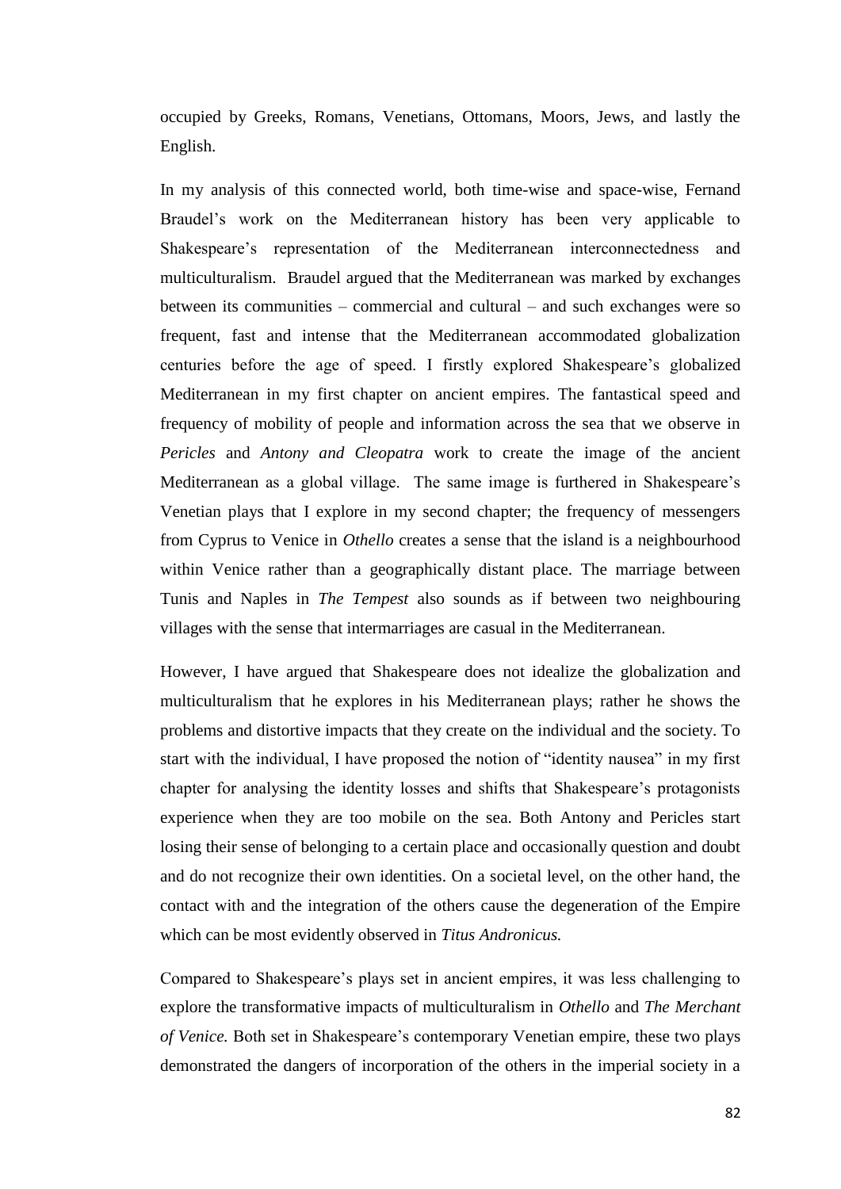occupied by Greeks, Romans, Venetians, Ottomans, Moors, Jews, and lastly the English.

In my analysis of this connected world, both time-wise and space-wise, Fernand Braudel's work on the Mediterranean history has been very applicable to Shakespeare's representation of the Mediterranean interconnectedness and multiculturalism. Braudel argued that the Mediterranean was marked by exchanges between its communities – commercial and cultural – and such exchanges were so frequent, fast and intense that the Mediterranean accommodated globalization centuries before the age of speed. I firstly explored Shakespeare's globalized Mediterranean in my first chapter on ancient empires. The fantastical speed and frequency of mobility of people and information across the sea that we observe in *Pericles* and *Antony and Cleopatra* work to create the image of the ancient Mediterranean as a global village. The same image is furthered in Shakespeare's Venetian plays that I explore in my second chapter; the frequency of messengers from Cyprus to Venice in *Othello* creates a sense that the island is a neighbourhood within Venice rather than a geographically distant place. The marriage between Tunis and Naples in *The Tempest* also sounds as if between two neighbouring villages with the sense that intermarriages are casual in the Mediterranean.

However, I have argued that Shakespeare does not idealize the globalization and multiculturalism that he explores in his Mediterranean plays; rather he shows the problems and distortive impacts that they create on the individual and the society. To start with the individual, I have proposed the notion of "identity nausea" in my first chapter for analysing the identity losses and shifts that Shakespeare's protagonists experience when they are too mobile on the sea. Both Antony and Pericles start losing their sense of belonging to a certain place and occasionally question and doubt and do not recognize their own identities. On a societal level, on the other hand, the contact with and the integration of the others cause the degeneration of the Empire which can be most evidently observed in *Titus Andronicus.*

Compared to Shakespeare's plays set in ancient empires, it was less challenging to explore the transformative impacts of multiculturalism in *Othello* and *The Merchant of Venice.* Both set in Shakespeare's contemporary Venetian empire, these two plays demonstrated the dangers of incorporation of the others in the imperial society in a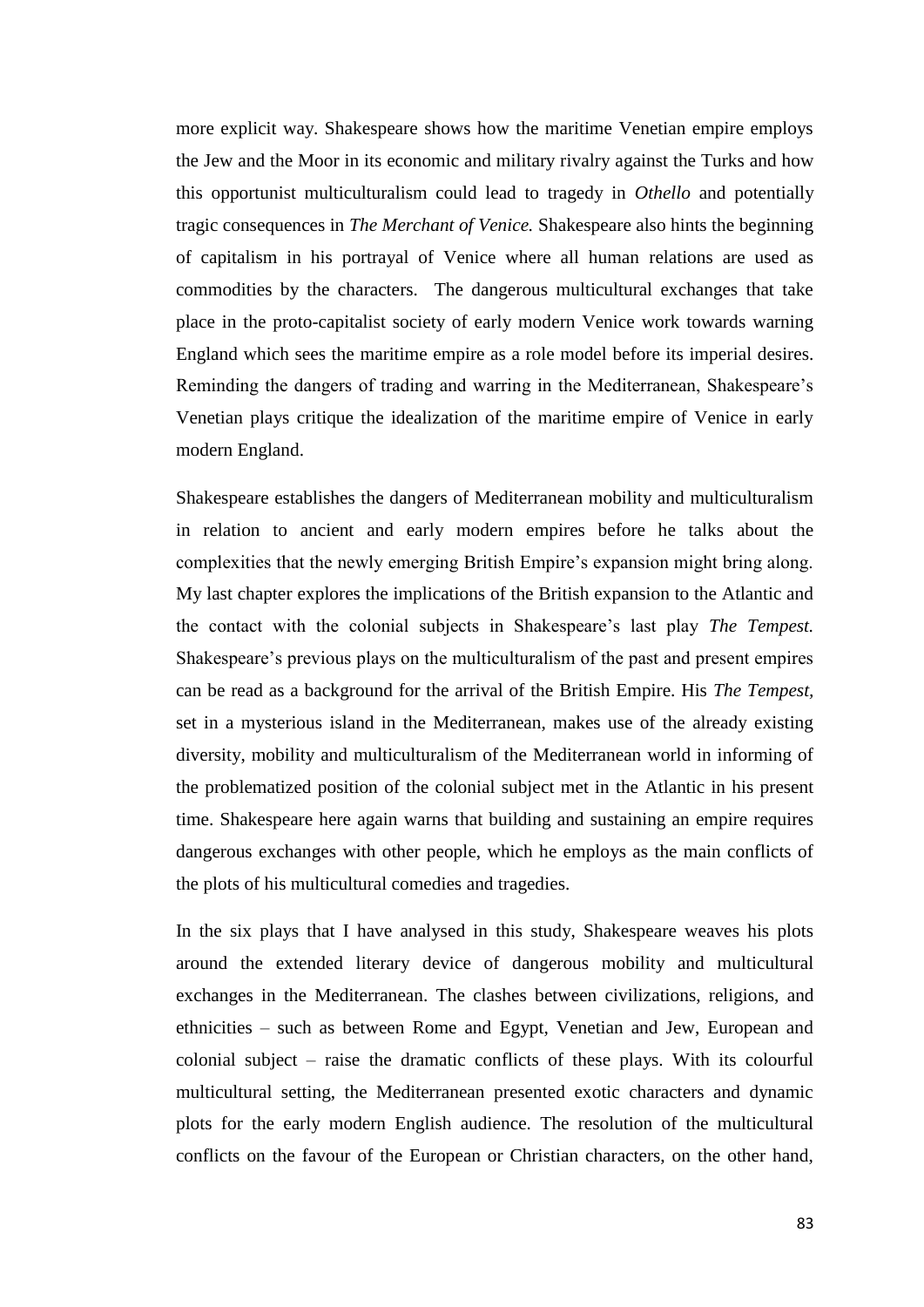more explicit way. Shakespeare shows how the maritime Venetian empire employs the Jew and the Moor in its economic and military rivalry against the Turks and how this opportunist multiculturalism could lead to tragedy in *Othello* and potentially tragic consequences in *The Merchant of Venice.* Shakespeare also hints the beginning of capitalism in his portrayal of Venice where all human relations are used as commodities by the characters. The dangerous multicultural exchanges that take place in the proto-capitalist society of early modern Venice work towards warning England which sees the maritime empire as a role model before its imperial desires. Reminding the dangers of trading and warring in the Mediterranean, Shakespeare's Venetian plays critique the idealization of the maritime empire of Venice in early modern England.

Shakespeare establishes the dangers of Mediterranean mobility and multiculturalism in relation to ancient and early modern empires before he talks about the complexities that the newly emerging British Empire's expansion might bring along. My last chapter explores the implications of the British expansion to the Atlantic and the contact with the colonial subjects in Shakespeare's last play *The Tempest.* Shakespeare's previous plays on the multiculturalism of the past and present empires can be read as a background for the arrival of the British Empire. His *The Tempest,* set in a mysterious island in the Mediterranean, makes use of the already existing diversity, mobility and multiculturalism of the Mediterranean world in informing of the problematized position of the colonial subject met in the Atlantic in his present time. Shakespeare here again warns that building and sustaining an empire requires dangerous exchanges with other people, which he employs as the main conflicts of the plots of his multicultural comedies and tragedies.

In the six plays that I have analysed in this study, Shakespeare weaves his plots around the extended literary device of dangerous mobility and multicultural exchanges in the Mediterranean. The clashes between civilizations, religions, and ethnicities – such as between Rome and Egypt, Venetian and Jew, European and colonial subject – raise the dramatic conflicts of these plays. With its colourful multicultural setting, the Mediterranean presented exotic characters and dynamic plots for the early modern English audience. The resolution of the multicultural conflicts on the favour of the European or Christian characters, on the other hand,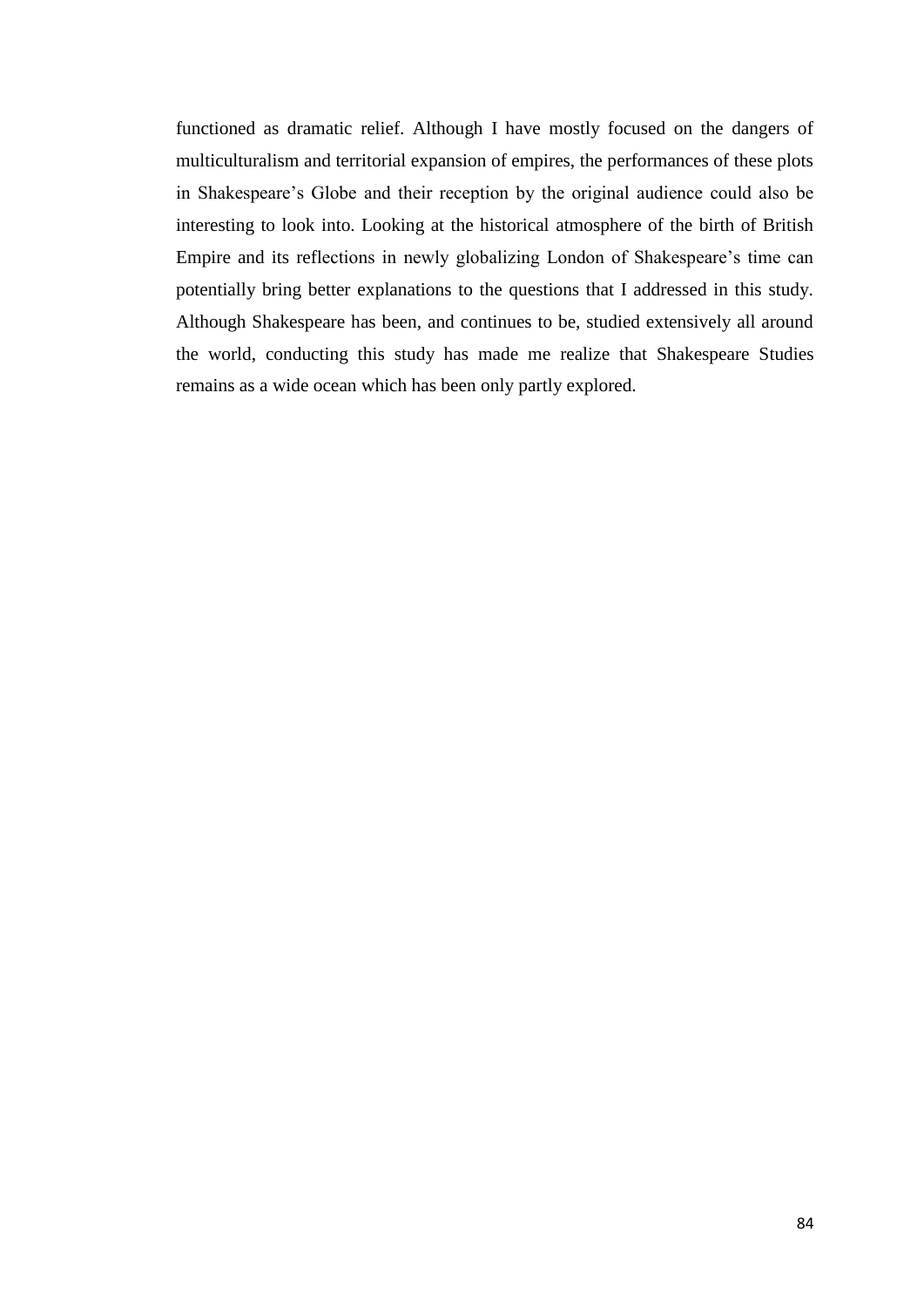functioned as dramatic relief. Although I have mostly focused on the dangers of multiculturalism and territorial expansion of empires, the performances of these plots in Shakespeare's Globe and their reception by the original audience could also be interesting to look into. Looking at the historical atmosphere of the birth of British Empire and its reflections in newly globalizing London of Shakespeare's time can potentially bring better explanations to the questions that I addressed in this study. Although Shakespeare has been, and continues to be, studied extensively all around the world, conducting this study has made me realize that Shakespeare Studies remains as a wide ocean which has been only partly explored.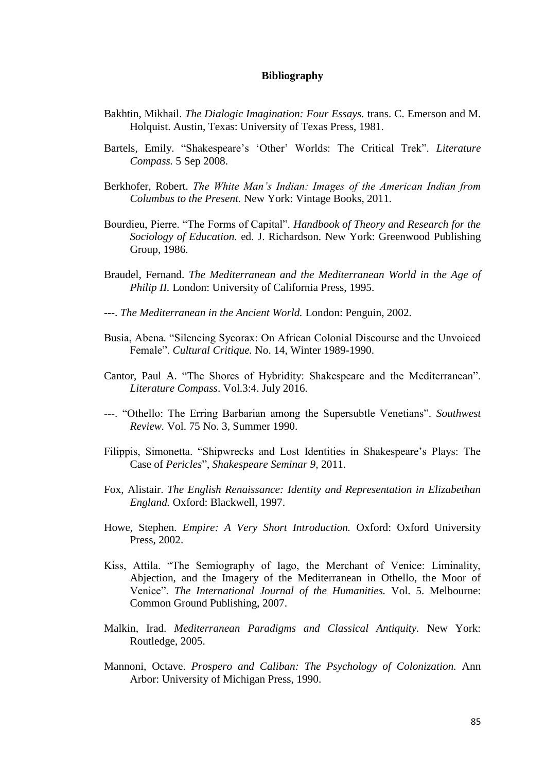# Bibliography

Bakhtin, Mikhail. *The Dialogic Imagination: Four Essays.* trans. C. Emerson and M. Holquist. Austin, Texas: University of Texas Press, 1981.

Bartels, Emily. "Shakespeare's 'Other' Worlds: The Critical Trek". *Literature Compass.* 5 Sep 2008.

Berkhofer, Robert. *The White Man's Indian: Images of the American Indian from Columbus to the Present.* New York: Vintage Books, 2011.

Bourdieu, Pierre. "The Forms of Capital". *Handbook of Theory and Research for the Sociology of Education.* ed. J. Richardson. New York: Greenwood Publishing Group, 1986.

Braudel, Fernand. *The Mediterranean and the Mediterranean World in the Age of Philip II.* London: University of California Press, 1995.

---. *The Mediterranean in the Ancient World.* London: Penguin, 2002.

Busia, Abena. "Silencing Sycorax: On African Colonial Discourse and the Unvoiced Female". *Cultural Critique.* No. 14, Winter 1989-1990.

Cantor, Paul A. "The Shores of Hybridity: Shakespeare and the Mediterranean". *Literature Compass*. Vol.3:4. July 2016.

---. "Othello: The Erring Barbarian among the Supersubtle Venetians". *Southwest Review.* Vol. 75 No. 3, Summer 1990.

Filippis, Simonetta. "Shipwrecks and Lost Identities in Shakespeare's Plays: The Case of *Pericles*", *Shakespeare Seminar 9*, 2011.

Fox, Alistair. *The English Renaissance: Identity and Representation in Elizabethan England.* Oxford: Blackwell, 1997.

Howe, Stephen. *Empire: A Very Short Introduction.* Oxford: Oxford University Press, 2002.

Kiss, Attila. "The Semiography of Iago, the Merchant of Venice: Liminality, Abjection, and the Imagery of the Mediterranean in Othello, the Moor of Venice". *The International Journal of the Humanities.* Vol. 5. Melbourne: Common Ground Publishing, 2007.

Malkin, Irad. *Mediterranean Paradigms and Classical Antiquity.* New York: Routledge, 2005.

Mannoni, Octave. *Prospero and Caliban: The Psychology of Colonization.* Ann Arbor: University of Michigan Press, 1990.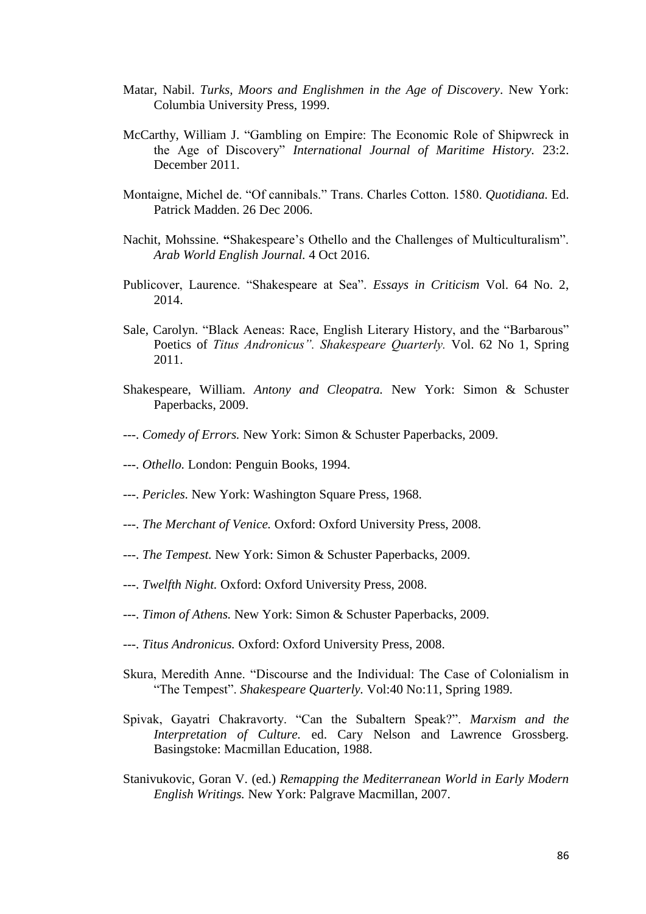Matar, Nabil. *Turks, Moors and Englishmen in the Age of Discovery*. New York: Columbia University Press, 1999.

McCarthy, William J. "Gambling on Empire: The Economic Role of Shipwreck in the Age of Discovery" *International Journal of Maritime History.* 23:2. December 2011.

Montaigne, Michel de. "Of cannibals." Trans. Charles Cotton. 1580. *Quotidiana.* Ed. Patrick Madden. 26 Dec 2006.

Nachit, Mohssine. **"**Shakespeare's Othello and the Challenges of Multiculturalism". *Arab World English Journal.* 4 Oct 2016.

Publicover, Laurence. "Shakespeare at Sea". *Essays in Criticism* Vol. 64 No. 2, 2014.

Sale, Carolyn. "Black Aeneas: Race, English Literary History, and the "Barbarous" Poetics of *Titus Andronicus". Shakespeare Quarterly.* Vol. 62 No 1, Spring 2011.

Shakespeare, William. *Antony and Cleopatra.* New York: Simon & Schuster Paperbacks, 2009.

---. *Comedy of Errors.* New York: Simon & Schuster Paperbacks, 2009.

---. *Othello.* London: Penguin Books, 1994.

---. *Pericles.* New York: Washington Square Press, 1968.

---. *The Merchant of Venice.* Oxford: Oxford University Press, 2008.

---. *The Tempest.* New York: Simon & Schuster Paperbacks, 2009.

---. *Twelfth Night.* Oxford: Oxford University Press, 2008.

---. *Timon of Athens.* New York: Simon & Schuster Paperbacks, 2009.

---. *Titus Andronicus.* Oxford: Oxford University Press, 2008.

Skura, Meredith Anne. "Discourse and the Individual: The Case of Colonialism in "The Tempest". *Shakespeare Quarterly.* Vol:40 No:11, Spring 1989.

Spivak, Gayatri Chakravorty. "Can the Subaltern Speak?". *Marxism and the Interpretation of Culture.* ed. Cary Nelson and Lawrence Grossberg. Basingstoke: Macmillan Education, 1988.

Stanivukovic, Goran V. (ed.) *Remapping the Mediterranean World in Early Modern English Writings.* New York: Palgrave Macmillan, 2007.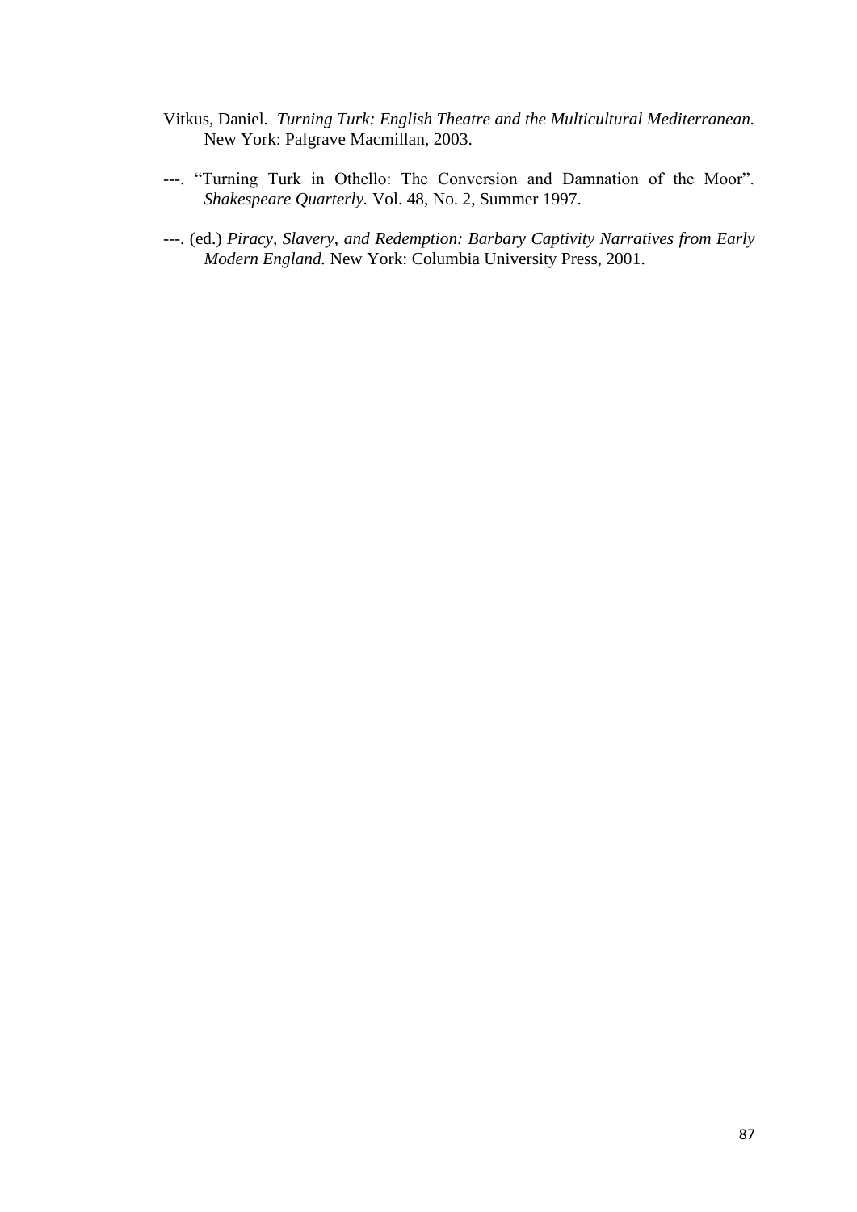Vitkus, Daniel. *Turning Turk: English Theatre and the Multicultural Mediterranean.* New York: Palgrave Macmillan, 2003.

---. "Turning Turk in Othello: The Conversion and Damnation of the Moor". *Shakespeare Quarterly.* Vol. 48, No. 2, Summer 1997.

---. (ed.) *Piracy, Slavery, and Redemption: Barbary Captivity Narratives from Early Modern England.* New York: Columbia University Press, 2001.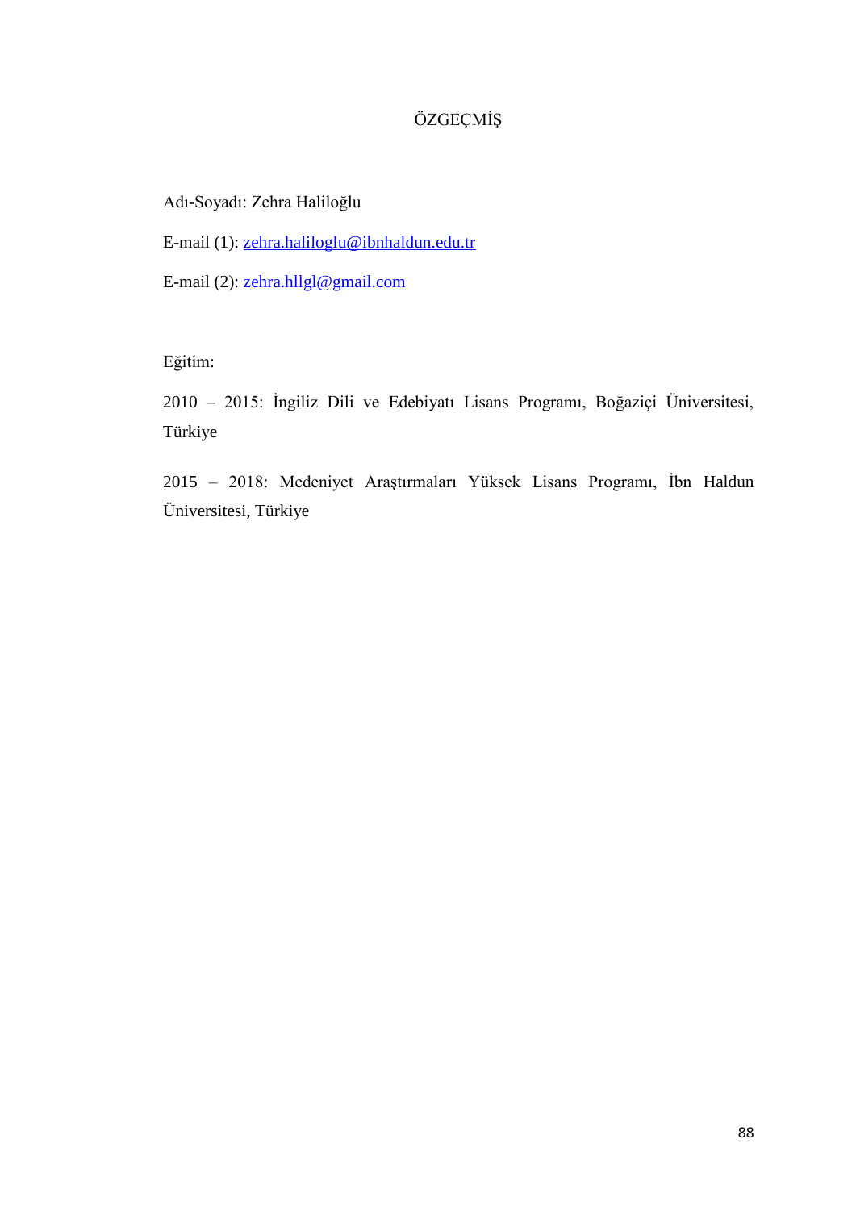# ÖZGEÇMİŞ

Adı-Soyadı: Zehra Haliloğlu

E-mail (1): zehra.haliloglu@ibnhaldun.edu.tr

E-mail (2): zehra.hllgl@gmail.com

Eğitim:

2010 – 2015: İngiliz Dili ve Edebiyatı Lisans Programı, Boğaziçi Üniversitesi, Türkiye

2015 – 2018: Medeniyet Araştırmaları Yüksek Lisans Programı, İbn Haldun Üniversitesi, Türkiye